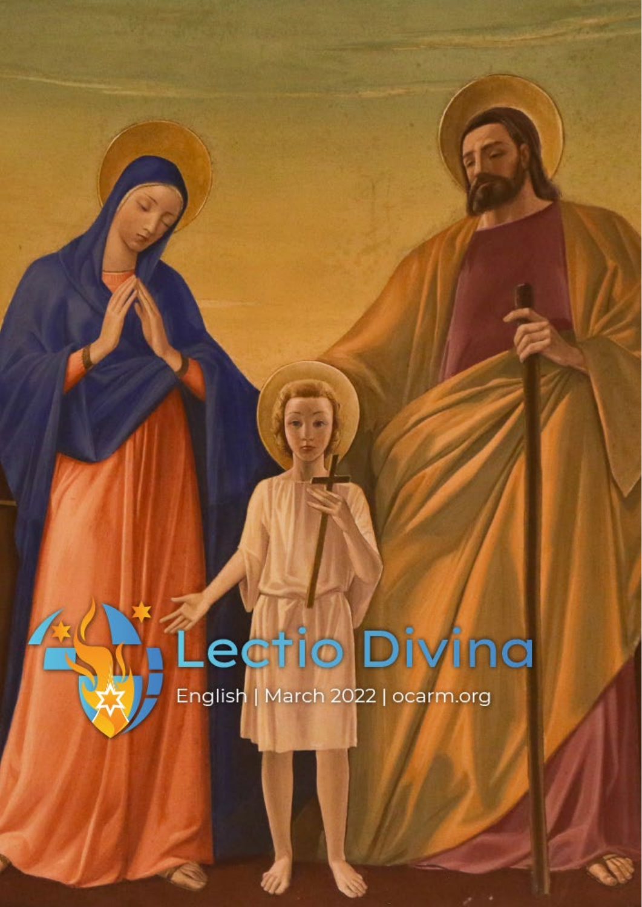# Lectio Divina

English | March 2022 | ocarm.org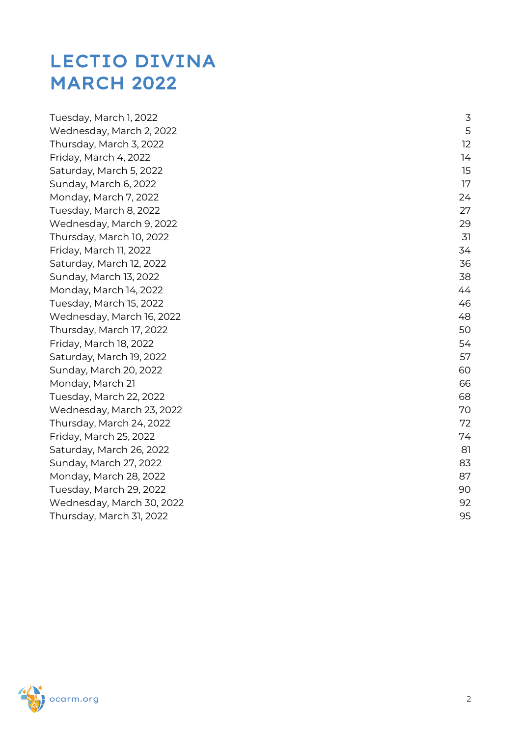# LECTIO DIVINA MARCH 2022

| | |
|---|---|
| Tuesday, March 1, 2022 | 3 |
| Wednesday, March 2, 2022 | 5 |
| Thursday, March 3, 2022 | 12 |
| Friday, March 4, 2022 | 14 |
| Saturday, March 5, 2022 | 15 |
| Sunday, March 6, 2022 | 17 |
| Monday, March 7, 2022 | 24 |
| Tuesday, March 8, 2022 | 27 |
| Wednesday, March 9, 2022 | 29 |
| Thursday, March 10, 2022 | 31 |
| Friday, March 11, 2022 | 34 |
| Saturday, March 12, 2022 | 36 |
| Sunday, March 13, 2022 | 38 |
| Monday, March 14, 2022 | 44 |
| Tuesday, March 15, 2022 | 46 |
| Wednesday, March 16, 2022 | 48 |
| Thursday, March 17, 2022 | 50 |
| Friday, March 18, 2022 | 54 |
| Saturday, March 19, 2022 | 57 |
| Sunday, March 20, 2022 | 60 |
| Monday, March 21 | 66 |
| Tuesday, March 22, 2022 | 68 |
| Wednesday, March 23, 2022 | 70 |
| Thursday, March 24, 2022 | 72 |
| Friday, March 25, 2022 | 74 |
| Saturday, March 26, 2022 | 81 |
| Sunday, March 27, 2022 | 83 |
| Monday, March 28, 2022 | 87 |
| Tuesday, March 29, 2022 | 90 |
| Wednesday, March 30, 2022 | 92 |
| Thursday, March 31, 2022 | 95 |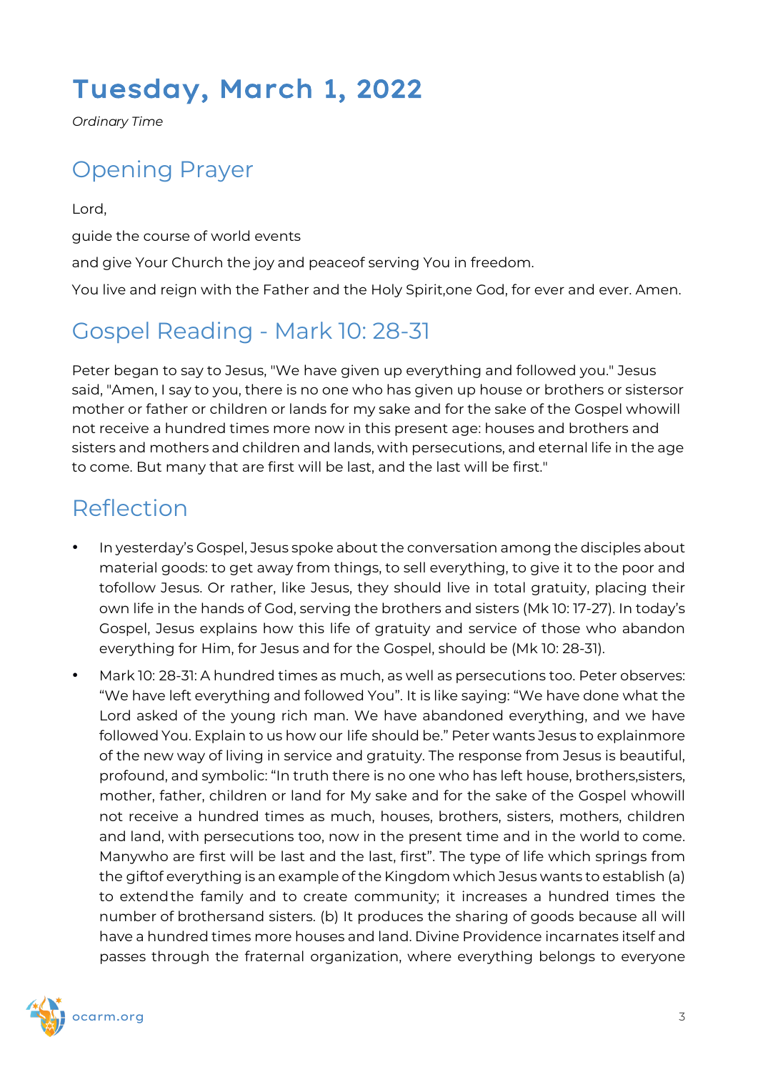# Tuesday, March 1, 2022

*Ordinary Time*

## Opening Prayer

Lord,

guide the course of world events

and give Your Church the joy and peaceof serving You in freedom.

You live and reign with the Father and the Holy Spirit,one God, for ever and ever. Amen.

## Gospel Reading - Mark 10: 28-31

Peter began to say to Jesus, "We have given up everything and followed you." Jesus said, "Amen, I say to you, there is no one who has given up house or brothers or sistersor mother or father or children or lands for my sake and for the sake of the Gospel whowill not receive a hundred times more now in this present age: houses and brothers and sisters and mothers and children and lands, with persecutions, and eternal life in the age to come. But many that are first will be last, and the last will be first."

## Reflection

- In yesterday's Gospel, Jesus spoke about the conversation among the disciples about material goods: to get away from things, to sell everything, to give it to the poor and tofollow Jesus. Or rather, like Jesus, they should live in total gratuity, placing their own life in the hands of God, serving the brothers and sisters (Mk 10: 17-27). In today's Gospel, Jesus explains how this life of gratuity and service of those who abandon everything for Him, for Jesus and for the Gospel, should be (Mk 10: 28-31).
- Mark 10: 28-31: A hundred times as much, as well as persecutions too. Peter observes: "We have left everything and followed You". It is like saying: "We have done what the Lord asked of the young rich man. We have abandoned everything, and we have followed You. Explain to us how our life should be." Peter wants Jesus to explainmore of the new way of living in service and gratuity. The response from Jesus is beautiful, profound, and symbolic: "In truth there is no one who has left house, brothers,sisters, mother, father, children or land for My sake and for the sake of the Gospel whowill not receive a hundred times as much, houses, brothers, sisters, mothers, children and land, with persecutions too, now in the present time and in the world to come. Manywho are first will be last and the last, first". The type of life which springs from the giftof everything is an example of the Kingdom which Jesus wants to establish (a) to extendthe family and to create community; it increases a hundred times the number of brothersand sisters. (b) It produces the sharing of goods because all will have a hundred times more houses and land. Divine Providence incarnates itself and passes through the fraternal organization, where everything belongs to everyone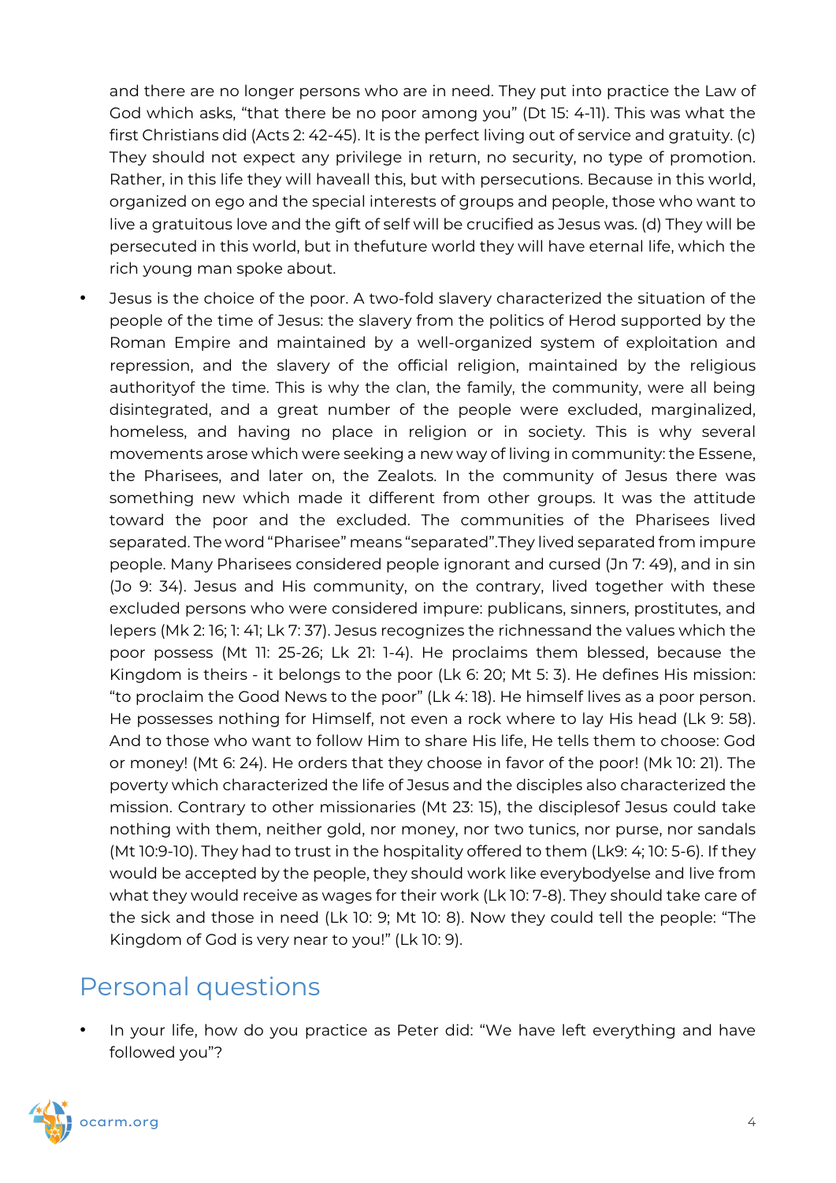and there are no longer persons who are in need. They put into practice the Law of God which asks, "that there be no poor among you" (Dt 15: 4-11). This was what the first Christians did (Acts 2: 42-45). It is the perfect living out of service and gratuity. (c) They should not expect any privilege in return, no security, no type of promotion. Rather, in this life they will haveall this, but with persecutions. Because in this world, organized on ego and the special interests of groups and people, those who want to live a gratuitous love and the gift of self will be crucified as Jesus was. (d) They will be persecuted in this world, but in thefuture world they will have eternal life, which the rich young man spoke about.

- Jesus is the choice of the poor. A two-fold slavery characterized the situation of the people of the time of Jesus: the slavery from the politics of Herod supported by the Roman Empire and maintained by a well-organized system of exploitation and repression, and the slavery of the official religion, maintained by the religious authorityof the time. This is why the clan, the family, the community, were all being disintegrated, and a great number of the people were excluded, marginalized, homeless, and having no place in religion or in society. This is why several movements arose which were seeking a new way of living in community: the Essene, the Pharisees, and later on, the Zealots. In the community of Jesus there was something new which made it different from other groups. It was the attitude toward the poor and the excluded. The communities of the Pharisees lived separated. The word "Pharisee" means "separated".They lived separated from impure people. Many Pharisees considered people ignorant and cursed (Jn 7: 49), and in sin (Jo 9: 34). Jesus and His community, on the contrary, lived together with these excluded persons who were considered impure: publicans, sinners, prostitutes, and lepers (Mk 2: 16; 1: 41; Lk 7: 37). Jesus recognizes the richnessand the values which the poor possess (Mt 11: 25-26; Lk 21: 1-4). He proclaims them blessed, because the Kingdom is theirs - it belongs to the poor (Lk 6: 20; Mt 5: 3). He defines His mission: "to proclaim the Good News to the poor" (Lk 4: 18). He himself lives as a poor person. He possesses nothing for Himself, not even a rock where to lay His head (Lk 9: 58). And to those who want to follow Him to share His life, He tells them to choose: God or money! (Mt 6: 24). He orders that they choose in favor of the poor! (Mk 10: 21). The poverty which characterized the life of Jesus and the disciples also characterized the mission. Contrary to other missionaries (Mt 23: 15), the disciplesof Jesus could take nothing with them, neither gold, nor money, nor two tunics, nor purse, nor sandals (Mt 10:9-10). They had to trust in the hospitality offered to them (Lk9: 4; 10: 5-6). If they would be accepted by the people, they should work like everybodyelse and live from what they would receive as wages for their work (Lk 10: 7-8). They should take care of the sick and those in need (Lk 10: 9; Mt 10: 8). Now they could tell the people: "The Kingdom of God is very near to you!" (Lk 10: 9).

## Personal questions

- In your life, how do you practice as Peter did: "We have left everything and have followed you"?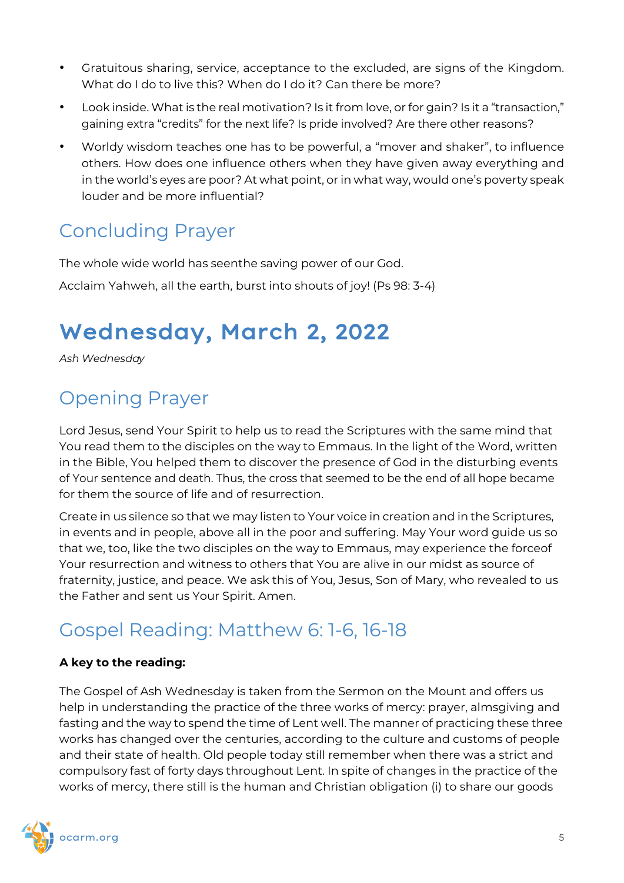- Gratuitous sharing, service, acceptance to the excluded, are signs of the Kingdom. What do I do to live this? When do I do it? Can there be more?
- Look inside. What is the real motivation? Is it from love, or for gain? Is it a "transaction," gaining extra "credits" for the next life? Is pride involved? Are there other reasons?
- Worldy wisdom teaches one has to be powerful, a "mover and shaker", to influence others. How does one influence others when they have given away everything and in the world's eyes are poor? At what point, or in what way, would one's poverty speak louder and be more influential?

## Concluding Prayer

The whole wide world has seenthe saving power of our God.

Acclaim Yahweh, all the earth, burst into shouts of joy! (Ps 98: 3-4)

# Wednesday, March 2, 2022

*Ash Wednesday*

## Opening Prayer

Lord Jesus, send Your Spirit to help us to read the Scriptures with the same mind that You read them to the disciples on the way to Emmaus. In the light of the Word, written in the Bible, You helped them to discover the presence of God in the disturbing events of Your sentence and death. Thus, the cross that seemed to be the end of all hope became for them the source of life and of resurrection.

Create in us silence so that we may listen to Your voice in creation and in the Scriptures, in events and in people, above all in the poor and suffering. May Your word guide us so that we, too, like the two disciples on the way to Emmaus, may experience the forceof Your resurrection and witness to others that You are alive in our midst as source of fraternity, justice, and peace. We ask this of You, Jesus, Son of Mary, who revealed to us the Father and sent us Your Spirit. Amen.

## Gospel Reading: Matthew 6: 1-6, 16-18

**A key to the reading:**

The Gospel of Ash Wednesday is taken from the Sermon on the Mount and offers us help in understanding the practice of the three works of mercy: prayer, almsgiving and fasting and the way to spend the time of Lent well. The manner of practicing these three works has changed over the centuries, according to the culture and customs of people and their state of health. Old people today still remember when there was a strict and compulsory fast of forty days throughout Lent. In spite of changes in the practice of the works of mercy, there still is the human and Christian obligation (i) to share our goods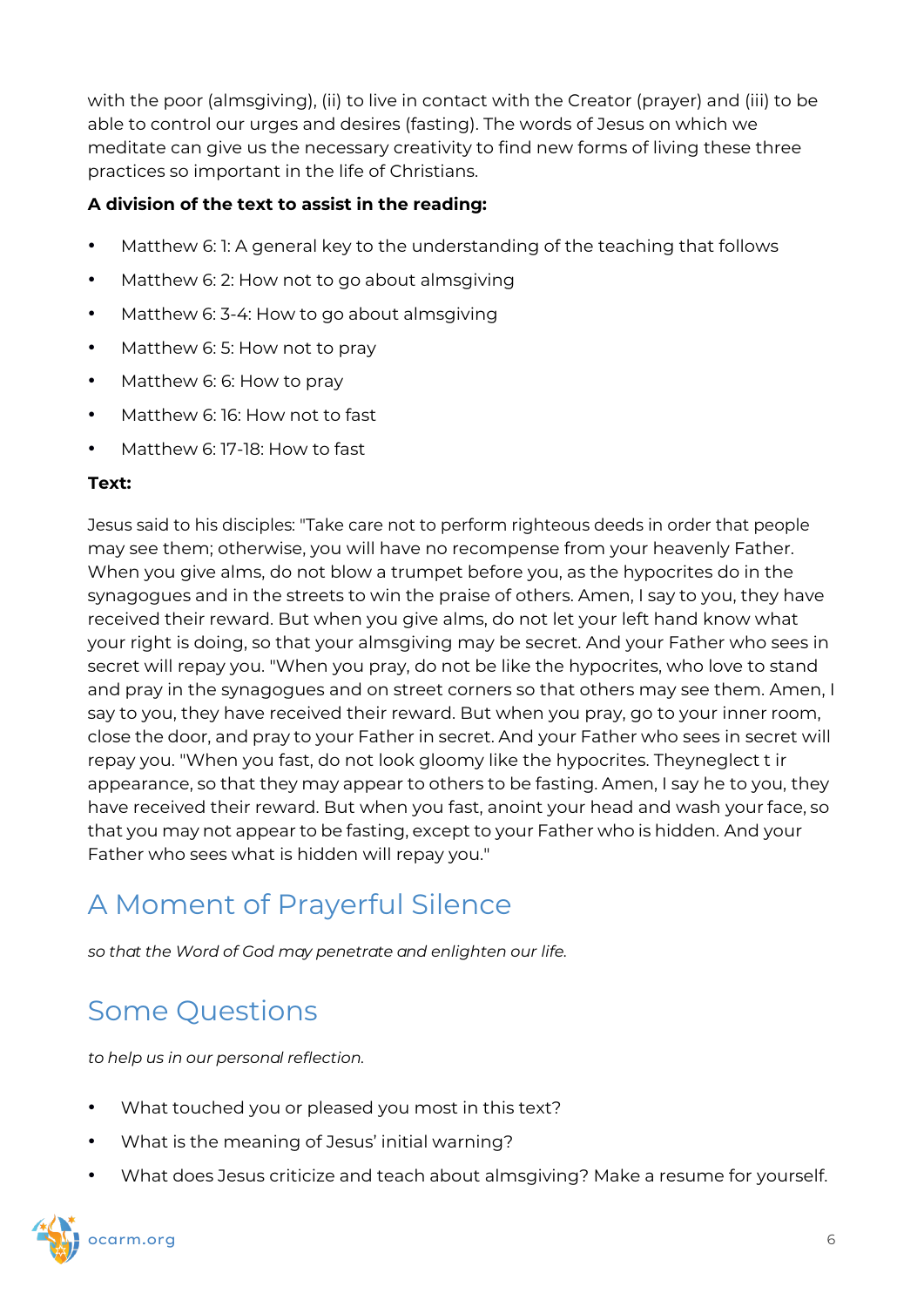with the poor (almsgiving), (ii) to live in contact with the Creator (prayer) and (iii) to be able to control our urges and desires (fasting). The words of Jesus on which we meditate can give us the necessary creativity to find new forms of living these three practices so important in the life of Christians.

**A division of the text to assist in the reading:**

- Matthew 6: 1: A general key to the understanding of the teaching that follows
- Matthew 6: 2: How not to go about almsgiving
- Matthew 6: 3-4: How to go about almsgiving
- Matthew 6: 5: How not to pray
- Matthew 6: 6: How to pray
- Matthew 6: 16: How not to fast
- Matthew 6: 17-18: How to fast

**Text:**

Jesus said to his disciples: "Take care not to perform righteous deeds in order that people may see them; otherwise, you will have no recompense from your heavenly Father. When you give alms, do not blow a trumpet before you, as the hypocrites do in the synagogues and in the streets to win the praise of others. Amen, I say to you, they have received their reward. But when you give alms, do not let your left hand know what your right is doing, so that your almsgiving may be secret. And your Father who sees in secret will repay you. "When you pray, do not be like the hypocrites, who love to stand and pray in the synagogues and on street corners so that others may see them. Amen, I say to you, they have received their reward. But when you pray, go to your inner room, close the door, and pray to your Father in secret. And your Father who sees in secret will repay you. "When you fast, do not look gloomy like the hypocrites. Theyneglect t ir appearance, so that they may appear to others to be fasting. Amen, I say he to you, they have received their reward. But when you fast, anoint your head and wash your face, so that you may not appear to be fasting, except to your Father who is hidden. And your Father who sees what is hidden will repay you."

## A Moment of Prayerful Silence

*so that the Word of God may penetrate and enlighten our life.*

## Some Questions

*to help us in our personal reflection.*

- What touched you or pleased you most in this text?
- What is the meaning of Jesus' initial warning?
- What does Jesus criticize and teach about almsgiving? Make a resume for yourself.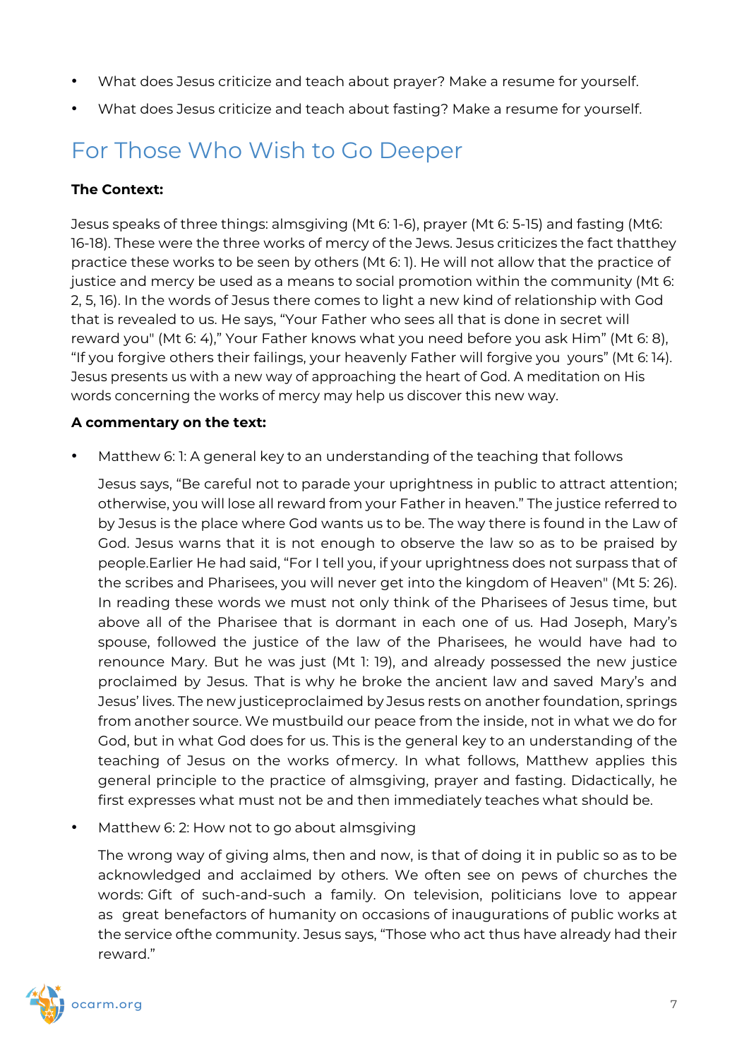- What does Jesus criticize and teach about prayer? Make a resume for yourself.
- What does Jesus criticize and teach about fasting? Make a resume for yourself.

## For Those Who Wish to Go Deeper

**The Context:**

Jesus speaks of three things: almsgiving (Mt 6: 1-6), prayer (Mt 6: 5-15) and fasting (Mt6: 16-18). These were the three works of mercy of the Jews. Jesus criticizes the fact thatthey practice these works to be seen by others (Mt 6: 1). He will not allow that the practice of justice and mercy be used as a means to social promotion within the community (Mt 6: 2, 5, 16). In the words of Jesus there comes to light a new kind of relationship with God that is revealed to us. He says, "Your Father who sees all that is done in secret will reward you" (Mt 6: 4)," Your Father knows what you need before you ask Him" (Mt 6: 8), "If you forgive others their failings, your heavenly Father will forgive you yours" (Mt 6: 14). Jesus presents us with a new way of approaching the heart of God. A meditation on His words concerning the works of mercy may help us discover this new way.

**A commentary on the text:**

- Matthew 6: 1: A general key to an understanding of the teaching that follows

  Jesus says, "Be careful not to parade your uprightness in public to attract attention; otherwise, you will lose all reward from your Father in heaven." The justice referred to by Jesus is the place where God wants us to be. The way there is found in the Law of God. Jesus warns that it is not enough to observe the law so as to be praised by people.Earlier He had said, "For I tell you, if your uprightness does not surpass that of the scribes and Pharisees, you will never get into the kingdom of Heaven" (Mt 5: 26). In reading these words we must not only think of the Pharisees of Jesus time, but above all of the Pharisee that is dormant in each one of us. Had Joseph, Mary's spouse, followed the justice of the law of the Pharisees, he would have had to renounce Mary. But he was just (Mt 1: 19), and already possessed the new justice proclaimed by Jesus. That is why he broke the ancient law and saved Mary's and Jesus' lives. The new justiceproclaimed by Jesus rests on another foundation, springs from another source. We mustbuild our peace from the inside, not in what we do for God, but in what God does for us. This is the general key to an understanding of the teaching of Jesus on the works ofmercy. In what follows, Matthew applies this general principle to the practice of almsgiving, prayer and fasting. Didactically, he first expresses what must not be and then immediately teaches what should be.

- Matthew 6: 2: How not to go about almsgiving

  The wrong way of giving alms, then and now, is that of doing it in public so as to be acknowledged and acclaimed by others. We often see on pews of churches the words: Gift of such-and-such a family. On television, politicians love to appear as great benefactors of humanity on occasions of inaugurations of public works at the service ofthe community. Jesus says, "Those who act thus have already had their reward."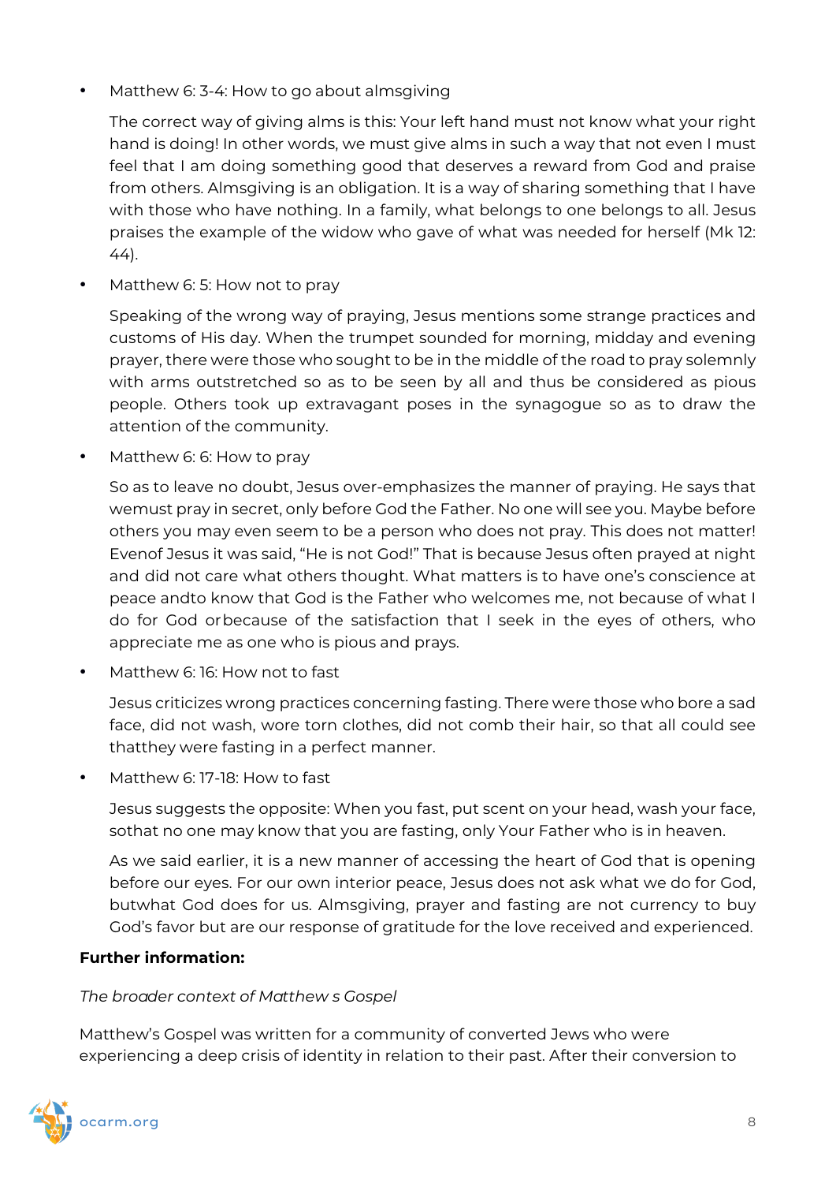- Matthew 6: 3-4: How to go about almsgiving

  The correct way of giving alms is this: Your left hand must not know what your right hand is doing! In other words, we must give alms in such a way that not even I must feel that I am doing something good that deserves a reward from God and praise from others. Almsgiving is an obligation. It is a way of sharing something that I have with those who have nothing. In a family, what belongs to one belongs to all. Jesus praises the example of the widow who gave of what was needed for herself (Mk 12: 44).

- Matthew 6: 5: How not to pray

  Speaking of the wrong way of praying, Jesus mentions some strange practices and customs of His day. When the trumpet sounded for morning, midday and evening prayer, there were those who sought to be in the middle of the road to pray solemnly with arms outstretched so as to be seen by all and thus be considered as pious people. Others took up extravagant poses in the synagogue so as to draw the attention of the community.

- Matthew 6: 6: How to pray

  So as to leave no doubt, Jesus over-emphasizes the manner of praying. He says that wemust pray in secret, only before God the Father. No one will see you. Maybe before others you may even seem to be a person who does not pray. This does not matter! Evenof Jesus it was said, "He is not God!" That is because Jesus often prayed at night and did not care what others thought. What matters is to have one's conscience at peace andto know that God is the Father who welcomes me, not because of what I do for God orbecause of the satisfaction that I seek in the eyes of others, who appreciate me as one who is pious and prays.

- Matthew 6: 16: How not to fast

  Jesus criticizes wrong practices concerning fasting. There were those who bore a sad face, did not wash, wore torn clothes, did not comb their hair, so that all could see thatthey were fasting in a perfect manner.

- Matthew 6: 17-18: How to fast

  Jesus suggests the opposite: When you fast, put scent on your head, wash your face, sothat no one may know that you are fasting, only Your Father who is in heaven.

  As we said earlier, it is a new manner of accessing the heart of God that is opening before our eyes. For our own interior peace, Jesus does not ask what we do for God, butwhat God does for us. Almsgiving, prayer and fasting are not currency to buy God's favor but are our response of gratitude for the love received and experienced.

**Further information:**

*The broader context of Matthew s Gospel*

Matthew's Gospel was written for a community of converted Jews who were experiencing a deep crisis of identity in relation to their past. After their conversion to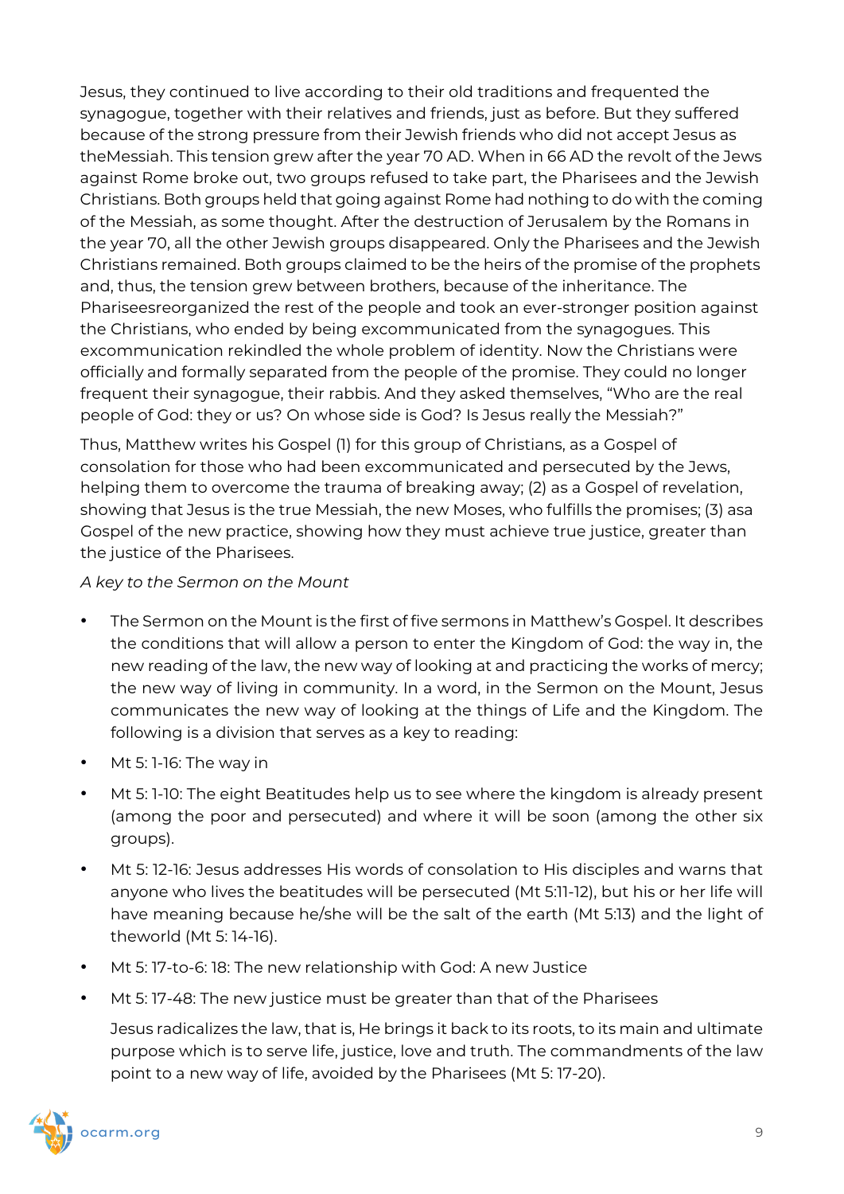Jesus, they continued to live according to their old traditions and frequented the synagogue, together with their relatives and friends, just as before. But they suffered because of the strong pressure from their Jewish friends who did not accept Jesus as theMessiah. This tension grew after the year 70 AD. When in 66 AD the revolt of the Jews against Rome broke out, two groups refused to take part, the Pharisees and the Jewish Christians. Both groups held that going against Rome had nothing to do with the coming of the Messiah, as some thought. After the destruction of Jerusalem by the Romans in the year 70, all the other Jewish groups disappeared. Only the Pharisees and the Jewish Christians remained. Both groups claimed to be the heirs of the promise of the prophets and, thus, the tension grew between brothers, because of the inheritance. The Phariseesreorganized the rest of the people and took an ever-stronger position against the Christians, who ended by being excommunicated from the synagogues. This excommunication rekindled the whole problem of identity. Now the Christians were officially and formally separated from the people of the promise. They could no longer frequent their synagogue, their rabbis. And they asked themselves, "Who are the real people of God: they or us? On whose side is God? Is Jesus really the Messiah?"

Thus, Matthew writes his Gospel (1) for this group of Christians, as a Gospel of consolation for those who had been excommunicated and persecuted by the Jews, helping them to overcome the trauma of breaking away; (2) as a Gospel of revelation, showing that Jesus is the true Messiah, the new Moses, who fulfills the promises; (3) asa Gospel of the new practice, showing how they must achieve true justice, greater than the justice of the Pharisees.

*A key to the Sermon on the Mount*

- The Sermon on the Mount is the first of five sermons in Matthew's Gospel. It describes the conditions that will allow a person to enter the Kingdom of God: the way in, the new reading of the law, the new way of looking at and practicing the works of mercy; the new way of living in community. In a word, in the Sermon on the Mount, Jesus communicates the new way of looking at the things of Life and the Kingdom. The following is a division that serves as a key to reading:
- Mt 5: 1-16: The way in
- Mt 5: 1-10: The eight Beatitudes help us to see where the kingdom is already present (among the poor and persecuted) and where it will be soon (among the other six groups).
- Mt 5: 12-16: Jesus addresses His words of consolation to His disciples and warns that anyone who lives the beatitudes will be persecuted (Mt 5:11-12), but his or her life will have meaning because he/she will be the salt of the earth (Mt 5:13) and the light of theworld (Mt 5: 14-16).
- Mt 5: 17-to-6: 18: The new relationship with God: A new Justice
- Mt 5: 17-48: The new justice must be greater than that of the Pharisees

  Jesus radicalizes the law, that is, He brings it back to its roots, to its main and ultimate purpose which is to serve life, justice, love and truth. The commandments of the law point to a new way of life, avoided by the Pharisees (Mt 5: 17-20).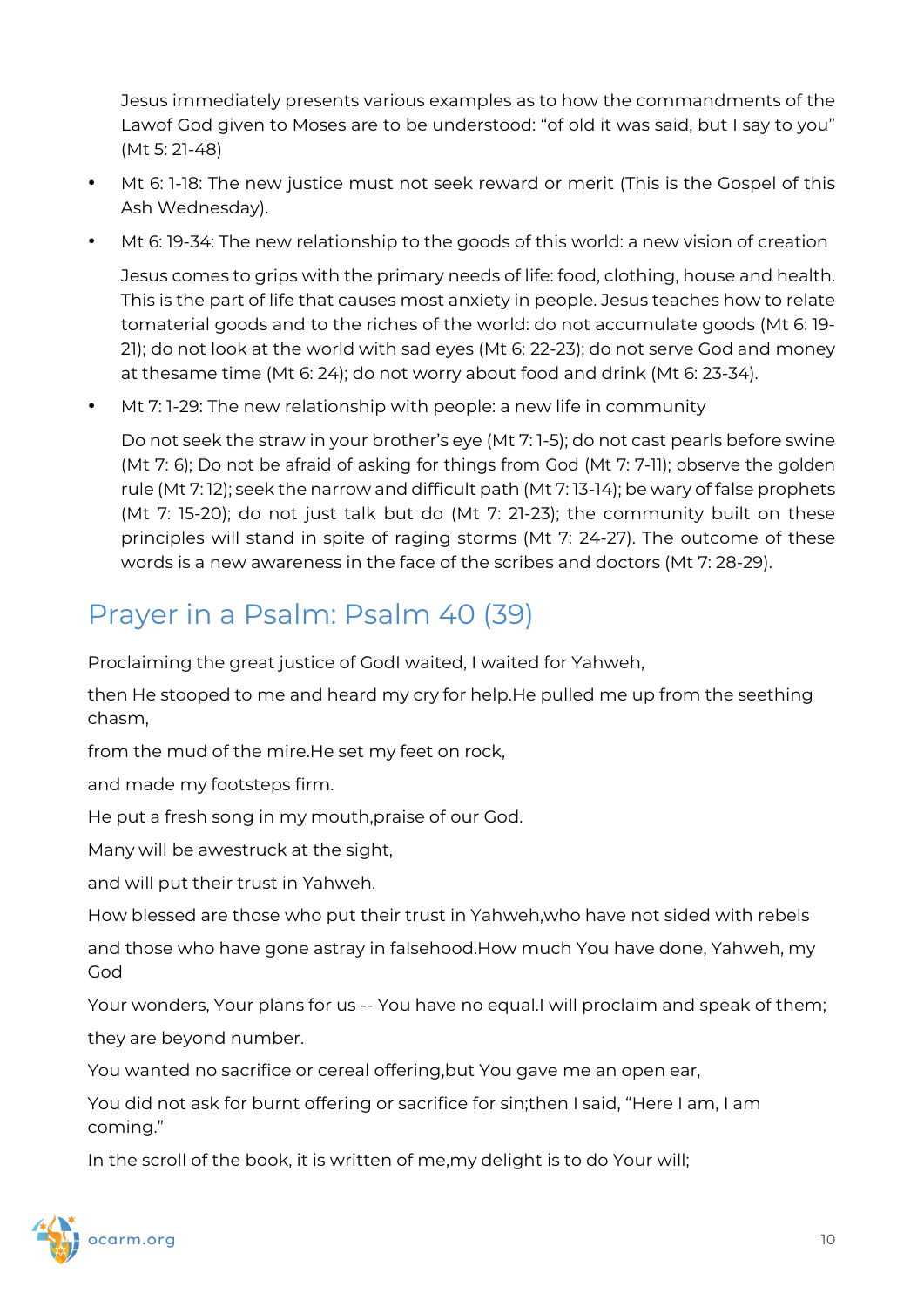Jesus immediately presents various examples as to how the commandments of the Lawof God given to Moses are to be understood: "of old it was said, but I say to you" (Mt 5: 21-48)

- Mt 6: 1-18: The new justice must not seek reward or merit (This is the Gospel of this Ash Wednesday).
- Mt 6: 19-34: The new relationship to the goods of this world: a new vision of creation

  Jesus comes to grips with the primary needs of life: food, clothing, house and health. This is the part of life that causes most anxiety in people. Jesus teaches how to relate tomaterial goods and to the riches of the world: do not accumulate goods (Mt 6: 19-21); do not look at the world with sad eyes (Mt 6: 22-23); do not serve God and money at thesame time (Mt 6: 24); do not worry about food and drink (Mt 6: 23-34).
- Mt 7: 1-29: The new relationship with people: a new life in community

  Do not seek the straw in your brother's eye (Mt 7: 1-5); do not cast pearls before swine (Mt 7: 6); Do not be afraid of asking for things from God (Mt 7: 7-11); observe the golden rule (Mt 7: 12); seek the narrow and difficult path (Mt 7: 13-14); be wary of false prophets (Mt 7: 15-20); do not just talk but do (Mt 7: 21-23); the community built on these principles will stand in spite of raging storms (Mt 7: 24-27). The outcome of these words is a new awareness in the face of the scribes and doctors (Mt 7: 28-29).

## Prayer in a Psalm: Psalm 40 (39)

Proclaiming the great justice of GodI waited, I waited for Yahweh,

then He stooped to me and heard my cry for help.He pulled me up from the seething chasm,

from the mud of the mire.He set my feet on rock,

and made my footsteps firm.

He put a fresh song in my mouth,praise of our God.

Many will be awestruck at the sight,

and will put their trust in Yahweh.

How blessed are those who put their trust in Yahweh,who have not sided with rebels

and those who have gone astray in falsehood.How much You have done, Yahweh, my God

Your wonders, Your plans for us -- You have no equal.I will proclaim and speak of them;

they are beyond number.

You wanted no sacrifice or cereal offering,but You gave me an open ear,

You did not ask for burnt offering or sacrifice for sin;then I said, "Here I am, I am coming."

In the scroll of the book, it is written of me,my delight is to do Your will;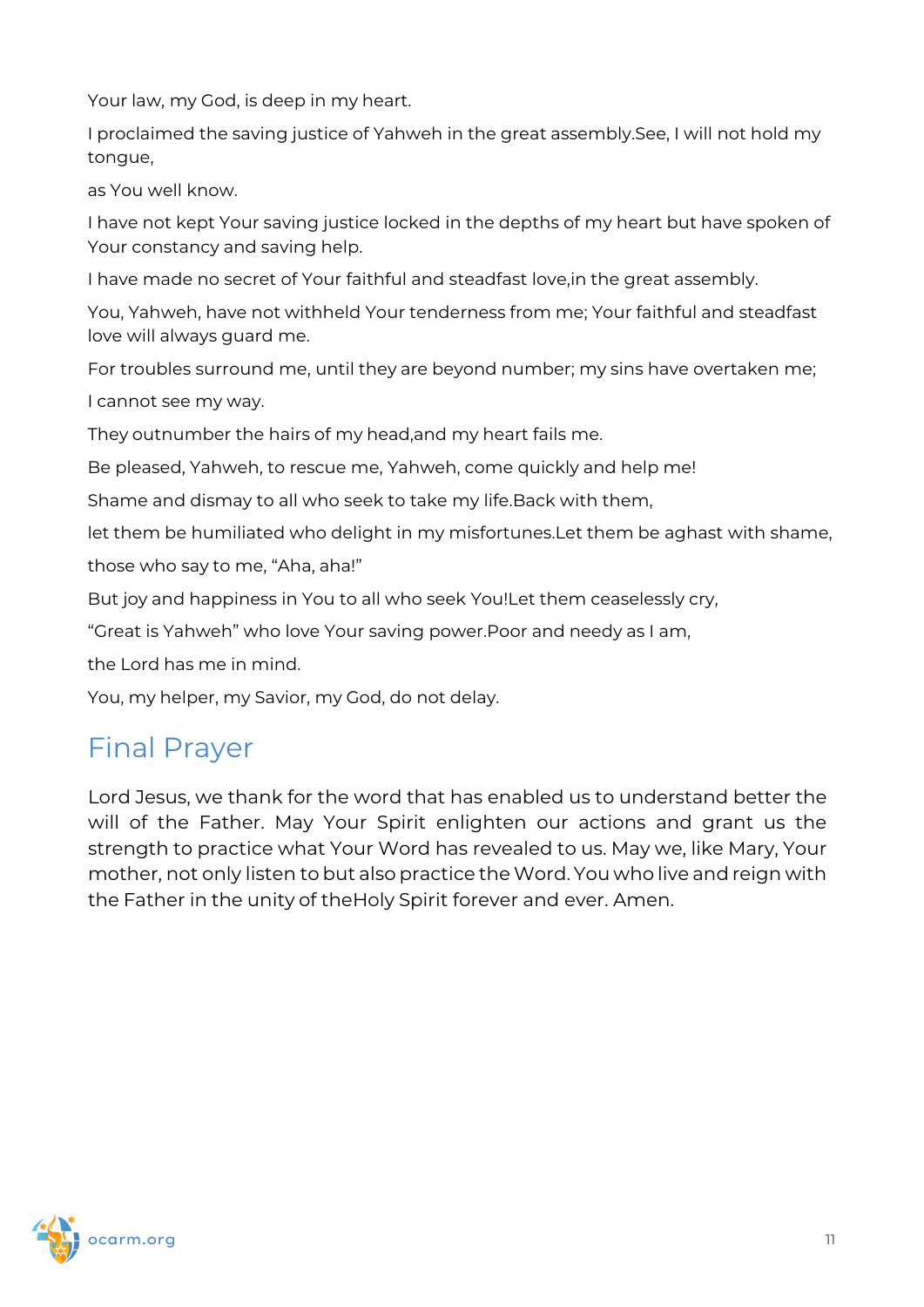Your law, my God, is deep in my heart.

I proclaimed the saving justice of Yahweh in the great assembly.See, I will not hold my tongue,

as You well know.

I have not kept Your saving justice locked in the depths of my heart but have spoken of Your constancy and saving help.

I have made no secret of Your faithful and steadfast love,in the great assembly.

You, Yahweh, have not withheld Your tenderness from me; Your faithful and steadfast love will always guard me.

For troubles surround me, until they are beyond number; my sins have overtaken me;

I cannot see my way.

They outnumber the hairs of my head,and my heart fails me.

Be pleased, Yahweh, to rescue me, Yahweh, come quickly and help me!

Shame and dismay to all who seek to take my life.Back with them,

let them be humiliated who delight in my misfortunes.Let them be aghast with shame,

those who say to me, “Aha, aha!”

But joy and happiness in You to all who seek You!Let them ceaselessly cry,

“Great is Yahweh” who love Your saving power.Poor and needy as I am,

the Lord has me in mind.

You, my helper, my Savior, my God, do not delay.

## Final Prayer

Lord Jesus, we thank for the word that has enabled us to understand better the will of the Father. May Your Spirit enlighten our actions and grant us the strength to practice what Your Word has revealed to us. May we, like Mary, Your mother, not only listen to but also practice the Word. You who live and reign with the Father in the unity of theHoly Spirit forever and ever. Amen.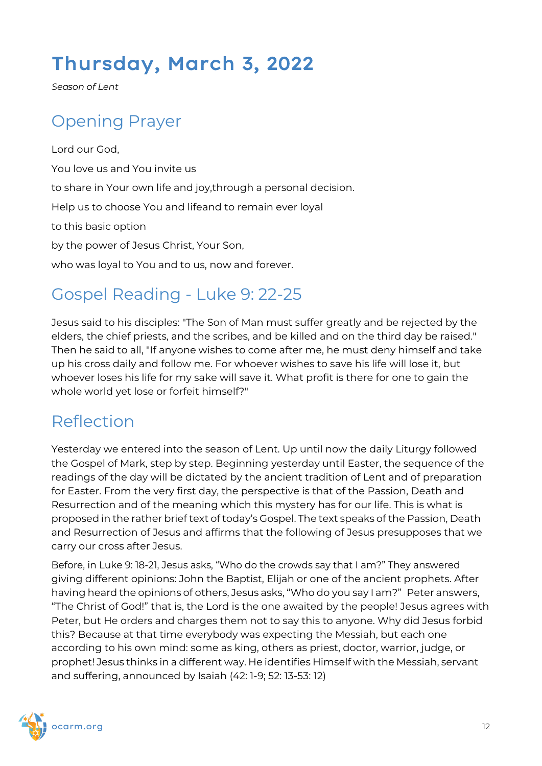# Thursday, March 3, 2022

*Season of Lent*

## Opening Prayer

Lord our God,

You love us and You invite us

to share in Your own life and joy,through a personal decision.

Help us to choose You and lifeand to remain ever loyal

to this basic option

by the power of Jesus Christ, Your Son,

who was loyal to You and to us, now and forever.

## Gospel Reading - Luke 9: 22-25

Jesus said to his disciples: "The Son of Man must suffer greatly and be rejected by the elders, the chief priests, and the scribes, and be killed and on the third day be raised." Then he said to all, "If anyone wishes to come after me, he must deny himself and take up his cross daily and follow me. For whoever wishes to save his life will lose it, but whoever loses his life for my sake will save it. What profit is there for one to gain the whole world yet lose or forfeit himself?"

## Reflection

Yesterday we entered into the season of Lent. Up until now the daily Liturgy followed the Gospel of Mark, step by step. Beginning yesterday until Easter, the sequence of the readings of the day will be dictated by the ancient tradition of Lent and of preparation for Easter. From the very first day, the perspective is that of the Passion, Death and Resurrection and of the meaning which this mystery has for our life. This is what is proposed in the rather brief text of today's Gospel. The text speaks of the Passion, Death and Resurrection of Jesus and affirms that the following of Jesus presupposes that we carry our cross after Jesus.

Before, in Luke 9: 18-21, Jesus asks, "Who do the crowds say that I am?" They answered giving different opinions: John the Baptist, Elijah or one of the ancient prophets. After having heard the opinions of others, Jesus asks, "Who do you say I am?" Peter answers, "The Christ of God!" that is, the Lord is the one awaited by the people! Jesus agrees with Peter, but He orders and charges them not to say this to anyone. Why did Jesus forbid this? Because at that time everybody was expecting the Messiah, but each one according to his own mind: some as king, others as priest, doctor, warrior, judge, or prophet! Jesus thinks in a different way. He identifies Himself with the Messiah, servant and suffering, announced by Isaiah (42: 1-9; 52: 13-53: 12)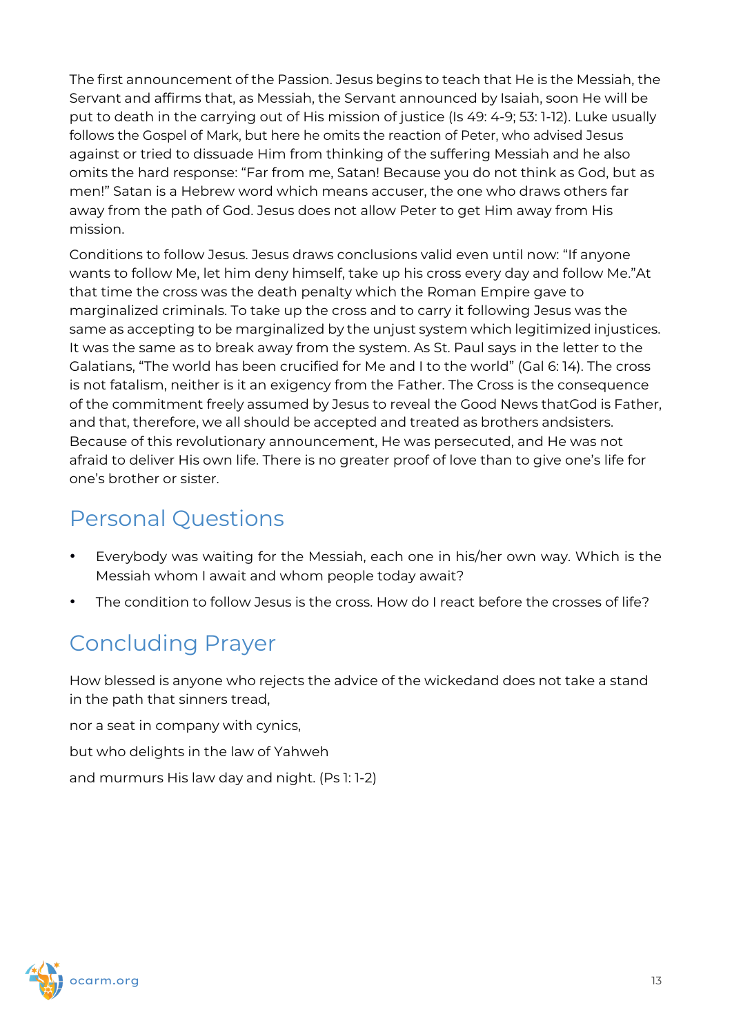The first announcement of the Passion. Jesus begins to teach that He is the Messiah, the Servant and affirms that, as Messiah, the Servant announced by Isaiah, soon He will be put to death in the carrying out of His mission of justice (Is 49: 4-9; 53: 1-12). Luke usually follows the Gospel of Mark, but here he omits the reaction of Peter, who advised Jesus against or tried to dissuade Him from thinking of the suffering Messiah and he also omits the hard response: "Far from me, Satan! Because you do not think as God, but as men!" Satan is a Hebrew word which means accuser, the one who draws others far away from the path of God. Jesus does not allow Peter to get Him away from His mission.

Conditions to follow Jesus. Jesus draws conclusions valid even until now: "If anyone wants to follow Me, let him deny himself, take up his cross every day and follow Me."At that time the cross was the death penalty which the Roman Empire gave to marginalized criminals. To take up the cross and to carry it following Jesus was the same as accepting to be marginalized by the unjust system which legitimized injustices. It was the same as to break away from the system. As St. Paul says in the letter to the Galatians, "The world has been crucified for Me and I to the world" (Gal 6: 14). The cross is not fatalism, neither is it an exigency from the Father. The Cross is the consequence of the commitment freely assumed by Jesus to reveal the Good News thatGod is Father, and that, therefore, we all should be accepted and treated as brothers andsisters. Because of this revolutionary announcement, He was persecuted, and He was not afraid to deliver His own life. There is no greater proof of love than to give one's life for one's brother or sister.

## Personal Questions

- Everybody was waiting for the Messiah, each one in his/her own way. Which is the Messiah whom I await and whom people today await?
- The condition to follow Jesus is the cross. How do I react before the crosses of life?

## Concluding Prayer

How blessed is anyone who rejects the advice of the wickedand does not take a stand in the path that sinners tread,

nor a seat in company with cynics,

but who delights in the law of Yahweh

and murmurs His law day and night. (Ps 1: 1-2)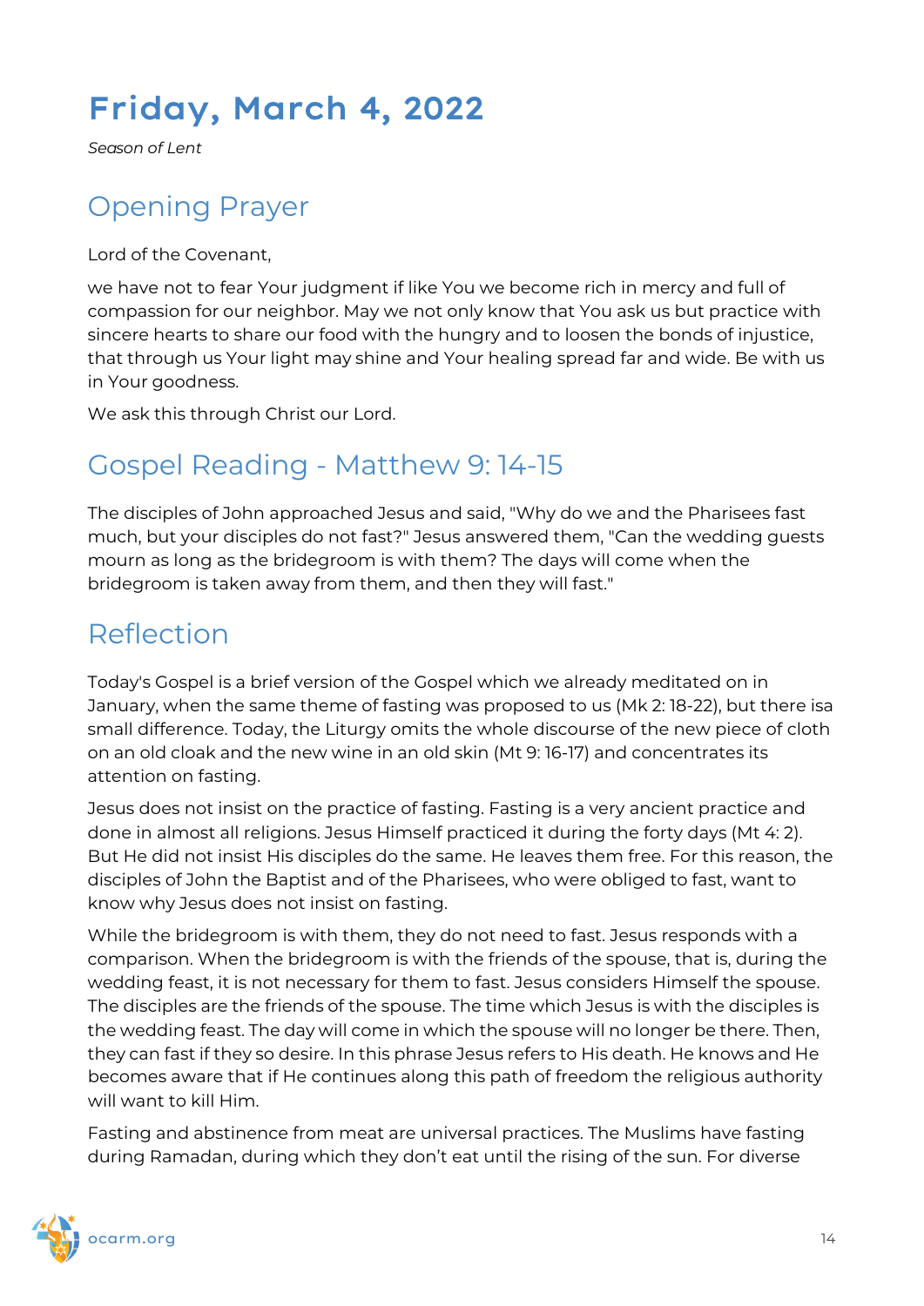# Friday, March 4, 2022

*Season of Lent*

## Opening Prayer

Lord of the Covenant,

we have not to fear Your judgment if like You we become rich in mercy and full of compassion for our neighbor. May we not only know that You ask us but practice with sincere hearts to share our food with the hungry and to loosen the bonds of injustice, that through us Your light may shine and Your healing spread far and wide. Be with us in Your goodness.

We ask this through Christ our Lord.

## Gospel Reading - Matthew 9: 14-15

The disciples of John approached Jesus and said, "Why do we and the Pharisees fast much, but your disciples do not fast?" Jesus answered them, "Can the wedding guests mourn as long as the bridegroom is with them? The days will come when the bridegroom is taken away from them, and then they will fast."

## Reflection

Today's Gospel is a brief version of the Gospel which we already meditated on in January, when the same theme of fasting was proposed to us (Mk 2: 18-22), but there isa small difference. Today, the Liturgy omits the whole discourse of the new piece of cloth on an old cloak and the new wine in an old skin (Mt 9: 16-17) and concentrates its attention on fasting.

Jesus does not insist on the practice of fasting. Fasting is a very ancient practice and done in almost all religions. Jesus Himself practiced it during the forty days (Mt 4: 2). But He did not insist His disciples do the same. He leaves them free. For this reason, the disciples of John the Baptist and of the Pharisees, who were obliged to fast, want to know why Jesus does not insist on fasting.

While the bridegroom is with them, they do not need to fast. Jesus responds with a comparison. When the bridegroom is with the friends of the spouse, that is, during the wedding feast, it is not necessary for them to fast. Jesus considers Himself the spouse. The disciples are the friends of the spouse. The time which Jesus is with the disciples is the wedding feast. The day will come in which the spouse will no longer be there. Then, they can fast if they so desire. In this phrase Jesus refers to His death. He knows and He becomes aware that if He continues along this path of freedom the religious authority will want to kill Him.

Fasting and abstinence from meat are universal practices. The Muslims have fasting during Ramadan, during which they don't eat until the rising of the sun. For diverse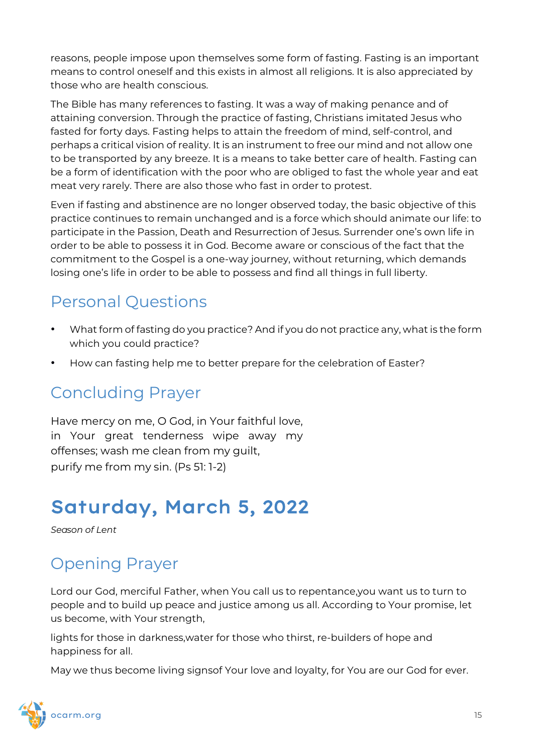reasons, people impose upon themselves some form of fasting. Fasting is an important means to control oneself and this exists in almost all religions. It is also appreciated by those who are health conscious.

The Bible has many references to fasting. It was a way of making penance and of attaining conversion. Through the practice of fasting, Christians imitated Jesus who fasted for forty days. Fasting helps to attain the freedom of mind, self-control, and perhaps a critical vision of reality. It is an instrument to free our mind and not allow one to be transported by any breeze. It is a means to take better care of health. Fasting can be a form of identification with the poor who are obliged to fast the whole year and eat meat very rarely. There are also those who fast in order to protest.

Even if fasting and abstinence are no longer observed today, the basic objective of this practice continues to remain unchanged and is a force which should animate our life: to participate in the Passion, Death and Resurrection of Jesus. Surrender one's own life in order to be able to possess it in God. Become aware or conscious of the fact that the commitment to the Gospel is a one-way journey, without returning, which demands losing one's life in order to be able to possess and find all things in full liberty.

## Personal Questions

- What form of fasting do you practice? And if you do not practice any, what is the form which you could practice?
- How can fasting help me to better prepare for the celebration of Easter?

## Concluding Prayer

Have mercy on me, O God, in Your faithful love,
in Your great tenderness wipe away my offenses; wash me clean from my guilt,
purify me from my sin. (Ps 51: 1-2)

# Saturday, March 5, 2022

*Season of Lent*

## Opening Prayer

Lord our God, merciful Father, when You call us to repentance,you want us to turn to people and to build up peace and justice among us all. According to Your promise, let us become, with Your strength,

lights for those in darkness,water for those who thirst, re-builders of hope and happiness for all.

May we thus become living signsof Your love and loyalty, for You are our God for ever.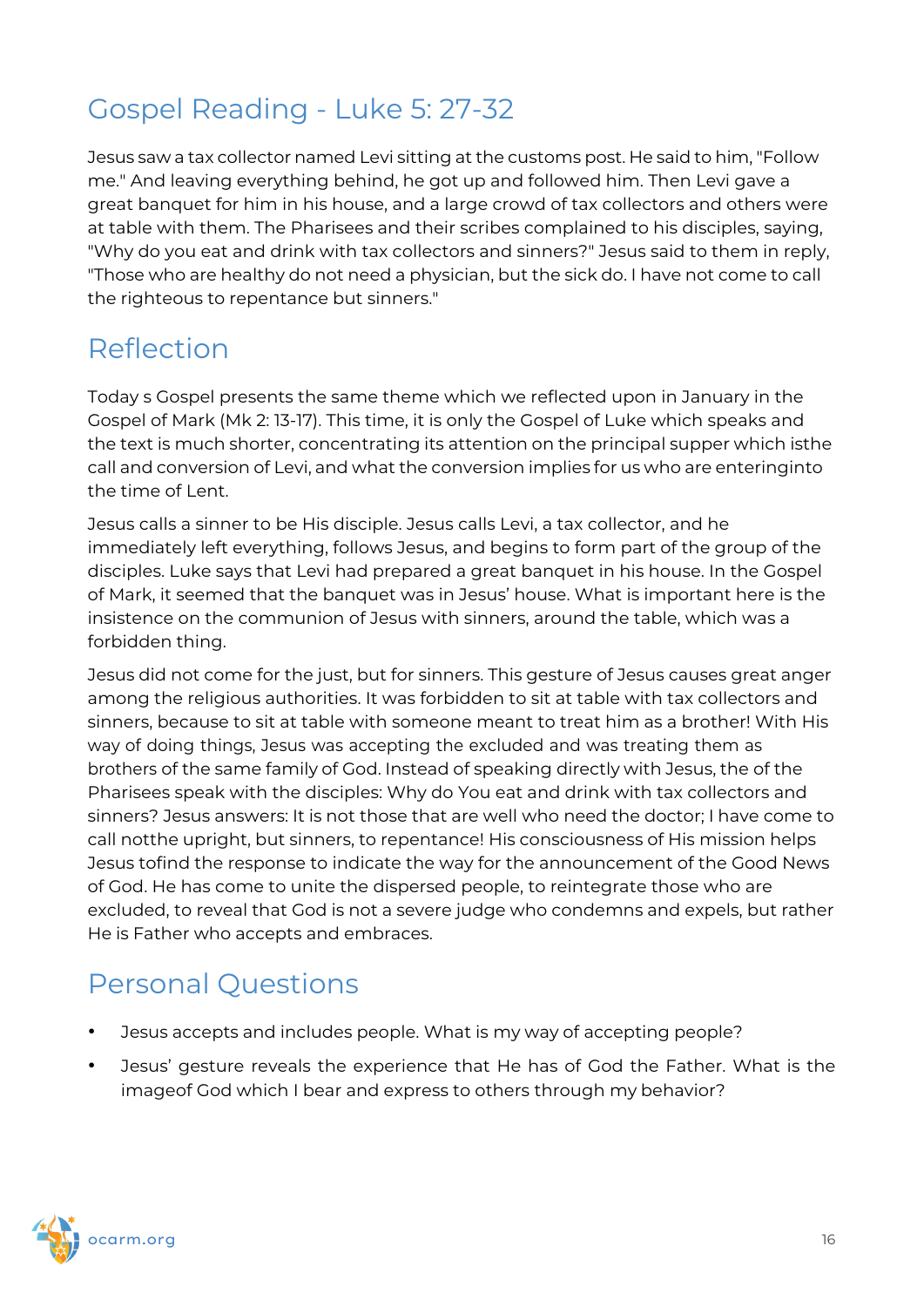## Gospel Reading - Luke 5: 27-32

Jesus saw a tax collector named Levi sitting at the customs post. He said to him, "Follow me." And leaving everything behind, he got up and followed him. Then Levi gave a great banquet for him in his house, and a large crowd of tax collectors and others were at table with them. The Pharisees and their scribes complained to his disciples, saying, "Why do you eat and drink with tax collectors and sinners?" Jesus said to them in reply, "Those who are healthy do not need a physician, but the sick do. I have not come to call the righteous to repentance but sinners."

## Reflection

Today s Gospel presents the same theme which we reflected upon in January in the Gospel of Mark (Mk 2: 13-17). This time, it is only the Gospel of Luke which speaks and the text is much shorter, concentrating its attention on the principal supper which isthe call and conversion of Levi, and what the conversion implies for us who are enteringinto the time of Lent.

Jesus calls a sinner to be His disciple. Jesus calls Levi, a tax collector, and he immediately left everything, follows Jesus, and begins to form part of the group of the disciples. Luke says that Levi had prepared a great banquet in his house. In the Gospel of Mark, it seemed that the banquet was in Jesus' house. What is important here is the insistence on the communion of Jesus with sinners, around the table, which was a forbidden thing.

Jesus did not come for the just, but for sinners. This gesture of Jesus causes great anger among the religious authorities. It was forbidden to sit at table with tax collectors and sinners, because to sit at table with someone meant to treat him as a brother! With His way of doing things, Jesus was accepting the excluded and was treating them as brothers of the same family of God. Instead of speaking directly with Jesus, the of the Pharisees speak with the disciples: Why do You eat and drink with tax collectors and sinners? Jesus answers: It is not those that are well who need the doctor; I have come to call notthe upright, but sinners, to repentance! His consciousness of His mission helps Jesus tofind the response to indicate the way for the announcement of the Good News of God. He has come to unite the dispersed people, to reintegrate those who are excluded, to reveal that God is not a severe judge who condemns and expels, but rather He is Father who accepts and embraces.

## Personal Questions

- Jesus accepts and includes people. What is my way of accepting people?
- Jesus' gesture reveals the experience that He has of God the Father. What is the imageof God which I bear and express to others through my behavior?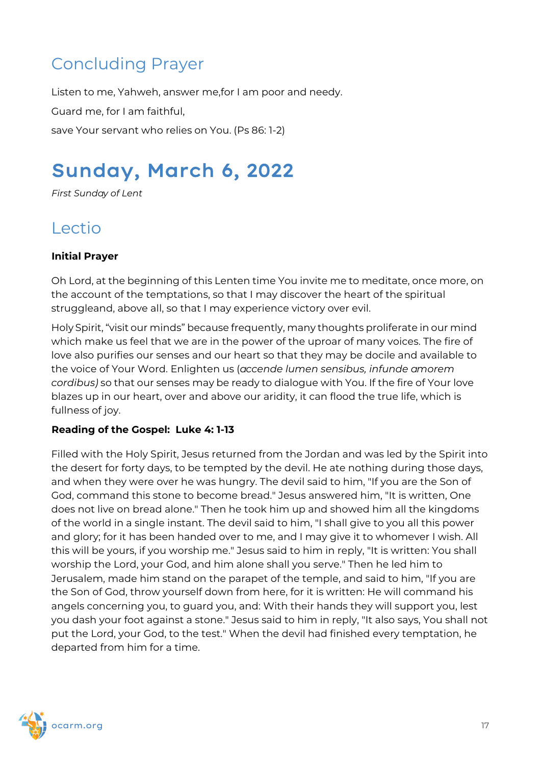## Concluding Prayer

Listen to me, Yahweh, answer me,for I am poor and needy.

Guard me, for I am faithful,

save Your servant who relies on You. (Ps 86: 1-2)

# Sunday, March 6, 2022

*First Sunday of Lent*

## Lectio

**Initial Prayer**

Oh Lord, at the beginning of this Lenten time You invite me to meditate, once more, on the account of the temptations, so that I may discover the heart of the spiritual struggleand, above all, so that I may experience victory over evil.

Holy Spirit, "visit our minds" because frequently, many thoughts proliferate in our mind which make us feel that we are in the power of the uproar of many voices. The fire of love also purifies our senses and our heart so that they may be docile and available to the voice of Your Word. Enlighten us (*accende lumen sensibus, infunde amorem cordibus)* so that our senses may be ready to dialogue with You. If the fire of Your love blazes up in our heart, over and above our aridity, it can flood the true life, which is fullness of joy.

**Reading of the Gospel: Luke 4: 1-13**

Filled with the Holy Spirit, Jesus returned from the Jordan and was led by the Spirit into the desert for forty days, to be tempted by the devil. He ate nothing during those days, and when they were over he was hungry. The devil said to him, "If you are the Son of God, command this stone to become bread." Jesus answered him, "It is written, One does not live on bread alone." Then he took him up and showed him all the kingdoms of the world in a single instant. The devil said to him, "I shall give to you all this power and glory; for it has been handed over to me, and I may give it to whomever I wish. All this will be yours, if you worship me." Jesus said to him in reply, "It is written: You shall worship the Lord, your God, and him alone shall you serve." Then he led him to Jerusalem, made him stand on the parapet of the temple, and said to him, "If you are the Son of God, throw yourself down from here, for it is written: He will command his angels concerning you, to guard you, and: With their hands they will support you, lest you dash your foot against a stone." Jesus said to him in reply, "It also says, You shall not put the Lord, your God, to the test." When the devil had finished every temptation, he departed from him for a time.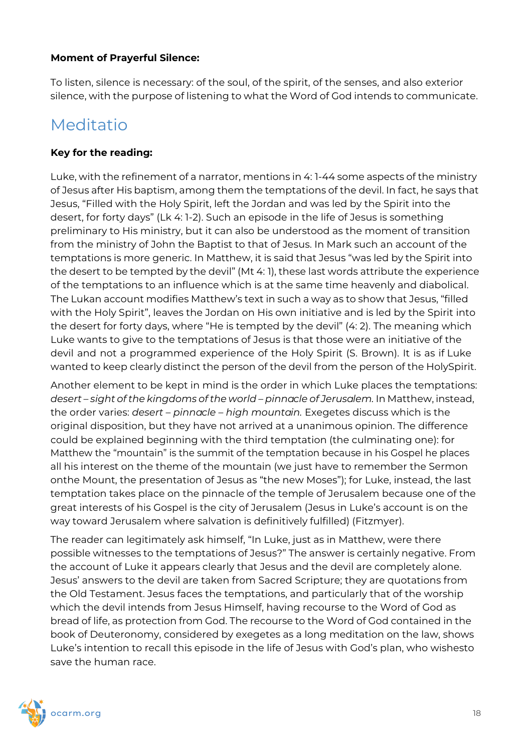**Moment of Prayerful Silence:**

To listen, silence is necessary: of the soul, of the spirit, of the senses, and also exterior silence, with the purpose of listening to what the Word of God intends to communicate.

## Meditatio

**Key for the reading:**

Luke, with the refinement of a narrator, mentions in 4: 1-44 some aspects of the ministry of Jesus after His baptism, among them the temptations of the devil. In fact, he says that Jesus, "Filled with the Holy Spirit, left the Jordan and was led by the Spirit into the desert, for forty days" (Lk 4: 1-2). Such an episode in the life of Jesus is something preliminary to His ministry, but it can also be understood as the moment of transition from the ministry of John the Baptist to that of Jesus. In Mark such an account of the temptations is more generic. In Matthew, it is said that Jesus "was led by the Spirit into the desert to be tempted by the devil" (Mt 4: 1), these last words attribute the experience of the temptations to an influence which is at the same time heavenly and diabolical. The Lukan account modifies Matthew's text in such a way as to show that Jesus, "filled with the Holy Spirit", leaves the Jordan on His own initiative and is led by the Spirit into the desert for forty days, where "He is tempted by the devil" (4: 2). The meaning which Luke wants to give to the temptations of Jesus is that those were an initiative of the devil and not a programmed experience of the Holy Spirit (S. Brown). It is as if Luke wanted to keep clearly distinct the person of the devil from the person of the HolySpirit.

Another element to be kept in mind is the order in which Luke places the temptations: *desert – sight of the kingdoms of the world – pinnacle of Jerusalem.* In Matthew, instead, the order varies: *desert – pinnacle – high mountain.* Exegetes discuss which is the original disposition, but they have not arrived at a unanimous opinion. The difference could be explained beginning with the third temptation (the culminating one): for Matthew the "mountain" is the summit of the temptation because in his Gospel he places all his interest on the theme of the mountain (we just have to remember the Sermon onthe Mount, the presentation of Jesus as "the new Moses"); for Luke, instead, the last temptation takes place on the pinnacle of the temple of Jerusalem because one of the great interests of his Gospel is the city of Jerusalem (Jesus in Luke's account is on the way toward Jerusalem where salvation is definitively fulfilled) (Fitzmyer).

The reader can legitimately ask himself, "In Luke, just as in Matthew, were there possible witnesses to the temptations of Jesus?" The answer is certainly negative. From the account of Luke it appears clearly that Jesus and the devil are completely alone. Jesus' answers to the devil are taken from Sacred Scripture; they are quotations from the Old Testament. Jesus faces the temptations, and particularly that of the worship which the devil intends from Jesus Himself, having recourse to the Word of God as bread of life, as protection from God. The recourse to the Word of God contained in the book of Deuteronomy, considered by exegetes as a long meditation on the law, shows Luke's intention to recall this episode in the life of Jesus with God's plan, who wishesto save the human race.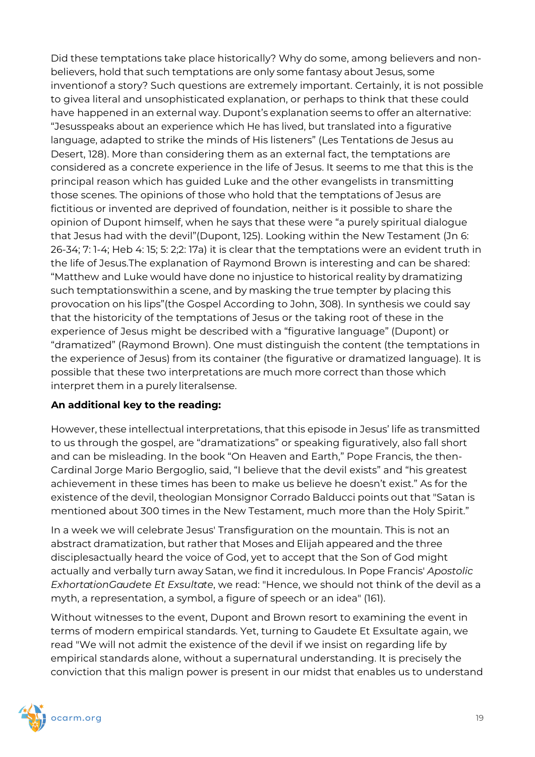Did these temptations take place historically? Why do some, among believers and non-believers, hold that such temptations are only some fantasy about Jesus, some inventionof a story? Such questions are extremely important. Certainly, it is not possible to givea literal and unsophisticated explanation, or perhaps to think that these could have happened in an external way. Dupont's explanation seems to offer an alternative: "Jesusspeaks about an experience which He has lived, but translated into a figurative language, adapted to strike the minds of His listeners" (Les Tentations de Jesus au Desert, 128). More than considering them as an external fact, the temptations are considered as a concrete experience in the life of Jesus. It seems to me that this is the principal reason which has guided Luke and the other evangelists in transmitting those scenes. The opinions of those who hold that the temptations of Jesus are fictitious or invented are deprived of foundation, neither is it possible to share the opinion of Dupont himself, when he says that these were "a purely spiritual dialogue that Jesus had with the devil"(Dupont, 125). Looking within the New Testament (Jn 6: 26-34; 7: 1-4; Heb 4: 15; 5: 2;2: 17a) it is clear that the temptations were an evident truth in the life of Jesus.The explanation of Raymond Brown is interesting and can be shared: "Matthew and Luke would have done no injustice to historical reality by dramatizing such temptationswithin a scene, and by masking the true tempter by placing this provocation on his lips"(the Gospel According to John, 308). In synthesis we could say that the historicity of the temptations of Jesus or the taking root of these in the experience of Jesus might be described with a "figurative language" (Dupont) or "dramatized" (Raymond Brown). One must distinguish the content (the temptations in the experience of Jesus) from its container (the figurative or dramatized language). It is possible that these two interpretations are much more correct than those which interpret them in a purely literalsense.

**An additional key to the reading:**

However, these intellectual interpretations, that this episode in Jesus' life as transmitted to us through the gospel, are "dramatizations" or speaking figuratively, also fall short and can be misleading. In the book "On Heaven and Earth," Pope Francis, the then-Cardinal Jorge Mario Bergoglio, said, "I believe that the devil exists" and "his greatest achievement in these times has been to make us believe he doesn't exist." As for the existence of the devil, theologian Monsignor Corrado Balducci points out that "Satan is mentioned about 300 times in the New Testament, much more than the Holy Spirit."

In a week we will celebrate Jesus' Transfiguration on the mountain. This is not an abstract dramatization, but rather that Moses and Elijah appeared and the three disciplesactually heard the voice of God, yet to accept that the Son of God might actually and verbally turn away Satan, we find it incredulous. In Pope Francis' *Apostolic ExhortationGaudete Et Exsultate*, we read: "Hence, we should not think of the devil as a myth, a representation, a symbol, a figure of speech or an idea" (161).

Without witnesses to the event, Dupont and Brown resort to examining the event in terms of modern empirical standards. Yet, turning to Gaudete Et Exsultate again, we read "We will not admit the existence of the devil if we insist on regarding life by empirical standards alone, without a supernatural understanding. It is precisely the conviction that this malign power is present in our midst that enables us to understand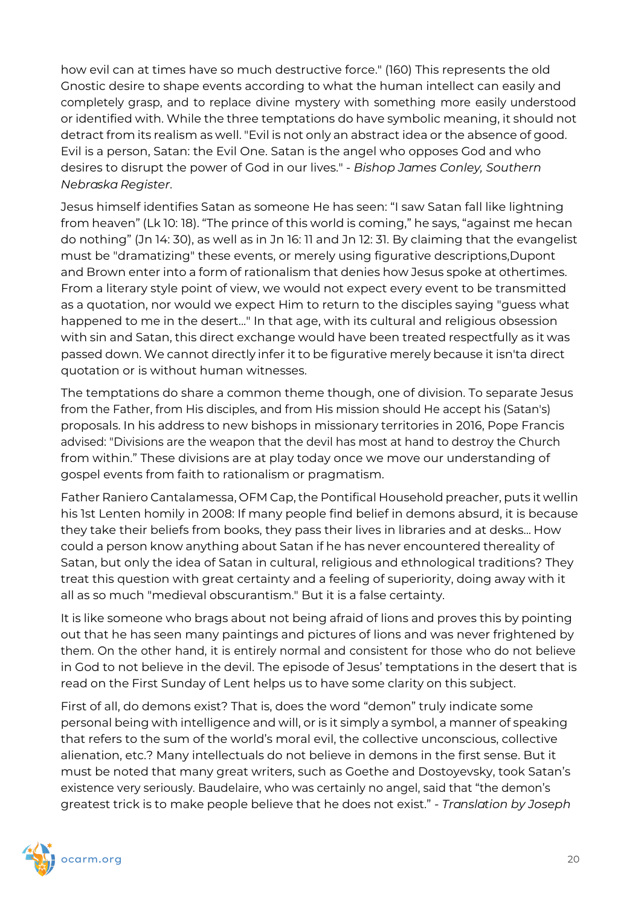how evil can at times have so much destructive force." (160) This represents the old Gnostic desire to shape events according to what the human intellect can easily and completely grasp, and to replace divine mystery with something more easily understood or identified with. While the three temptations do have symbolic meaning, it should not detract from its realism as well. "Evil is not only an abstract idea or the absence of good. Evil is a person, Satan: the Evil One. Satan is the angel who opposes God and who desires to disrupt the power of God in our lives." - *Bishop James Conley, Southern Nebraska Register*.

Jesus himself identifies Satan as someone He has seen: "I saw Satan fall like lightning from heaven" (Lk 10: 18). "The prince of this world is coming," he says, "against me hecan do nothing" (Jn 14: 30), as well as in Jn 16: 11 and Jn 12: 31. By claiming that the evangelist must be "dramatizing" these events, or merely using figurative descriptions,Dupont and Brown enter into a form of rationalism that denies how Jesus spoke at othertimes. From a literary style point of view, we would not expect every event to be transmitted as a quotation, nor would we expect Him to return to the disciples saying "guess what happened to me in the desert..." In that age, with its cultural and religious obsession with sin and Satan, this direct exchange would have been treated respectfully as it was passed down. We cannot directly infer it to be figurative merely because it isn'ta direct quotation or is without human witnesses.

The temptations do share a common theme though, one of division. To separate Jesus from the Father, from His disciples, and from His mission should He accept his (Satan's) proposals. In his address to new bishops in missionary territories in 2016, Pope Francis advised: "Divisions are the weapon that the devil has most at hand to destroy the Church from within." These divisions are at play today once we move our understanding of gospel events from faith to rationalism or pragmatism.

Father Raniero Cantalamessa, OFM Cap, the Pontifical Household preacher, puts it wellin his 1st Lenten homily in 2008: If many people find belief in demons absurd, it is because they take their beliefs from books, they pass their lives in libraries and at desks... How could a person know anything about Satan if he has never encountered thereality of Satan, but only the idea of Satan in cultural, religious and ethnological traditions? They treat this question with great certainty and a feeling of superiority, doing away with it all as so much "medieval obscurantism." But it is a false certainty.

It is like someone who brags about not being afraid of lions and proves this by pointing out that he has seen many paintings and pictures of lions and was never frightened by them. On the other hand, it is entirely normal and consistent for those who do not believe in God to not believe in the devil. The episode of Jesus' temptations in the desert that is read on the First Sunday of Lent helps us to have some clarity on this subject.

First of all, do demons exist? That is, does the word "demon" truly indicate some personal being with intelligence and will, or is it simply a symbol, a manner of speaking that refers to the sum of the world's moral evil, the collective unconscious, collective alienation, etc.? Many intellectuals do not believe in demons in the first sense. But it must be noted that many great writers, such as Goethe and Dostoyevsky, took Satan's existence very seriously. Baudelaire, who was certainly no angel, said that "the demon's greatest trick is to make people believe that he does not exist." - *Translation by Joseph*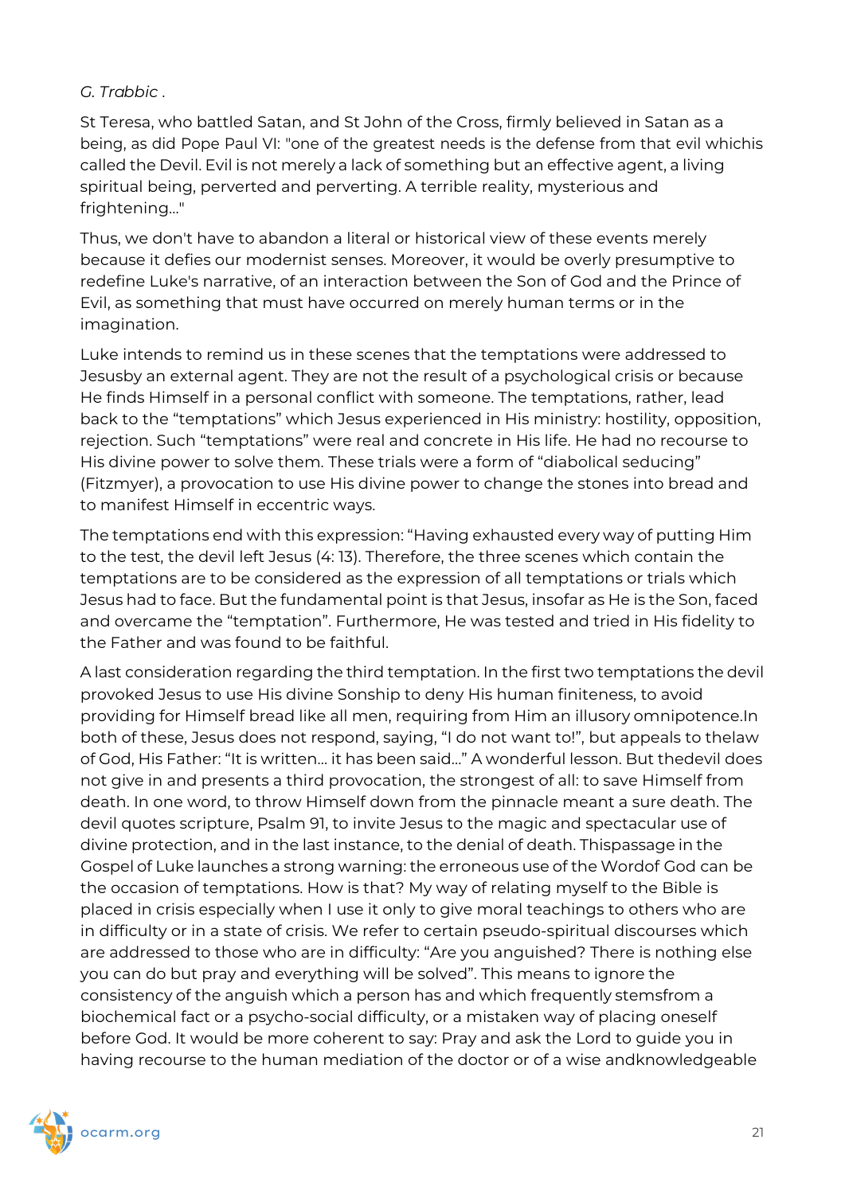*G. Trabbic .*

St Teresa, who battled Satan, and St John of the Cross, firmly believed in Satan as a being, as did Pope Paul VI: "one of the greatest needs is the defense from that evil whichis called the Devil. Evil is not merely a lack of something but an effective agent, a living spiritual being, perverted and perverting. A terrible reality, mysterious and frightening…"

Thus, we don't have to abandon a literal or historical view of these events merely because it defies our modernist senses. Moreover, it would be overly presumptive to redefine Luke's narrative, of an interaction between the Son of God and the Prince of Evil, as something that must have occurred on merely human terms or in the imagination.

Luke intends to remind us in these scenes that the temptations were addressed to Jesusby an external agent. They are not the result of a psychological crisis or because He finds Himself in a personal conflict with someone. The temptations, rather, lead back to the "temptations" which Jesus experienced in His ministry: hostility, opposition, rejection. Such "temptations" were real and concrete in His life. He had no recourse to His divine power to solve them. These trials were a form of "diabolical seducing" (Fitzmyer), a provocation to use His divine power to change the stones into bread and to manifest Himself in eccentric ways.

The temptations end with this expression: "Having exhausted every way of putting Him to the test, the devil left Jesus (4: 13). Therefore, the three scenes which contain the temptations are to be considered as the expression of all temptations or trials which Jesus had to face. But the fundamental point is that Jesus, insofar as He is the Son, faced and overcame the "temptation". Furthermore, He was tested and tried in His fidelity to the Father and was found to be faithful.

A last consideration regarding the third temptation. In the first two temptations the devil provoked Jesus to use His divine Sonship to deny His human finiteness, to avoid providing for Himself bread like all men, requiring from Him an illusory omnipotence.In both of these, Jesus does not respond, saying, "I do not want to!", but appeals to thelaw of God, His Father: "It is written… it has been said…" A wonderful lesson. But thedevil does not give in and presents a third provocation, the strongest of all: to save Himself from death. In one word, to throw Himself down from the pinnacle meant a sure death. The devil quotes scripture, Psalm 91, to invite Jesus to the magic and spectacular use of divine protection, and in the last instance, to the denial of death. Thispassage in the Gospel of Luke launches a strong warning: the erroneous use of the Wordof God can be the occasion of temptations. How is that? My way of relating myself to the Bible is placed in crisis especially when I use it only to give moral teachings to others who are in difficulty or in a state of crisis. We refer to certain pseudo-spiritual discourses which are addressed to those who are in difficulty: "Are you anguished? There is nothing else you can do but pray and everything will be solved". This means to ignore the consistency of the anguish which a person has and which frequently stemsfrom a biochemical fact or a psycho-social difficulty, or a mistaken way of placing oneself before God. It would be more coherent to say: Pray and ask the Lord to guide you in having recourse to the human mediation of the doctor or of a wise andknowledgeable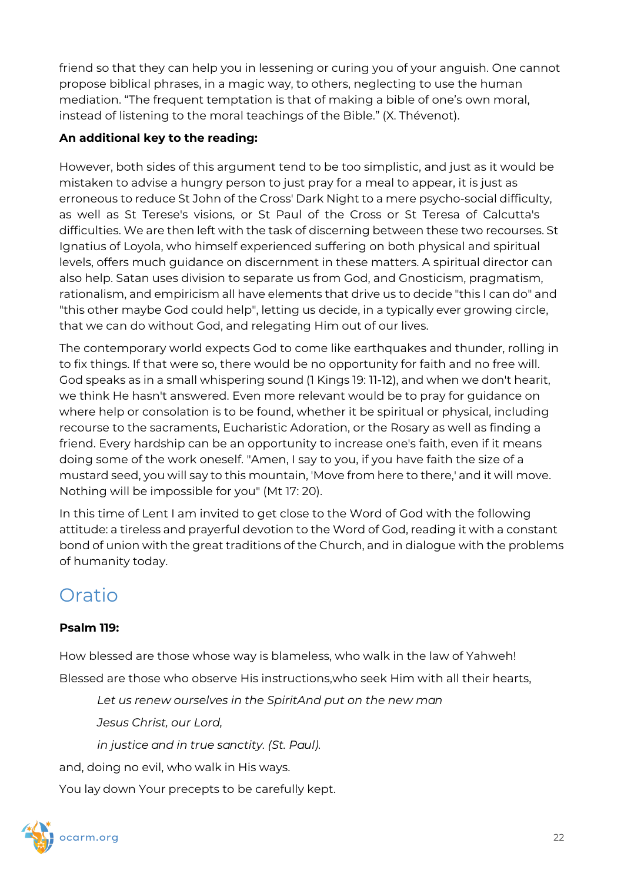friend so that they can help you in lessening or curing you of your anguish. One cannot propose biblical phrases, in a magic way, to others, neglecting to use the human mediation. "The frequent temptation is that of making a bible of one's own moral, instead of listening to the moral teachings of the Bible." (X. Thévenot).

**An additional key to the reading:**

However, both sides of this argument tend to be too simplistic, and just as it would be mistaken to advise a hungry person to just pray for a meal to appear, it is just as erroneous to reduce St John of the Cross' Dark Night to a mere psycho-social difficulty, as well as St Terese's visions, or St Paul of the Cross or St Teresa of Calcutta's difficulties. We are then left with the task of discerning between these two recourses. St Ignatius of Loyola, who himself experienced suffering on both physical and spiritual levels, offers much guidance on discernment in these matters. A spiritual director can also help. Satan uses division to separate us from God, and Gnosticism, pragmatism, rationalism, and empiricism all have elements that drive us to decide "this I can do" and "this other maybe God could help", letting us decide, in a typically ever growing circle, that we can do without God, and relegating Him out of our lives.

The contemporary world expects God to come like earthquakes and thunder, rolling in to fix things. If that were so, there would be no opportunity for faith and no free will. God speaks as in a small whispering sound (1 Kings 19: 11-12), and when we don't hearit, we think He hasn't answered. Even more relevant would be to pray for guidance on where help or consolation is to be found, whether it be spiritual or physical, including recourse to the sacraments, Eucharistic Adoration, or the Rosary as well as finding a friend. Every hardship can be an opportunity to increase one's faith, even if it means doing some of the work oneself. "Amen, I say to you, if you have faith the size of a mustard seed, you will say to this mountain, 'Move from here to there,' and it will move. Nothing will be impossible for you" (Mt 17: 20).

In this time of Lent I am invited to get close to the Word of God with the following attitude: a tireless and prayerful devotion to the Word of God, reading it with a constant bond of union with the great traditions of the Church, and in dialogue with the problems of humanity today.

## Oratio

**Psalm 119:**

How blessed are those whose way is blameless, who walk in the law of Yahweh!

Blessed are those who observe His instructions,who seek Him with all their hearts,

> *Let us renew ourselves in the SpiritAnd put on the new man*
>
> *Jesus Christ, our Lord,*
>
> *in justice and in true sanctity. (St. Paul).*

and, doing no evil, who walk in His ways.

You lay down Your precepts to be carefully kept.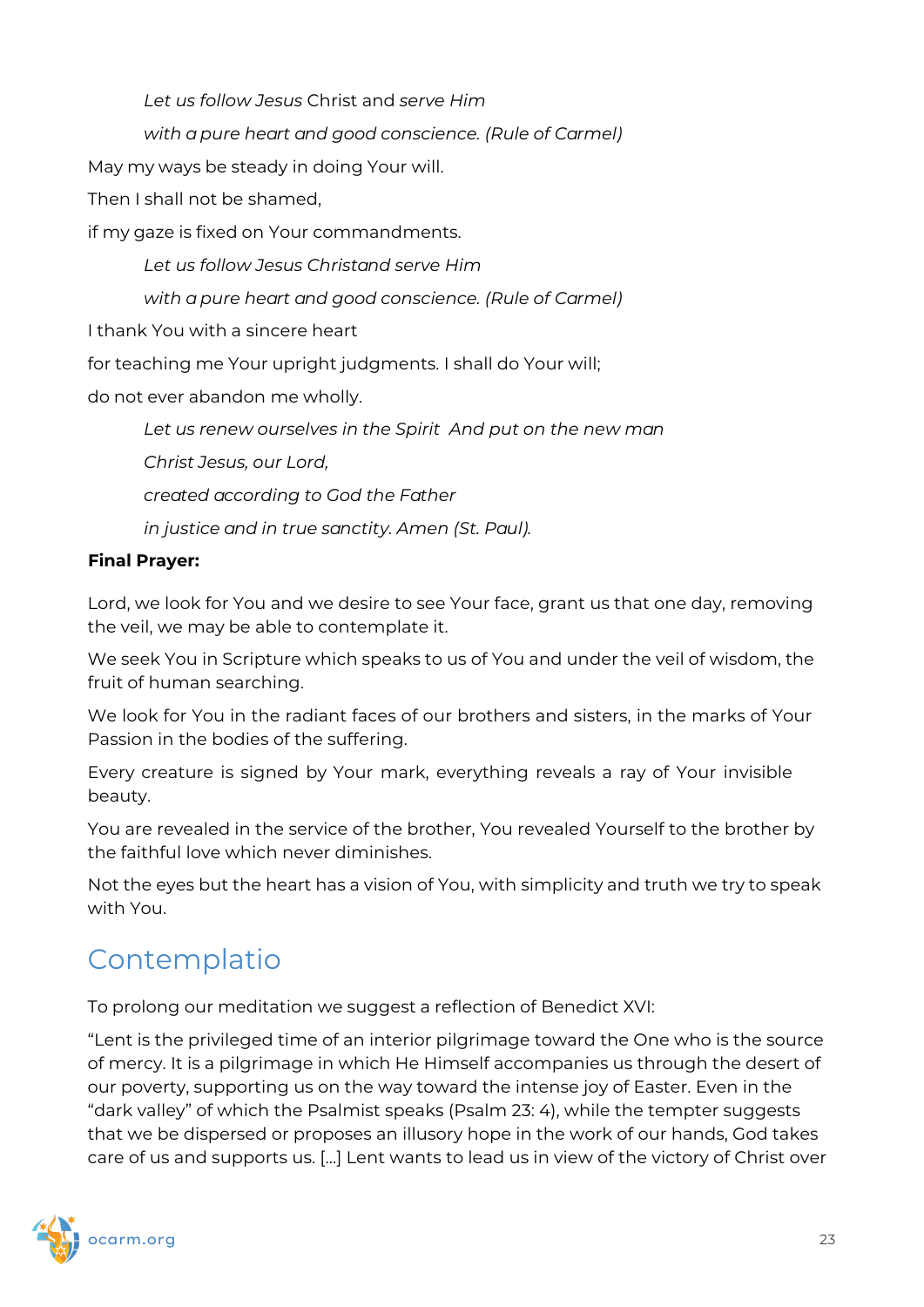*Let us follow Jesus* Christ and *serve Him*

*with a pure heart and good conscience. (Rule of Carmel)*

May my ways be steady in doing Your will.

Then I shall not be shamed,

if my gaze is fixed on Your commandments.

*Let us follow Jesus Christand serve Him*

*with a pure heart and good conscience. (Rule of Carmel)*

I thank You with a sincere heart

for teaching me Your upright judgments. I shall do Your will;

do not ever abandon me wholly.

*Let us renew ourselves in the Spirit And put on the new man*

*Christ Jesus, our Lord,*

*created according to God the Father*

*in justice and in true sanctity. Amen (St. Paul).*

**Final Prayer:**

Lord, we look for You and we desire to see Your face, grant us that one day, removing the veil, we may be able to contemplate it.

We seek You in Scripture which speaks to us of You and under the veil of wisdom, the fruit of human searching.

We look for You in the radiant faces of our brothers and sisters, in the marks of Your Passion in the bodies of the suffering.

Every creature is signed by Your mark, everything reveals a ray of Your invisible beauty.

You are revealed in the service of the brother, You revealed Yourself to the brother by the faithful love which never diminishes.

Not the eyes but the heart has a vision of You, with simplicity and truth we try to speak with You.

# Contemplatio

To prolong our meditation we suggest a reflection of Benedict XVI:

"Lent is the privileged time of an interior pilgrimage toward the One who is the source of mercy. It is a pilgrimage in which He Himself accompanies us through the desert of our poverty, supporting us on the way toward the intense joy of Easter. Even in the "dark valley" of which the Psalmist speaks (Psalm 23: 4), while the tempter suggests that we be dispersed or proposes an illusory hope in the work of our hands, God takes care of us and supports us. [...] Lent wants to lead us in view of the victory of Christ over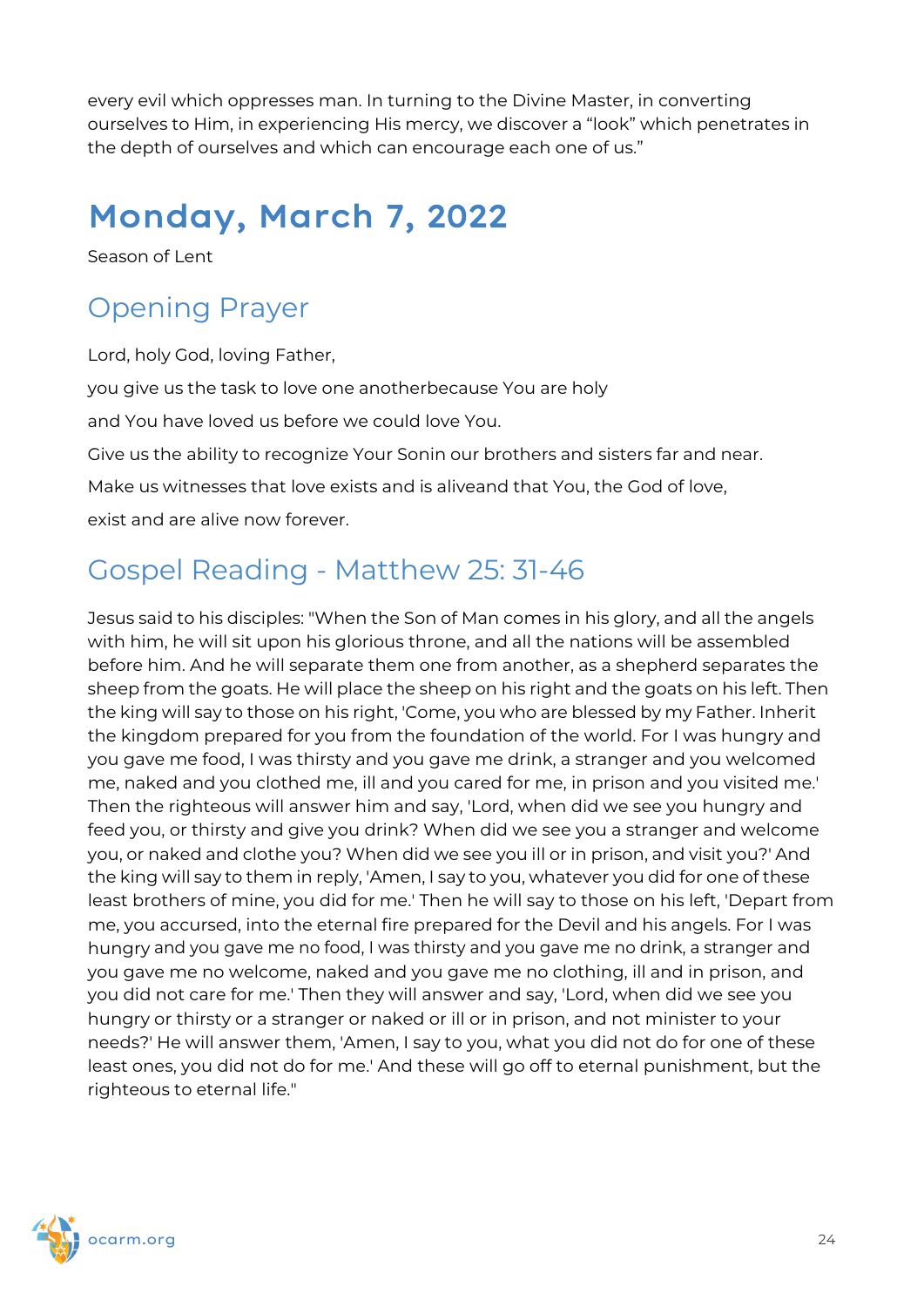every evil which oppresses man. In turning to the Divine Master, in converting ourselves to Him, in experiencing His mercy, we discover a "look" which penetrates in the depth of ourselves and which can encourage each one of us."

# Monday, March 7, 2022

Season of Lent

## Opening Prayer

Lord, holy God, loving Father,

you give us the task to love one anotherbecause You are holy

and You have loved us before we could love You.

Give us the ability to recognize Your Sonin our brothers and sisters far and near.

Make us witnesses that love exists and is aliveand that You, the God of love,

exist and are alive now forever.

## Gospel Reading - Matthew 25: 31-46

Jesus said to his disciples: "When the Son of Man comes in his glory, and all the angels with him, he will sit upon his glorious throne, and all the nations will be assembled before him. And he will separate them one from another, as a shepherd separates the sheep from the goats. He will place the sheep on his right and the goats on his left. Then the king will say to those on his right, 'Come, you who are blessed by my Father. Inherit the kingdom prepared for you from the foundation of the world. For I was hungry and you gave me food, I was thirsty and you gave me drink, a stranger and you welcomed me, naked and you clothed me, ill and you cared for me, in prison and you visited me.' Then the righteous will answer him and say, 'Lord, when did we see you hungry and feed you, or thirsty and give you drink? When did we see you a stranger and welcome you, or naked and clothe you? When did we see you ill or in prison, and visit you?' And the king will say to them in reply, 'Amen, I say to you, whatever you did for one of these least brothers of mine, you did for me.' Then he will say to those on his left, 'Depart from me, you accursed, into the eternal fire prepared for the Devil and his angels. For I was hungry and you gave me no food, I was thirsty and you gave me no drink, a stranger and you gave me no welcome, naked and you gave me no clothing, ill and in prison, and you did not care for me.' Then they will answer and say, 'Lord, when did we see you hungry or thirsty or a stranger or naked or ill or in prison, and not minister to your needs?' He will answer them, 'Amen, I say to you, what you did not do for one of these least ones, you did not do for me.' And these will go off to eternal punishment, but the righteous to eternal life."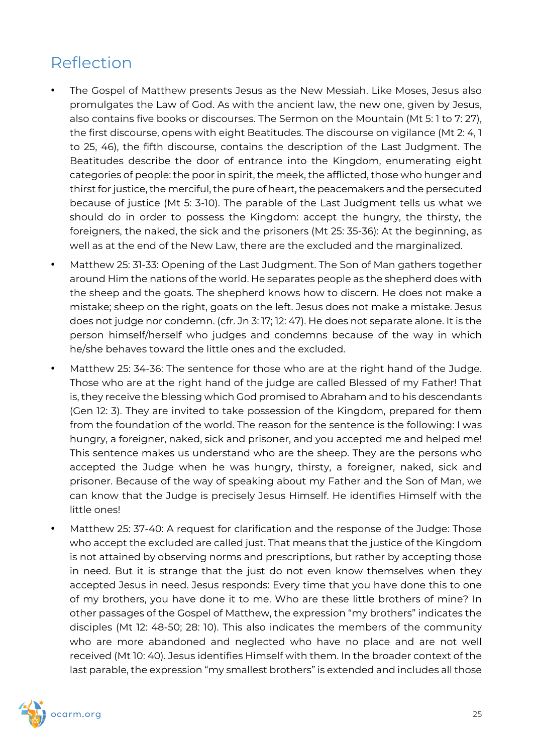## Reflection

- The Gospel of Matthew presents Jesus as the New Messiah. Like Moses, Jesus also promulgates the Law of God. As with the ancient law, the new one, given by Jesus, also contains five books or discourses. The Sermon on the Mountain (Mt 5: 1 to 7: 27), the first discourse, opens with eight Beatitudes. The discourse on vigilance (Mt 2: 4, 1 to 25, 46), the fifth discourse, contains the description of the Last Judgment. The Beatitudes describe the door of entrance into the Kingdom, enumerating eight categories of people: the poor in spirit, the meek, the afflicted, those who hunger and thirst for justice, the merciful, the pure of heart, the peacemakers and the persecuted because of justice (Mt 5: 3-10). The parable of the Last Judgment tells us what we should do in order to possess the Kingdom: accept the hungry, the thirsty, the foreigners, the naked, the sick and the prisoners (Mt 25: 35-36): At the beginning, as well as at the end of the New Law, there are the excluded and the marginalized.
- Matthew 25: 31-33: Opening of the Last Judgment. The Son of Man gathers together around Him the nations of the world. He separates people as the shepherd does with the sheep and the goats. The shepherd knows how to discern. He does not make a mistake; sheep on the right, goats on the left. Jesus does not make a mistake. Jesus does not judge nor condemn. (cfr. Jn 3: 17; 12: 47). He does not separate alone. It is the person himself/herself who judges and condemns because of the way in which he/she behaves toward the little ones and the excluded.
- Matthew 25: 34-36: The sentence for those who are at the right hand of the Judge. Those who are at the right hand of the judge are called Blessed of my Father! That is, they receive the blessing which God promised to Abraham and to his descendants (Gen 12: 3). They are invited to take possession of the Kingdom, prepared for them from the foundation of the world. The reason for the sentence is the following: I was hungry, a foreigner, naked, sick and prisoner, and you accepted me and helped me! This sentence makes us understand who are the sheep. They are the persons who accepted the Judge when he was hungry, thirsty, a foreigner, naked, sick and prisoner. Because of the way of speaking about my Father and the Son of Man, we can know that the Judge is precisely Jesus Himself. He identifies Himself with the little ones!
- Matthew 25: 37-40: A request for clarification and the response of the Judge: Those who accept the excluded are called just. That means that the justice of the Kingdom is not attained by observing norms and prescriptions, but rather by accepting those in need. But it is strange that the just do not even know themselves when they accepted Jesus in need. Jesus responds: Every time that you have done this to one of my brothers, you have done it to me. Who are these little brothers of mine? In other passages of the Gospel of Matthew, the expression "my brothers" indicates the disciples (Mt 12: 48-50; 28: 10). This also indicates the members of the community who are more abandoned and neglected who have no place and are not well received (Mt 10: 40). Jesus identifies Himself with them. In the broader context of the last parable, the expression "my smallest brothers" is extended and includes all those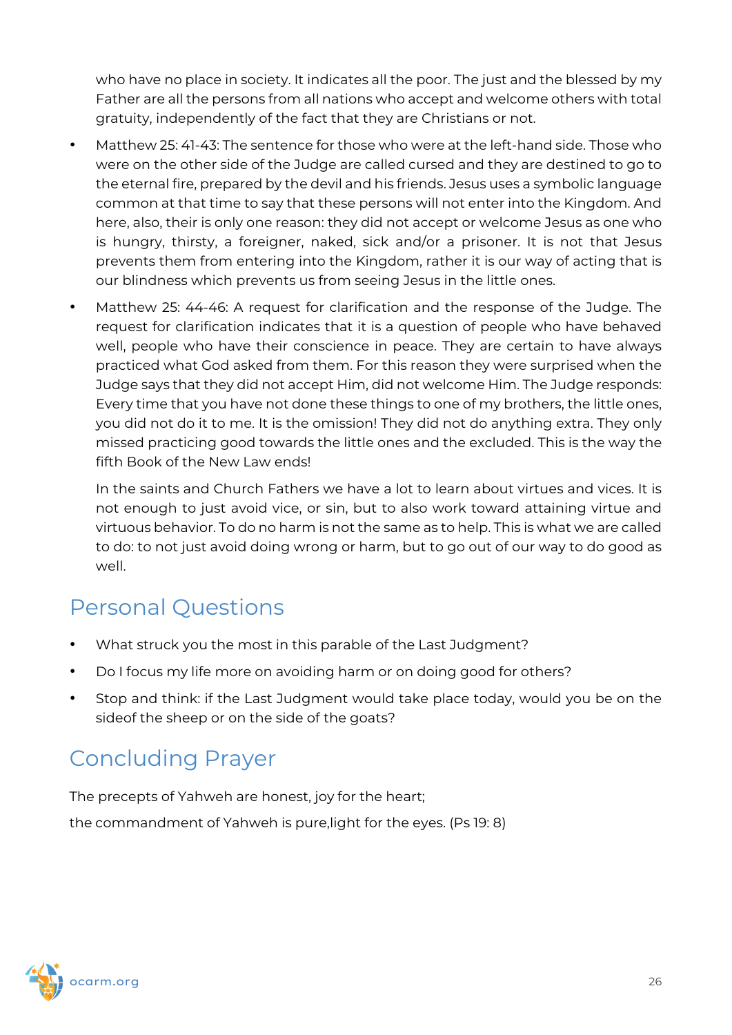who have no place in society. It indicates all the poor. The just and the blessed by my Father are all the persons from all nations who accept and welcome others with total gratuity, independently of the fact that they are Christians or not.

- Matthew 25: 41-43: The sentence for those who were at the left-hand side. Those who were on the other side of the Judge are called cursed and they are destined to go to the eternal fire, prepared by the devil and his friends. Jesus uses a symbolic language common at that time to say that these persons will not enter into the Kingdom. And here, also, their is only one reason: they did not accept or welcome Jesus as one who is hungry, thirsty, a foreigner, naked, sick and/or a prisoner. It is not that Jesus prevents them from entering into the Kingdom, rather it is our way of acting that is our blindness which prevents us from seeing Jesus in the little ones.
- Matthew 25: 44-46: A request for clarification and the response of the Judge. The request for clarification indicates that it is a question of people who have behaved well, people who have their conscience in peace. They are certain to have always practiced what God asked from them. For this reason they were surprised when the Judge says that they did not accept Him, did not welcome Him. The Judge responds: Every time that you have not done these things to one of my brothers, the little ones, you did not do it to me. It is the omission! They did not do anything extra. They only missed practicing good towards the little ones and the excluded. This is the way the fifth Book of the New Law ends!

  In the saints and Church Fathers we have a lot to learn about virtues and vices. It is not enough to just avoid vice, or sin, but to also work toward attaining virtue and virtuous behavior. To do no harm is not the same as to help. This is what we are called to do: to not just avoid doing wrong or harm, but to go out of our way to do good as well.

## Personal Questions

- What struck you the most in this parable of the Last Judgment?
- Do I focus my life more on avoiding harm or on doing good for others?
- Stop and think: if the Last Judgment would take place today, would you be on the sideof the sheep or on the side of the goats?

## Concluding Prayer

The precepts of Yahweh are honest, joy for the heart;

the commandment of Yahweh is pure,light for the eyes. (Ps 19: 8)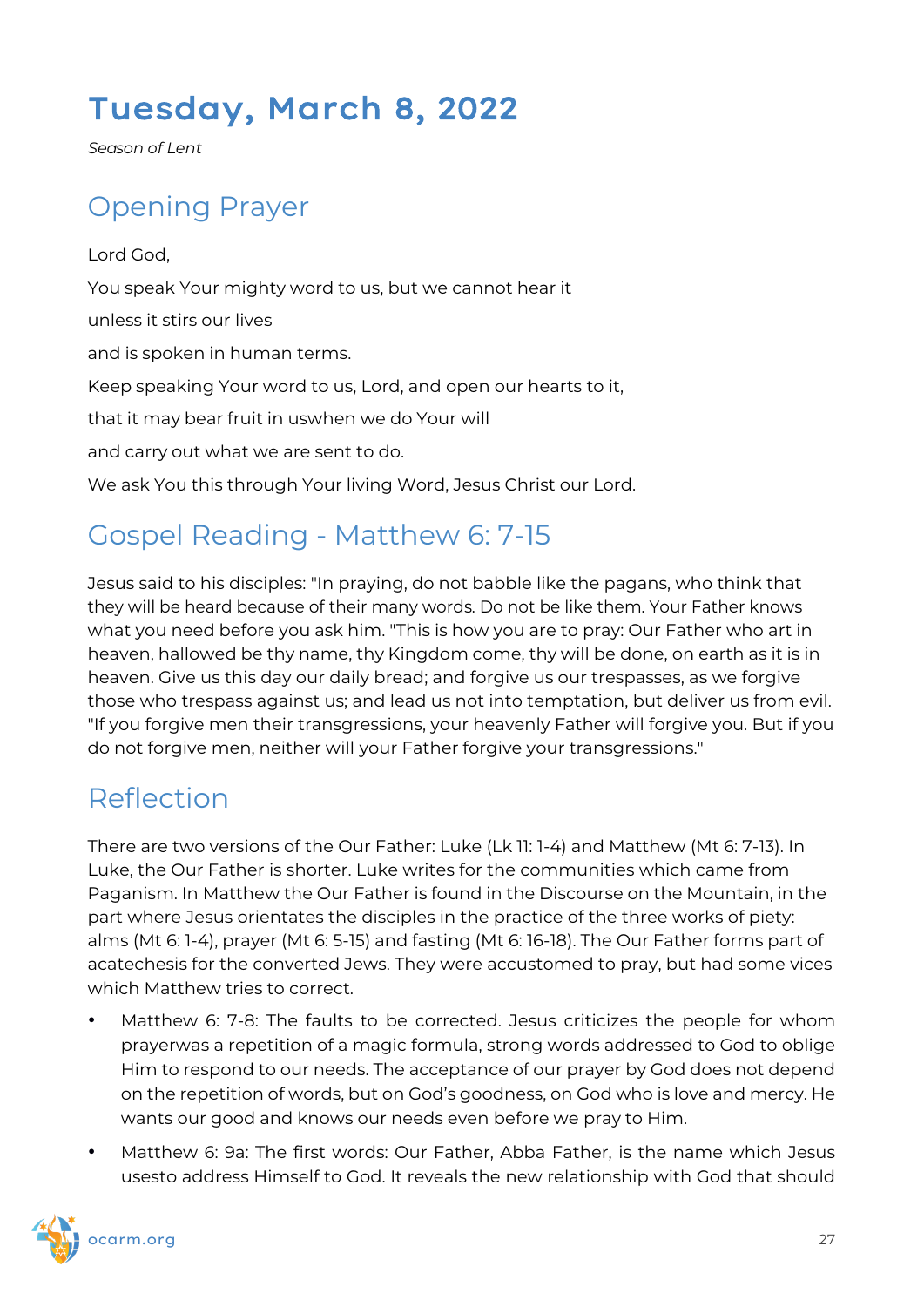# Tuesday, March 8, 2022

*Season of Lent*

## Opening Prayer

Lord God,

You speak Your mighty word to us, but we cannot hear it

unless it stirs our lives

and is spoken in human terms.

Keep speaking Your word to us, Lord, and open our hearts to it,

that it may bear fruit in uswhen we do Your will

and carry out what we are sent to do.

We ask You this through Your living Word, Jesus Christ our Lord.

## Gospel Reading - Matthew 6: 7-15

Jesus said to his disciples: "In praying, do not babble like the pagans, who think that they will be heard because of their many words. Do not be like them. Your Father knows what you need before you ask him. "This is how you are to pray: Our Father who art in heaven, hallowed be thy name, thy Kingdom come, thy will be done, on earth as it is in heaven. Give us this day our daily bread; and forgive us our trespasses, as we forgive those who trespass against us; and lead us not into temptation, but deliver us from evil. "If you forgive men their transgressions, your heavenly Father will forgive you. But if you do not forgive men, neither will your Father forgive your transgressions."

## Reflection

There are two versions of the Our Father: Luke (Lk 11: 1-4) and Matthew (Mt 6: 7-13). In Luke, the Our Father is shorter. Luke writes for the communities which came from Paganism. In Matthew the Our Father is found in the Discourse on the Mountain, in the part where Jesus orientates the disciples in the practice of the three works of piety: alms (Mt 6: 1-4), prayer (Mt 6: 5-15) and fasting (Mt 6: 16-18). The Our Father forms part of acatechesis for the converted Jews. They were accustomed to pray, but had some vices which Matthew tries to correct.

- Matthew 6: 7-8: The faults to be corrected. Jesus criticizes the people for whom prayerwas a repetition of a magic formula, strong words addressed to God to oblige Him to respond to our needs. The acceptance of our prayer by God does not depend on the repetition of words, but on God's goodness, on God who is love and mercy. He wants our good and knows our needs even before we pray to Him.
- Matthew 6: 9a: The first words: Our Father, Abba Father, is the name which Jesus usesto address Himself to God. It reveals the new relationship with God that should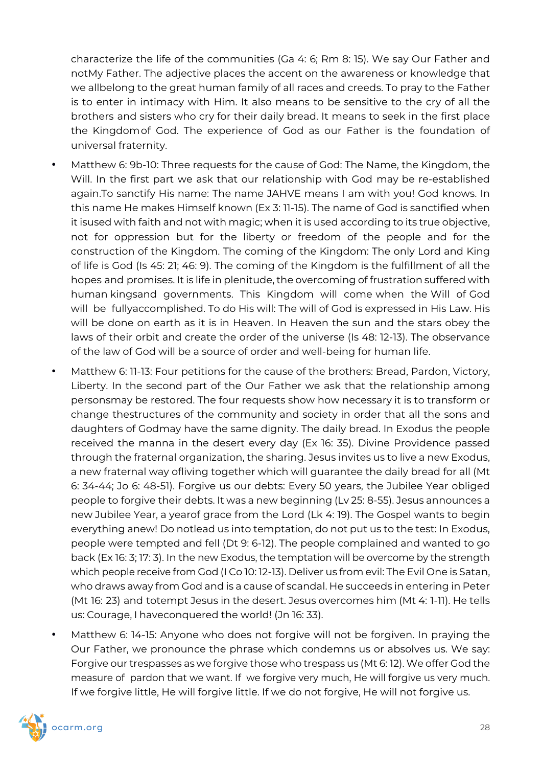characterize the life of the communities (Ga 4: 6; Rm 8: 15). We say Our Father and notMy Father. The adjective places the accent on the awareness or knowledge that we allbelong to the great human family of all races and creeds. To pray to the Father is to enter in intimacy with Him. It also means to be sensitive to the cry of all the brothers and sisters who cry for their daily bread. It means to seek in the first place the Kingdomof God. The experience of God as our Father is the foundation of universal fraternity.

- Matthew 6: 9b-10: Three requests for the cause of God: The Name, the Kingdom, the Will. In the first part we ask that our relationship with God may be re-established again.To sanctify His name: The name JAHVE means I am with you! God knows. In this name He makes Himself known (Ex 3: 11-15). The name of God is sanctified when it isused with faith and not with magic; when it is used according to its true objective, not for oppression but for the liberty or freedom of the people and for the construction of the Kingdom. The coming of the Kingdom: The only Lord and King of life is God (Is 45: 21; 46: 9). The coming of the Kingdom is the fulfillment of all the hopes and promises. It is life in plenitude, the overcoming of frustration suffered with human kingsand governments. This Kingdom will come when the Will of God will be fullyaccomplished. To do His will: The will of God is expressed in His Law. His will be done on earth as it is in Heaven. In Heaven the sun and the stars obey the laws of their orbit and create the order of the universe (Is 48: 12-13). The observance of the law of God will be a source of order and well-being for human life.
- Matthew 6: 11-13: Four petitions for the cause of the brothers: Bread, Pardon, Victory, Liberty. In the second part of the Our Father we ask that the relationship among personsmay be restored. The four requests show how necessary it is to transform or change thestructures of the community and society in order that all the sons and daughters of Godmay have the same dignity. The daily bread. In Exodus the people received the manna in the desert every day (Ex 16: 35). Divine Providence passed through the fraternal organization, the sharing. Jesus invites us to live a new Exodus, a new fraternal way ofliving together which will guarantee the daily bread for all (Mt 6: 34-44; Jo 6: 48-51). Forgive us our debts: Every 50 years, the Jubilee Year obliged people to forgive their debts. It was a new beginning (Lv 25: 8-55). Jesus announces a new Jubilee Year, a yearof grace from the Lord (Lk 4: 19). The Gospel wants to begin everything anew! Do notlead us into temptation, do not put us to the test: In Exodus, people were tempted and fell (Dt 9: 6-12). The people complained and wanted to go back (Ex 16: 3; 17: 3). In the new Exodus, the temptation will be overcome by the strength which people receive from God (I Co 10: 12-13). Deliver us from evil: The Evil One is Satan, who draws away from God and is a cause of scandal. He succeeds in entering in Peter (Mt 16: 23) and totempt Jesus in the desert. Jesus overcomes him (Mt 4: 1-11). He tells us: Courage, I haveconquered the world! (Jn 16: 33).
- Matthew 6: 14-15: Anyone who does not forgive will not be forgiven. In praying the Our Father, we pronounce the phrase which condemns us or absolves us. We say: Forgive our trespasses as we forgive those who trespass us (Mt 6: 12). We offer God the measure of pardon that we want. If we forgive very much, He will forgive us very much. If we forgive little, He will forgive little. If we do not forgive, He will not forgive us.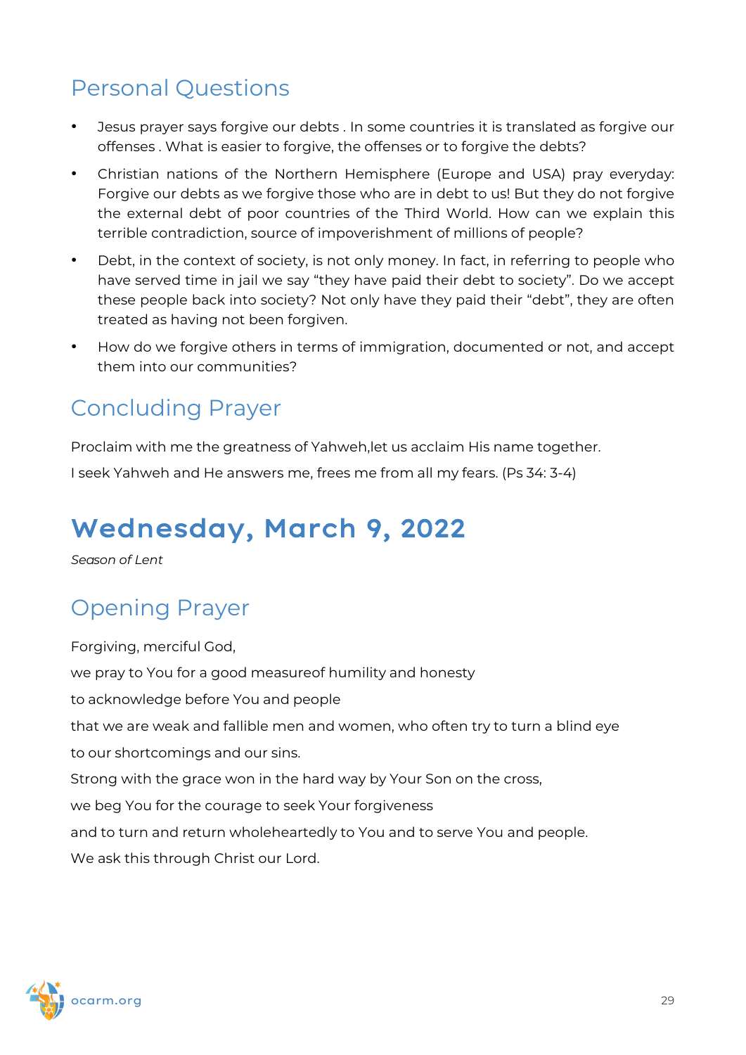## Personal Questions

- Jesus prayer says forgive our debts . In some countries it is translated as forgive our offenses . What is easier to forgive, the offenses or to forgive the debts?
- Christian nations of the Northern Hemisphere (Europe and USA) pray everyday: Forgive our debts as we forgive those who are in debt to us! But they do not forgive the external debt of poor countries of the Third World. How can we explain this terrible contradiction, source of impoverishment of millions of people?
- Debt, in the context of society, is not only money. In fact, in referring to people who have served time in jail we say "they have paid their debt to society". Do we accept these people back into society? Not only have they paid their "debt", they are often treated as having not been forgiven.
- How do we forgive others in terms of immigration, documented or not, and accept them into our communities?

## Concluding Prayer

Proclaim with me the greatness of Yahweh,let us acclaim His name together.

I seek Yahweh and He answers me, frees me from all my fears. (Ps 34: 3-4)

# Wednesday, March 9, 2022

*Season of Lent*

## Opening Prayer

Forgiving, merciful God,

we pray to You for a good measureof humility and honesty

to acknowledge before You and people

that we are weak and fallible men and women, who often try to turn a blind eye

to our shortcomings and our sins.

Strong with the grace won in the hard way by Your Son on the cross,

we beg You for the courage to seek Your forgiveness

and to turn and return wholeheartedly to You and to serve You and people.

We ask this through Christ our Lord.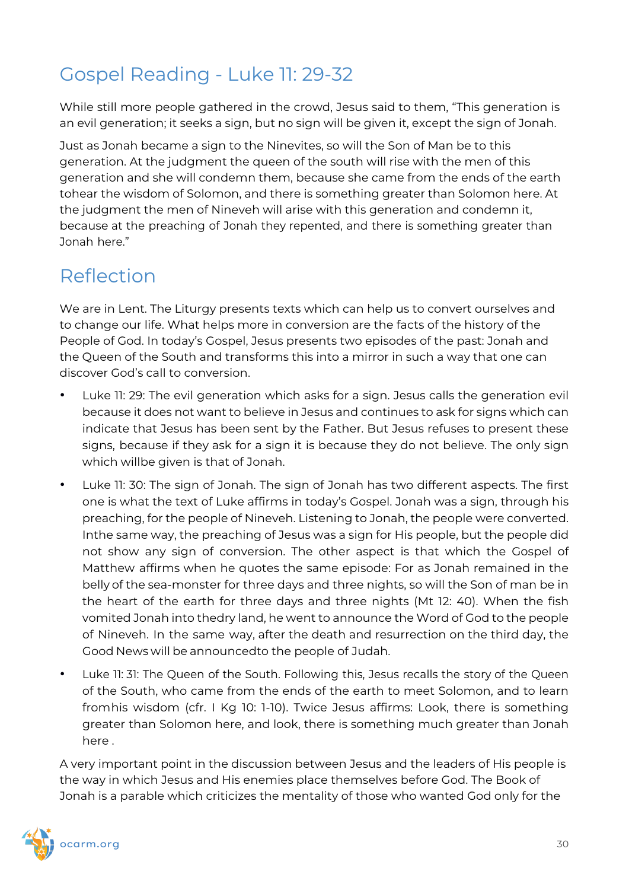## Gospel Reading - Luke 11: 29-32

While still more people gathered in the crowd, Jesus said to them, “This generation is an evil generation; it seeks a sign, but no sign will be given it, except the sign of Jonah.

Just as Jonah became a sign to the Ninevites, so will the Son of Man be to this generation. At the judgment the queen of the south will rise with the men of this generation and she will condemn them, because she came from the ends of the earth tohear the wisdom of Solomon, and there is something greater than Solomon here. At the judgment the men of Nineveh will arise with this generation and condemn it, because at the preaching of Jonah they repented, and there is something greater than Jonah here.”

## Reflection

We are in Lent. The Liturgy presents texts which can help us to convert ourselves and to change our life. What helps more in conversion are the facts of the history of the People of God. In today’s Gospel, Jesus presents two episodes of the past: Jonah and the Queen of the South and transforms this into a mirror in such a way that one can discover God’s call to conversion.

- Luke 11: 29: The evil generation which asks for a sign. Jesus calls the generation evil because it does not want to believe in Jesus and continues to ask for signs which can indicate that Jesus has been sent by the Father. But Jesus refuses to present these signs, because if they ask for a sign it is because they do not believe. The only sign which willbe given is that of Jonah.
- Luke 11: 30: The sign of Jonah. The sign of Jonah has two different aspects. The first one is what the text of Luke affirms in today’s Gospel. Jonah was a sign, through his preaching, for the people of Nineveh. Listening to Jonah, the people were converted. Inthe same way, the preaching of Jesus was a sign for His people, but the people did not show any sign of conversion. The other aspect is that which the Gospel of Matthew affirms when he quotes the same episode: For as Jonah remained in the belly of the sea-monster for three days and three nights, so will the Son of man be in the heart of the earth for three days and three nights (Mt 12: 40). When the fish vomited Jonah into thedry land, he went to announce the Word of God to the people of Nineveh. In the same way, after the death and resurrection on the third day, the Good News will be announcedto the people of Judah.
- Luke 11: 31: The Queen of the South. Following this, Jesus recalls the story of the Queen of the South, who came from the ends of the earth to meet Solomon, and to learn fromhis wisdom (cfr. I Kg 10: 1-10). Twice Jesus affirms: Look, there is something greater than Solomon here, and look, there is something much greater than Jonah here .

A very important point in the discussion between Jesus and the leaders of His people is the way in which Jesus and His enemies place themselves before God. The Book of Jonah is a parable which criticizes the mentality of those who wanted God only for the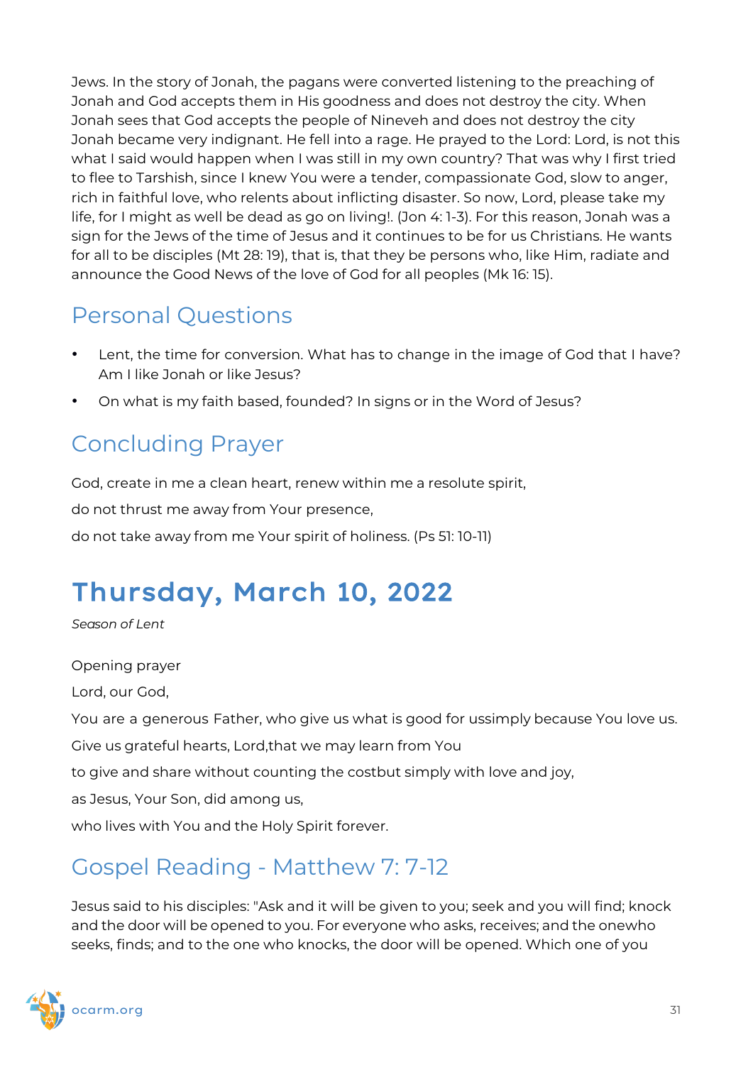Jews. In the story of Jonah, the pagans were converted listening to the preaching of Jonah and God accepts them in His goodness and does not destroy the city. When Jonah sees that God accepts the people of Nineveh and does not destroy the city Jonah became very indignant. He fell into a rage. He prayed to the Lord: Lord, is not this what I said would happen when I was still in my own country? That was why I first tried to flee to Tarshish, since I knew You were a tender, compassionate God, slow to anger, rich in faithful love, who relents about inflicting disaster. So now, Lord, please take my life, for I might as well be dead as go on living!. (Jon 4: 1-3). For this reason, Jonah was a sign for the Jews of the time of Jesus and it continues to be for us Christians. He wants for all to be disciples (Mt 28: 19), that is, that they be persons who, like Him, radiate and announce the Good News of the love of God for all peoples (Mk 16: 15).

## Personal Questions

- Lent, the time for conversion. What has to change in the image of God that I have? Am I like Jonah or like Jesus?
- On what is my faith based, founded? In signs or in the Word of Jesus?

## Concluding Prayer

God, create in me a clean heart, renew within me a resolute spirit,

do not thrust me away from Your presence,

do not take away from me Your spirit of holiness. (Ps 51: 10-11)

# Thursday, March 10, 2022

*Season of Lent*

Opening prayer

Lord, our God,

You are a generous Father, who give us what is good for ussimply because You love us.

Give us grateful hearts, Lord,that we may learn from You

to give and share without counting the costbut simply with love and joy,

as Jesus, Your Son, did among us,

who lives with You and the Holy Spirit forever.

## Gospel Reading - Matthew 7: 7-12

Jesus said to his disciples: "Ask and it will be given to you; seek and you will find; knock and the door will be opened to you. For everyone who asks, receives; and the onewho seeks, finds; and to the one who knocks, the door will be opened. Which one of you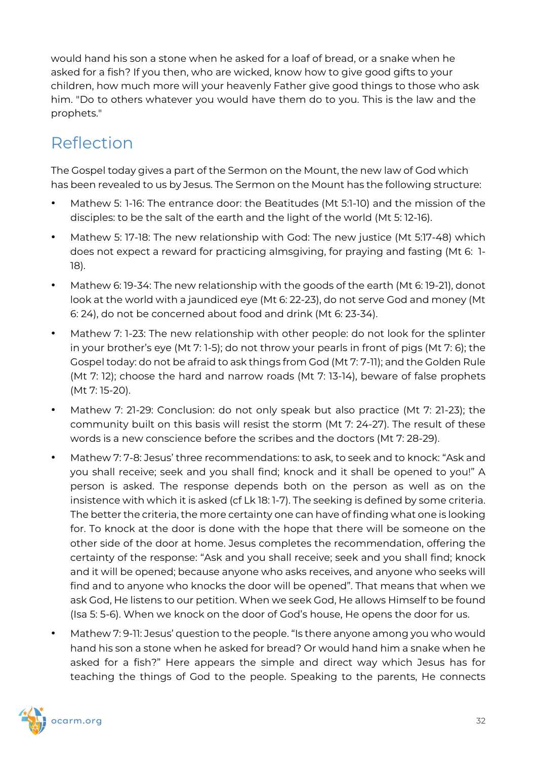would hand his son a stone when he asked for a loaf of bread, or a snake when he asked for a fish? If you then, who are wicked, know how to give good gifts to your children, how much more will your heavenly Father give good things to those who ask him. "Do to others whatever you would have them do to you. This is the law and the prophets."

## Reflection

The Gospel today gives a part of the Sermon on the Mount, the new law of God which has been revealed to us by Jesus. The Sermon on the Mount has the following structure:

- Mathew 5: 1-16: The entrance door: the Beatitudes (Mt 5:1-10) and the mission of the disciples: to be the salt of the earth and the light of the world (Mt 5: 12-16).
- Mathew 5: 17-18: The new relationship with God: The new justice (Mt 5:17-48) which does not expect a reward for practicing almsgiving, for praying and fasting (Mt 6: 1-18).
- Mathew 6: 19-34: The new relationship with the goods of the earth (Mt 6: 19-21), donot look at the world with a jaundiced eye (Mt 6: 22-23), do not serve God and money (Mt 6: 24), do not be concerned about food and drink (Mt 6: 23-34).
- Mathew 7: 1-23: The new relationship with other people: do not look for the splinter in your brother's eye (Mt 7: 1-5); do not throw your pearls in front of pigs (Mt 7: 6); the Gospel today: do not be afraid to ask things from God (Mt 7: 7-11); and the Golden Rule (Mt 7: 12); choose the hard and narrow roads (Mt 7: 13-14), beware of false prophets (Mt 7: 15-20).
- Mathew 7: 21-29: Conclusion: do not only speak but also practice (Mt 7: 21-23); the community built on this basis will resist the storm (Mt 7: 24-27). The result of these words is a new conscience before the scribes and the doctors (Mt 7: 28-29).
- Mathew 7: 7-8: Jesus' three recommendations: to ask, to seek and to knock: "Ask and you shall receive; seek and you shall find; knock and it shall be opened to you!" A person is asked. The response depends both on the person as well as on the insistence with which it is asked (cf Lk 18: 1-7). The seeking is defined by some criteria. The better the criteria, the more certainty one can have of finding what one is looking for. To knock at the door is done with the hope that there will be someone on the other side of the door at home. Jesus completes the recommendation, offering the certainty of the response: "Ask and you shall receive; seek and you shall find; knock and it will be opened; because anyone who asks receives, and anyone who seeks will find and to anyone who knocks the door will be opened". That means that when we ask God, He listens to our petition. When we seek God, He allows Himself to be found (Isa 5: 5-6). When we knock on the door of God's house, He opens the door for us.
- Mathew 7: 9-11: Jesus' question to the people. "Is there anyone among you who would hand his son a stone when he asked for bread? Or would hand him a snake when he asked for a fish?" Here appears the simple and direct way which Jesus has for teaching the things of God to the people. Speaking to the parents, He connects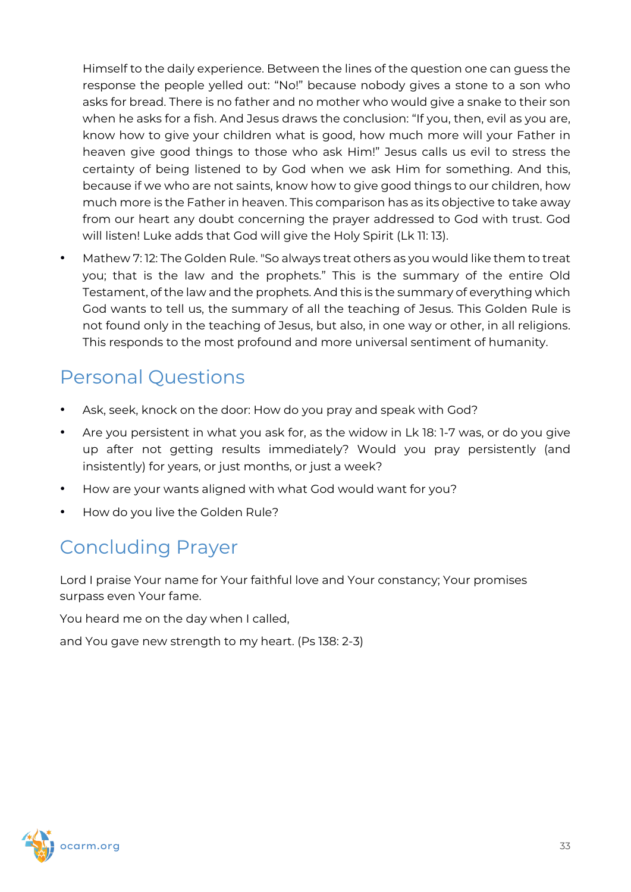Himself to the daily experience. Between the lines of the question one can guess the response the people yelled out: "No!" because nobody gives a stone to a son who asks for bread. There is no father and no mother who would give a snake to their son when he asks for a fish. And Jesus draws the conclusion: "If you, then, evil as you are, know how to give your children what is good, how much more will your Father in heaven give good things to those who ask Him!" Jesus calls us evil to stress the certainty of being listened to by God when we ask Him for something. And this, because if we who are not saints, know how to give good things to our children, how much more is the Father in heaven. This comparison has as its objective to take away from our heart any doubt concerning the prayer addressed to God with trust. God will listen! Luke adds that God will give the Holy Spirit (Lk 11: 13).

- Mathew 7: 12: The Golden Rule. "So always treat others as you would like them to treat you; that is the law and the prophets." This is the summary of the entire Old Testament, of the law and the prophets. And this is the summary of everything which God wants to tell us, the summary of all the teaching of Jesus. This Golden Rule is not found only in the teaching of Jesus, but also, in one way or other, in all religions. This responds to the most profound and more universal sentiment of humanity.

## Personal Questions

- Ask, seek, knock on the door: How do you pray and speak with God?
- Are you persistent in what you ask for, as the widow in Lk 18: 1-7 was, or do you give up after not getting results immediately? Would you pray persistently (and insistently) for years, or just months, or just a week?
- How are your wants aligned with what God would want for you?
- How do you live the Golden Rule?

## Concluding Prayer

Lord I praise Your name for Your faithful love and Your constancy; Your promises surpass even Your fame.

You heard me on the day when I called,

and You gave new strength to my heart. (Ps 138: 2-3)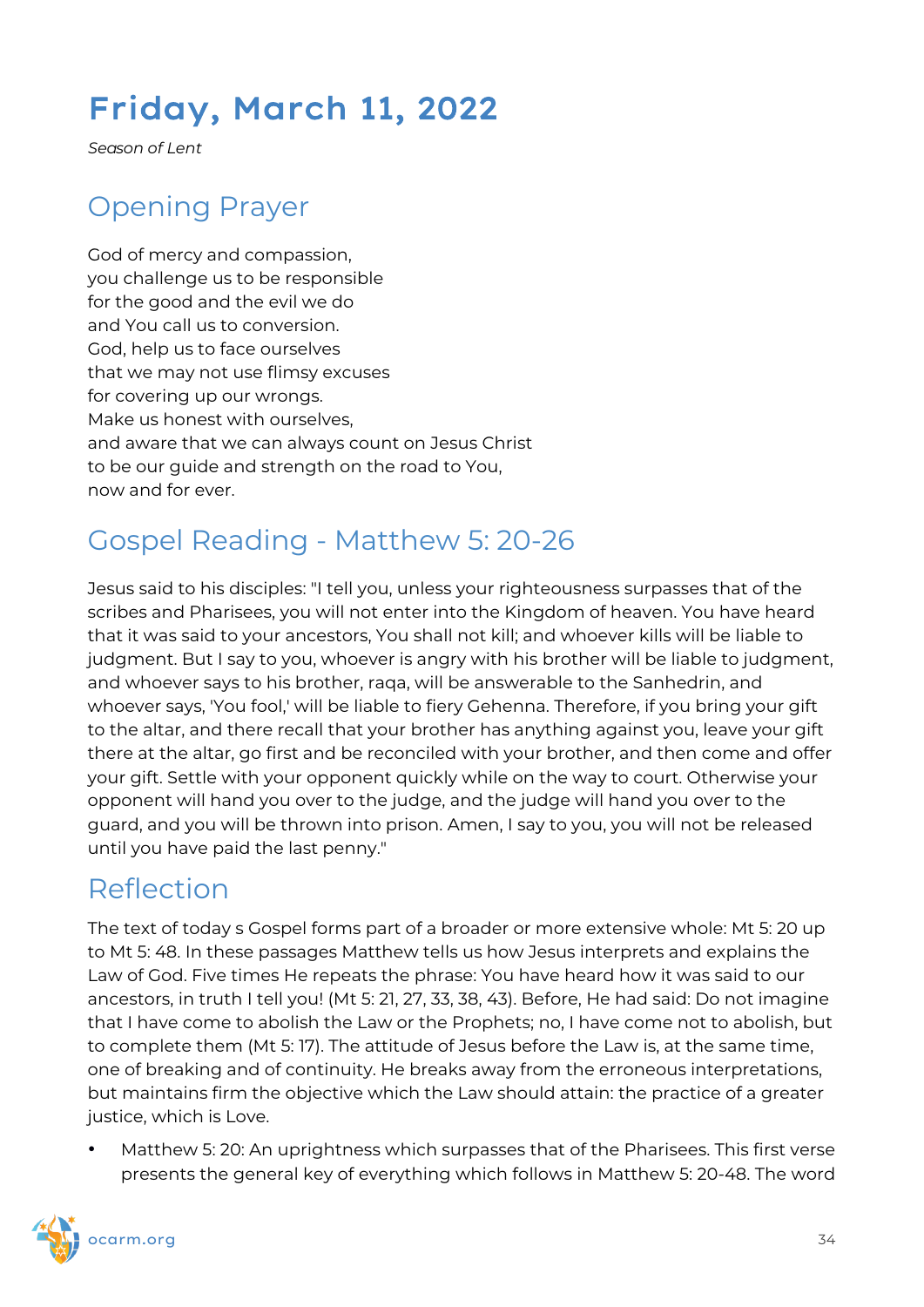# Friday, March 11, 2022

*Season of Lent*

## Opening Prayer

God of mercy and compassion,
you challenge us to be responsible
for the good and the evil we do
and You call us to conversion.
God, help us to face ourselves
that we may not use flimsy excuses
for covering up our wrongs.
Make us honest with ourselves,
and aware that we can always count on Jesus Christ
to be our guide and strength on the road to You,
now and for ever.

## Gospel Reading - Matthew 5: 20-26

Jesus said to his disciples: "I tell you, unless your righteousness surpasses that of the scribes and Pharisees, you will not enter into the Kingdom of heaven. You have heard that it was said to your ancestors, You shall not kill; and whoever kills will be liable to judgment. But I say to you, whoever is angry with his brother will be liable to judgment, and whoever says to his brother, raqa, will be answerable to the Sanhedrin, and whoever says, 'You fool,' will be liable to fiery Gehenna. Therefore, if you bring your gift to the altar, and there recall that your brother has anything against you, leave your gift there at the altar, go first and be reconciled with your brother, and then come and offer your gift. Settle with your opponent quickly while on the way to court. Otherwise your opponent will hand you over to the judge, and the judge will hand you over to the guard, and you will be thrown into prison. Amen, I say to you, you will not be released until you have paid the last penny."

## Reflection

The text of today s Gospel forms part of a broader or more extensive whole: Mt 5: 20 up to Mt 5: 48. In these passages Matthew tells us how Jesus interprets and explains the Law of God. Five times He repeats the phrase: You have heard how it was said to our ancestors, in truth I tell you! (Mt 5: 21, 27, 33, 38, 43). Before, He had said: Do not imagine that I have come to abolish the Law or the Prophets; no, I have come not to abolish, but to complete them (Mt 5: 17). The attitude of Jesus before the Law is, at the same time, one of breaking and of continuity. He breaks away from the erroneous interpretations, but maintains firm the objective which the Law should attain: the practice of a greater justice, which is Love.

- Matthew 5: 20: An uprightness which surpasses that of the Pharisees. This first verse presents the general key of everything which follows in Matthew 5: 20-48. The word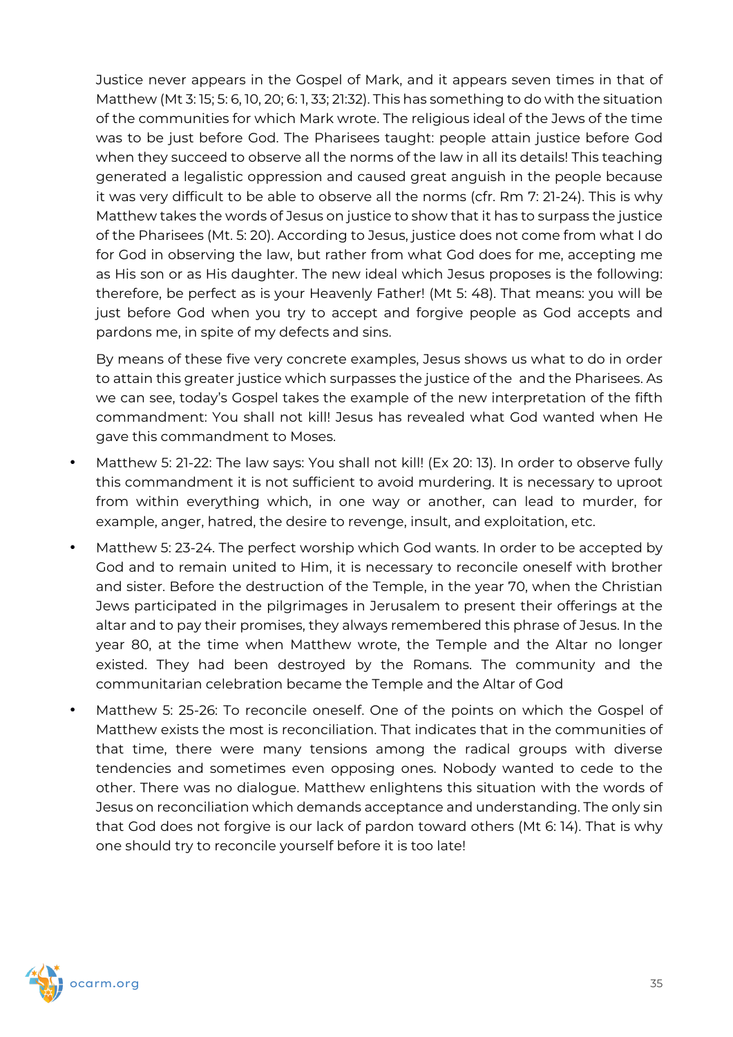Justice never appears in the Gospel of Mark, and it appears seven times in that of Matthew (Mt 3: 15; 5: 6, 10, 20; 6: 1, 33; 21:32). This has something to do with the situation of the communities for which Mark wrote. The religious ideal of the Jews of the time was to be just before God. The Pharisees taught: people attain justice before God when they succeed to observe all the norms of the law in all its details! This teaching generated a legalistic oppression and caused great anguish in the people because it was very difficult to be able to observe all the norms (cfr. Rm 7: 21-24). This is why Matthew takes the words of Jesus on justice to show that it has to surpass the justice of the Pharisees (Mt. 5: 20). According to Jesus, justice does not come from what I do for God in observing the law, but rather from what God does for me, accepting me as His son or as His daughter. The new ideal which Jesus proposes is the following: therefore, be perfect as is your Heavenly Father! (Mt 5: 48). That means: you will be just before God when you try to accept and forgive people as God accepts and pardons me, in spite of my defects and sins.

By means of these five very concrete examples, Jesus shows us what to do in order to attain this greater justice which surpasses the justice of the  and the Pharisees. As we can see, today's Gospel takes the example of the new interpretation of the fifth commandment: You shall not kill! Jesus has revealed what God wanted when He gave this commandment to Moses.

- Matthew 5: 21-22: The law says: You shall not kill! (Ex 20: 13). In order to observe fully this commandment it is not sufficient to avoid murdering. It is necessary to uproot from within everything which, in one way or another, can lead to murder, for example, anger, hatred, the desire to revenge, insult, and exploitation, etc.
- Matthew 5: 23-24. The perfect worship which God wants. In order to be accepted by God and to remain united to Him, it is necessary to reconcile oneself with brother and sister. Before the destruction of the Temple, in the year 70, when the Christian Jews participated in the pilgrimages in Jerusalem to present their offerings at the altar and to pay their promises, they always remembered this phrase of Jesus. In the year 80, at the time when Matthew wrote, the Temple and the Altar no longer existed. They had been destroyed by the Romans. The community and the communitarian celebration became the Temple and the Altar of God
- Matthew 5: 25-26: To reconcile oneself. One of the points on which the Gospel of Matthew exists the most is reconciliation. That indicates that in the communities of that time, there were many tensions among the radical groups with diverse tendencies and sometimes even opposing ones. Nobody wanted to cede to the other. There was no dialogue. Matthew enlightens this situation with the words of Jesus on reconciliation which demands acceptance and understanding. The only sin that God does not forgive is our lack of pardon toward others (Mt 6: 14). That is why one should try to reconcile yourself before it is too late!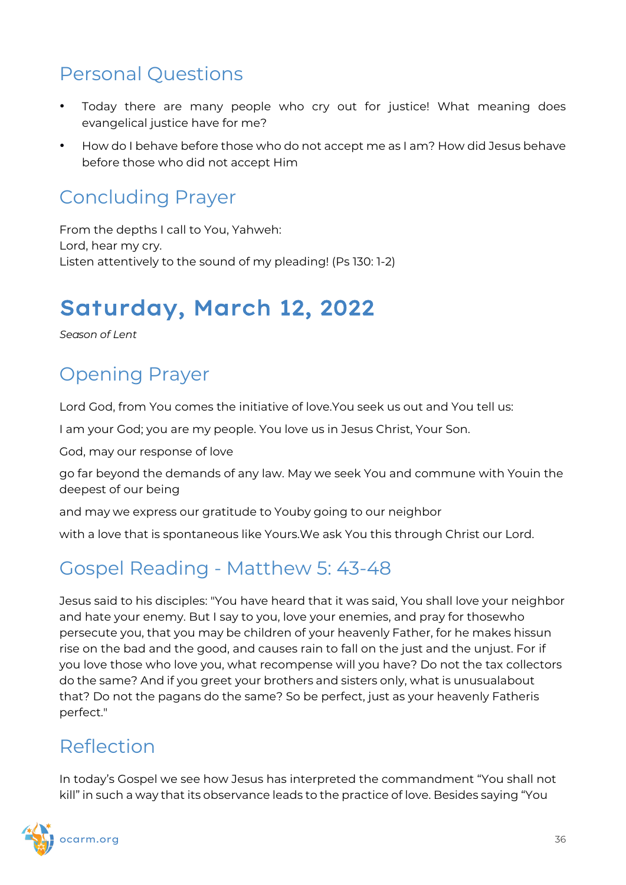## Personal Questions

- Today there are many people who cry out for justice! What meaning does evangelical justice have for me?
- How do I behave before those who do not accept me as I am? How did Jesus behave before those who did not accept Him

## Concluding Prayer

From the depths I call to You, Yahweh:
Lord, hear my cry.
Listen attentively to the sound of my pleading! (Ps 130: 1-2)

# Saturday, March 12, 2022

*Season of Lent*

## Opening Prayer

Lord God, from You comes the initiative of love.You seek us out and You tell us:

I am your God; you are my people. You love us in Jesus Christ, Your Son.

God, may our response of love

go far beyond the demands of any law. May we seek You and commune with Youin the deepest of our being

and may we express our gratitude to Youby going to our neighbor

with a love that is spontaneous like Yours.We ask You this through Christ our Lord.

## Gospel Reading - Matthew 5: 43-48

Jesus said to his disciples: "You have heard that it was said, You shall love your neighbor and hate your enemy. But I say to you, love your enemies, and pray for thosewho persecute you, that you may be children of your heavenly Father, for he makes hissun rise on the bad and the good, and causes rain to fall on the just and the unjust. For if you love those who love you, what recompense will you have? Do not the tax collectors do the same? And if you greet your brothers and sisters only, what is unusualabout that? Do not the pagans do the same? So be perfect, just as your heavenly Fatheris perfect."

## Reflection

In today's Gospel we see how Jesus has interpreted the commandment "You shall not kill" in such a way that its observance leads to the practice of love. Besides saying "You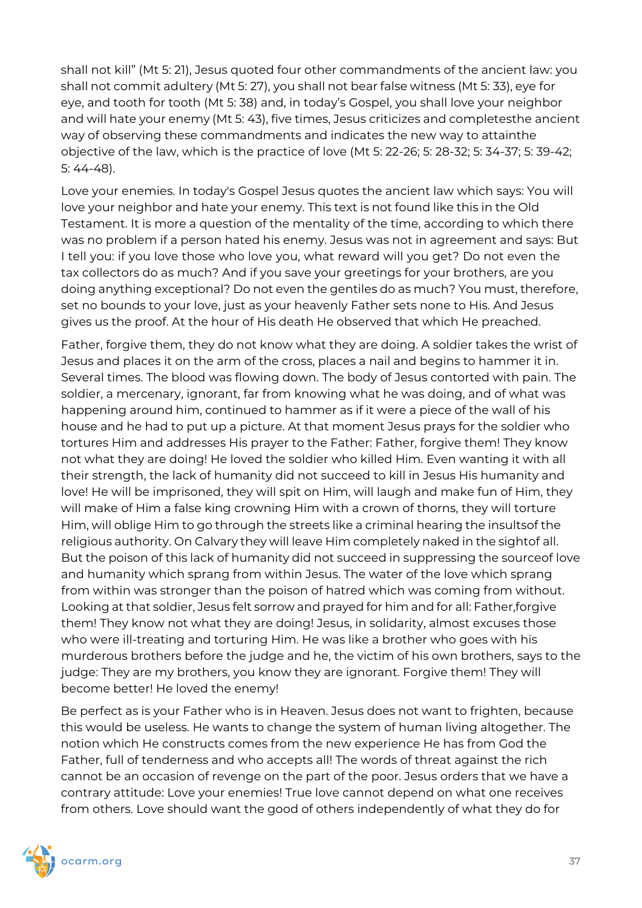shall not kill" (Mt 5: 21), Jesus quoted four other commandments of the ancient law: you shall not commit adultery (Mt 5: 27), you shall not bear false witness (Mt 5: 33), eye for eye, and tooth for tooth (Mt 5: 38) and, in today's Gospel, you shall love your neighbor and will hate your enemy (Mt 5: 43), five times, Jesus criticizes and completesthe ancient way of observing these commandments and indicates the new way to attainthe objective of the law, which is the practice of love (Mt 5: 22-26; 5: 28-32; 5: 34-37; 5: 39-42; 5: 44-48).

Love your enemies. In today's Gospel Jesus quotes the ancient law which says: You will love your neighbor and hate your enemy. This text is not found like this in the Old Testament. It is more a question of the mentality of the time, according to which there was no problem if a person hated his enemy. Jesus was not in agreement and says: But I tell you: if you love those who love you, what reward will you get? Do not even the tax collectors do as much? And if you save your greetings for your brothers, are you doing anything exceptional? Do not even the gentiles do as much? You must, therefore, set no bounds to your love, just as your heavenly Father sets none to His. And Jesus gives us the proof. At the hour of His death He observed that which He preached.

Father, forgive them, they do not know what they are doing. A soldier takes the wrist of Jesus and places it on the arm of the cross, places a nail and begins to hammer it in. Several times. The blood was flowing down. The body of Jesus contorted with pain. The soldier, a mercenary, ignorant, far from knowing what he was doing, and of what was happening around him, continued to hammer as if it were a piece of the wall of his house and he had to put up a picture. At that moment Jesus prays for the soldier who tortures Him and addresses His prayer to the Father: Father, forgive them! They know not what they are doing! He loved the soldier who killed Him. Even wanting it with all their strength, the lack of humanity did not succeed to kill in Jesus His humanity and love! He will be imprisoned, they will spit on Him, will laugh and make fun of Him, they will make of Him a false king crowning Him with a crown of thorns, they will torture Him, will oblige Him to go through the streets like a criminal hearing the insultsof the religious authority. On Calvary they will leave Him completely naked in the sightof all. But the poison of this lack of humanity did not succeed in suppressing the sourceof love and humanity which sprang from within Jesus. The water of the love which sprang from within was stronger than the poison of hatred which was coming from without. Looking at that soldier, Jesus felt sorrow and prayed for him and for all: Father,forgive them! They know not what they are doing! Jesus, in solidarity, almost excuses those who were ill-treating and torturing Him. He was like a brother who goes with his murderous brothers before the judge and he, the victim of his own brothers, says to the judge: They are my brothers, you know they are ignorant. Forgive them! They will become better! He loved the enemy!

Be perfect as is your Father who is in Heaven. Jesus does not want to frighten, because this would be useless. He wants to change the system of human living altogether. The notion which He constructs comes from the new experience He has from God the Father, full of tenderness and who accepts all! The words of threat against the rich cannot be an occasion of revenge on the part of the poor. Jesus orders that we have a contrary attitude: Love your enemies! True love cannot depend on what one receives from others. Love should want the good of others independently of what they do for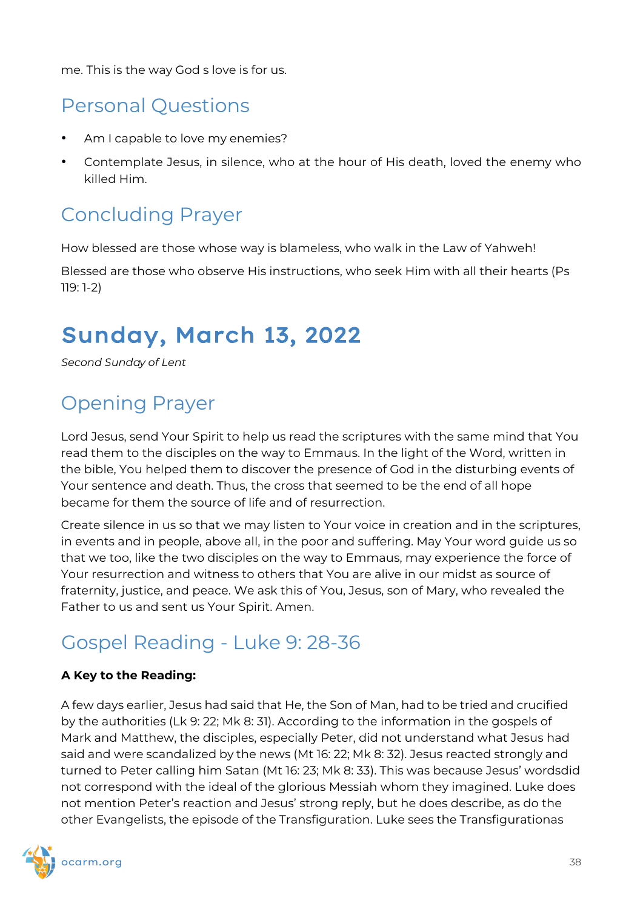me. This is the way God s love is for us.

## Personal Questions

- Am I capable to love my enemies?
- Contemplate Jesus, in silence, who at the hour of His death, loved the enemy who killed Him.

## Concluding Prayer

How blessed are those whose way is blameless, who walk in the Law of Yahweh!

Blessed are those who observe His instructions, who seek Him with all their hearts (Ps 119: 1-2)

# Sunday, March 13, 2022

*Second Sunday of Lent*

## Opening Prayer

Lord Jesus, send Your Spirit to help us read the scriptures with the same mind that You read them to the disciples on the way to Emmaus. In the light of the Word, written in the bible, You helped them to discover the presence of God in the disturbing events of Your sentence and death. Thus, the cross that seemed to be the end of all hope became for them the source of life and of resurrection.

Create silence in us so that we may listen to Your voice in creation and in the scriptures, in events and in people, above all, in the poor and suffering. May Your word guide us so that we too, like the two disciples on the way to Emmaus, may experience the force of Your resurrection and witness to others that You are alive in our midst as source of fraternity, justice, and peace. We ask this of You, Jesus, son of Mary, who revealed the Father to us and sent us Your Spirit. Amen.

## Gospel Reading - Luke 9: 28-36

**A Key to the Reading:**

A few days earlier, Jesus had said that He, the Son of Man, had to be tried and crucified by the authorities (Lk 9: 22; Mk 8: 31). According to the information in the gospels of Mark and Matthew, the disciples, especially Peter, did not understand what Jesus had said and were scandalized by the news (Mt 16: 22; Mk 8: 32). Jesus reacted strongly and turned to Peter calling him Satan (Mt 16: 23; Mk 8: 33). This was because Jesus' wordsdid not correspond with the ideal of the glorious Messiah whom they imagined. Luke does not mention Peter's reaction and Jesus' strong reply, but he does describe, as do the other Evangelists, the episode of the Transfiguration. Luke sees the Transfigurationas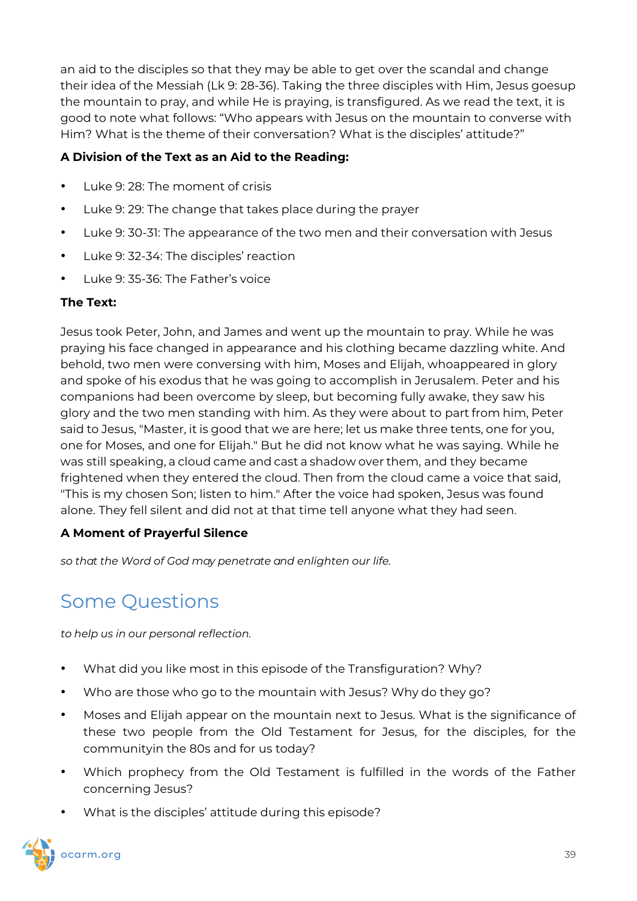an aid to the disciples so that they may be able to get over the scandal and change their idea of the Messiah (Lk 9: 28-36). Taking the three disciples with Him, Jesus goesup the mountain to pray, and while He is praying, is transfigured. As we read the text, it is good to note what follows: "Who appears with Jesus on the mountain to converse with Him? What is the theme of their conversation? What is the disciples' attitude?"

**A Division of the Text as an Aid to the Reading:**

- Luke 9: 28: The moment of crisis
- Luke 9: 29: The change that takes place during the prayer
- Luke 9: 30-31: The appearance of the two men and their conversation with Jesus
- Luke 9: 32-34: The disciples' reaction
- Luke 9: 35-36: The Father's voice

**The Text:**

Jesus took Peter, John, and James and went up the mountain to pray. While he was praying his face changed in appearance and his clothing became dazzling white. And behold, two men were conversing with him, Moses and Elijah, whoappeared in glory and spoke of his exodus that he was going to accomplish in Jerusalem. Peter and his companions had been overcome by sleep, but becoming fully awake, they saw his glory and the two men standing with him. As they were about to part from him, Peter said to Jesus, "Master, it is good that we are here; let us make three tents, one for you, one for Moses, and one for Elijah." But he did not know what he was saying. While he was still speaking, a cloud came and cast a shadow over them, and they became frightened when they entered the cloud. Then from the cloud came a voice that said, "This is my chosen Son; listen to him." After the voice had spoken, Jesus was found alone. They fell silent and did not at that time tell anyone what they had seen.

**A Moment of Prayerful Silence**

*so that the Word of God may penetrate and enlighten our life.*

## Some Questions

*to help us in our personal reflection.*

- What did you like most in this episode of the Transfiguration? Why?
- Who are those who go to the mountain with Jesus? Why do they go?
- Moses and Elijah appear on the mountain next to Jesus. What is the significance of these two people from the Old Testament for Jesus, for the disciples, for the communityin the 80s and for us today?
- Which prophecy from the Old Testament is fulfilled in the words of the Father concerning Jesus?
- What is the disciples' attitude during this episode?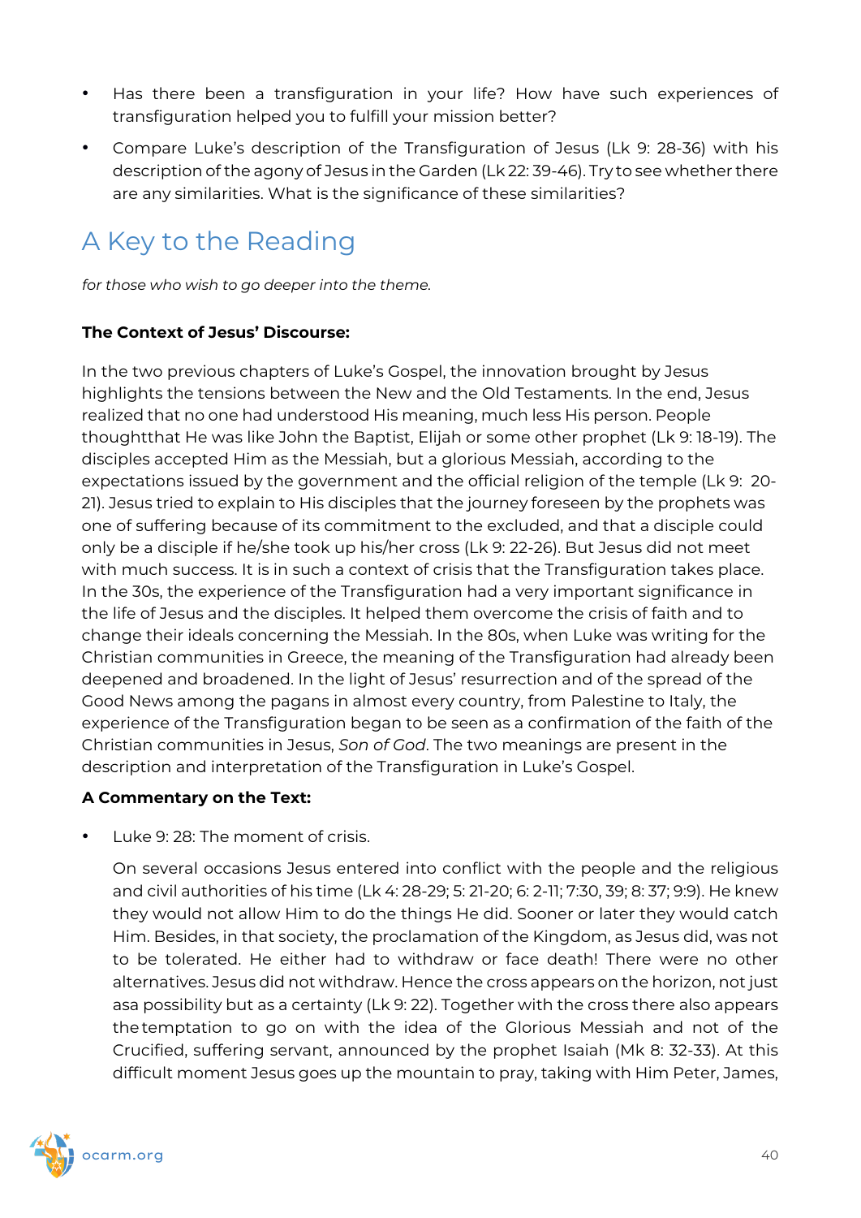- Has there been a transfiguration in your life? How have such experiences of transfiguration helped you to fulfill your mission better?
- Compare Luke's description of the Transfiguration of Jesus (Lk 9: 28-36) with his description of the agony of Jesus in the Garden (Lk 22: 39-46). Try to see whether there are any similarities. What is the significance of these similarities?

## A Key to the Reading

*for those who wish to go deeper into the theme.*

**The Context of Jesus' Discourse:**

In the two previous chapters of Luke's Gospel, the innovation brought by Jesus highlights the tensions between the New and the Old Testaments. In the end, Jesus realized that no one had understood His meaning, much less His person. People thoughtthat He was like John the Baptist, Elijah or some other prophet (Lk 9: 18-19). The disciples accepted Him as the Messiah, but a glorious Messiah, according to the expectations issued by the government and the official religion of the temple (Lk 9: 20-21). Jesus tried to explain to His disciples that the journey foreseen by the prophets was one of suffering because of its commitment to the excluded, and that a disciple could only be a disciple if he/she took up his/her cross (Lk 9: 22-26). But Jesus did not meet with much success. It is in such a context of crisis that the Transfiguration takes place. In the 30s, the experience of the Transfiguration had a very important significance in the life of Jesus and the disciples. It helped them overcome the crisis of faith and to change their ideals concerning the Messiah. In the 80s, when Luke was writing for the Christian communities in Greece, the meaning of the Transfiguration had already been deepened and broadened. In the light of Jesus' resurrection and of the spread of the Good News among the pagans in almost every country, from Palestine to Italy, the experience of the Transfiguration began to be seen as a confirmation of the faith of the Christian communities in Jesus, *Son of God*. The two meanings are present in the description and interpretation of the Transfiguration in Luke's Gospel.

**A Commentary on the Text:**

- Luke 9: 28: The moment of crisis.

  On several occasions Jesus entered into conflict with the people and the religious and civil authorities of his time (Lk 4: 28-29; 5: 21-20; 6: 2-11; 7:30, 39; 8: 37; 9:9). He knew they would not allow Him to do the things He did. Sooner or later they would catch Him. Besides, in that society, the proclamation of the Kingdom, as Jesus did, was not to be tolerated. He either had to withdraw or face death! There were no other alternatives. Jesus did not withdraw. Hence the cross appears on the horizon, not just asa possibility but as a certainty (Lk 9: 22). Together with the cross there also appears the temptation to go on with the idea of the Glorious Messiah and not of the Crucified, suffering servant, announced by the prophet Isaiah (Mk 8: 32-33). At this difficult moment Jesus goes up the mountain to pray, taking with Him Peter, James,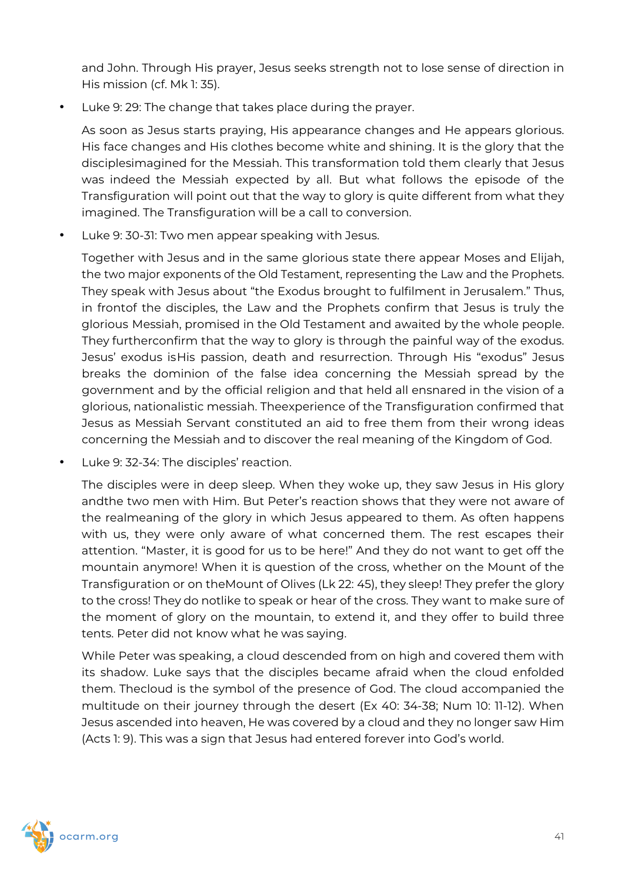and John. Through His prayer, Jesus seeks strength not to lose sense of direction in His mission (cf. Mk 1: 35).

- Luke 9: 29: The change that takes place during the prayer.

  As soon as Jesus starts praying, His appearance changes and He appears glorious. His face changes and His clothes become white and shining. It is the glory that the disciplesimagined for the Messiah. This transformation told them clearly that Jesus was indeed the Messiah expected by all. But what follows the episode of the Transfiguration will point out that the way to glory is quite different from what they imagined. The Transfiguration will be a call to conversion.

- Luke 9: 30-31: Two men appear speaking with Jesus.

  Together with Jesus and in the same glorious state there appear Moses and Elijah, the two major exponents of the Old Testament, representing the Law and the Prophets. They speak with Jesus about "the Exodus brought to fulfilment in Jerusalem." Thus, in frontof the disciples, the Law and the Prophets confirm that Jesus is truly the glorious Messiah, promised in the Old Testament and awaited by the whole people. They furtherconfirm that the way to glory is through the painful way of the exodus. Jesus' exodus isHis passion, death and resurrection. Through His "exodus" Jesus breaks the dominion of the false idea concerning the Messiah spread by the government and by the official religion and that held all ensnared in the vision of a glorious, nationalistic messiah. Theexperience of the Transfiguration confirmed that Jesus as Messiah Servant constituted an aid to free them from their wrong ideas concerning the Messiah and to discover the real meaning of the Kingdom of God.

- Luke 9: 32-34: The disciples' reaction.

  The disciples were in deep sleep. When they woke up, they saw Jesus in His glory andthe two men with Him. But Peter's reaction shows that they were not aware of the realmeaning of the glory in which Jesus appeared to them. As often happens with us, they were only aware of what concerned them. The rest escapes their attention. "Master, it is good for us to be here!" And they do not want to get off the mountain anymore! When it is question of the cross, whether on the Mount of the Transfiguration or on theMount of Olives (Lk 22: 45), they sleep! They prefer the glory to the cross! They do notlike to speak or hear of the cross. They want to make sure of the moment of glory on the mountain, to extend it, and they offer to build three tents. Peter did not know what he was saying.

  While Peter was speaking, a cloud descended from on high and covered them with its shadow. Luke says that the disciples became afraid when the cloud enfolded them. Thecloud is the symbol of the presence of God. The cloud accompanied the multitude on their journey through the desert (Ex 40: 34-38; Num 10: 11-12). When Jesus ascended into heaven, He was covered by a cloud and they no longer saw Him (Acts 1: 9). This was a sign that Jesus had entered forever into God's world.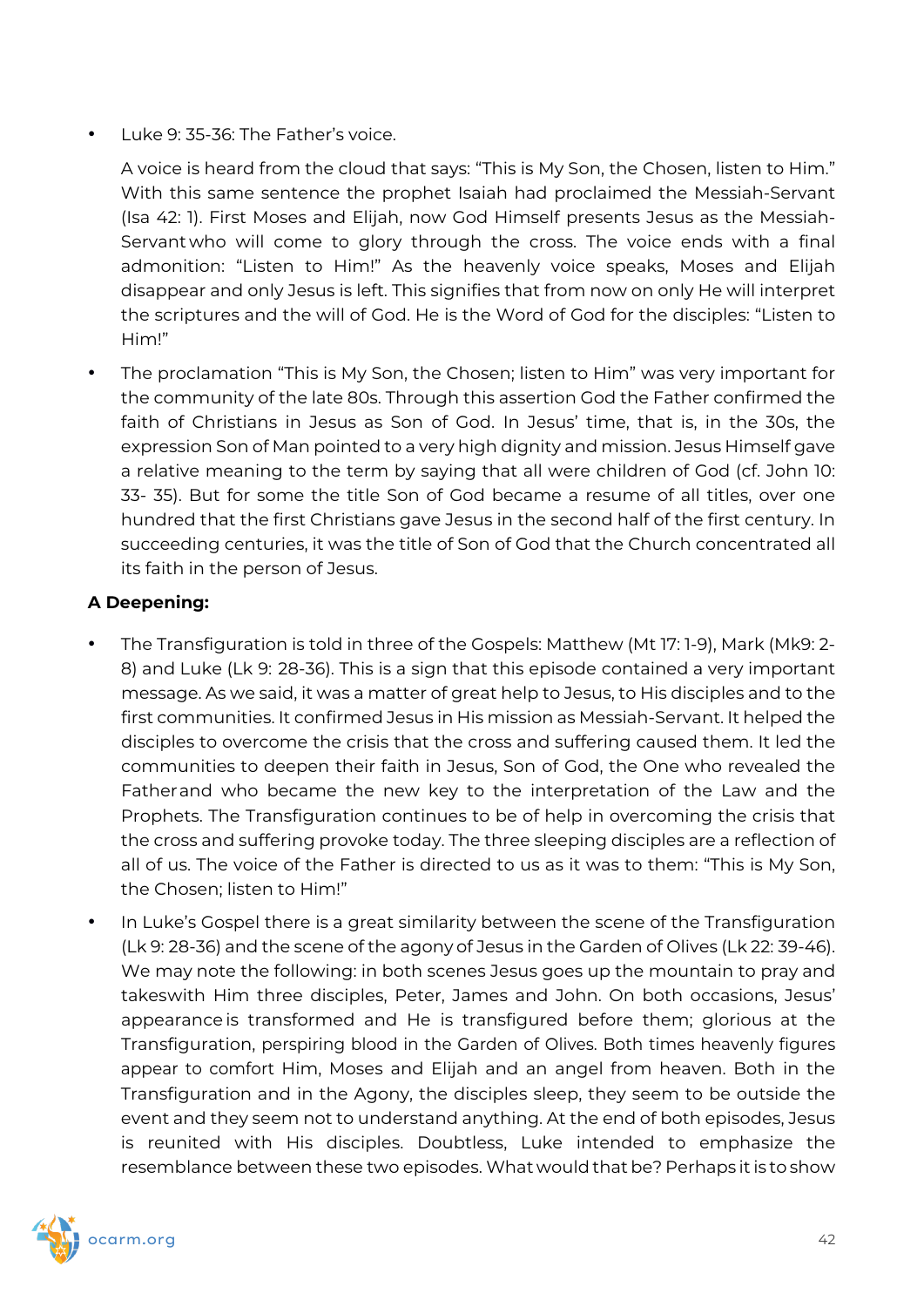- Luke 9: 35-36: The Father's voice.

  A voice is heard from the cloud that says: "This is My Son, the Chosen, listen to Him." With this same sentence the prophet Isaiah had proclaimed the Messiah-Servant (Isa 42: 1). First Moses and Elijah, now God Himself presents Jesus as the Messiah-Servant who will come to glory through the cross. The voice ends with a final admonition: "Listen to Him!" As the heavenly voice speaks, Moses and Elijah disappear and only Jesus is left. This signifies that from now on only He will interpret the scriptures and the will of God. He is the Word of God for the disciples: "Listen to Him!"

- The proclamation "This is My Son, the Chosen; listen to Him" was very important for the community of the late 80s. Through this assertion God the Father confirmed the faith of Christians in Jesus as Son of God. In Jesus' time, that is, in the 30s, the expression Son of Man pointed to a very high dignity and mission. Jesus Himself gave a relative meaning to the term by saying that all were children of God (cf. John 10: 33- 35). But for some the title Son of God became a resume of all titles, over one hundred that the first Christians gave Jesus in the second half of the first century. In succeeding centuries, it was the title of Son of God that the Church concentrated all its faith in the person of Jesus.

**A Deepening:**

- The Transfiguration is told in three of the Gospels: Matthew (Mt 17: 1-9), Mark (Mk9: 2-8) and Luke (Lk 9: 28-36). This is a sign that this episode contained a very important message. As we said, it was a matter of great help to Jesus, to His disciples and to the first communities. It confirmed Jesus in His mission as Messiah-Servant. It helped the disciples to overcome the crisis that the cross and suffering caused them. It led the communities to deepen their faith in Jesus, Son of God, the One who revealed the Father and who became the new key to the interpretation of the Law and the Prophets. The Transfiguration continues to be of help in overcoming the crisis that the cross and suffering provoke today. The three sleeping disciples are a reflection of all of us. The voice of the Father is directed to us as it was to them: "This is My Son, the Chosen; listen to Him!"

- In Luke's Gospel there is a great similarity between the scene of the Transfiguration (Lk 9: 28-36) and the scene of the agony of Jesus in the Garden of Olives (Lk 22: 39-46). We may note the following: in both scenes Jesus goes up the mountain to pray and takeswith Him three disciples, Peter, James and John. On both occasions, Jesus' appearance is transformed and He is transfigured before them; glorious at the Transfiguration, perspiring blood in the Garden of Olives. Both times heavenly figures appear to comfort Him, Moses and Elijah and an angel from heaven. Both in the Transfiguration and in the Agony, the disciples sleep, they seem to be outside the event and they seem not to understand anything. At the end of both episodes, Jesus is reunited with His disciples. Doubtless, Luke intended to emphasize the resemblance between these two episodes. What would that be? Perhaps it is to show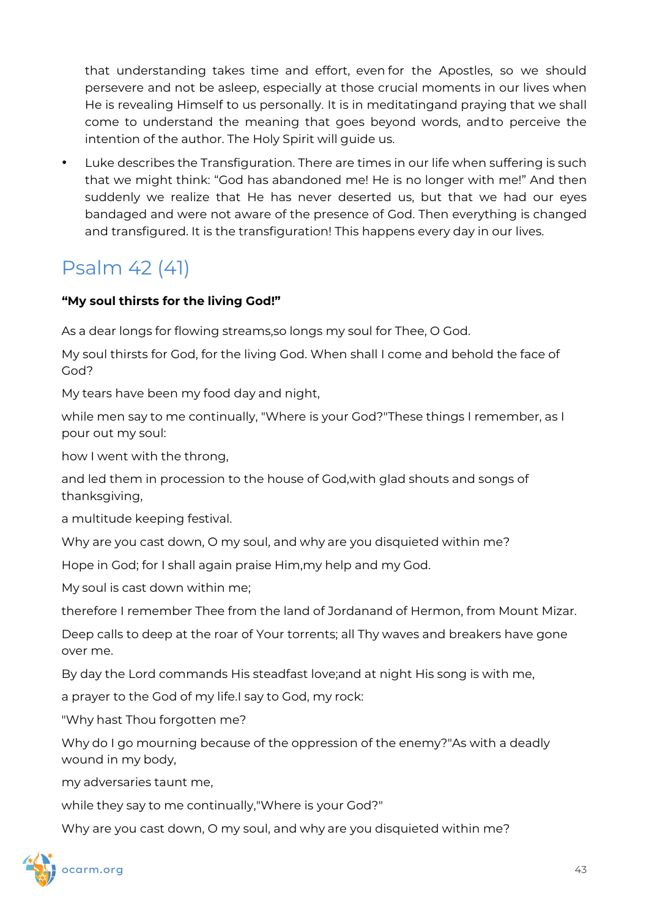that understanding takes time and effort, even for the Apostles, so we should persevere and not be asleep, especially at those crucial moments in our lives when He is revealing Himself to us personally. It is in meditatingand praying that we shall come to understand the meaning that goes beyond words, andto perceive the intention of the author. The Holy Spirit will guide us.

- Luke describes the Transfiguration. There are times in our life when suffering is such that we might think: “God has abandoned me! He is no longer with me!” And then suddenly we realize that He has never deserted us, but that we had our eyes bandaged and were not aware of the presence of God. Then everything is changed and transfigured. It is the transfiguration! This happens every day in our lives.

## Psalm 42 (41)

**“My soul thirsts for the living God!”**

As a dear longs for flowing streams,so longs my soul for Thee, O God.

My soul thirsts for God, for the living God. When shall I come and behold the face of God?

My tears have been my food day and night,

while men say to me continually, "Where is your God?"These things I remember, as I pour out my soul:

how I went with the throng,

and led them in procession to the house of God,with glad shouts and songs of thanksgiving,

a multitude keeping festival.

Why are you cast down, O my soul, and why are you disquieted within me?

Hope in God; for I shall again praise Him,my help and my God.

My soul is cast down within me;

therefore I remember Thee from the land of Jordanand of Hermon, from Mount Mizar.

Deep calls to deep at the roar of Your torrents; all Thy waves and breakers have gone over me.

By day the Lord commands His steadfast love;and at night His song is with me,

a prayer to the God of my life.I say to God, my rock:

"Why hast Thou forgotten me?

Why do I go mourning because of the oppression of the enemy?"As with a deadly wound in my body,

my adversaries taunt me,

while they say to me continually,"Where is your God?"

Why are you cast down, O my soul, and why are you disquieted within me?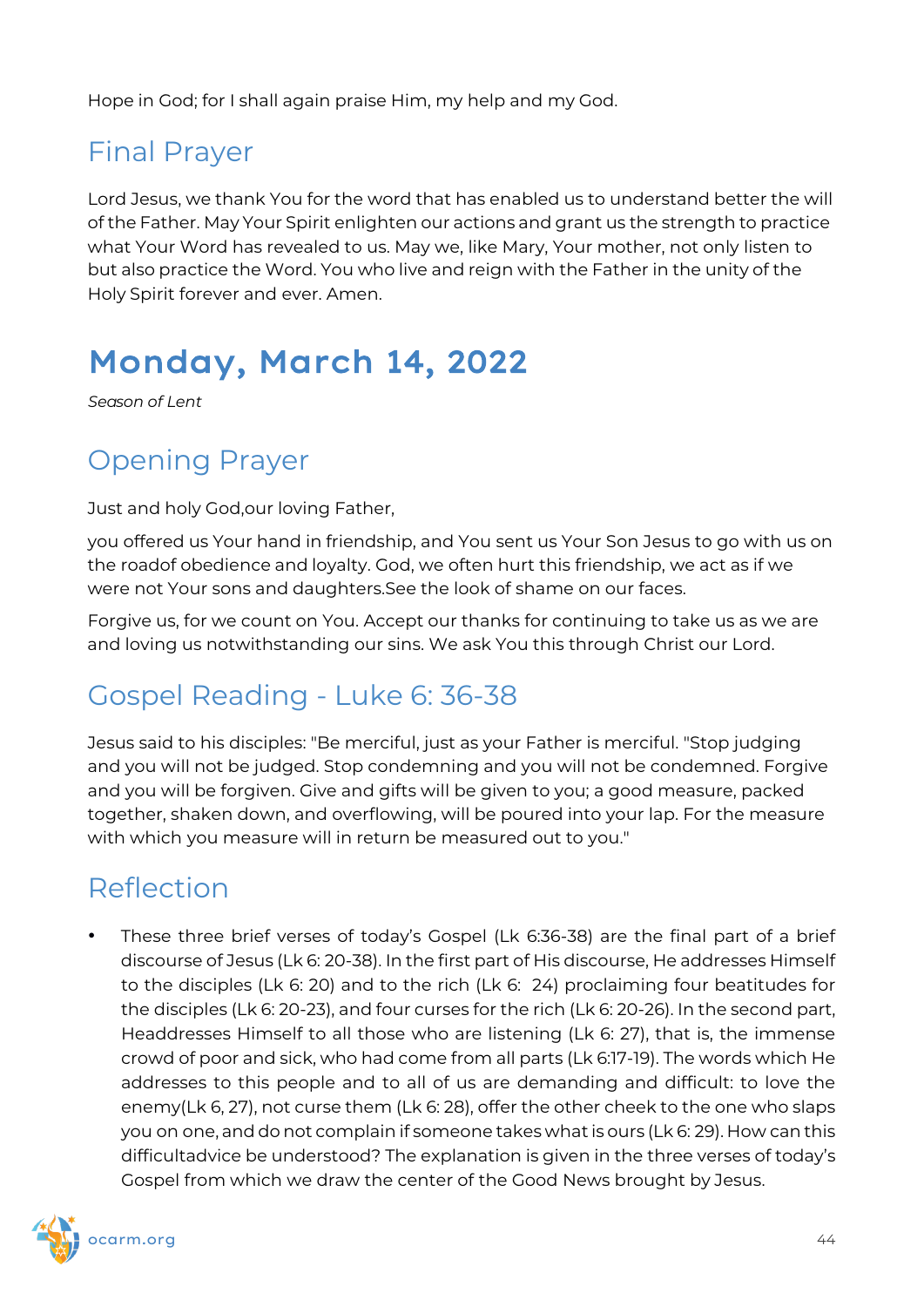Hope in God; for I shall again praise Him, my help and my God.

## Final Prayer

Lord Jesus, we thank You for the word that has enabled us to understand better the will of the Father. May Your Spirit enlighten our actions and grant us the strength to practice what Your Word has revealed to us. May we, like Mary, Your mother, not only listen to but also practice the Word. You who live and reign with the Father in the unity of the Holy Spirit forever and ever. Amen.

# Monday, March 14, 2022

*Season of Lent*

## Opening Prayer

Just and holy God,our loving Father,

you offered us Your hand in friendship, and You sent us Your Son Jesus to go with us on the roadof obedience and loyalty. God, we often hurt this friendship, we act as if we were not Your sons and daughters.See the look of shame on our faces.

Forgive us, for we count on You. Accept our thanks for continuing to take us as we are and loving us notwithstanding our sins. We ask You this through Christ our Lord.

## Gospel Reading - Luke 6: 36-38

Jesus said to his disciples: "Be merciful, just as your Father is merciful. "Stop judging and you will not be judged. Stop condemning and you will not be condemned. Forgive and you will be forgiven. Give and gifts will be given to you; a good measure, packed together, shaken down, and overflowing, will be poured into your lap. For the measure with which you measure will in return be measured out to you."

## Reflection

- These three brief verses of today's Gospel (Lk 6:36-38) are the final part of a brief discourse of Jesus (Lk 6: 20-38). In the first part of His discourse, He addresses Himself to the disciples (Lk 6: 20) and to the rich (Lk 6: 24) proclaiming four beatitudes for the disciples (Lk 6: 20-23), and four curses for the rich (Lk 6: 20-26). In the second part, Headdresses Himself to all those who are listening (Lk 6: 27), that is, the immense crowd of poor and sick, who had come from all parts (Lk 6:17-19). The words which He addresses to this people and to all of us are demanding and difficult: to love the enemy(Lk 6, 27), not curse them (Lk 6: 28), offer the other cheek to the one who slaps you on one, and do not complain if someone takes what is ours (Lk 6: 29). How can this difficultadvice be understood? The explanation is given in the three verses of today's Gospel from which we draw the center of the Good News brought by Jesus.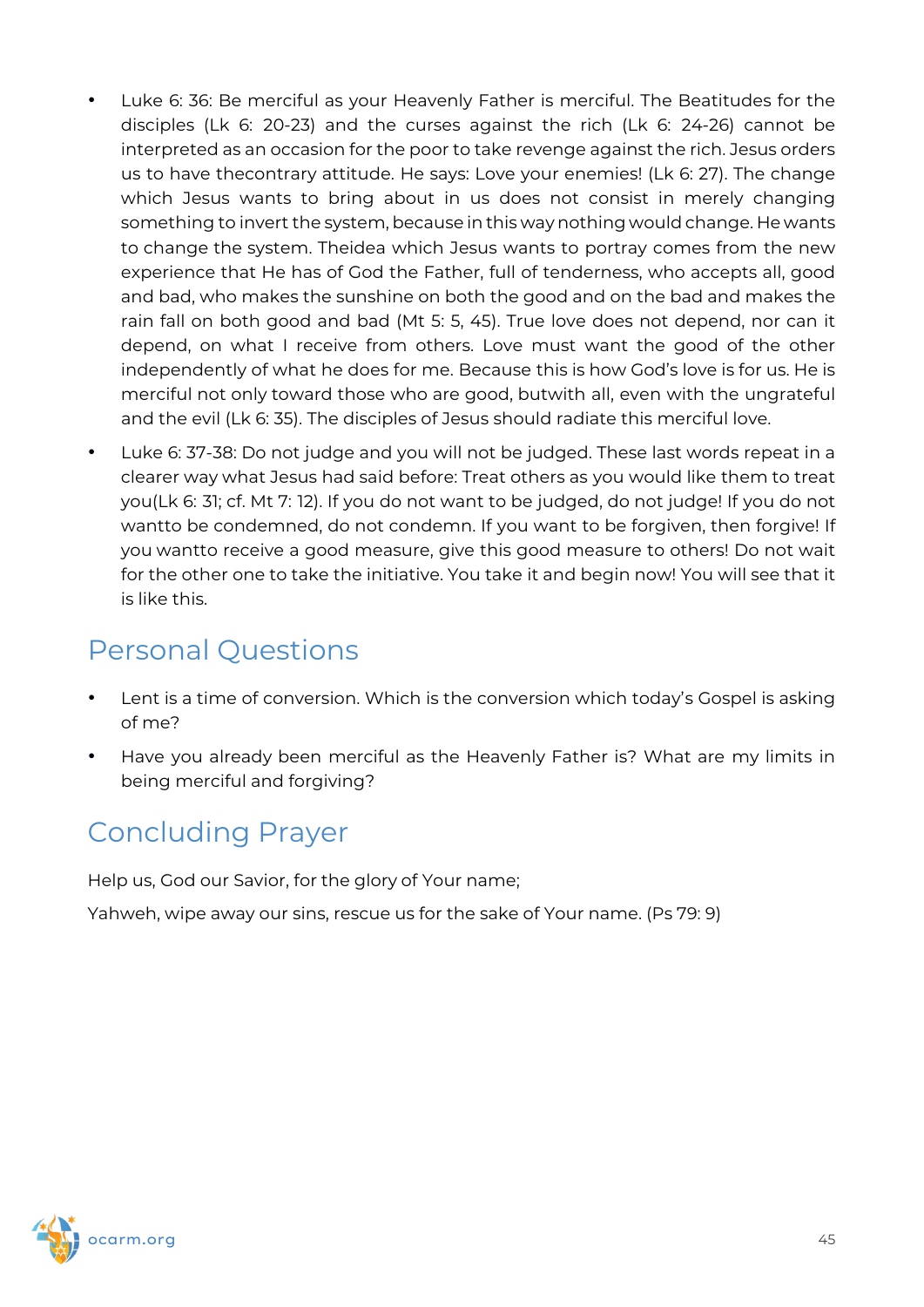- Luke 6: 36: Be merciful as your Heavenly Father is merciful. The Beatitudes for the disciples (Lk 6: 20-23) and the curses against the rich (Lk 6: 24-26) cannot be interpreted as an occasion for the poor to take revenge against the rich. Jesus orders us to have thecontrary attitude. He says: Love your enemies! (Lk 6: 27). The change which Jesus wants to bring about in us does not consist in merely changing something to invert the system, because in this way nothing would change. He wants to change the system. Theidea which Jesus wants to portray comes from the new experience that He has of God the Father, full of tenderness, who accepts all, good and bad, who makes the sunshine on both the good and on the bad and makes the rain fall on both good and bad (Mt 5: 5, 45). True love does not depend, nor can it depend, on what I receive from others. Love must want the good of the other independently of what he does for me. Because this is how God's love is for us. He is merciful not only toward those who are good, butwith all, even with the ungrateful and the evil (Lk 6: 35). The disciples of Jesus should radiate this merciful love.
- Luke 6: 37-38: Do not judge and you will not be judged. These last words repeat in a clearer way what Jesus had said before: Treat others as you would like them to treat you(Lk 6: 31; cf. Mt 7: 12). If you do not want to be judged, do not judge! If you do not wantto be condemned, do not condemn. If you want to be forgiven, then forgive! If you wantto receive a good measure, give this good measure to others! Do not wait for the other one to take the initiative. You take it and begin now! You will see that it is like this.

## Personal Questions

- Lent is a time of conversion. Which is the conversion which today's Gospel is asking of me?
- Have you already been merciful as the Heavenly Father is? What are my limits in being merciful and forgiving?

## Concluding Prayer

Help us, God our Savior, for the glory of Your name;

Yahweh, wipe away our sins, rescue us for the sake of Your name. (Ps 79: 9)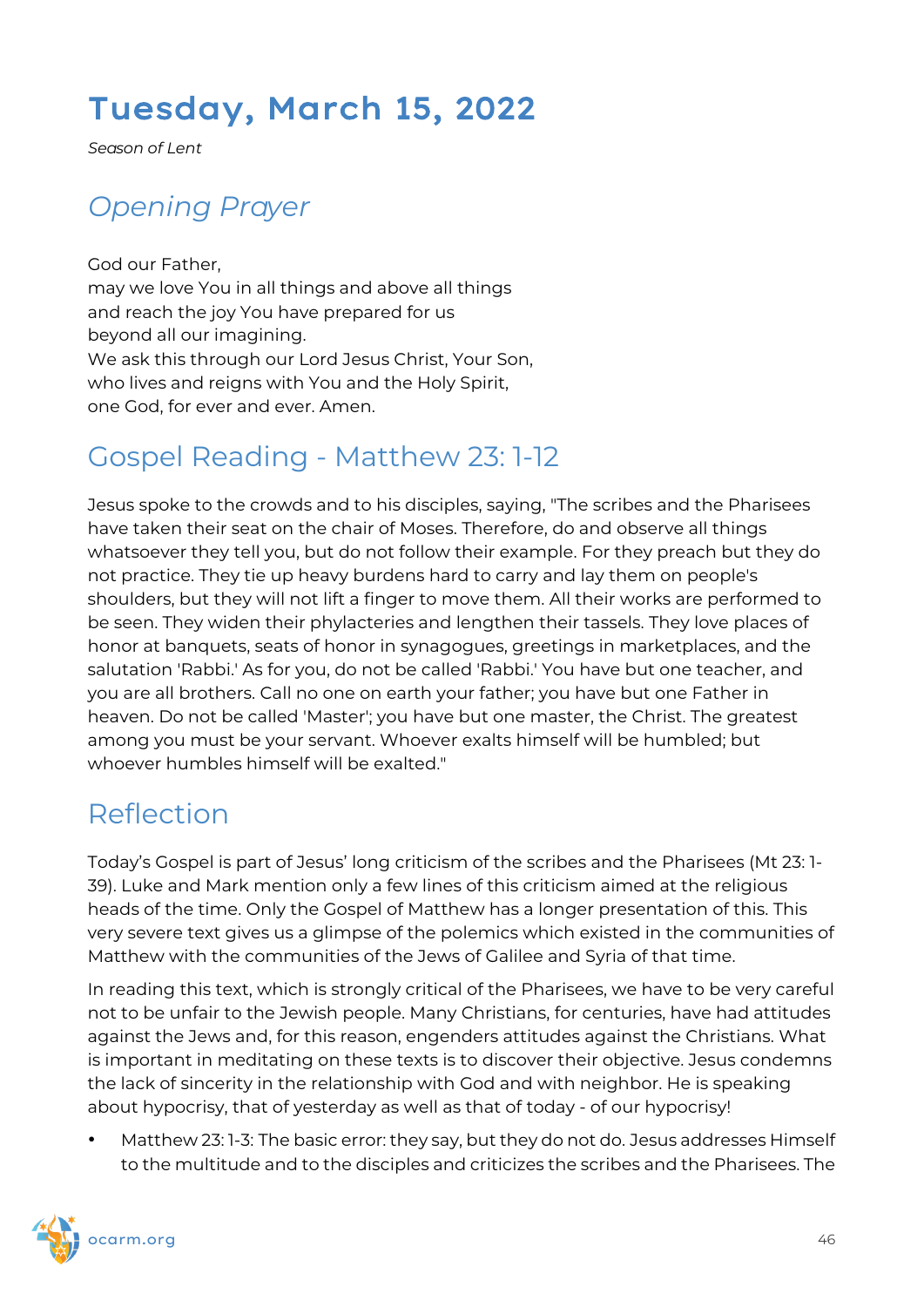# Tuesday, March 15, 2022

*Season of Lent*

## *Opening Prayer*

God our Father,
may we love You in all things and above all things
and reach the joy You have prepared for us
beyond all our imagining.
We ask this through our Lord Jesus Christ, Your Son,
who lives and reigns with You and the Holy Spirit,
one God, for ever and ever. Amen.

## Gospel Reading - Matthew 23: 1-12

Jesus spoke to the crowds and to his disciples, saying, "The scribes and the Pharisees have taken their seat on the chair of Moses. Therefore, do and observe all things whatsoever they tell you, but do not follow their example. For they preach but they do not practice. They tie up heavy burdens hard to carry and lay them on people's shoulders, but they will not lift a finger to move them. All their works are performed to be seen. They widen their phylacteries and lengthen their tassels. They love places of honor at banquets, seats of honor in synagogues, greetings in marketplaces, and the salutation 'Rabbi.' As for you, do not be called 'Rabbi.' You have but one teacher, and you are all brothers. Call no one on earth your father; you have but one Father in heaven. Do not be called 'Master'; you have but one master, the Christ. The greatest among you must be your servant. Whoever exalts himself will be humbled; but whoever humbles himself will be exalted."

## Reflection

Today's Gospel is part of Jesus' long criticism of the scribes and the Pharisees (Mt 23: 1-39). Luke and Mark mention only a few lines of this criticism aimed at the religious heads of the time. Only the Gospel of Matthew has a longer presentation of this. This very severe text gives us a glimpse of the polemics which existed in the communities of Matthew with the communities of the Jews of Galilee and Syria of that time.

In reading this text, which is strongly critical of the Pharisees, we have to be very careful not to be unfair to the Jewish people. Many Christians, for centuries, have had attitudes against the Jews and, for this reason, engenders attitudes against the Christians. What is important in meditating on these texts is to discover their objective. Jesus condemns the lack of sincerity in the relationship with God and with neighbor. He is speaking about hypocrisy, that of yesterday as well as that of today - of our hypocrisy!

- Matthew 23: 1-3: The basic error: they say, but they do not do. Jesus addresses Himself to the multitude and to the disciples and criticizes the scribes and the Pharisees. The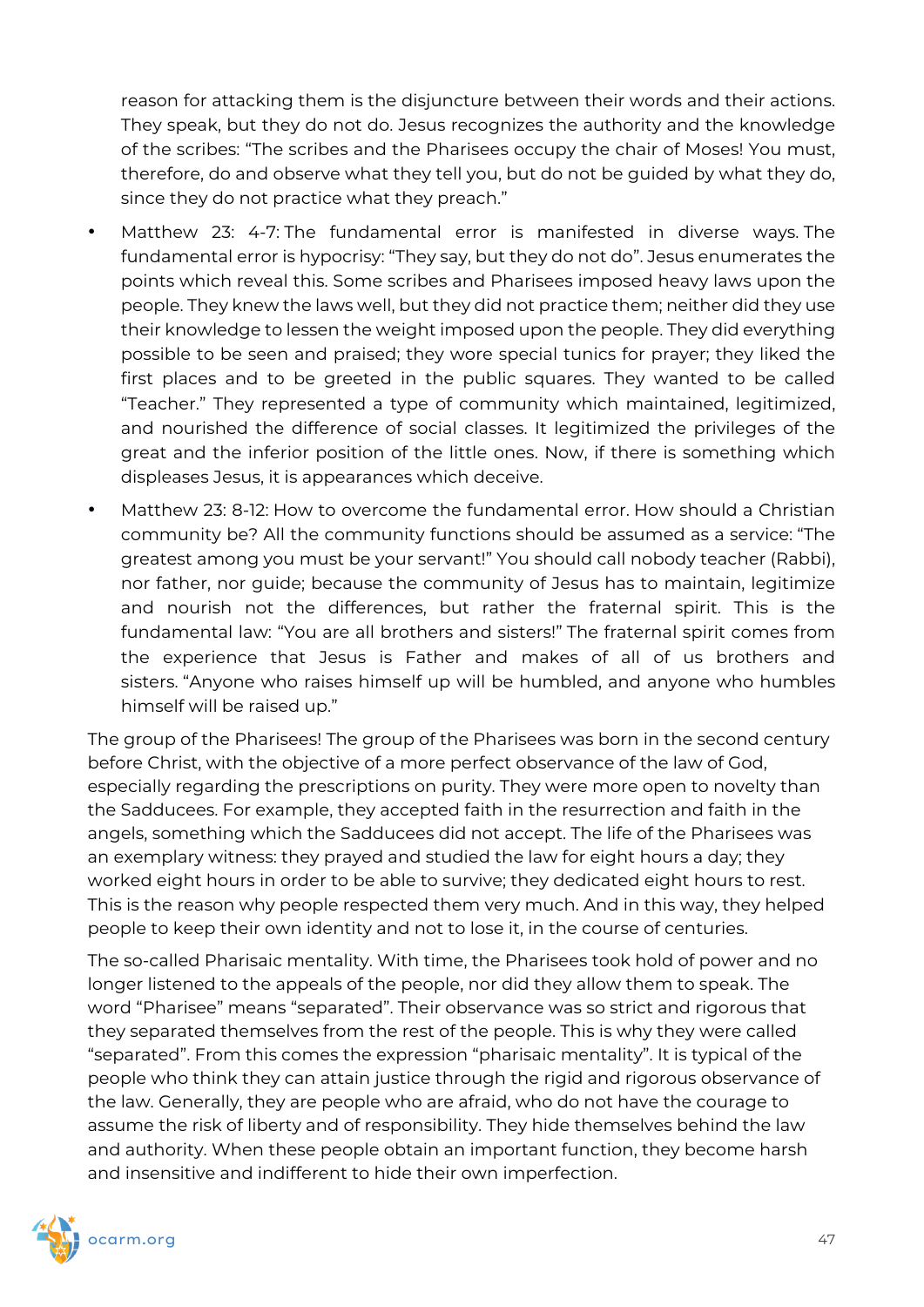reason for attacking them is the disjuncture between their words and their actions. They speak, but they do not do. Jesus recognizes the authority and the knowledge of the scribes: "The scribes and the Pharisees occupy the chair of Moses! You must, therefore, do and observe what they tell you, but do not be guided by what they do, since they do not practice what they preach."

- Matthew 23: 4-7: The fundamental error is manifested in diverse ways. The fundamental error is hypocrisy: "They say, but they do not do". Jesus enumerates the points which reveal this. Some scribes and Pharisees imposed heavy laws upon the people. They knew the laws well, but they did not practice them; neither did they use their knowledge to lessen the weight imposed upon the people. They did everything possible to be seen and praised; they wore special tunics for prayer; they liked the first places and to be greeted in the public squares. They wanted to be called "Teacher." They represented a type of community which maintained, legitimized, and nourished the difference of social classes. It legitimized the privileges of the great and the inferior position of the little ones. Now, if there is something which displeases Jesus, it is appearances which deceive.
- Matthew 23: 8-12: How to overcome the fundamental error. How should a Christian community be? All the community functions should be assumed as a service: "The greatest among you must be your servant!" You should call nobody teacher (Rabbi), nor father, nor guide; because the community of Jesus has to maintain, legitimize and nourish not the differences, but rather the fraternal spirit. This is the fundamental law: "You are all brothers and sisters!" The fraternal spirit comes from the experience that Jesus is Father and makes of all of us brothers and sisters. "Anyone who raises himself up will be humbled, and anyone who humbles himself will be raised up."

The group of the Pharisees! The group of the Pharisees was born in the second century before Christ, with the objective of a more perfect observance of the law of God, especially regarding the prescriptions on purity. They were more open to novelty than the Sadducees. For example, they accepted faith in the resurrection and faith in the angels, something which the Sadducees did not accept. The life of the Pharisees was an exemplary witness: they prayed and studied the law for eight hours a day; they worked eight hours in order to be able to survive; they dedicated eight hours to rest. This is the reason why people respected them very much. And in this way, they helped people to keep their own identity and not to lose it, in the course of centuries.

The so-called Pharisaic mentality. With time, the Pharisees took hold of power and no longer listened to the appeals of the people, nor did they allow them to speak. The word "Pharisee" means "separated". Their observance was so strict and rigorous that they separated themselves from the rest of the people. This is why they were called "separated". From this comes the expression "pharisaic mentality". It is typical of the people who think they can attain justice through the rigid and rigorous observance of the law. Generally, they are people who are afraid, who do not have the courage to assume the risk of liberty and of responsibility. They hide themselves behind the law and authority. When these people obtain an important function, they become harsh and insensitive and indifferent to hide their own imperfection.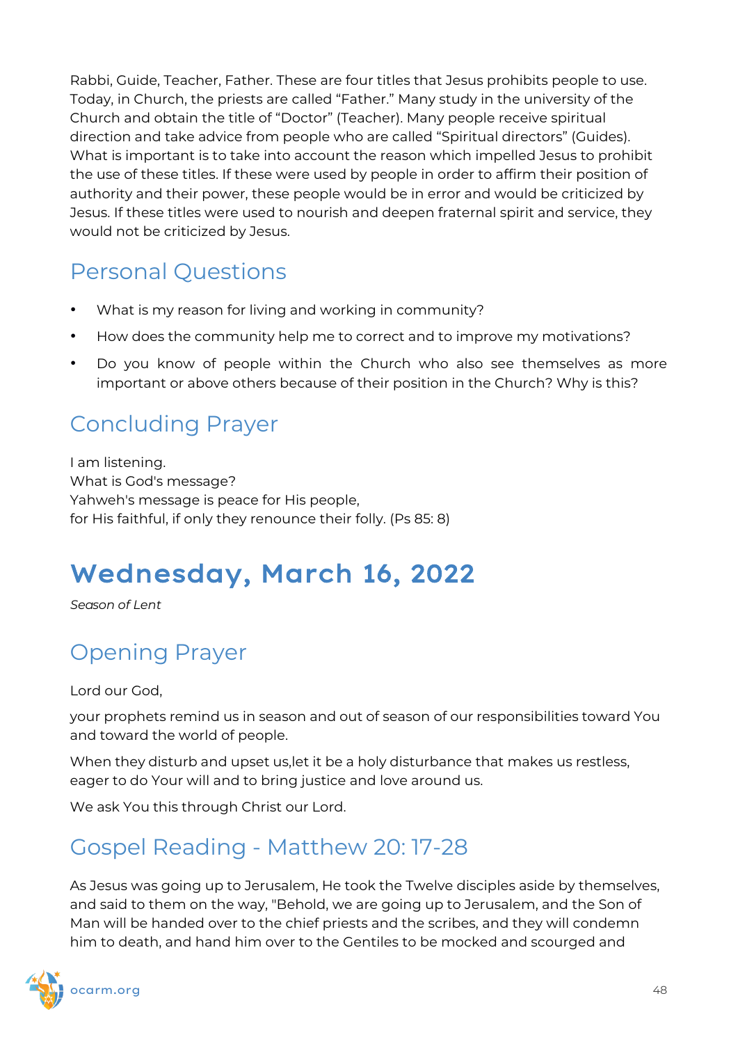Rabbi, Guide, Teacher, Father. These are four titles that Jesus prohibits people to use. Today, in Church, the priests are called "Father." Many study in the university of the Church and obtain the title of "Doctor" (Teacher). Many people receive spiritual direction and take advice from people who are called "Spiritual directors" (Guides). What is important is to take into account the reason which impelled Jesus to prohibit the use of these titles. If these were used by people in order to affirm their position of authority and their power, these people would be in error and would be criticized by Jesus. If these titles were used to nourish and deepen fraternal spirit and service, they would not be criticized by Jesus.

## Personal Questions

- What is my reason for living and working in community?
- How does the community help me to correct and to improve my motivations?
- Do you know of people within the Church who also see themselves as more important or above others because of their position in the Church? Why is this?

## Concluding Prayer

I am listening.  
What is God's message?  
Yahweh's message is peace for His people,  
for His faithful, if only they renounce their folly. (Ps 85: 8)

# Wednesday, March 16, 2022

*Season of Lent*

## Opening Prayer

Lord our God,

your prophets remind us in season and out of season of our responsibilities toward You and toward the world of people.

When they disturb and upset us,let it be a holy disturbance that makes us restless, eager to do Your will and to bring justice and love around us.

We ask You this through Christ our Lord.

## Gospel Reading - Matthew 20: 17-28

As Jesus was going up to Jerusalem, He took the Twelve disciples aside by themselves, and said to them on the way, "Behold, we are going up to Jerusalem, and the Son of Man will be handed over to the chief priests and the scribes, and they will condemn him to death, and hand him over to the Gentiles to be mocked and scourged and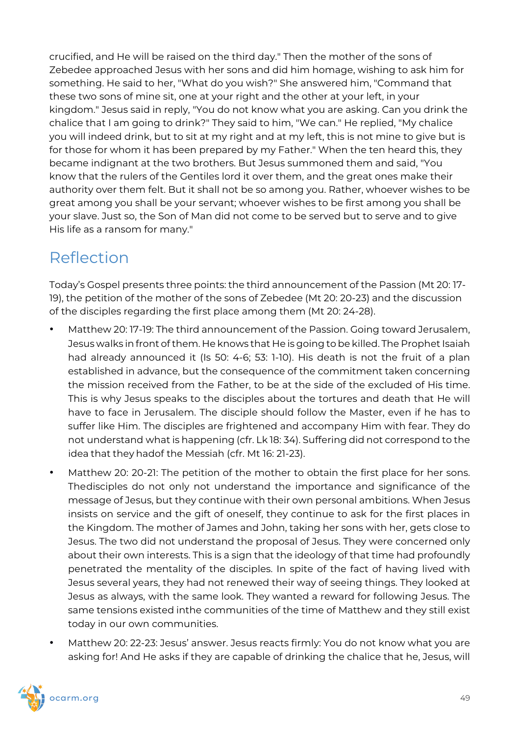crucified, and He will be raised on the third day." Then the mother of the sons of Zebedee approached Jesus with her sons and did him homage, wishing to ask him for something. He said to her, "What do you wish?" She answered him, "Command that these two sons of mine sit, one at your right and the other at your left, in your kingdom." Jesus said in reply, "You do not know what you are asking. Can you drink the chalice that I am going to drink?" They said to him, "We can." He replied, "My chalice you will indeed drink, but to sit at my right and at my left, this is not mine to give but is for those for whom it has been prepared by my Father." When the ten heard this, they became indignant at the two brothers. But Jesus summoned them and said, "You know that the rulers of the Gentiles lord it over them, and the great ones make their authority over them felt. But it shall not be so among you. Rather, whoever wishes to be great among you shall be your servant; whoever wishes to be first among you shall be your slave. Just so, the Son of Man did not come to be served but to serve and to give His life as a ransom for many."

## Reflection

Today's Gospel presents three points: the third announcement of the Passion (Mt 20: 17-19), the petition of the mother of the sons of Zebedee (Mt 20: 20-23) and the discussion of the disciples regarding the first place among them (Mt 20: 24-28).

- Matthew 20: 17-19: The third announcement of the Passion. Going toward Jerusalem, Jesus walks in front of them. He knows that He is going to be killed. The Prophet Isaiah had already announced it (Is 50: 4-6; 53: 1-10). His death is not the fruit of a plan established in advance, but the consequence of the commitment taken concerning the mission received from the Father, to be at the side of the excluded of His time. This is why Jesus speaks to the disciples about the tortures and death that He will have to face in Jerusalem. The disciple should follow the Master, even if he has to suffer like Him. The disciples are frightened and accompany Him with fear. They do not understand what is happening (cfr. Lk 18: 34). Suffering did not correspond to the idea that they hadof the Messiah (cfr. Mt 16: 21-23).
- Matthew 20: 20-21: The petition of the mother to obtain the first place for her sons. Thedisciples do not only not understand the importance and significance of the message of Jesus, but they continue with their own personal ambitions. When Jesus insists on service and the gift of oneself, they continue to ask for the first places in the Kingdom. The mother of James and John, taking her sons with her, gets close to Jesus. The two did not understand the proposal of Jesus. They were concerned only about their own interests. This is a sign that the ideology of that time had profoundly penetrated the mentality of the disciples. In spite of the fact of having lived with Jesus several years, they had not renewed their way of seeing things. They looked at Jesus as always, with the same look. They wanted a reward for following Jesus. The same tensions existed inthe communities of the time of Matthew and they still exist today in our own communities.
- Matthew 20: 22-23: Jesus' answer. Jesus reacts firmly: You do not know what you are asking for! And He asks if they are capable of drinking the chalice that he, Jesus, will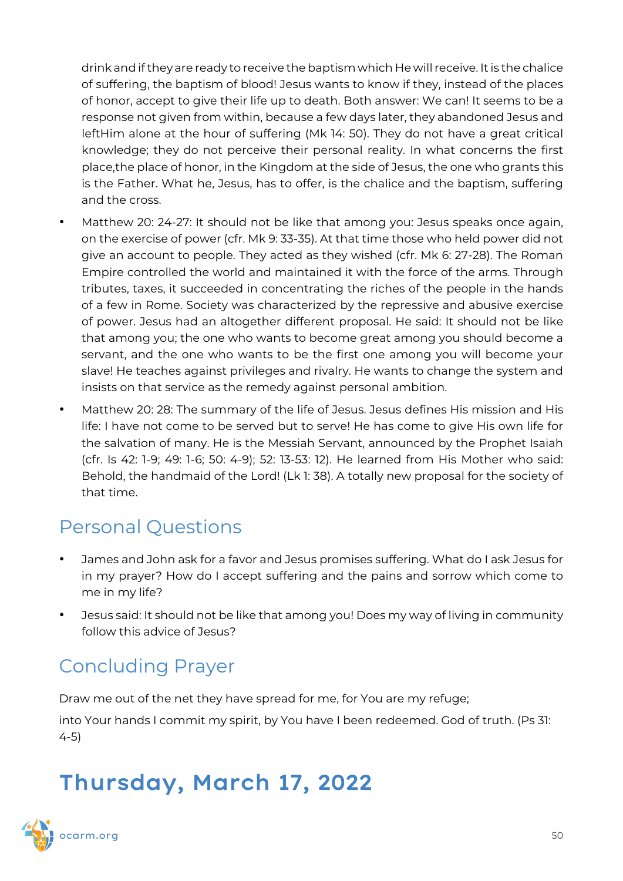drink and if they are ready to receive the baptism which He will receive. It is the chalice of suffering, the baptism of blood! Jesus wants to know if they, instead of the places of honor, accept to give their life up to death. Both answer: We can! It seems to be a response not given from within, because a few days later, they abandoned Jesus and leftHim alone at the hour of suffering (Mk 14: 50). They do not have a great critical knowledge; they do not perceive their personal reality. In what concerns the first place,the place of honor, in the Kingdom at the side of Jesus, the one who grants this is the Father. What he, Jesus, has to offer, is the chalice and the baptism, suffering and the cross.

- Matthew 20: 24-27: It should not be like that among you: Jesus speaks once again, on the exercise of power (cfr. Mk 9: 33-35). At that time those who held power did not give an account to people. They acted as they wished (cfr. Mk 6: 27-28). The Roman Empire controlled the world and maintained it with the force of the arms. Through tributes, taxes, it succeeded in concentrating the riches of the people in the hands of a few in Rome. Society was characterized by the repressive and abusive exercise of power. Jesus had an altogether different proposal. He said: It should not be like that among you; the one who wants to become great among you should become a servant, and the one who wants to be the first one among you will become your slave! He teaches against privileges and rivalry. He wants to change the system and insists on that service as the remedy against personal ambition.
- Matthew 20: 28: The summary of the life of Jesus. Jesus defines His mission and His life: I have not come to be served but to serve! He has come to give His own life for the salvation of many. He is the Messiah Servant, announced by the Prophet Isaiah (cfr. Is 42: 1-9; 49: 1-6; 50: 4-9); 52: 13-53: 12). He learned from His Mother who said: Behold, the handmaid of the Lord! (Lk 1: 38). A totally new proposal for the society of that time.

## Personal Questions

- James and John ask for a favor and Jesus promises suffering. What do I ask Jesus for in my prayer? How do I accept suffering and the pains and sorrow which come to me in my life?
- Jesus said: It should not be like that among you! Does my way of living in community follow this advice of Jesus?

## Concluding Prayer

Draw me out of the net they have spread for me, for You are my refuge;

into Your hands I commit my spirit, by You have I been redeemed. God of truth. (Ps 31: 4-5)

# Thursday, March 17, 2022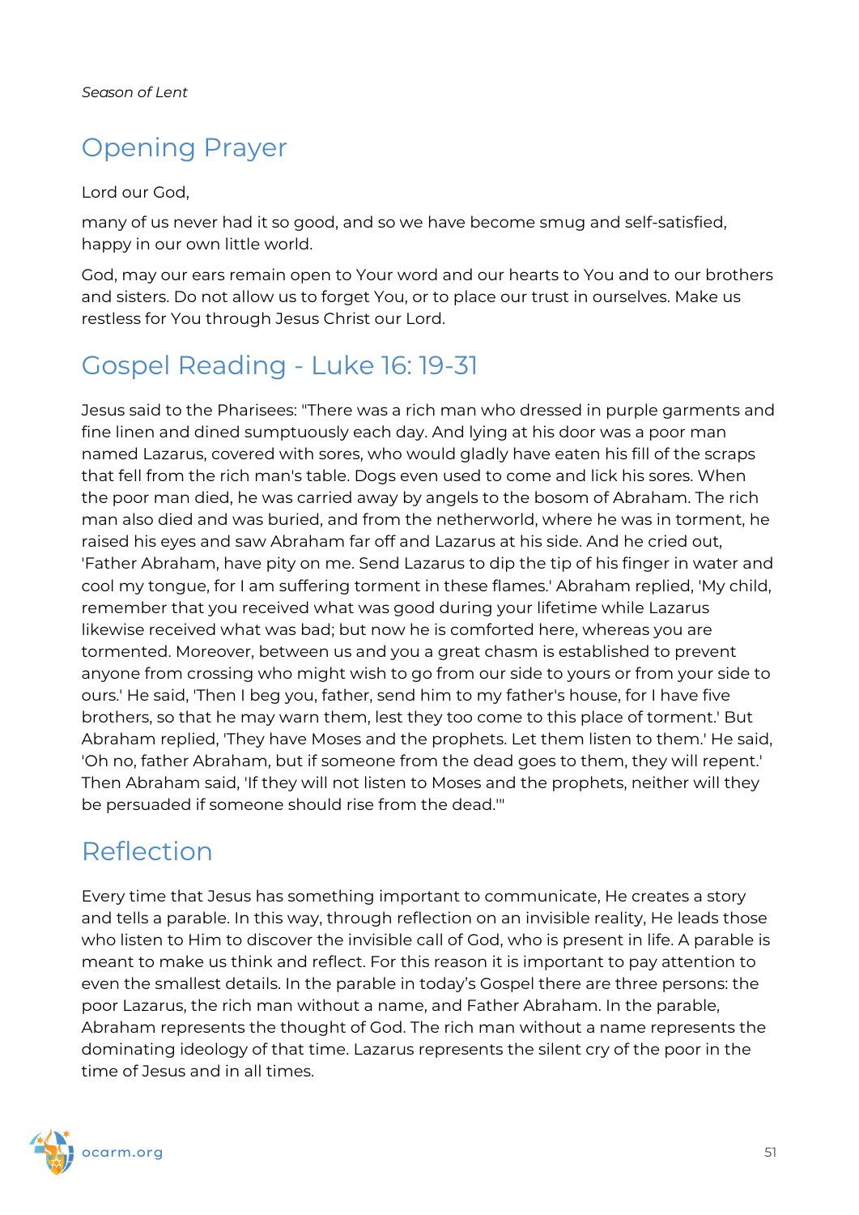*Season of Lent*

## Opening Prayer

Lord our God,

many of us never had it so good, and so we have become smug and self-satisfied, happy in our own little world.

God, may our ears remain open to Your word and our hearts to You and to our brothers and sisters. Do not allow us to forget You, or to place our trust in ourselves. Make us restless for You through Jesus Christ our Lord.

## Gospel Reading - Luke 16: 19-31

Jesus said to the Pharisees: "There was a rich man who dressed in purple garments and fine linen and dined sumptuously each day. And lying at his door was a poor man named Lazarus, covered with sores, who would gladly have eaten his fill of the scraps that fell from the rich man's table. Dogs even used to come and lick his sores. When the poor man died, he was carried away by angels to the bosom of Abraham. The rich man also died and was buried, and from the netherworld, where he was in torment, he raised his eyes and saw Abraham far off and Lazarus at his side. And he cried out, 'Father Abraham, have pity on me. Send Lazarus to dip the tip of his finger in water and cool my tongue, for I am suffering torment in these flames.' Abraham replied, 'My child, remember that you received what was good during your lifetime while Lazarus likewise received what was bad; but now he is comforted here, whereas you are tormented. Moreover, between us and you a great chasm is established to prevent anyone from crossing who might wish to go from our side to yours or from your side to ours.' He said, 'Then I beg you, father, send him to my father's house, for I have five brothers, so that he may warn them, lest they too come to this place of torment.' But Abraham replied, 'They have Moses and the prophets. Let them listen to them.' He said, 'Oh no, father Abraham, but if someone from the dead goes to them, they will repent.' Then Abraham said, 'If they will not listen to Moses and the prophets, neither will they be persuaded if someone should rise from the dead.'"

## Reflection

Every time that Jesus has something important to communicate, He creates a story and tells a parable. In this way, through reflection on an invisible reality, He leads those who listen to Him to discover the invisible call of God, who is present in life. A parable is meant to make us think and reflect. For this reason it is important to pay attention to even the smallest details. In the parable in today's Gospel there are three persons: the poor Lazarus, the rich man without a name, and Father Abraham. In the parable, Abraham represents the thought of God. The rich man without a name represents the dominating ideology of that time. Lazarus represents the silent cry of the poor in the time of Jesus and in all times.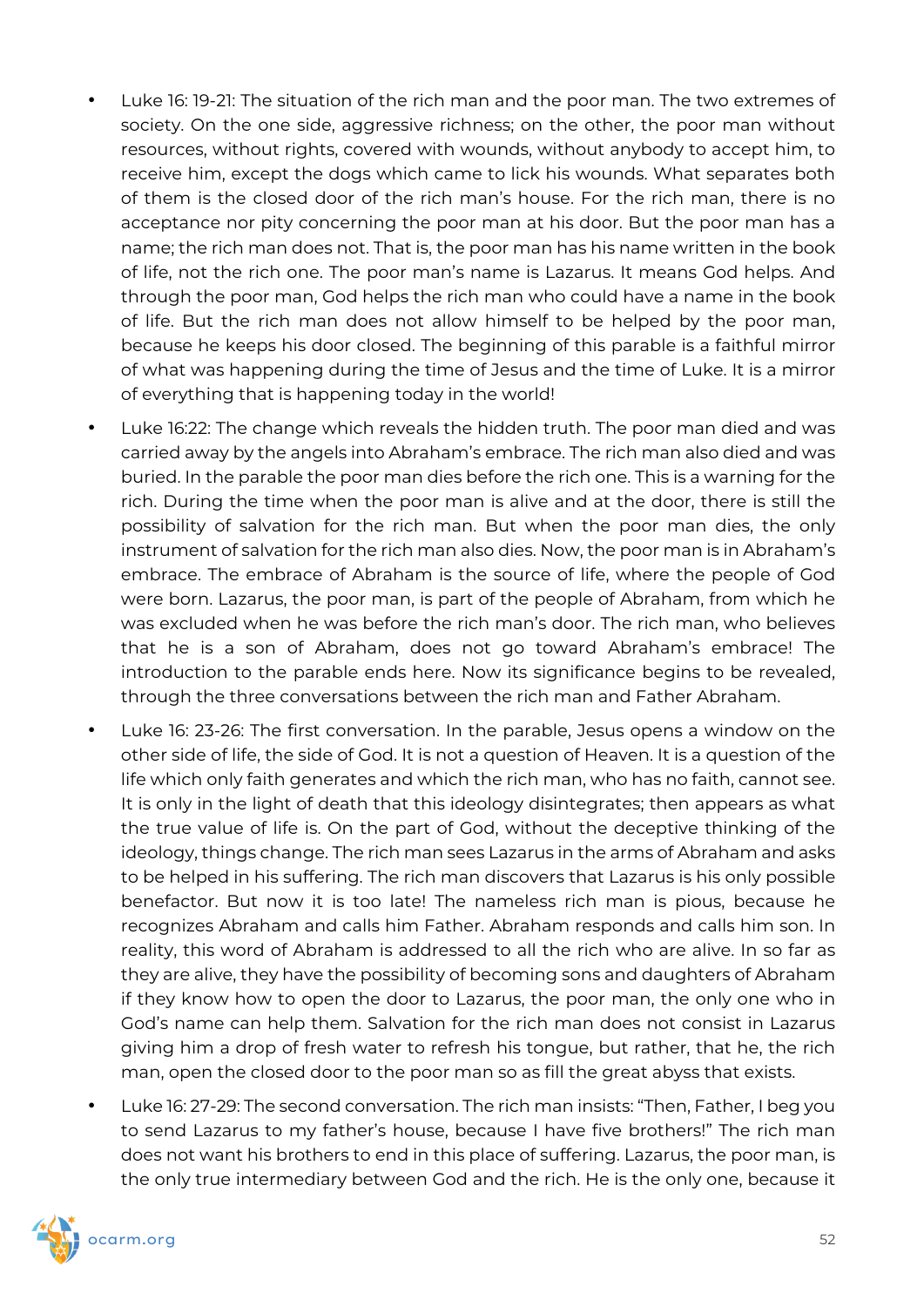- Luke 16: 19-21: The situation of the rich man and the poor man. The two extremes of society. On the one side, aggressive richness; on the other, the poor man without resources, without rights, covered with wounds, without anybody to accept him, to receive him, except the dogs which came to lick his wounds. What separates both of them is the closed door of the rich man's house. For the rich man, there is no acceptance nor pity concerning the poor man at his door. But the poor man has a name; the rich man does not. That is, the poor man has his name written in the book of life, not the rich one. The poor man's name is Lazarus. It means God helps. And through the poor man, God helps the rich man who could have a name in the book of life. But the rich man does not allow himself to be helped by the poor man, because he keeps his door closed. The beginning of this parable is a faithful mirror of what was happening during the time of Jesus and the time of Luke. It is a mirror of everything that is happening today in the world!
- Luke 16:22: The change which reveals the hidden truth. The poor man died and was carried away by the angels into Abraham's embrace. The rich man also died and was buried. In the parable the poor man dies before the rich one. This is a warning for the rich. During the time when the poor man is alive and at the door, there is still the possibility of salvation for the rich man. But when the poor man dies, the only instrument of salvation for the rich man also dies. Now, the poor man is in Abraham's embrace. The embrace of Abraham is the source of life, where the people of God were born. Lazarus, the poor man, is part of the people of Abraham, from which he was excluded when he was before the rich man's door. The rich man, who believes that he is a son of Abraham, does not go toward Abraham's embrace! The introduction to the parable ends here. Now its significance begins to be revealed, through the three conversations between the rich man and Father Abraham.
- Luke 16: 23-26: The first conversation. In the parable, Jesus opens a window on the other side of life, the side of God. It is not a question of Heaven. It is a question of the life which only faith generates and which the rich man, who has no faith, cannot see. It is only in the light of death that this ideology disintegrates; then appears as what the true value of life is. On the part of God, without the deceptive thinking of the ideology, things change. The rich man sees Lazarus in the arms of Abraham and asks to be helped in his suffering. The rich man discovers that Lazarus is his only possible benefactor. But now it is too late! The nameless rich man is pious, because he recognizes Abraham and calls him Father. Abraham responds and calls him son. In reality, this word of Abraham is addressed to all the rich who are alive. In so far as they are alive, they have the possibility of becoming sons and daughters of Abraham if they know how to open the door to Lazarus, the poor man, the only one who in God's name can help them. Salvation for the rich man does not consist in Lazarus giving him a drop of fresh water to refresh his tongue, but rather, that he, the rich man, open the closed door to the poor man so as fill the great abyss that exists.
- Luke 16: 27-29: The second conversation. The rich man insists: "Then, Father, I beg you to send Lazarus to my father's house, because I have five brothers!" The rich man does not want his brothers to end in this place of suffering. Lazarus, the poor man, is the only true intermediary between God and the rich. He is the only one, because it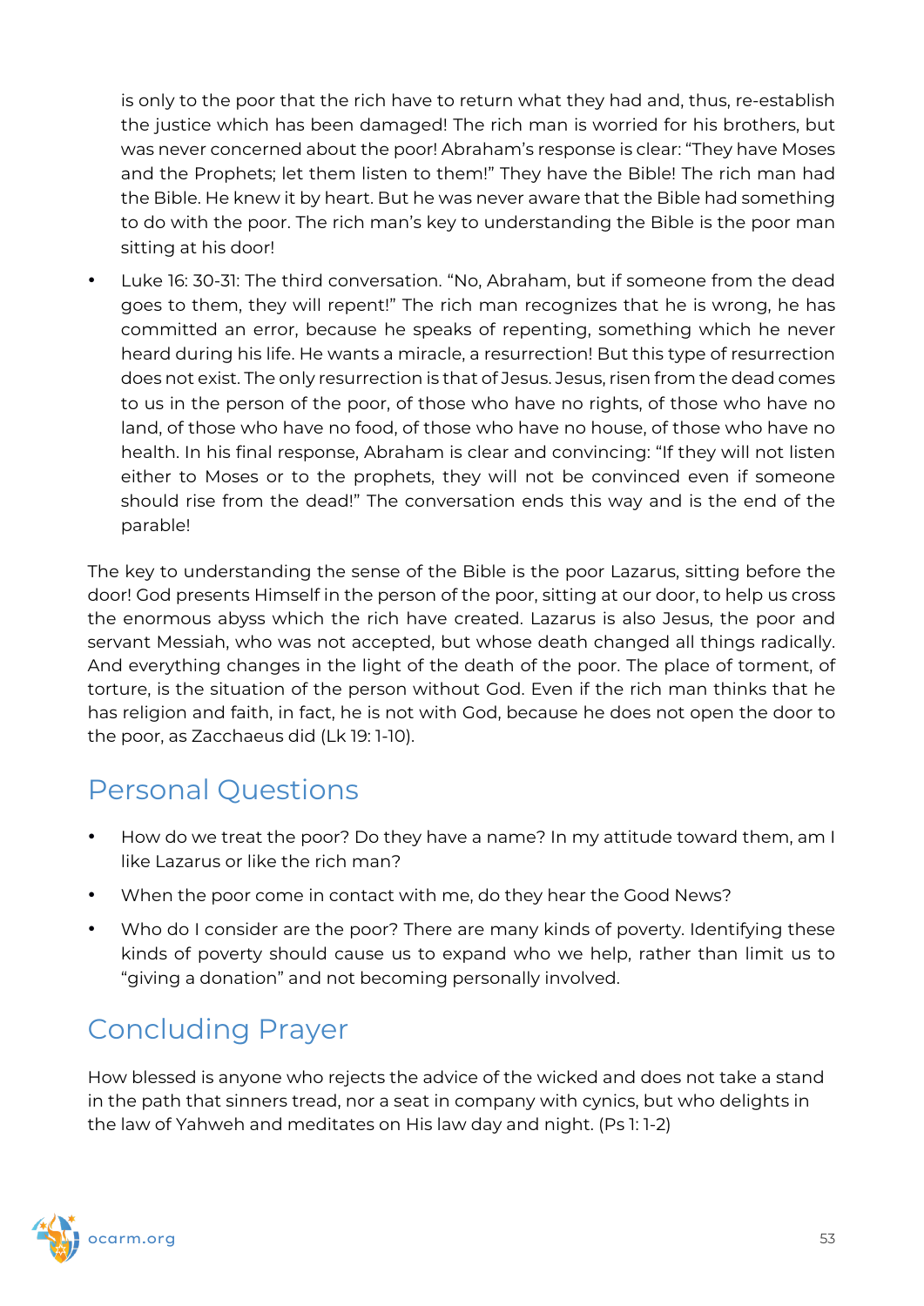is only to the poor that the rich have to return what they had and, thus, re-establish the justice which has been damaged! The rich man is worried for his brothers, but was never concerned about the poor! Abraham's response is clear: "They have Moses and the Prophets; let them listen to them!" They have the Bible! The rich man had the Bible. He knew it by heart. But he was never aware that the Bible had something to do with the poor. The rich man's key to understanding the Bible is the poor man sitting at his door!

- Luke 16: 30-31: The third conversation. "No, Abraham, but if someone from the dead goes to them, they will repent!" The rich man recognizes that he is wrong, he has committed an error, because he speaks of repenting, something which he never heard during his life. He wants a miracle, a resurrection! But this type of resurrection does not exist. The only resurrection is that of Jesus. Jesus, risen from the dead comes to us in the person of the poor, of those who have no rights, of those who have no land, of those who have no food, of those who have no house, of those who have no health. In his final response, Abraham is clear and convincing: "If they will not listen either to Moses or to the prophets, they will not be convinced even if someone should rise from the dead!" The conversation ends this way and is the end of the parable!

The key to understanding the sense of the Bible is the poor Lazarus, sitting before the door! God presents Himself in the person of the poor, sitting at our door, to help us cross the enormous abyss which the rich have created. Lazarus is also Jesus, the poor and servant Messiah, who was not accepted, but whose death changed all things radically. And everything changes in the light of the death of the poor. The place of torment, of torture, is the situation of the person without God. Even if the rich man thinks that he has religion and faith, in fact, he is not with God, because he does not open the door to the poor, as Zacchaeus did (Lk 19: 1-10).

## Personal Questions

- How do we treat the poor? Do they have a name? In my attitude toward them, am I like Lazarus or like the rich man?
- When the poor come in contact with me, do they hear the Good News?
- Who do I consider are the poor? There are many kinds of poverty. Identifying these kinds of poverty should cause us to expand who we help, rather than limit us to "giving a donation" and not becoming personally involved.

## Concluding Prayer

How blessed is anyone who rejects the advice of the wicked and does not take a stand in the path that sinners tread, nor a seat in company with cynics, but who delights in the law of Yahweh and meditates on His law day and night. (Ps 1: 1-2)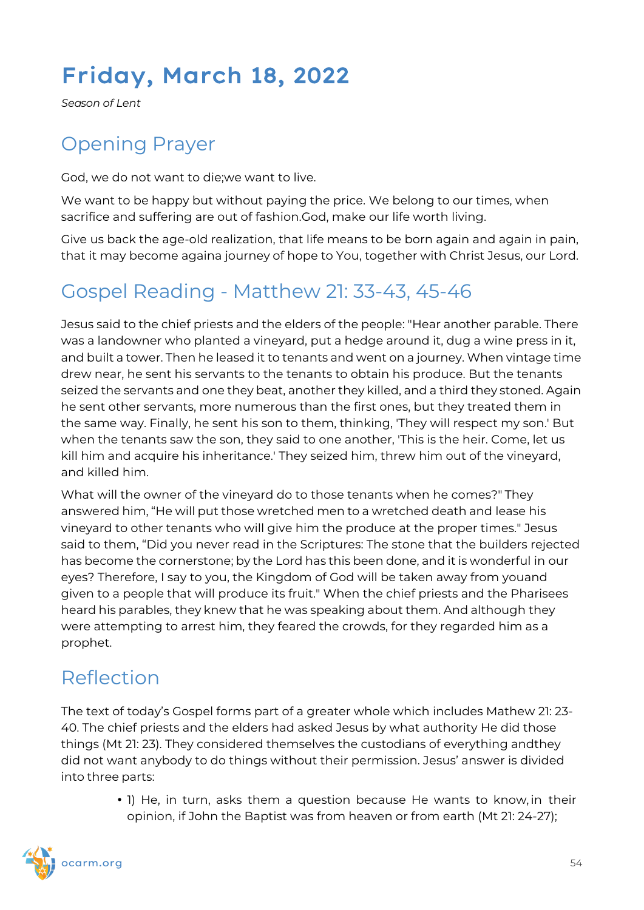# Friday, March 18, 2022

*Season of Lent*

## Opening Prayer

God, we do not want to die;we want to live.

We want to be happy but without paying the price. We belong to our times, when sacrifice and suffering are out of fashion.God, make our life worth living.

Give us back the age-old realization, that life means to be born again and again in pain, that it may become againa journey of hope to You, together with Christ Jesus, our Lord.

## Gospel Reading - Matthew 21: 33-43, 45-46

Jesus said to the chief priests and the elders of the people: "Hear another parable. There was a landowner who planted a vineyard, put a hedge around it, dug a wine press in it, and built a tower. Then he leased it to tenants and went on a journey. When vintage time drew near, he sent his servants to the tenants to obtain his produce. But the tenants seized the servants and one they beat, another they killed, and a third they stoned. Again he sent other servants, more numerous than the first ones, but they treated them in the same way. Finally, he sent his son to them, thinking, 'They will respect my son.' But when the tenants saw the son, they said to one another, 'This is the heir. Come, let us kill him and acquire his inheritance.' They seized him, threw him out of the vineyard, and killed him.

What will the owner of the vineyard do to those tenants when he comes?" They answered him, "He will put those wretched men to a wretched death and lease his vineyard to other tenants who will give him the produce at the proper times." Jesus said to them, "Did you never read in the Scriptures: The stone that the builders rejected has become the cornerstone; by the Lord has this been done, and it is wonderful in our eyes? Therefore, I say to you, the Kingdom of God will be taken away from youand given to a people that will produce its fruit." When the chief priests and the Pharisees heard his parables, they knew that he was speaking about them. And although they were attempting to arrest him, they feared the crowds, for they regarded him as a prophet.

## Reflection

The text of today's Gospel forms part of a greater whole which includes Mathew 21: 23-40. The chief priests and the elders had asked Jesus by what authority He did those things (Mt 21: 23). They considered themselves the custodians of everything andthey did not want anybody to do things without their permission. Jesus' answer is divided into three parts:

- 1) He, in turn, asks them a question because He wants to know, in their opinion, if John the Baptist was from heaven or from earth (Mt 21: 24-27);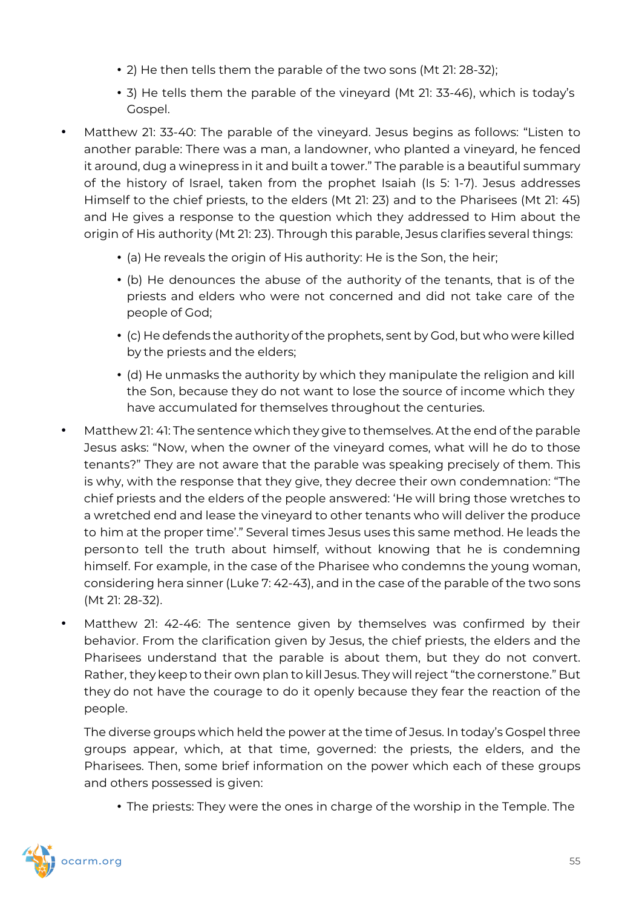- 2) He then tells them the parable of the two sons (Mt 21: 28-32);
    - 3) He tells them the parable of the vineyard (Mt 21: 33-46), which is today's Gospel.

- Matthew 21: 33-40: The parable of the vineyard. Jesus begins as follows: "Listen to another parable: There was a man, a landowner, who planted a vineyard, he fenced it around, dug a winepress in it and built a tower." The parable is a beautiful summary of the history of Israel, taken from the prophet Isaiah (Is 5: 1-7). Jesus addresses Himself to the chief priests, to the elders (Mt 21: 23) and to the Pharisees (Mt 21: 45) and He gives a response to the question which they addressed to Him about the origin of His authority (Mt 21: 23). Through this parable, Jesus clarifies several things:
    - (a) He reveals the origin of His authority: He is the Son, the heir;
    - (b) He denounces the abuse of the authority of the tenants, that is of the priests and elders who were not concerned and did not take care of the people of God;
    - (c) He defends the authority of the prophets, sent by God, but who were killed by the priests and the elders;
    - (d) He unmasks the authority by which they manipulate the religion and kill the Son, because they do not want to lose the source of income which they have accumulated for themselves throughout the centuries.
- Matthew 21: 41: The sentence which they give to themselves. At the end of the parable Jesus asks: "Now, when the owner of the vineyard comes, what will he do to those tenants?" They are not aware that the parable was speaking precisely of them. This is why, with the response that they give, they decree their own condemnation: "The chief priests and the elders of the people answered: 'He will bring those wretches to a wretched end and lease the vineyard to other tenants who will deliver the produce to him at the proper time'." Several times Jesus uses this same method. He leads the person to tell the truth about himself, without knowing that he is condemning himself. For example, in the case of the Pharisee who condemns the young woman, considering her a sinner (Luke 7: 42-43), and in the case of the parable of the two sons (Mt 21: 28-32).
- Matthew 21: 42-46: The sentence given by themselves was confirmed by their behavior. From the clarification given by Jesus, the chief priests, the elders and the Pharisees understand that the parable is about them, but they do not convert. Rather, they keep to their own plan to kill Jesus. They will reject "the cornerstone." But they do not have the courage to do it openly because they fear the reaction of the people.

  The diverse groups which held the power at the time of Jesus. In today's Gospel three groups appear, which, at that time, governed: the priests, the elders, and the Pharisees. Then, some brief information on the power which each of these groups and others possessed is given:

    - The priests: They were the ones in charge of the worship in the Temple. The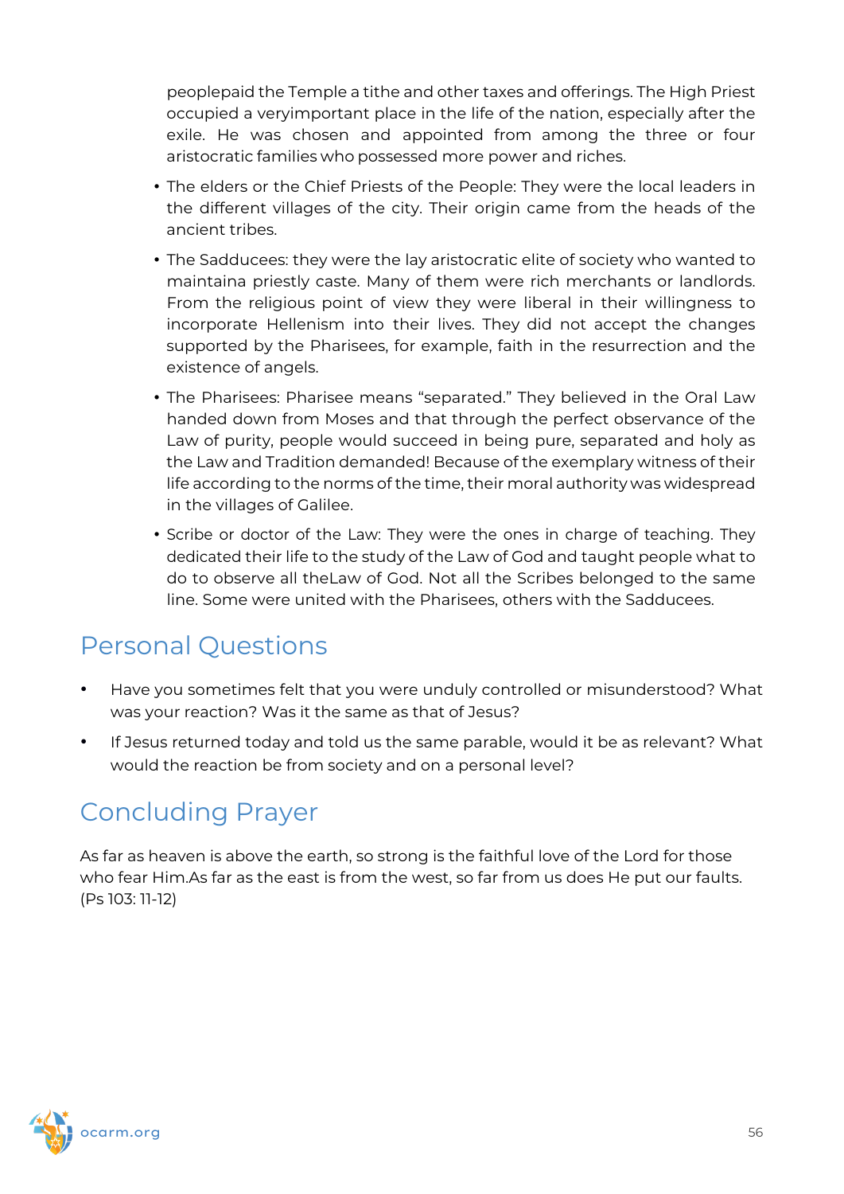peoplepaid the Temple a tithe and other taxes and offerings. The High Priest occupied a veryimportant place in the life of the nation, especially after the exile. He was chosen and appointed from among the three or four aristocratic families who possessed more power and riches.

- The elders or the Chief Priests of the People: They were the local leaders in the different villages of the city. Their origin came from the heads of the ancient tribes.
- The Sadducees: they were the lay aristocratic elite of society who wanted to maintaina priestly caste. Many of them were rich merchants or landlords. From the religious point of view they were liberal in their willingness to incorporate Hellenism into their lives. They did not accept the changes supported by the Pharisees, for example, faith in the resurrection and the existence of angels.
- The Pharisees: Pharisee means "separated." They believed in the Oral Law handed down from Moses and that through the perfect observance of the Law of purity, people would succeed in being pure, separated and holy as the Law and Tradition demanded! Because of the exemplary witness of their life according to the norms of the time, their moral authority was widespread in the villages of Galilee.
- Scribe or doctor of the Law: They were the ones in charge of teaching. They dedicated their life to the study of the Law of God and taught people what to do to observe all theLaw of God. Not all the Scribes belonged to the same line. Some were united with the Pharisees, others with the Sadducees.

## Personal Questions

- Have you sometimes felt that you were unduly controlled or misunderstood? What was your reaction? Was it the same as that of Jesus?
- If Jesus returned today and told us the same parable, would it be as relevant? What would the reaction be from society and on a personal level?

## Concluding Prayer

As far as heaven is above the earth, so strong is the faithful love of the Lord for those who fear Him.As far as the east is from the west, so far from us does He put our faults. (Ps 103: 11-12)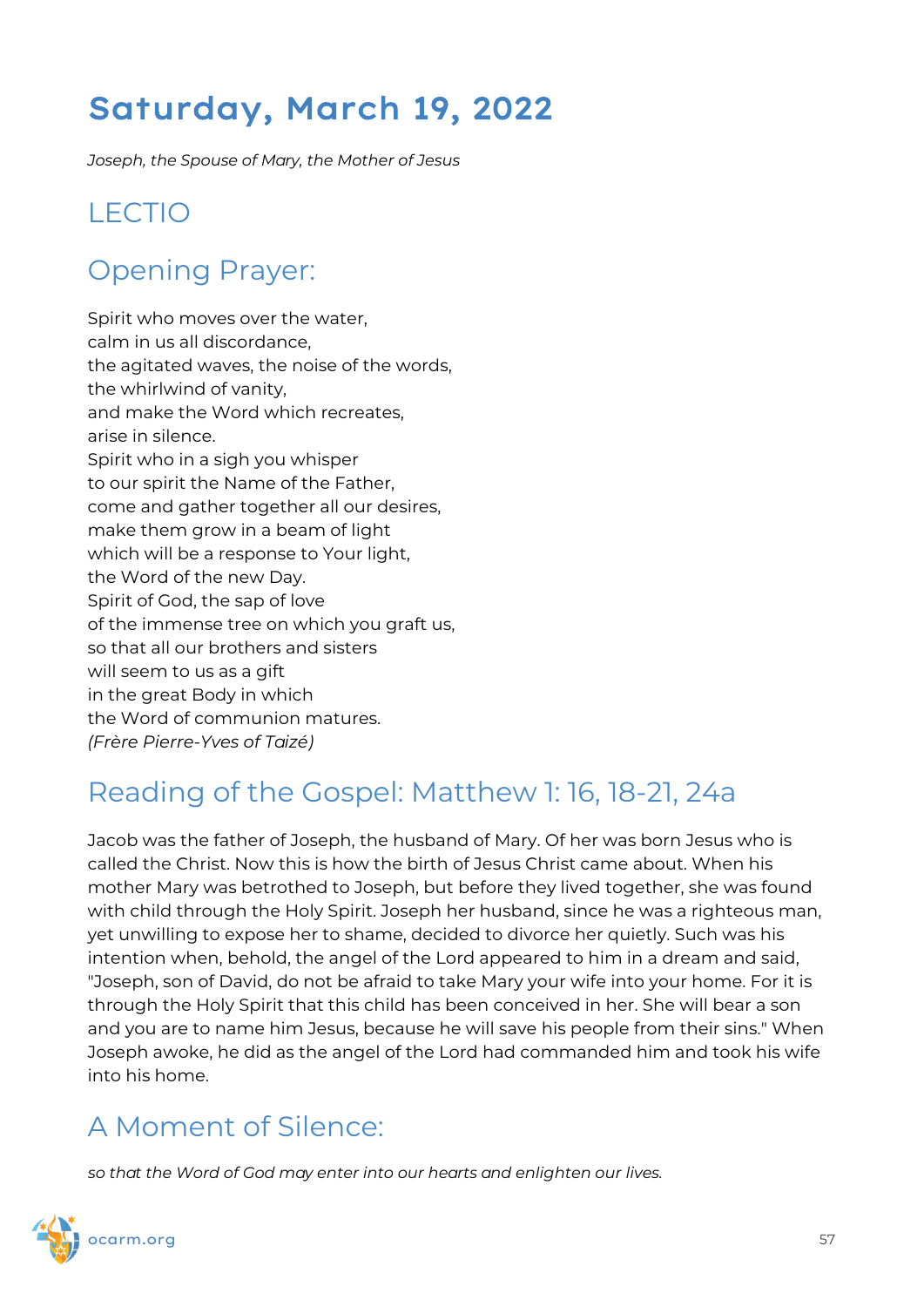# Saturday, March 19, 2022

*Joseph, the Spouse of Mary, the Mother of Jesus*

## LECTIO

## Opening Prayer:

Spirit who moves over the water,
calm in us all discordance,
the agitated waves, the noise of the words,
the whirlwind of vanity,
and make the Word which recreates,
arise in silence.
Spirit who in a sigh you whisper
to our spirit the Name of the Father,
come and gather together all our desires,
make them grow in a beam of light
which will be a response to Your light,
the Word of the new Day.
Spirit of God, the sap of love
of the immense tree on which you graft us,
so that all our brothers and sisters
will seem to us as a gift
in the great Body in which
the Word of communion matures.
*(Frère Pierre-Yves of Taizé)*

## Reading of the Gospel: Matthew 1: 16, 18-21, 24a

Jacob was the father of Joseph, the husband of Mary. Of her was born Jesus who is called the Christ. Now this is how the birth of Jesus Christ came about. When his mother Mary was betrothed to Joseph, but before they lived together, she was found with child through the Holy Spirit. Joseph her husband, since he was a righteous man, yet unwilling to expose her to shame, decided to divorce her quietly. Such was his intention when, behold, the angel of the Lord appeared to him in a dream and said, "Joseph, son of David, do not be afraid to take Mary your wife into your home. For it is through the Holy Spirit that this child has been conceived in her. She will bear a son and you are to name him Jesus, because he will save his people from their sins." When Joseph awoke, he did as the angel of the Lord had commanded him and took his wife into his home.

## A Moment of Silence:

*so that the Word of God may enter into our hearts and enlighten our lives.*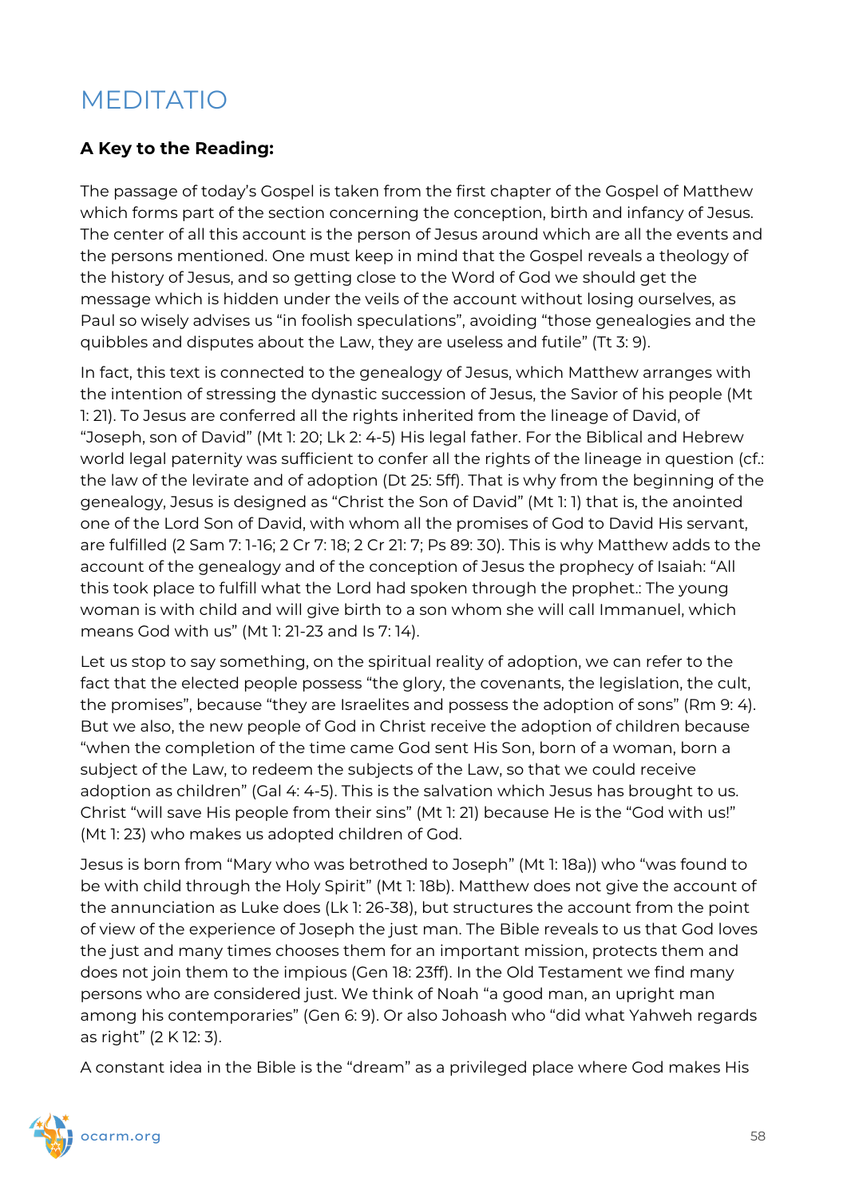# MEDITATIO

**A Key to the Reading:**

The passage of today's Gospel is taken from the first chapter of the Gospel of Matthew which forms part of the section concerning the conception, birth and infancy of Jesus. The center of all this account is the person of Jesus around which are all the events and the persons mentioned. One must keep in mind that the Gospel reveals a theology of the history of Jesus, and so getting close to the Word of God we should get the message which is hidden under the veils of the account without losing ourselves, as Paul so wisely advises us "in foolish speculations", avoiding "those genealogies and the quibbles and disputes about the Law, they are useless and futile" (Tt 3: 9).

In fact, this text is connected to the genealogy of Jesus, which Matthew arranges with the intention of stressing the dynastic succession of Jesus, the Savior of his people (Mt 1: 21). To Jesus are conferred all the rights inherited from the lineage of David, of "Joseph, son of David" (Mt 1: 20; Lk 2: 4-5) His legal father. For the Biblical and Hebrew world legal paternity was sufficient to confer all the rights of the lineage in question (cf.: the law of the levirate and of adoption (Dt 25: 5ff). That is why from the beginning of the genealogy, Jesus is designed as "Christ the Son of David" (Mt 1: 1) that is, the anointed one of the Lord Son of David, with whom all the promises of God to David His servant, are fulfilled (2 Sam 7: 1-16; 2 Cr 7: 18; 2 Cr 21: 7; Ps 89: 30). This is why Matthew adds to the account of the genealogy and of the conception of Jesus the prophecy of Isaiah: "All this took place to fulfill what the Lord had spoken through the prophet.: The young woman is with child and will give birth to a son whom she will call Immanuel, which means God with us" (Mt 1: 21-23 and Is 7: 14).

Let us stop to say something, on the spiritual reality of adoption, we can refer to the fact that the elected people possess "the glory, the covenants, the legislation, the cult, the promises", because "they are Israelites and possess the adoption of sons" (Rm 9: 4). But we also, the new people of God in Christ receive the adoption of children because "when the completion of the time came God sent His Son, born of a woman, born a subject of the Law, to redeem the subjects of the Law, so that we could receive adoption as children" (Gal 4: 4-5). This is the salvation which Jesus has brought to us. Christ "will save His people from their sins" (Mt 1: 21) because He is the "God with us!" (Mt 1: 23) who makes us adopted children of God.

Jesus is born from "Mary who was betrothed to Joseph" (Mt 1: 18a)) who "was found to be with child through the Holy Spirit" (Mt 1: 18b). Matthew does not give the account of the annunciation as Luke does (Lk 1: 26-38), but structures the account from the point of view of the experience of Joseph the just man. The Bible reveals to us that God loves the just and many times chooses them for an important mission, protects them and does not join them to the impious (Gen 18: 23ff). In the Old Testament we find many persons who are considered just. We think of Noah "a good man, an upright man among his contemporaries" (Gen 6: 9). Or also Johoash who "did what Yahweh regards as right" (2 K 12: 3).

A constant idea in the Bible is the "dream" as a privileged place where God makes His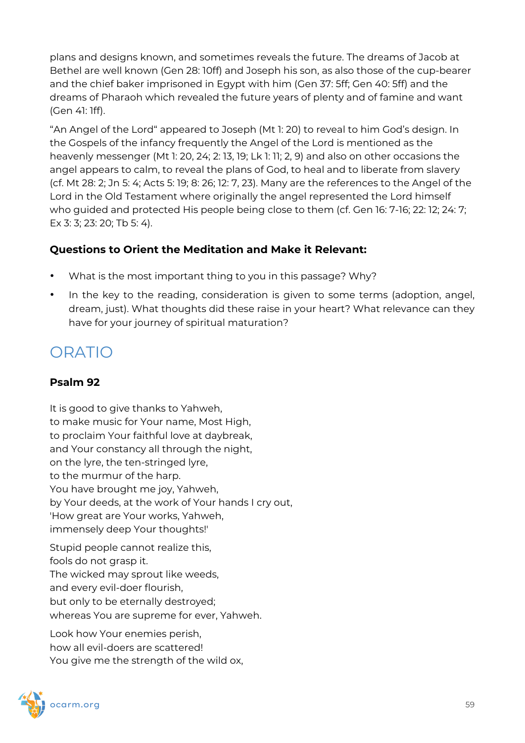plans and designs known, and sometimes reveals the future. The dreams of Jacob at Bethel are well known (Gen 28: 10ff) and Joseph his son, as also those of the cup-bearer and the chief baker imprisoned in Egypt with him (Gen 37: 5ff; Gen 40: 5ff) and the dreams of Pharaoh which revealed the future years of plenty and of famine and want (Gen 41: 1ff).

“An Angel of the Lord“ appeared to Joseph (Mt 1: 20) to reveal to him God’s design. In the Gospels of the infancy frequently the Angel of the Lord is mentioned as the heavenly messenger (Mt 1: 20, 24; 2: 13, 19; Lk 1: 11; 2, 9) and also on other occasions the angel appears to calm, to reveal the plans of God, to heal and to liberate from slavery (cf. Mt 28: 2; Jn 5: 4; Acts 5: 19; 8: 26; 12: 7, 23). Many are the references to the Angel of the Lord in the Old Testament where originally the angel represented the Lord himself who guided and protected His people being close to them (cf. Gen 16: 7-16; 22: 12; 24: 7; Ex 3: 3; 23: 20; Tb 5: 4).

**Questions to Orient the Meditation and Make it Relevant:**

- What is the most important thing to you in this passage? Why?
- In the key to the reading, consideration is given to some terms (adoption, angel, dream, just). What thoughts did these raise in your heart? What relevance can they have for your journey of spiritual maturation?

## ORATIO

**Psalm 92**

It is good to give thanks to Yahweh,
to make music for Your name, Most High,
to proclaim Your faithful love at daybreak,
and Your constancy all through the night,
on the lyre, the ten-stringed lyre,
to the murmur of the harp.
You have brought me joy, Yahweh,
by Your deeds, at the work of Your hands I cry out,
'How great are Your works, Yahweh,
immensely deep Your thoughts!'

Stupid people cannot realize this,
fools do not grasp it.
The wicked may sprout like weeds,
and every evil-doer flourish,
but only to be eternally destroyed;
whereas You are supreme for ever, Yahweh.

Look how Your enemies perish,
how all evil-doers are scattered!
You give me the strength of the wild ox,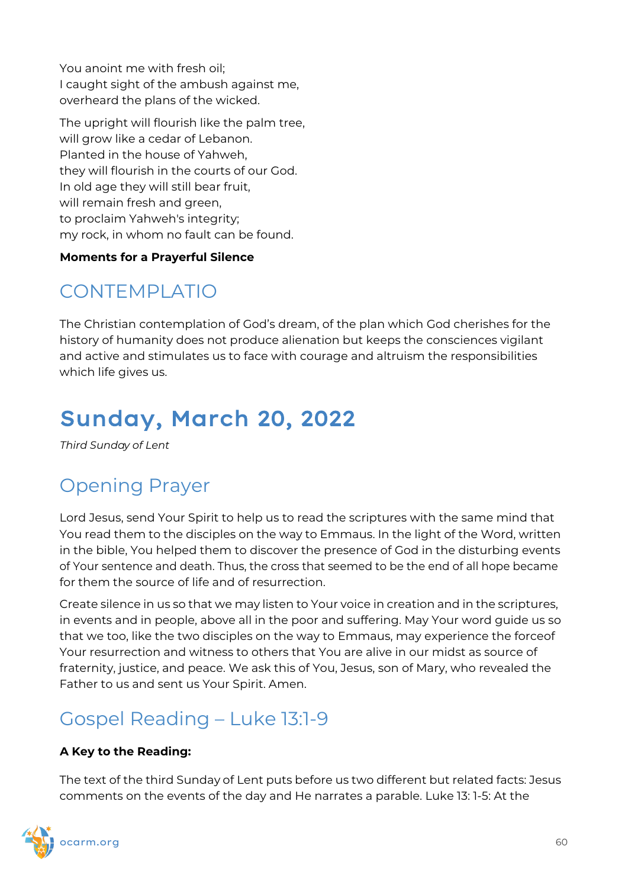You anoint me with fresh oil;
I caught sight of the ambush against me,
overheard the plans of the wicked.

The upright will flourish like the palm tree,
will grow like a cedar of Lebanon.
Planted in the house of Yahweh,
they will flourish in the courts of our God.
In old age they will still bear fruit,
will remain fresh and green,
to proclaim Yahweh's integrity;
my rock, in whom no fault can be found.

**Moments for a Prayerful Silence**

## CONTEMPLATIO

The Christian contemplation of God's dream, of the plan which God cherishes for the history of humanity does not produce alienation but keeps the consciences vigilant and active and stimulates us to face with courage and altruism the responsibilities which life gives us.

# Sunday, March 20, 2022

*Third Sunday of Lent*

## Opening Prayer

Lord Jesus, send Your Spirit to help us to read the scriptures with the same mind that You read them to the disciples on the way to Emmaus. In the light of the Word, written in the bible, You helped them to discover the presence of God in the disturbing events of Your sentence and death. Thus, the cross that seemed to be the end of all hope became for them the source of life and of resurrection.

Create silence in us so that we may listen to Your voice in creation and in the scriptures, in events and in people, above all in the poor and suffering. May Your word guide us so that we too, like the two disciples on the way to Emmaus, may experience the forceof Your resurrection and witness to others that You are alive in our midst as source of fraternity, justice, and peace. We ask this of You, Jesus, son of Mary, who revealed the Father to us and sent us Your Spirit. Amen.

## Gospel Reading – Luke 13:1-9

**A Key to the Reading:**

The text of the third Sunday of Lent puts before us two different but related facts: Jesus comments on the events of the day and He narrates a parable. Luke 13: 1-5: At the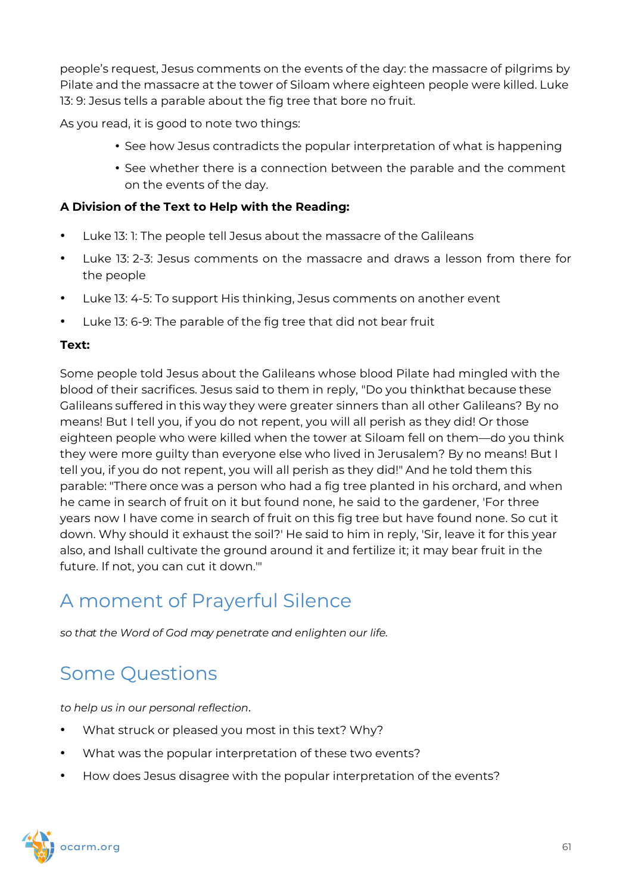people's request, Jesus comments on the events of the day: the massacre of pilgrims by Pilate and the massacre at the tower of Siloam where eighteen people were killed. Luke 13: 9: Jesus tells a parable about the fig tree that bore no fruit.

As you read, it is good to note two things:

- See how Jesus contradicts the popular interpretation of what is happening
- See whether there is a connection between the parable and the comment on the events of the day.

**A Division of the Text to Help with the Reading:**

- Luke 13: 1: The people tell Jesus about the massacre of the Galileans
- Luke 13: 2-3: Jesus comments on the massacre and draws a lesson from there for the people
- Luke 13: 4-5: To support His thinking, Jesus comments on another event
- Luke 13: 6-9: The parable of the fig tree that did not bear fruit

**Text:**

Some people told Jesus about the Galileans whose blood Pilate had mingled with the blood of their sacrifices. Jesus said to them in reply, "Do you thinkthat because these Galileans suffered in this way they were greater sinners than all other Galileans? By no means! But I tell you, if you do not repent, you will all perish as they did! Or those eighteen people who were killed when the tower at Siloam fell on them—do you think they were more guilty than everyone else who lived in Jerusalem? By no means! But I tell you, if you do not repent, you will all perish as they did!" And he told them this parable: "There once was a person who had a fig tree planted in his orchard, and when he came in search of fruit on it but found none, he said to the gardener, 'For three years now I have come in search of fruit on this fig tree but have found none. So cut it down. Why should it exhaust the soil?' He said to him in reply, 'Sir, leave it for this year also, and Ishall cultivate the ground around it and fertilize it; it may bear fruit in the future. If not, you can cut it down.'"

## A moment of Prayerful Silence

*so that the Word of God may penetrate and enlighten our life.*

## Some Questions

*to help us in our personal reflection.*

- What struck or pleased you most in this text? Why?
- What was the popular interpretation of these two events?
- How does Jesus disagree with the popular interpretation of the events?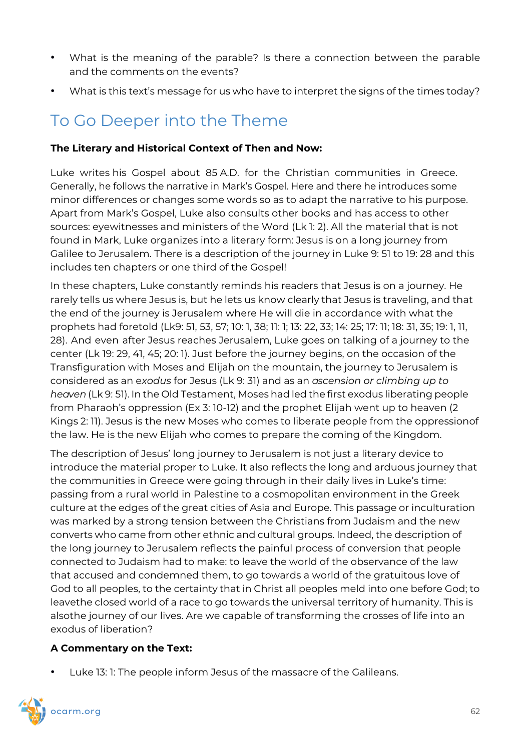- What is the meaning of the parable? Is there a connection between the parable and the comments on the events?
- What is this text's message for us who have to interpret the signs of the times today?

## To Go Deeper into the Theme

**The Literary and Historical Context of Then and Now:**

Luke writes his Gospel about 85 A.D. for the Christian communities in Greece. Generally, he follows the narrative in Mark's Gospel. Here and there he introduces some minor differences or changes some words so as to adapt the narrative to his purpose. Apart from Mark's Gospel, Luke also consults other books and has access to other sources: eyewitnesses and ministers of the Word (Lk 1: 2). All the material that is not found in Mark, Luke organizes into a literary form: Jesus is on a long journey from Galilee to Jerusalem. There is a description of the journey in Luke 9: 51 to 19: 28 and this includes ten chapters or one third of the Gospel!

In these chapters, Luke constantly reminds his readers that Jesus is on a journey. He rarely tells us where Jesus is, but he lets us know clearly that Jesus is traveling, and that the end of the journey is Jerusalem where He will die in accordance with what the prophets had foretold (Lk9: 51, 53, 57; 10: 1, 38; 11: 1; 13: 22, 33; 14: 25; 17: 11; 18: 31, 35; 19: 1, 11, 28). And even after Jesus reaches Jerusalem, Luke goes on talking of a journey to the center (Lk 19: 29, 41, 45; 20: 1). Just before the journey begins, on the occasion of the Transfiguration with Moses and Elijah on the mountain, the journey to Jerusalem is considered as an *exodus* for Jesus (Lk 9: 31) and as an *ascension or climbing up to heaven* (Lk 9: 51). In the Old Testament, Moses had led the first exodus liberating people from Pharaoh's oppression (Ex 3: 10-12) and the prophet Elijah went up to heaven (2 Kings 2: 11). Jesus is the new Moses who comes to liberate people from the oppressionof the law. He is the new Elijah who comes to prepare the coming of the Kingdom.

The description of Jesus' long journey to Jerusalem is not just a literary device to introduce the material proper to Luke. It also reflects the long and arduous journey that the communities in Greece were going through in their daily lives in Luke's time: passing from a rural world in Palestine to a cosmopolitan environment in the Greek culture at the edges of the great cities of Asia and Europe. This passage or inculturation was marked by a strong tension between the Christians from Judaism and the new converts who came from other ethnic and cultural groups. Indeed, the description of the long journey to Jerusalem reflects the painful process of conversion that people connected to Judaism had to make: to leave the world of the observance of the law that accused and condemned them, to go towards a world of the gratuitous love of God to all peoples, to the certainty that in Christ all peoples meld into one before God; to leavethe closed world of a race to go towards the universal territory of humanity. This is alsothe journey of our lives. Are we capable of transforming the crosses of life into an exodus of liberation?

**A Commentary on the Text:**

- Luke 13: 1: The people inform Jesus of the massacre of the Galileans.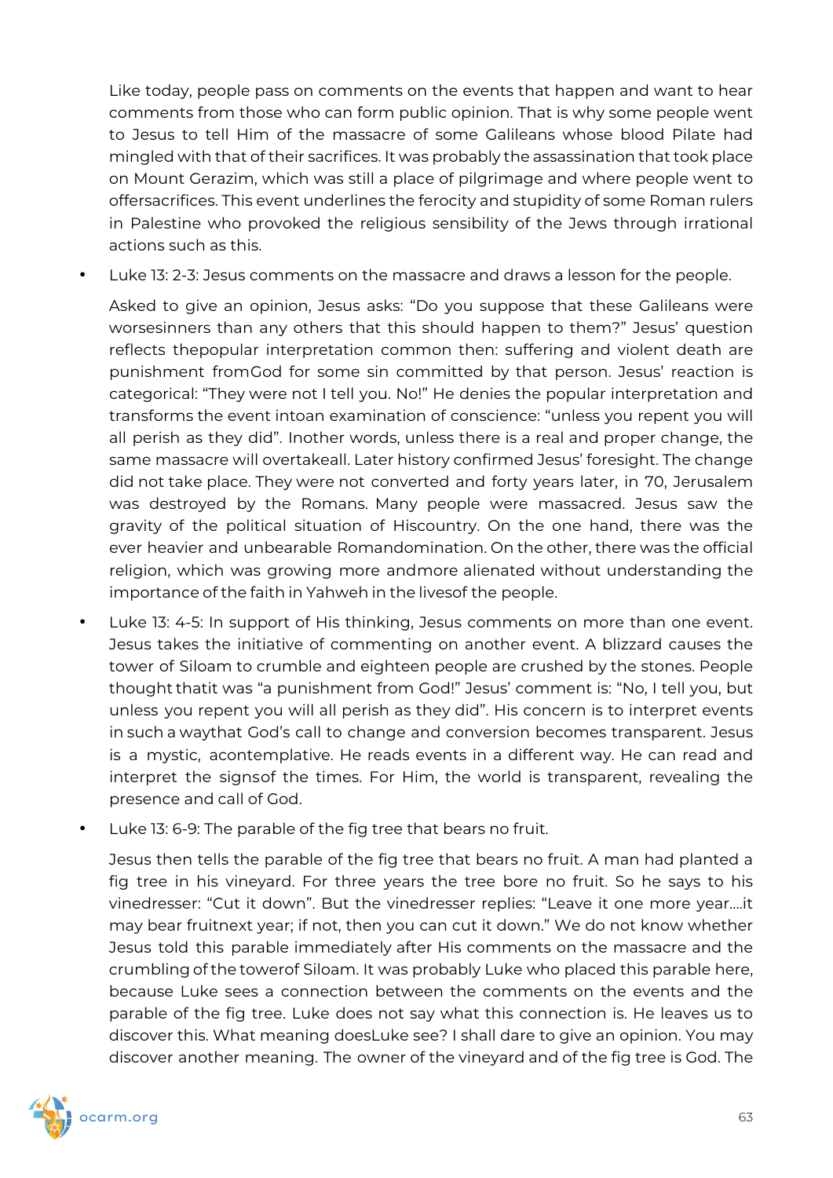Like today, people pass on comments on the events that happen and want to hear comments from those who can form public opinion. That is why some people went to Jesus to tell Him of the massacre of some Galileans whose blood Pilate had mingled with that of their sacrifices. It was probably the assassination that took place on Mount Gerazim, which was still a place of pilgrimage and where people went to offersacrifices. This event underlines the ferocity and stupidity of some Roman rulers in Palestine who provoked the religious sensibility of the Jews through irrational actions such as this.

- Luke 13: 2-3: Jesus comments on the massacre and draws a lesson for the people.

  Asked to give an opinion, Jesus asks: "Do you suppose that these Galileans were worsesinners than any others that this should happen to them?" Jesus' question reflects thepopular interpretation common then: suffering and violent death are punishment fromGod for some sin committed by that person. Jesus' reaction is categorical: "They were not I tell you. No!" He denies the popular interpretation and transforms the event intoan examination of conscience: "unless you repent you will all perish as they did". Inother words, unless there is a real and proper change, the same massacre will overtakeall. Later history confirmed Jesus' foresight. The change did not take place. They were not converted and forty years later, in 70, Jerusalem was destroyed by the Romans. Many people were massacred. Jesus saw the gravity of the political situation of Hiscountry. On the one hand, there was the ever heavier and unbearable Romandomination. On the other, there was the official religion, which was growing more andmore alienated without understanding the importance of the faith in Yahweh in the livesof the people.

- Luke 13: 4-5: In support of His thinking, Jesus comments on more than one event. Jesus takes the initiative of commenting on another event. A blizzard causes the tower of Siloam to crumble and eighteen people are crushed by the stones. People thought thatit was "a punishment from God!" Jesus' comment is: "No, I tell you, but unless you repent you will all perish as they did". His concern is to interpret events in such a waythat God's call to change and conversion becomes transparent. Jesus is a mystic, acontemplative. He reads events in a different way. He can read and interpret the signsof the times. For Him, the world is transparent, revealing the presence and call of God.

- Luke 13: 6-9: The parable of the fig tree that bears no fruit.

  Jesus then tells the parable of the fig tree that bears no fruit. A man had planted a fig tree in his vineyard. For three years the tree bore no fruit. So he says to his vinedresser: "Cut it down". But the vinedresser replies: "Leave it one more year....it may bear fruitnext year; if not, then you can cut it down." We do not know whether Jesus told this parable immediately after His comments on the massacre and the crumbling of the towerof Siloam. It was probably Luke who placed this parable here, because Luke sees a connection between the comments on the events and the parable of the fig tree. Luke does not say what this connection is. He leaves us to discover this. What meaning doesLuke see? I shall dare to give an opinion. You may discover another meaning. The owner of the vineyard and of the fig tree is God. The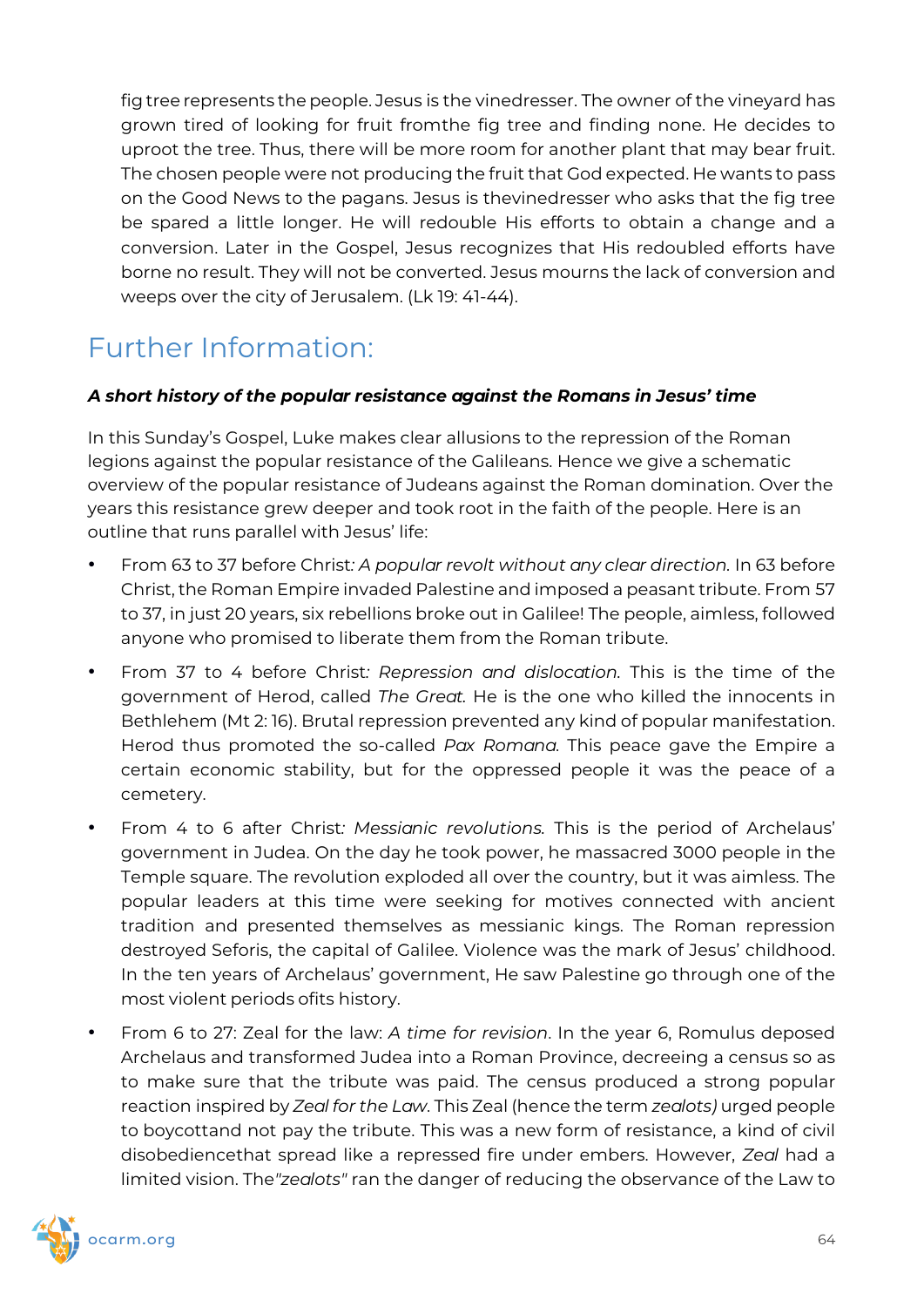fig tree represents the people. Jesus is the vinedresser. The owner of the vineyard has grown tired of looking for fruit fromthe fig tree and finding none. He decides to uproot the tree. Thus, there will be more room for another plant that may bear fruit. The chosen people were not producing the fruit that God expected. He wants to pass on the Good News to the pagans. Jesus is thevinedresser who asks that the fig tree be spared a little longer. He will redouble His efforts to obtain a change and a conversion. Later in the Gospel, Jesus recognizes that His redoubled efforts have borne no result. They will not be converted. Jesus mourns the lack of conversion and weeps over the city of Jerusalem. (Lk 19: 41-44).

## Further Information:

***A short history of the popular resistance against the Romans in Jesus' time***

In this Sunday's Gospel, Luke makes clear allusions to the repression of the Roman legions against the popular resistance of the Galileans. Hence we give a schematic overview of the popular resistance of Judeans against the Roman domination. Over the years this resistance grew deeper and took root in the faith of the people. Here is an outline that runs parallel with Jesus' life:

- From 63 to 37 before Christ: *A popular revolt without any clear direction.* In 63 before Christ, the Roman Empire invaded Palestine and imposed a peasant tribute. From 57 to 37, in just 20 years, six rebellions broke out in Galilee! The people, aimless, followed anyone who promised to liberate them from the Roman tribute.
- From 37 to 4 before Christ: *Repression and dislocation.* This is the time of the government of Herod, called *The Great.* He is the one who killed the innocents in Bethlehem (Mt 2: 16). Brutal repression prevented any kind of popular manifestation. Herod thus promoted the so-called *Pax Romana.* This peace gave the Empire a certain economic stability, but for the oppressed people it was the peace of a cemetery.
- From 4 to 6 after Christ: *Messianic revolutions.* This is the period of Archelaus' government in Judea. On the day he took power, he massacred 3000 people in the Temple square. The revolution exploded all over the country, but it was aimless. The popular leaders at this time were seeking for motives connected with ancient tradition and presented themselves as messianic kings. The Roman repression destroyed Seforis, the capital of Galilee. Violence was the mark of Jesus' childhood. In the ten years of Archelaus' government, He saw Palestine go through one of the most violent periods ofits history.
- From 6 to 27: Zeal for the law: *A time for revision*. In the year 6, Romulus deposed Archelaus and transformed Judea into a Roman Province, decreeing a census so as to make sure that the tribute was paid. The census produced a strong popular reaction inspired by *Zeal for the Law*. This Zeal (hence the term *zealots)* urged people to boycottand not pay the tribute. This was a new form of resistance, a kind of civil disobediencethat spread like a repressed fire under embers. However, *Zeal* had a limited vision. The*"zealots"* ran the danger of reducing the observance of the Law to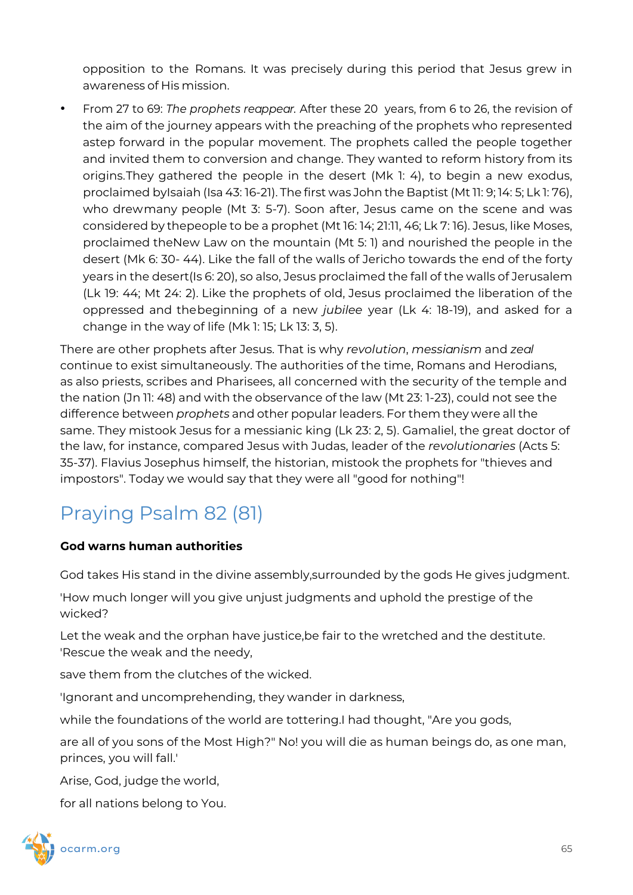opposition to the Romans. It was precisely during this period that Jesus grew in awareness of His mission.

- From 27 to 69: *The prophets reappear.* After these 20 years, from 6 to 26, the revision of the aim of the journey appears with the preaching of the prophets who represented astep forward in the popular movement. The prophets called the people together and invited them to conversion and change. They wanted to reform history from its origins.They gathered the people in the desert (Mk 1: 4), to begin a new exodus, proclaimed byIsaiah (Isa 43: 16-21). The first was John the Baptist (Mt 11: 9; 14: 5; Lk 1: 76), who drewmany people (Mt 3: 5-7). Soon after, Jesus came on the scene and was considered by thepeople to be a prophet (Mt 16: 14; 21:11, 46; Lk 7: 16). Jesus, like Moses, proclaimed theNew Law on the mountain (Mt 5: 1) and nourished the people in the desert (Mk 6: 30- 44). Like the fall of the walls of Jericho towards the end of the forty years in the desert(Is 6: 20), so also, Jesus proclaimed the fall of the walls of Jerusalem (Lk 19: 44; Mt 24: 2). Like the prophets of old, Jesus proclaimed the liberation of the oppressed and thebeginning of a new *jubilee* year (Lk 4: 18-19), and asked for a change in the way of life (Mk 1: 15; Lk 13: 3, 5).

There are other prophets after Jesus. That is why *revolution*, *messianism* and *zeal* continue to exist simultaneously. The authorities of the time, Romans and Herodians, as also priests, scribes and Pharisees, all concerned with the security of the temple and the nation (Jn 11: 48) and with the observance of the law (Mt 23: 1-23), could not see the difference between *prophets* and other popular leaders. For them they were all the same. They mistook Jesus for a messianic king (Lk 23: 2, 5). Gamaliel, the great doctor of the law, for instance, compared Jesus with Judas, leader of the *revolutionaries* (Acts 5: 35-37). Flavius Josephus himself, the historian, mistook the prophets for "thieves and impostors". Today we would say that they were all "good for nothing"!

## Praying Psalm 82 (81)

**God warns human authorities**

God takes His stand in the divine assembly,surrounded by the gods He gives judgment.

'How much longer will you give unjust judgments and uphold the prestige of the wicked?

Let the weak and the orphan have justice,be fair to the wretched and the destitute. 'Rescue the weak and the needy,

save them from the clutches of the wicked.

'Ignorant and uncomprehending, they wander in darkness,

while the foundations of the world are tottering.I had thought, "Are you gods,

are all of you sons of the Most High?" No! you will die as human beings do, as one man, princes, you will fall.'

Arise, God, judge the world,

for all nations belong to You.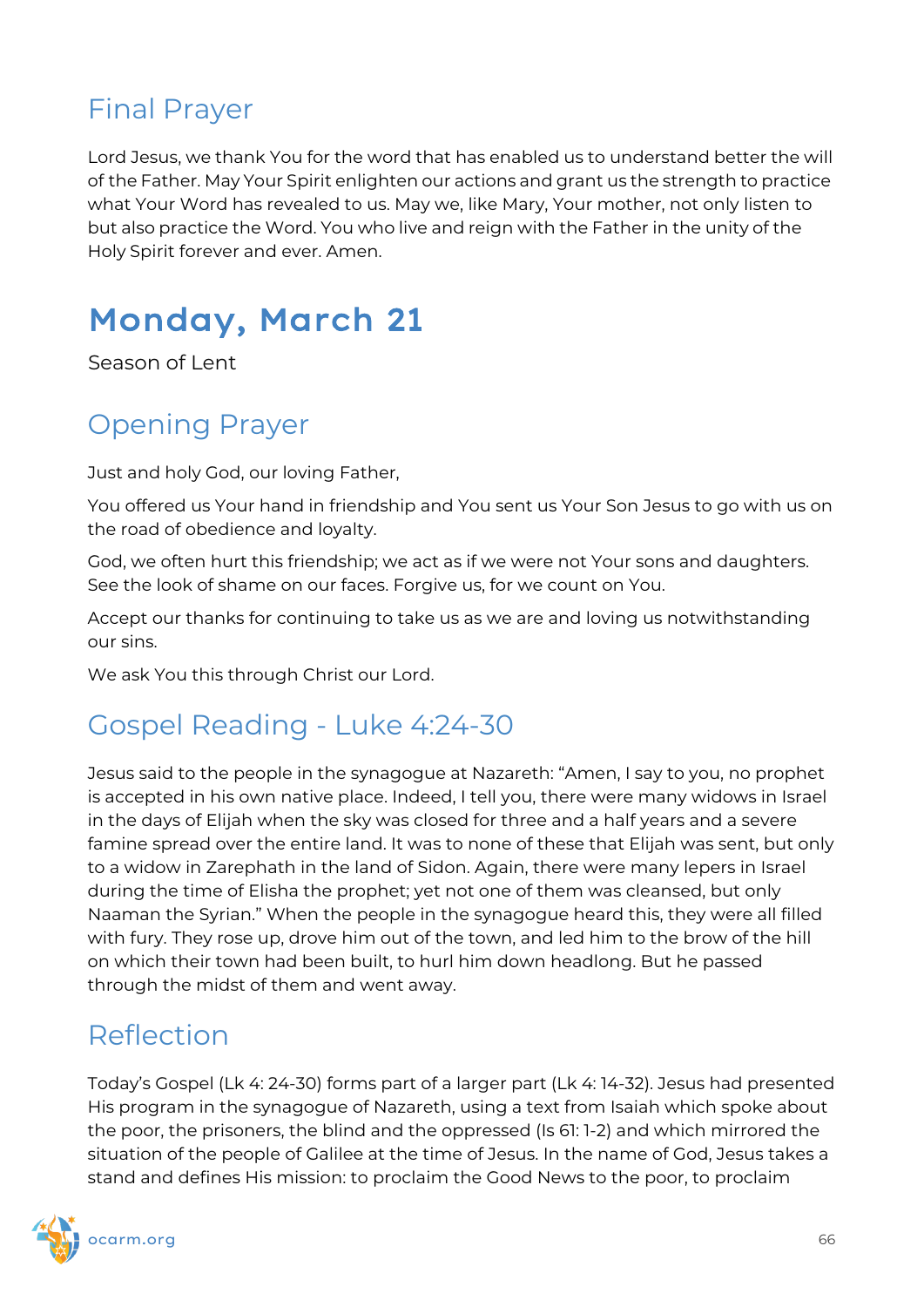## Final Prayer

Lord Jesus, we thank You for the word that has enabled us to understand better the will of the Father. May Your Spirit enlighten our actions and grant us the strength to practice what Your Word has revealed to us. May we, like Mary, Your mother, not only listen to but also practice the Word. You who live and reign with the Father in the unity of the Holy Spirit forever and ever. Amen.

# Monday, March 21

Season of Lent

## Opening Prayer

Just and holy God, our loving Father,

You offered us Your hand in friendship and You sent us Your Son Jesus to go with us on the road of obedience and loyalty.

God, we often hurt this friendship; we act as if we were not Your sons and daughters. See the look of shame on our faces. Forgive us, for we count on You.

Accept our thanks for continuing to take us as we are and loving us notwithstanding our sins.

We ask You this through Christ our Lord.

## Gospel Reading - Luke 4:24-30

Jesus said to the people in the synagogue at Nazareth: "Amen, I say to you, no prophet is accepted in his own native place. Indeed, I tell you, there were many widows in Israel in the days of Elijah when the sky was closed for three and a half years and a severe famine spread over the entire land. It was to none of these that Elijah was sent, but only to a widow in Zarephath in the land of Sidon. Again, there were many lepers in Israel during the time of Elisha the prophet; yet not one of them was cleansed, but only Naaman the Syrian." When the people in the synagogue heard this, they were all filled with fury. They rose up, drove him out of the town, and led him to the brow of the hill on which their town had been built, to hurl him down headlong. But he passed through the midst of them and went away.

## Reflection

Today's Gospel (Lk 4: 24-30) forms part of a larger part (Lk 4: 14-32). Jesus had presented His program in the synagogue of Nazareth, using a text from Isaiah which spoke about the poor, the prisoners, the blind and the oppressed (Is 61: 1-2) and which mirrored the situation of the people of Galilee at the time of Jesus. In the name of God, Jesus takes a stand and defines His mission: to proclaim the Good News to the poor, to proclaim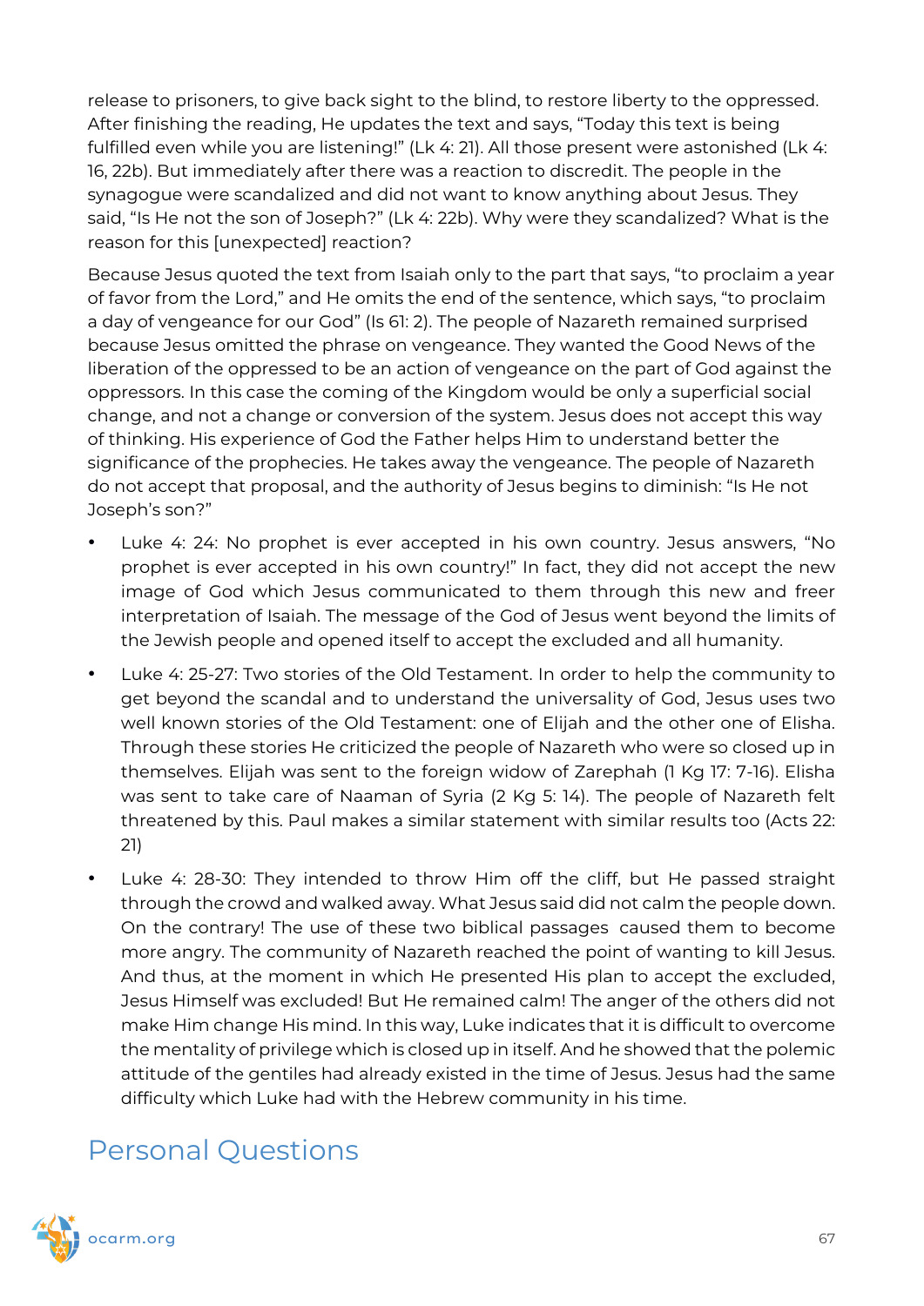release to prisoners, to give back sight to the blind, to restore liberty to the oppressed. After finishing the reading, He updates the text and says, "Today this text is being fulfilled even while you are listening!" (Lk 4: 21). All those present were astonished (Lk 4: 16, 22b). But immediately after there was a reaction to discredit. The people in the synagogue were scandalized and did not want to know anything about Jesus. They said, "Is He not the son of Joseph?" (Lk 4: 22b). Why were they scandalized? What is the reason for this [unexpected] reaction?

Because Jesus quoted the text from Isaiah only to the part that says, "to proclaim a year of favor from the Lord," and He omits the end of the sentence, which says, "to proclaim a day of vengeance for our God" (Is 61: 2). The people of Nazareth remained surprised because Jesus omitted the phrase on vengeance. They wanted the Good News of the liberation of the oppressed to be an action of vengeance on the part of God against the oppressors. In this case the coming of the Kingdom would be only a superficial social change, and not a change or conversion of the system. Jesus does not accept this way of thinking. His experience of God the Father helps Him to understand better the significance of the prophecies. He takes away the vengeance. The people of Nazareth do not accept that proposal, and the authority of Jesus begins to diminish: "Is He not Joseph's son?"

- Luke 4: 24: No prophet is ever accepted in his own country. Jesus answers, "No prophet is ever accepted in his own country!" In fact, they did not accept the new image of God which Jesus communicated to them through this new and freer interpretation of Isaiah. The message of the God of Jesus went beyond the limits of the Jewish people and opened itself to accept the excluded and all humanity.
- Luke 4: 25-27: Two stories of the Old Testament. In order to help the community to get beyond the scandal and to understand the universality of God, Jesus uses two well known stories of the Old Testament: one of Elijah and the other one of Elisha. Through these stories He criticized the people of Nazareth who were so closed up in themselves. Elijah was sent to the foreign widow of Zarephah (1 Kg 17: 7-16). Elisha was sent to take care of Naaman of Syria (2 Kg 5: 14). The people of Nazareth felt threatened by this. Paul makes a similar statement with similar results too (Acts 22: 21)
- Luke 4: 28-30: They intended to throw Him off the cliff, but He passed straight through the crowd and walked away. What Jesus said did not calm the people down. On the contrary! The use of these two biblical passages caused them to become more angry. The community of Nazareth reached the point of wanting to kill Jesus. And thus, at the moment in which He presented His plan to accept the excluded, Jesus Himself was excluded! But He remained calm! The anger of the others did not make Him change His mind. In this way, Luke indicates that it is difficult to overcome the mentality of privilege which is closed up in itself. And he showed that the polemic attitude of the gentiles had already existed in the time of Jesus. Jesus had the same difficulty which Luke had with the Hebrew community in his time.

## Personal Questions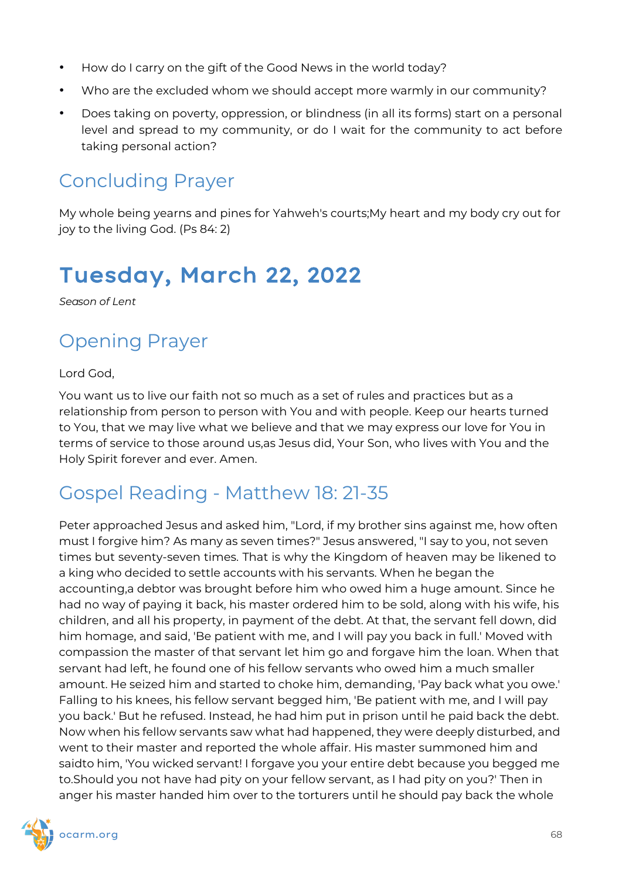- How do I carry on the gift of the Good News in the world today?
- Who are the excluded whom we should accept more warmly in our community?
- Does taking on poverty, oppression, or blindness (in all its forms) start on a personal level and spread to my community, or do I wait for the community to act before taking personal action?

## Concluding Prayer

My whole being yearns and pines for Yahweh's courts;My heart and my body cry out for joy to the living God. (Ps 84: 2)

# Tuesday, March 22, 2022

*Season of Lent*

## Opening Prayer

Lord God,

You want us to live our faith not so much as a set of rules and practices but as a relationship from person to person with You and with people. Keep our hearts turned to You, that we may live what we believe and that we may express our love for You in terms of service to those around us,as Jesus did, Your Son, who lives with You and the Holy Spirit forever and ever. Amen.

## Gospel Reading - Matthew 18: 21-35

Peter approached Jesus and asked him, "Lord, if my brother sins against me, how often must I forgive him? As many as seven times?" Jesus answered, "I say to you, not seven times but seventy-seven times. That is why the Kingdom of heaven may be likened to a king who decided to settle accounts with his servants. When he began the accounting,a debtor was brought before him who owed him a huge amount. Since he had no way of paying it back, his master ordered him to be sold, along with his wife, his children, and all his property, in payment of the debt. At that, the servant fell down, did him homage, and said, 'Be patient with me, and I will pay you back in full.' Moved with compassion the master of that servant let him go and forgave him the loan. When that servant had left, he found one of his fellow servants who owed him a much smaller amount. He seized him and started to choke him, demanding, 'Pay back what you owe.' Falling to his knees, his fellow servant begged him, 'Be patient with me, and I will pay you back.' But he refused. Instead, he had him put in prison until he paid back the debt. Now when his fellow servants saw what had happened, they were deeply disturbed, and went to their master and reported the whole affair. His master summoned him and saidto him, 'You wicked servant! I forgave you your entire debt because you begged me to.Should you not have had pity on your fellow servant, as I had pity on you?' Then in anger his master handed him over to the torturers until he should pay back the whole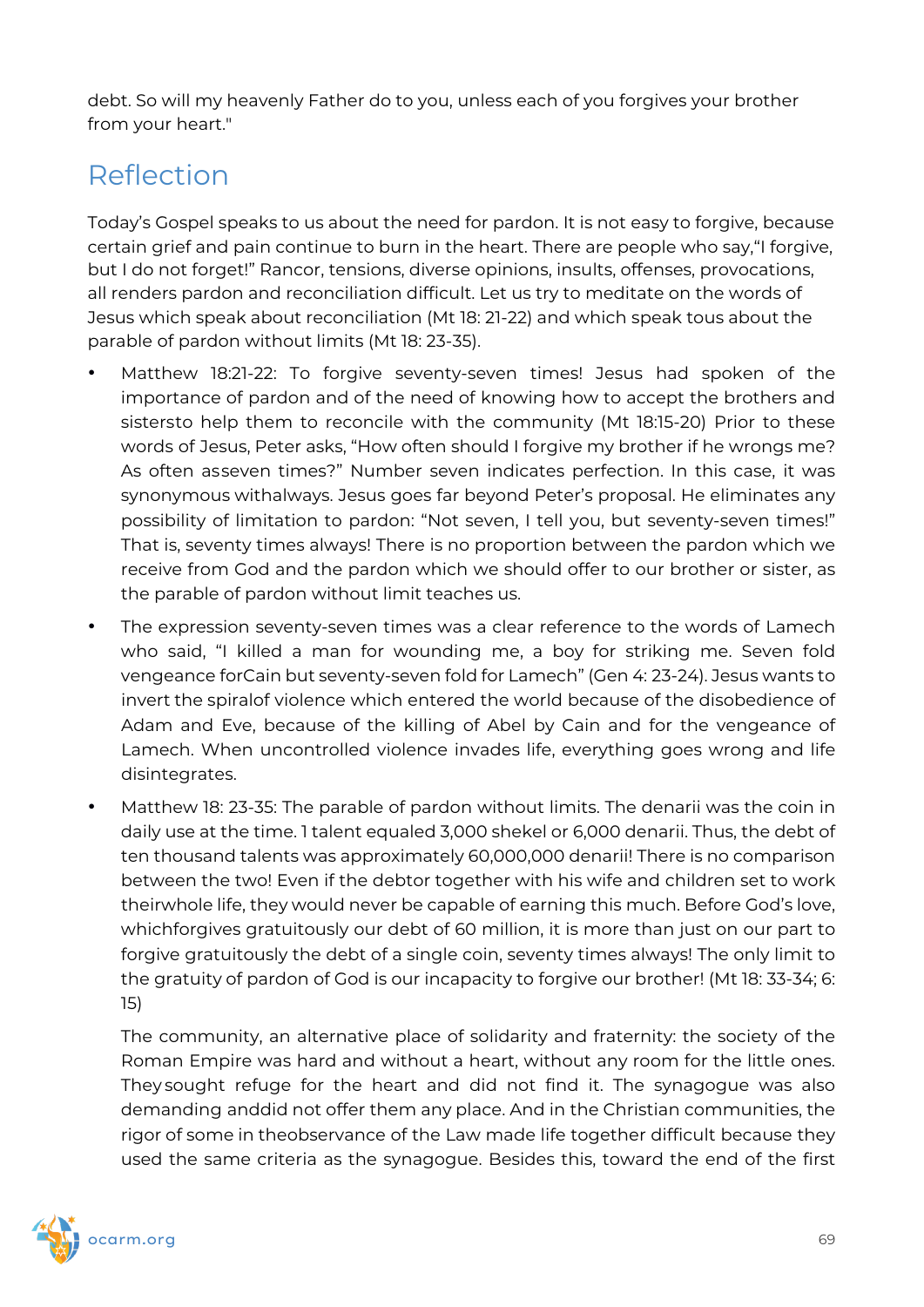debt. So will my heavenly Father do to you, unless each of you forgives your brother from your heart."

## Reflection

Today's Gospel speaks to us about the need for pardon. It is not easy to forgive, because certain grief and pain continue to burn in the heart. There are people who say,"I forgive, but I do not forget!" Rancor, tensions, diverse opinions, insults, offenses, provocations, all renders pardon and reconciliation difficult. Let us try to meditate on the words of Jesus which speak about reconciliation (Mt 18: 21-22) and which speak tous about the parable of pardon without limits (Mt 18: 23-35).

- Matthew 18:21-22: To forgive seventy-seven times! Jesus had spoken of the importance of pardon and of the need of knowing how to accept the brothers and sistersto help them to reconcile with the community (Mt 18:15-20) Prior to these words of Jesus, Peter asks, "How often should I forgive my brother if he wrongs me? As often asseven times?" Number seven indicates perfection. In this case, it was synonymous withalways. Jesus goes far beyond Peter's proposal. He eliminates any possibility of limitation to pardon: "Not seven, I tell you, but seventy-seven times!" That is, seventy times always! There is no proportion between the pardon which we receive from God and the pardon which we should offer to our brother or sister, as the parable of pardon without limit teaches us.
- The expression seventy-seven times was a clear reference to the words of Lamech who said, "I killed a man for wounding me, a boy for striking me. Seven fold vengeance forCain but seventy-seven fold for Lamech" (Gen 4: 23-24). Jesus wants to invert the spiralof violence which entered the world because of the disobedience of Adam and Eve, because of the killing of Abel by Cain and for the vengeance of Lamech. When uncontrolled violence invades life, everything goes wrong and life disintegrates.
- Matthew 18: 23-35: The parable of pardon without limits. The denarii was the coin in daily use at the time. 1 talent equaled 3,000 shekel or 6,000 denarii. Thus, the debt of ten thousand talents was approximately 60,000,000 denarii! There is no comparison between the two! Even if the debtor together with his wife and children set to work theirwhole life, they would never be capable of earning this much. Before God's love, whichforgives gratuitously our debt of 60 million, it is more than just on our part to forgive gratuitously the debt of a single coin, seventy times always! The only limit to the gratuity of pardon of God is our incapacity to forgive our brother! (Mt 18: 33-34; 6: 15)

  The community, an alternative place of solidarity and fraternity: the society of the Roman Empire was hard and without a heart, without any room for the little ones. They sought refuge for the heart and did not find it. The synagogue was also demanding anddid not offer them any place. And in the Christian communities, the rigor of some in theobservance of the Law made life together difficult because they used the same criteria as the synagogue. Besides this, toward the end of the first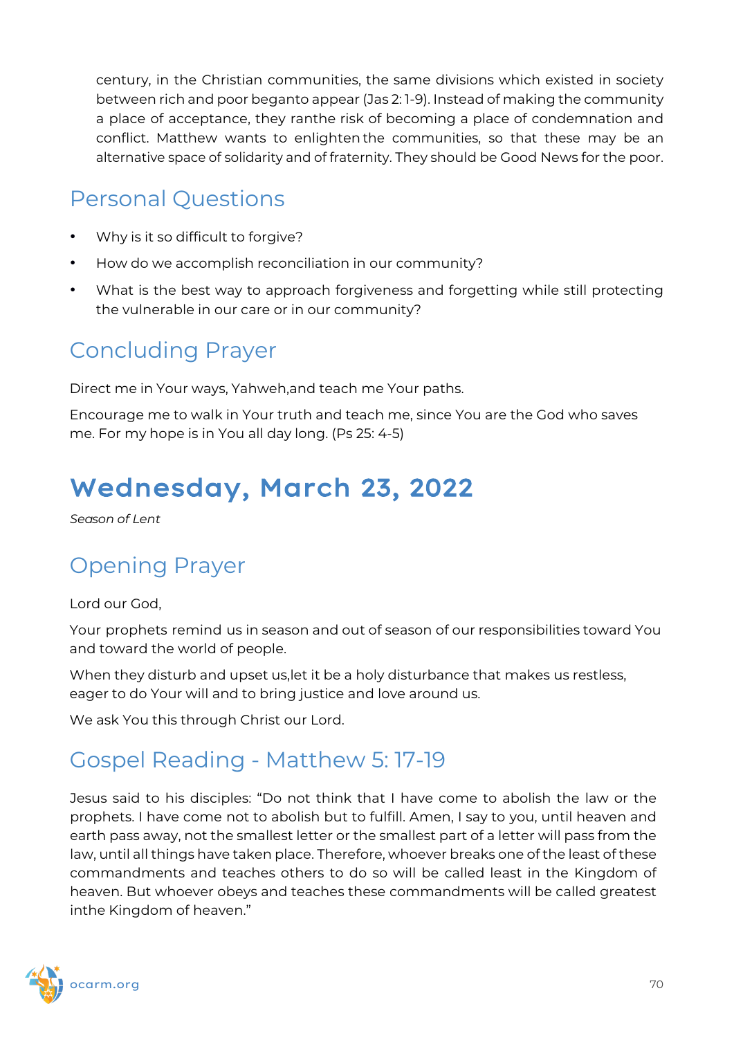century, in the Christian communities, the same divisions which existed in society between rich and poor beganto appear (Jas 2: 1-9). Instead of making the community a place of acceptance, they ranthe risk of becoming a place of condemnation and conflict. Matthew wants to enlighten the communities, so that these may be an alternative space of solidarity and of fraternity. They should be Good News for the poor.

## Personal Questions

- Why is it so difficult to forgive?
- How do we accomplish reconciliation in our community?
- What is the best way to approach forgiveness and forgetting while still protecting the vulnerable in our care or in our community?

## Concluding Prayer

Direct me in Your ways, Yahweh,and teach me Your paths.

Encourage me to walk in Your truth and teach me, since You are the God who saves me. For my hope is in You all day long. (Ps 25: 4-5)

# Wednesday, March 23, 2022

*Season of Lent*

## Opening Prayer

Lord our God,

Your prophets remind us in season and out of season of our responsibilities toward You and toward the world of people.

When they disturb and upset us,let it be a holy disturbance that makes us restless, eager to do Your will and to bring justice and love around us.

We ask You this through Christ our Lord.

## Gospel Reading - Matthew 5: 17-19

Jesus said to his disciples: "Do not think that I have come to abolish the law or the prophets. I have come not to abolish but to fulfill. Amen, I say to you, until heaven and earth pass away, not the smallest letter or the smallest part of a letter will pass from the law, until all things have taken place. Therefore, whoever breaks one of the least of these commandments and teaches others to do so will be called least in the Kingdom of heaven. But whoever obeys and teaches these commandments will be called greatest inthe Kingdom of heaven."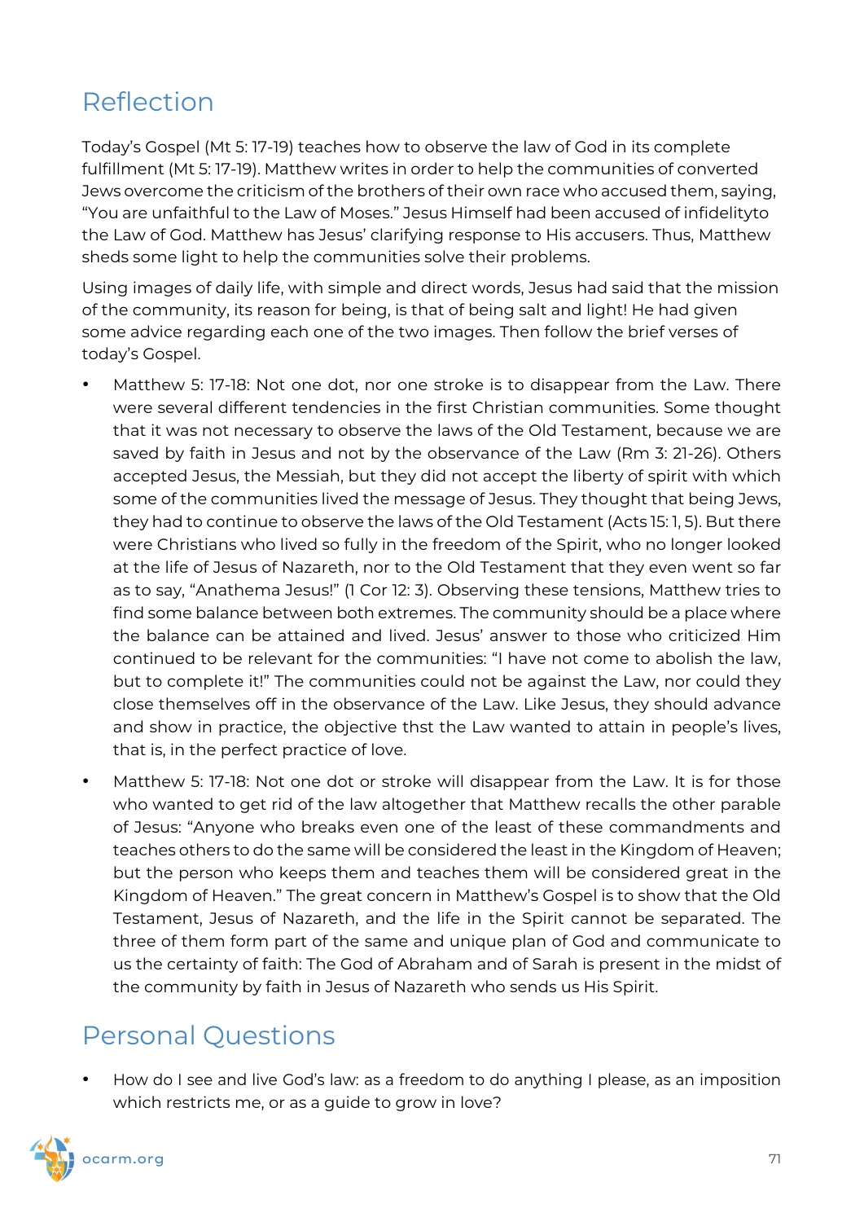## Reflection

Today's Gospel (Mt 5: 17-19) teaches how to observe the law of God in its complete fulfillment (Mt 5: 17-19). Matthew writes in order to help the communities of converted Jews overcome the criticism of the brothers of their own race who accused them, saying, "You are unfaithful to the Law of Moses." Jesus Himself had been accused of infidelityto the Law of God. Matthew has Jesus' clarifying response to His accusers. Thus, Matthew sheds some light to help the communities solve their problems.

Using images of daily life, with simple and direct words, Jesus had said that the mission of the community, its reason for being, is that of being salt and light! He had given some advice regarding each one of the two images. Then follow the brief verses of today's Gospel.

- Matthew 5: 17-18: Not one dot, nor one stroke is to disappear from the Law. There were several different tendencies in the first Christian communities. Some thought that it was not necessary to observe the laws of the Old Testament, because we are saved by faith in Jesus and not by the observance of the Law (Rm 3: 21-26). Others accepted Jesus, the Messiah, but they did not accept the liberty of spirit with which some of the communities lived the message of Jesus. They thought that being Jews, they had to continue to observe the laws of the Old Testament (Acts 15: 1, 5). But there were Christians who lived so fully in the freedom of the Spirit, who no longer looked at the life of Jesus of Nazareth, nor to the Old Testament that they even went so far as to say, "Anathema Jesus!" (1 Cor 12: 3). Observing these tensions, Matthew tries to find some balance between both extremes. The community should be a place where the balance can be attained and lived. Jesus' answer to those who criticized Him continued to be relevant for the communities: "I have not come to abolish the law, but to complete it!" The communities could not be against the Law, nor could they close themselves off in the observance of the Law. Like Jesus, they should advance and show in practice, the objective thst the Law wanted to attain in people's lives, that is, in the perfect practice of love.
- Matthew 5: 17-18: Not one dot or stroke will disappear from the Law. It is for those who wanted to get rid of the law altogether that Matthew recalls the other parable of Jesus: "Anyone who breaks even one of the least of these commandments and teaches others to do the same will be considered the least in the Kingdom of Heaven; but the person who keeps them and teaches them will be considered great in the Kingdom of Heaven." The great concern in Matthew's Gospel is to show that the Old Testament, Jesus of Nazareth, and the life in the Spirit cannot be separated. The three of them form part of the same and unique plan of God and communicate to us the certainty of faith: The God of Abraham and of Sarah is present in the midst of the community by faith in Jesus of Nazareth who sends us His Spirit.

## Personal Questions

- How do I see and live God's law: as a freedom to do anything I please, as an imposition which restricts me, or as a guide to grow in love?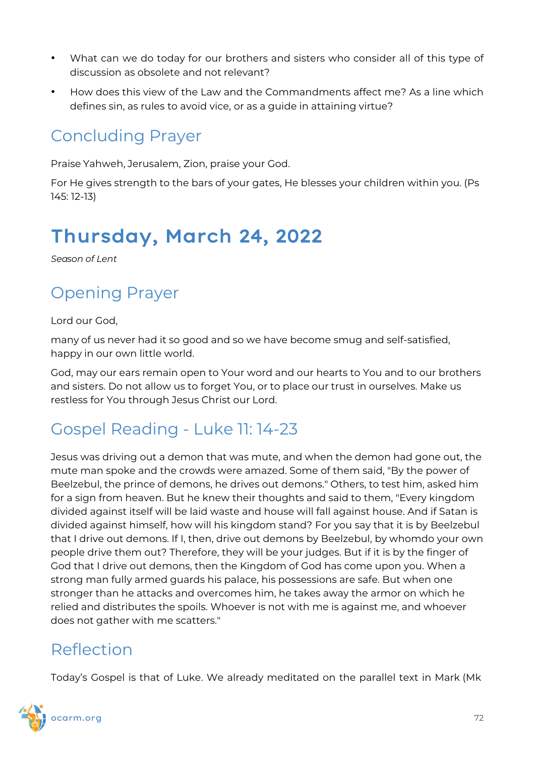- What can we do today for our brothers and sisters who consider all of this type of discussion as obsolete and not relevant?
- How does this view of the Law and the Commandments affect me? As a line which defines sin, as rules to avoid vice, or as a guide in attaining virtue?

## Concluding Prayer

Praise Yahweh, Jerusalem, Zion, praise your God.

For He gives strength to the bars of your gates, He blesses your children within you. (Ps 145: 12-13)

# Thursday, March 24, 2022

*Season of Lent*

## Opening Prayer

Lord our God,

many of us never had it so good and so we have become smug and self-satisfied, happy in our own little world.

God, may our ears remain open to Your word and our hearts to You and to our brothers and sisters. Do not allow us to forget You, or to place our trust in ourselves. Make us restless for You through Jesus Christ our Lord.

## Gospel Reading - Luke 11: 14-23

Jesus was driving out a demon that was mute, and when the demon had gone out, the mute man spoke and the crowds were amazed. Some of them said, "By the power of Beelzebul, the prince of demons, he drives out demons." Others, to test him, asked him for a sign from heaven. But he knew their thoughts and said to them, "Every kingdom divided against itself will be laid waste and house will fall against house. And if Satan is divided against himself, how will his kingdom stand? For you say that it is by Beelzebul that I drive out demons. If I, then, drive out demons by Beelzebul, by whomdo your own people drive them out? Therefore, they will be your judges. But if it is by the finger of God that I drive out demons, then the Kingdom of God has come upon you. When a strong man fully armed guards his palace, his possessions are safe. But when one stronger than he attacks and overcomes him, he takes away the armor on which he relied and distributes the spoils. Whoever is not with me is against me, and whoever does not gather with me scatters."

## Reflection

Today's Gospel is that of Luke. We already meditated on the parallel text in Mark (Mk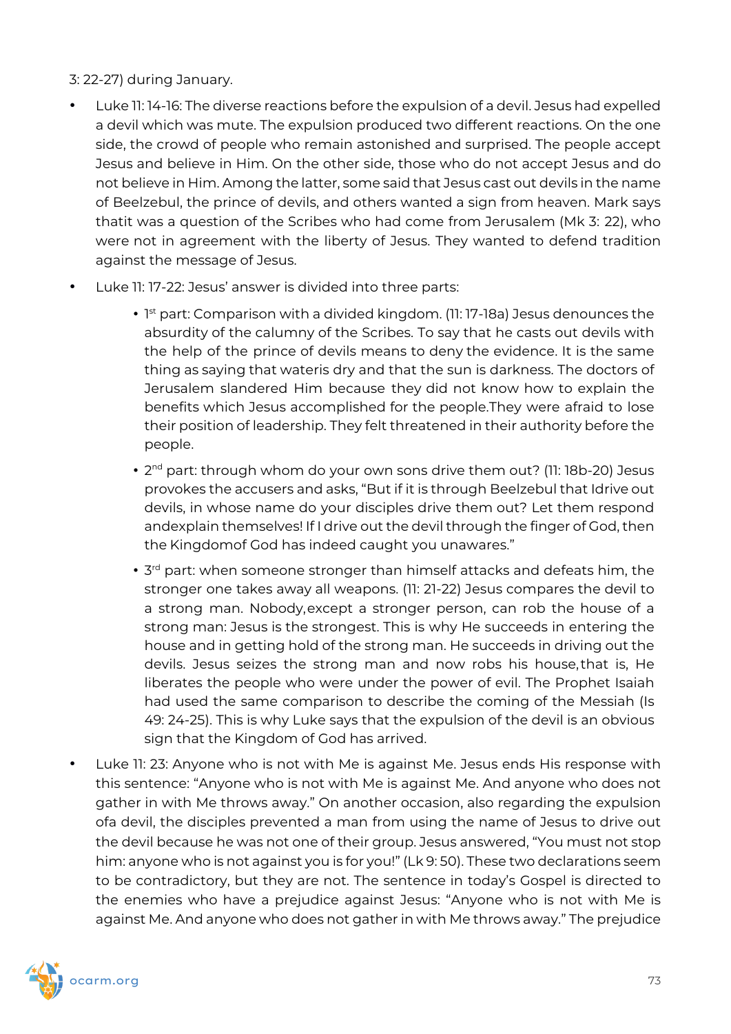3: 22-27) during January.

- Luke 11: 14-16: The diverse reactions before the expulsion of a devil. Jesus had expelled a devil which was mute. The expulsion produced two different reactions. On the one side, the crowd of people who remain astonished and surprised. The people accept Jesus and believe in Him. On the other side, those who do not accept Jesus and do not believe in Him. Among the latter, some said that Jesus cast out devils in the name of Beelzebul, the prince of devils, and others wanted a sign from heaven. Mark says thatit was a question of the Scribes who had come from Jerusalem (Mk 3: 22), who were not in agreement with the liberty of Jesus. They wanted to defend tradition against the message of Jesus.
- Luke 11: 17-22: Jesus' answer is divided into three parts:
    - 1st part: Comparison with a divided kingdom. (11: 17-18a) Jesus denounces the absurdity of the calumny of the Scribes. To say that he casts out devils with the help of the prince of devils means to deny the evidence. It is the same thing as saying that wateris dry and that the sun is darkness. The doctors of Jerusalem slandered Him because they did not know how to explain the benefits which Jesus accomplished for the people.They were afraid to lose their position of leadership. They felt threatened in their authority before the people.
    - 2nd part: through whom do your own sons drive them out? (11: 18b-20) Jesus provokes the accusers and asks, "But if it is through Beelzebul that Idrive out devils, in whose name do your disciples drive them out? Let them respond andexplain themselves! If I drive out the devil through the finger of God, then the Kingdomof God has indeed caught you unawares."
    - 3rd part: when someone stronger than himself attacks and defeats him, the stronger one takes away all weapons. (11: 21-22) Jesus compares the devil to a strong man. Nobody,except a stronger person, can rob the house of a strong man: Jesus is the strongest. This is why He succeeds in entering the house and in getting hold of the strong man. He succeeds in driving out the devils. Jesus seizes the strong man and now robs his house,that is, He liberates the people who were under the power of evil. The Prophet Isaiah had used the same comparison to describe the coming of the Messiah (Is 49: 24-25). This is why Luke says that the expulsion of the devil is an obvious sign that the Kingdom of God has arrived.
- Luke 11: 23: Anyone who is not with Me is against Me. Jesus ends His response with this sentence: "Anyone who is not with Me is against Me. And anyone who does not gather in with Me throws away." On another occasion, also regarding the expulsion ofa devil, the disciples prevented a man from using the name of Jesus to drive out the devil because he was not one of their group. Jesus answered, "You must not stop him: anyone who is not against you is for you!" (Lk 9: 50). These two declarations seem to be contradictory, but they are not. The sentence in today's Gospel is directed to the enemies who have a prejudice against Jesus: "Anyone who is not with Me is against Me. And anyone who does not gather in with Me throws away." The prejudice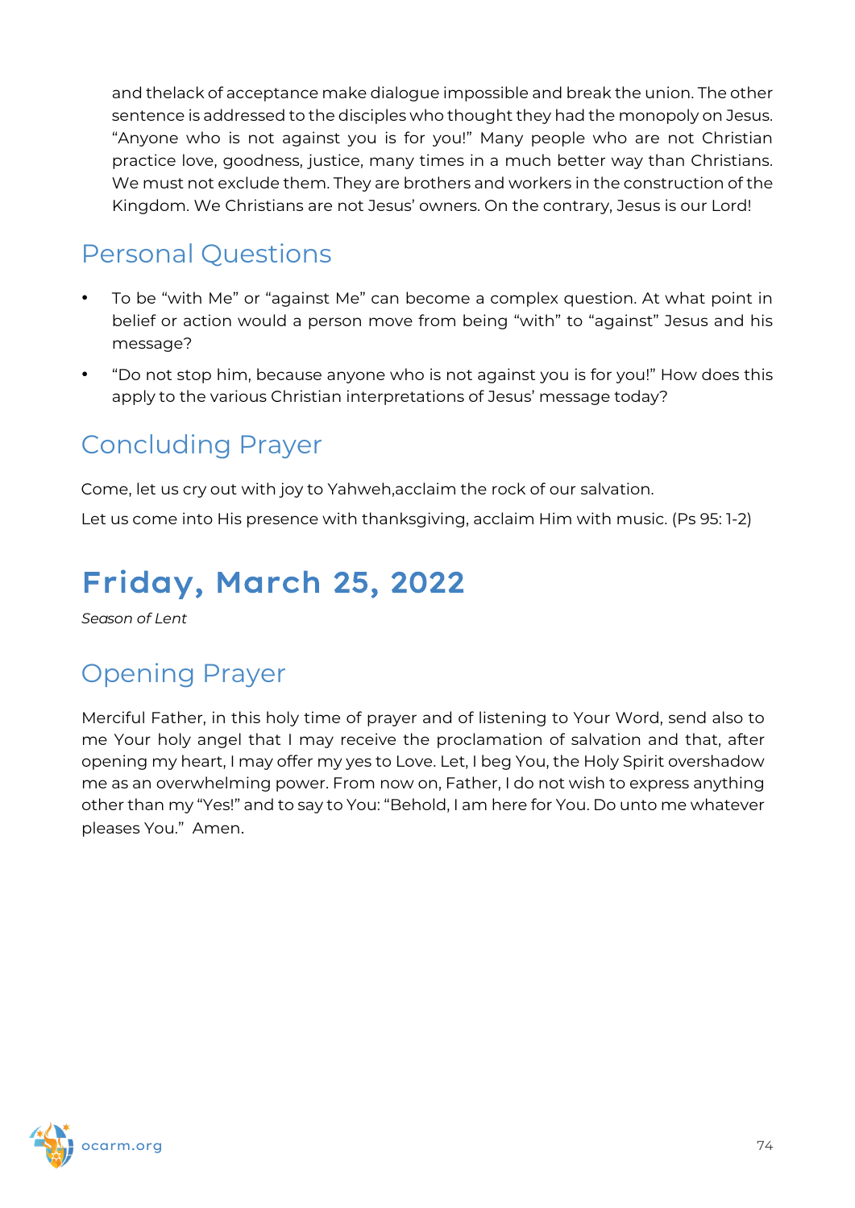and thelack of acceptance make dialogue impossible and break the union. The other sentence is addressed to the disciples who thought they had the monopoly on Jesus. "Anyone who is not against you is for you!" Many people who are not Christian practice love, goodness, justice, many times in a much better way than Christians. We must not exclude them. They are brothers and workers in the construction of the Kingdom. We Christians are not Jesus' owners. On the contrary, Jesus is our Lord!

## Personal Questions

- To be "with Me" or "against Me" can become a complex question. At what point in belief or action would a person move from being "with" to "against" Jesus and his message?
- "Do not stop him, because anyone who is not against you is for you!" How does this apply to the various Christian interpretations of Jesus' message today?

## Concluding Prayer

Come, let us cry out with joy to Yahweh,acclaim the rock of our salvation.

Let us come into His presence with thanksgiving, acclaim Him with music. (Ps 95: 1-2)

# Friday, March 25, 2022

*Season of Lent*

## Opening Prayer

Merciful Father, in this holy time of prayer and of listening to Your Word, send also to me Your holy angel that I may receive the proclamation of salvation and that, after opening my heart, I may offer my yes to Love. Let, I beg You, the Holy Spirit overshadow me as an overwhelming power. From now on, Father, I do not wish to express anything other than my "Yes!" and to say to You: "Behold, I am here for You. Do unto me whatever pleases You." Amen.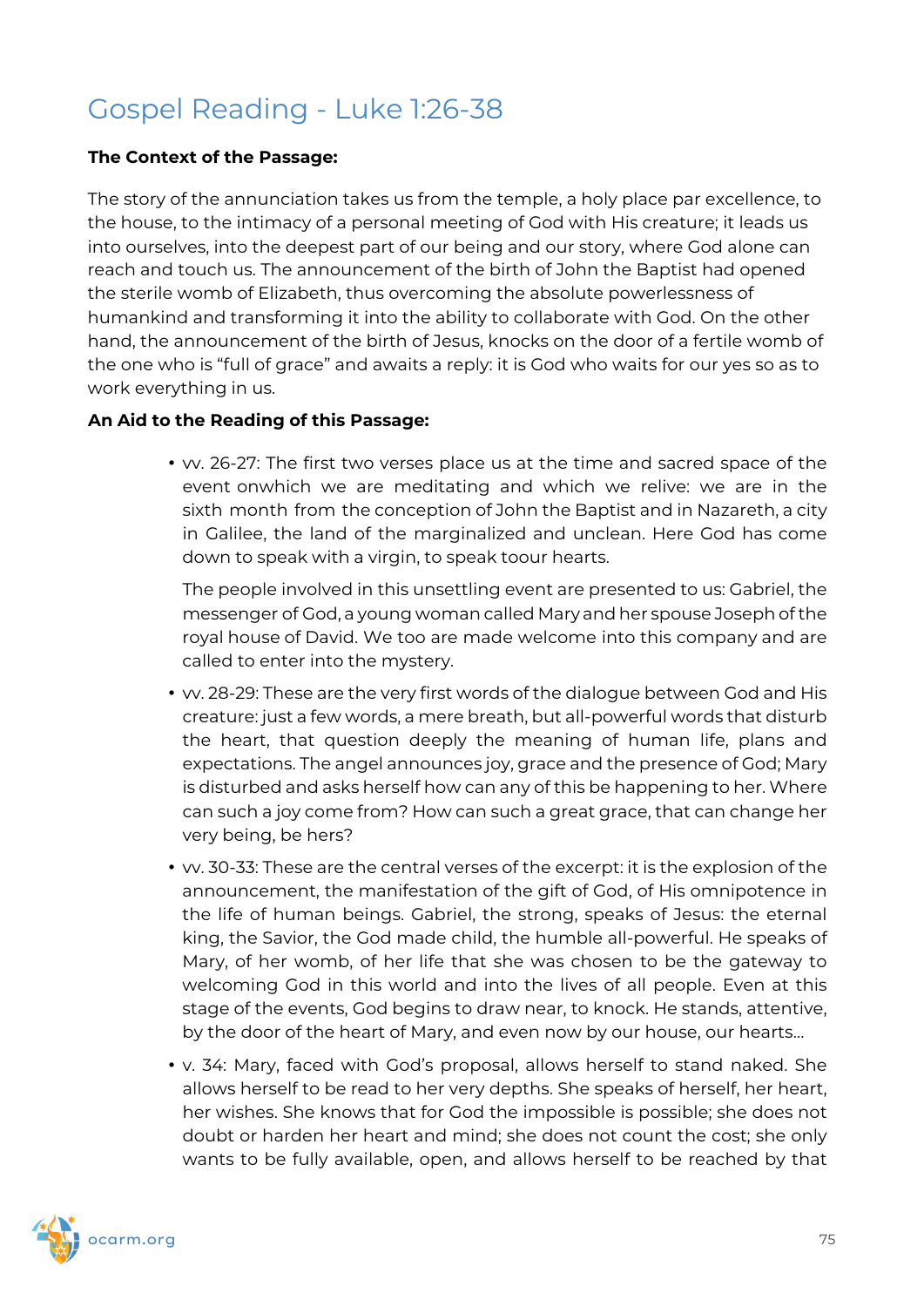# Gospel Reading - Luke 1:26-38

**The Context of the Passage:**

The story of the annunciation takes us from the temple, a holy place par excellence, to the house, to the intimacy of a personal meeting of God with His creature; it leads us into ourselves, into the deepest part of our being and our story, where God alone can reach and touch us. The announcement of the birth of John the Baptist had opened the sterile womb of Elizabeth, thus overcoming the absolute powerlessness of humankind and transforming it into the ability to collaborate with God. On the other hand, the announcement of the birth of Jesus, knocks on the door of a fertile womb of the one who is "full of grace" and awaits a reply: it is God who waits for our yes so as to work everything in us.

**An Aid to the Reading of this Passage:**

- vv. 26-27: The first two verses place us at the time and sacred space of the event onwhich we are meditating and which we relive: we are in the sixth month from the conception of John the Baptist and in Nazareth, a city in Galilee, the land of the marginalized and unclean. Here God has come down to speak with a virgin, to speak toour hearts.

  The people involved in this unsettling event are presented to us: Gabriel, the messenger of God, a young woman called Mary and her spouse Joseph of the royal house of David. We too are made welcome into this company and are called to enter into the mystery.

- vv. 28-29: These are the very first words of the dialogue between God and His creature: just a few words, a mere breath, but all-powerful words that disturb the heart, that question deeply the meaning of human life, plans and expectations. The angel announces joy, grace and the presence of God; Mary is disturbed and asks herself how can any of this be happening to her. Where can such a joy come from? How can such a great grace, that can change her very being, be hers?

- vv. 30-33: These are the central verses of the excerpt: it is the explosion of the announcement, the manifestation of the gift of God, of His omnipotence in the life of human beings. Gabriel, the strong, speaks of Jesus: the eternal king, the Savior, the God made child, the humble all-powerful. He speaks of Mary, of her womb, of her life that she was chosen to be the gateway to welcoming God in this world and into the lives of all people. Even at this stage of the events, God begins to draw near, to knock. He stands, attentive, by the door of the heart of Mary, and even now by our house, our hearts...

- v. 34: Mary, faced with God's proposal, allows herself to stand naked. She allows herself to be read to her very depths. She speaks of herself, her heart, her wishes. She knows that for God the impossible is possible; she does not doubt or harden her heart and mind; she does not count the cost; she only wants to be fully available, open, and allows herself to be reached by that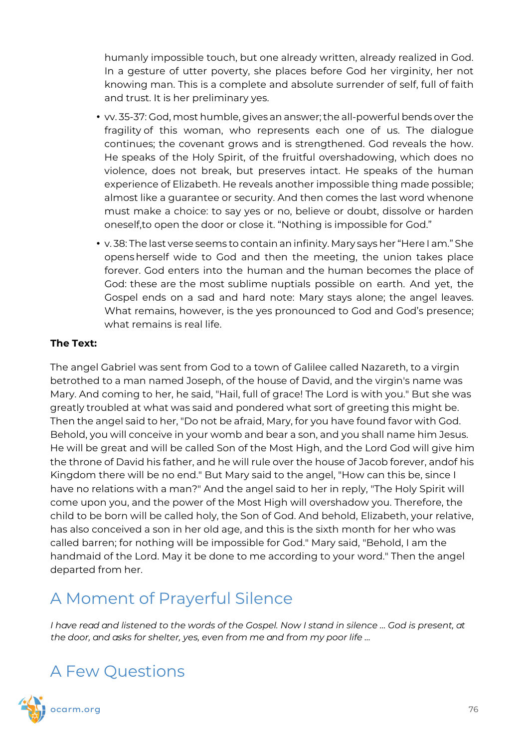humanly impossible touch, but one already written, already realized in God. In a gesture of utter poverty, she places before God her virginity, her not knowing man. This is a complete and absolute surrender of self, full of faith and trust. It is her preliminary yes.

- vv. 35-37: God, most humble, gives an answer; the all-powerful bends over the fragility of this woman, who represents each one of us. The dialogue continues; the covenant grows and is strengthened. God reveals the how. He speaks of the Holy Spirit, of the fruitful overshadowing, which does no violence, does not break, but preserves intact. He speaks of the human experience of Elizabeth. He reveals another impossible thing made possible; almost like a guarantee or security. And then comes the last word whenone must make a choice: to say yes or no, believe or doubt, dissolve or harden oneself,to open the door or close it. “Nothing is impossible for God.”
- v. 38: The last verse seems to contain an infinity. Mary says her “Here I am.” She opens herself wide to God and then the meeting, the union takes place forever. God enters into the human and the human becomes the place of God: these are the most sublime nuptials possible on earth. And yet, the Gospel ends on a sad and hard note: Mary stays alone; the angel leaves. What remains, however, is the yes pronounced to God and God’s presence; what remains is real life.

**The Text:**

The angel Gabriel was sent from God to a town of Galilee called Nazareth, to a virgin betrothed to a man named Joseph, of the house of David, and the virgin's name was Mary. And coming to her, he said, "Hail, full of grace! The Lord is with you." But she was greatly troubled at what was said and pondered what sort of greeting this might be. Then the angel said to her, "Do not be afraid, Mary, for you have found favor with God. Behold, you will conceive in your womb and bear a son, and you shall name him Jesus. He will be great and will be called Son of the Most High, and the Lord God will give him the throne of David his father, and he will rule over the house of Jacob forever, andof his Kingdom there will be no end." But Mary said to the angel, "How can this be, since I have no relations with a man?" And the angel said to her in reply, "The Holy Spirit will come upon you, and the power of the Most High will overshadow you. Therefore, the child to be born will be called holy, the Son of God. And behold, Elizabeth, your relative, has also conceived a son in her old age, and this is the sixth month for her who was called barren; for nothing will be impossible for God." Mary said, "Behold, I am the handmaid of the Lord. May it be done to me according to your word." Then the angel departed from her.

## A Moment of Prayerful Silence

*I have read and listened to the words of the Gospel. Now I stand in silence ... God is present, at the door, and asks for shelter, yes, even from me and from my poor life ...*

## A Few Questions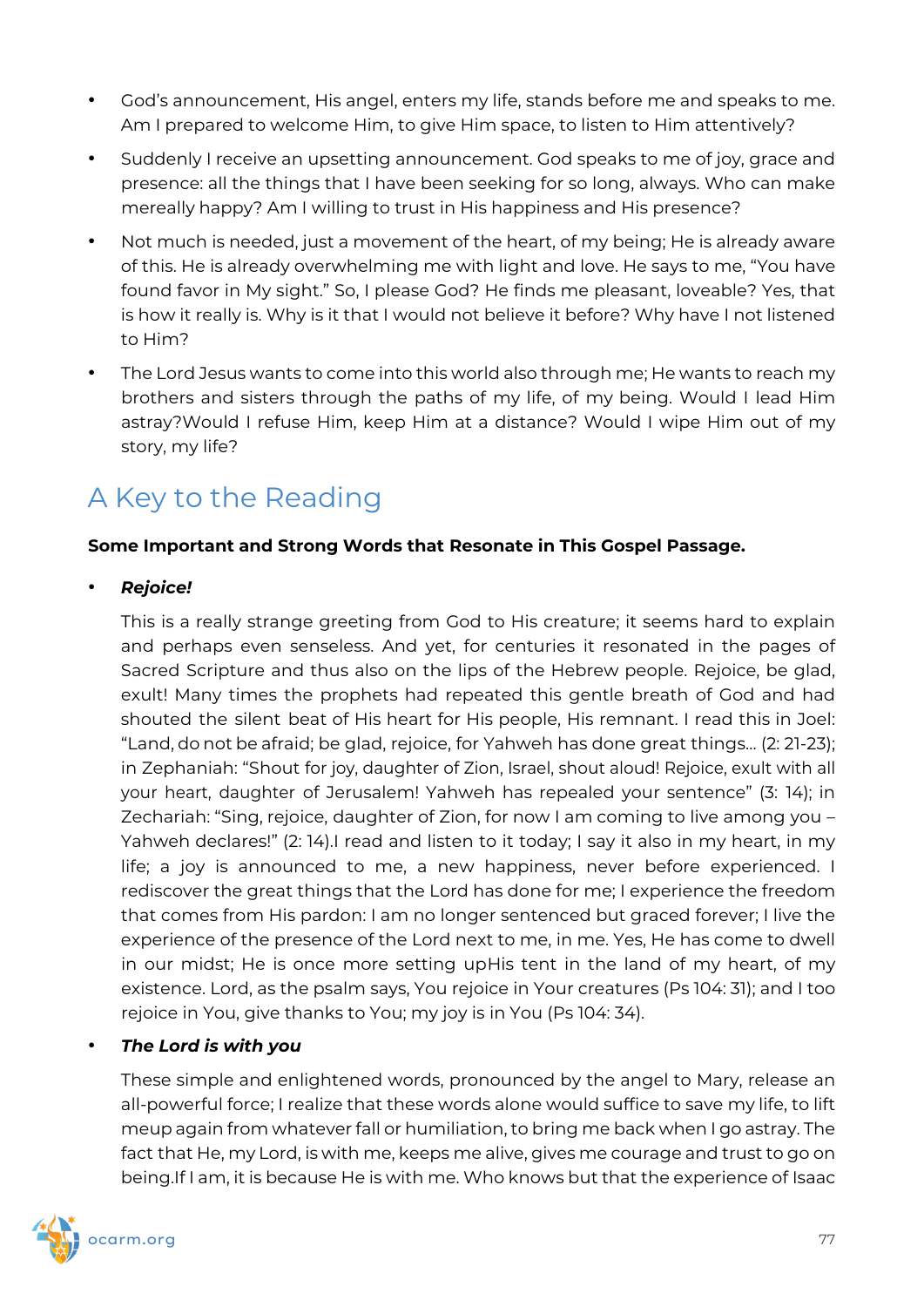- God's announcement, His angel, enters my life, stands before me and speaks to me. Am I prepared to welcome Him, to give Him space, to listen to Him attentively?
- Suddenly I receive an upsetting announcement. God speaks to me of joy, grace and presence: all the things that I have been seeking for so long, always. Who can make mereally happy? Am I willing to trust in His happiness and His presence?
- Not much is needed, just a movement of the heart, of my being; He is already aware of this. He is already overwhelming me with light and love. He says to me, "You have found favor in My sight." So, I please God? He finds me pleasant, loveable? Yes, that is how it really is. Why is it that I would not believe it before? Why have I not listened to Him?
- The Lord Jesus wants to come into this world also through me; He wants to reach my brothers and sisters through the paths of my life, of my being. Would I lead Him astray?Would I refuse Him, keep Him at a distance? Would I wipe Him out of my story, my life?

## A Key to the Reading

**Some Important and Strong Words that Resonate in This Gospel Passage.**

- ***Rejoice!***

  This is a really strange greeting from God to His creature; it seems hard to explain and perhaps even senseless. And yet, for centuries it resonated in the pages of Sacred Scripture and thus also on the lips of the Hebrew people. Rejoice, be glad, exult! Many times the prophets had repeated this gentle breath of God and had shouted the silent beat of His heart for His people, His remnant. I read this in Joel: "Land, do not be afraid; be glad, rejoice, for Yahweh has done great things… (2: 21-23); in Zephaniah: "Shout for joy, daughter of Zion, Israel, shout aloud! Rejoice, exult with all your heart, daughter of Jerusalem! Yahweh has repealed your sentence" (3: 14); in Zechariah: "Sing, rejoice, daughter of Zion, for now I am coming to live among you – Yahweh declares!" (2: 14).I read and listen to it today; I say it also in my heart, in my life; a joy is announced to me, a new happiness, never before experienced. I rediscover the great things that the Lord has done for me; I experience the freedom that comes from His pardon: I am no longer sentenced but graced forever; I live the experience of the presence of the Lord next to me, in me. Yes, He has come to dwell in our midst; He is once more setting upHis tent in the land of my heart, of my existence. Lord, as the psalm says, You rejoice in Your creatures (Ps 104: 31); and I too rejoice in You, give thanks to You; my joy is in You (Ps 104: 34).

- ***The Lord is with you***

  These simple and enlightened words, pronounced by the angel to Mary, release an all-powerful force; I realize that these words alone would suffice to save my life, to lift meup again from whatever fall or humiliation, to bring me back when I go astray. The fact that He, my Lord, is with me, keeps me alive, gives me courage and trust to go on being.If I am, it is because He is with me. Who knows but that the experience of Isaac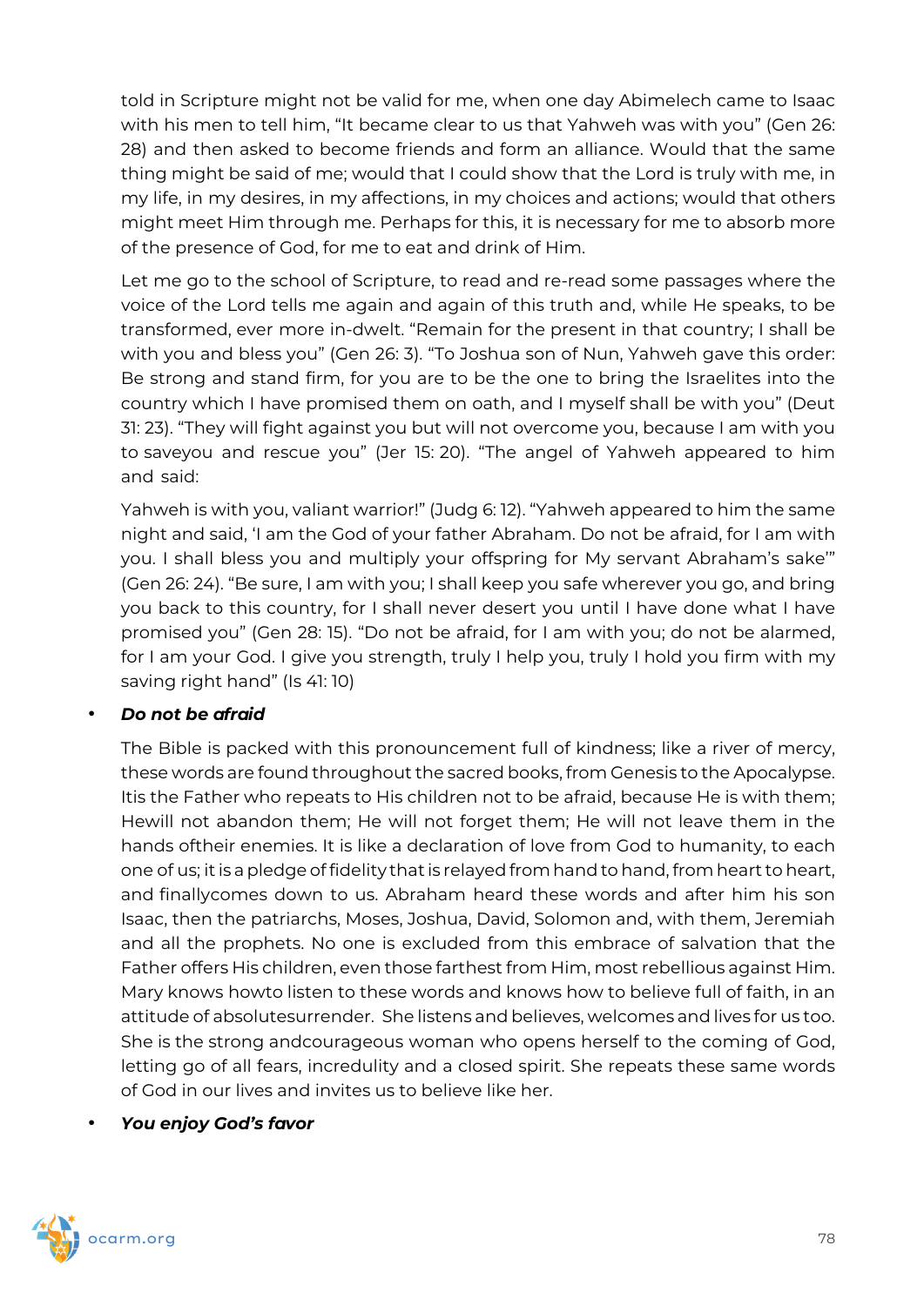told in Scripture might not be valid for me, when one day Abimelech came to Isaac with his men to tell him, "It became clear to us that Yahweh was with you" (Gen 26: 28) and then asked to become friends and form an alliance. Would that the same thing might be said of me; would that I could show that the Lord is truly with me, in my life, in my desires, in my affections, in my choices and actions; would that others might meet Him through me. Perhaps for this, it is necessary for me to absorb more of the presence of God, for me to eat and drink of Him.

Let me go to the school of Scripture, to read and re-read some passages where the voice of the Lord tells me again and again of this truth and, while He speaks, to be transformed, ever more in-dwelt. "Remain for the present in that country; I shall be with you and bless you" (Gen 26: 3). "To Joshua son of Nun, Yahweh gave this order: Be strong and stand firm, for you are to be the one to bring the Israelites into the country which I have promised them on oath, and I myself shall be with you" (Deut 31: 23). "They will fight against you but will not overcome you, because I am with you to saveyou and rescue you" (Jer 15: 20). "The angel of Yahweh appeared to him and said:

Yahweh is with you, valiant warrior!" (Judg 6: 12). "Yahweh appeared to him the same night and said, 'I am the God of your father Abraham. Do not be afraid, for I am with you. I shall bless you and multiply your offspring for My servant Abraham's sake'" (Gen 26: 24). "Be sure, I am with you; I shall keep you safe wherever you go, and bring you back to this country, for I shall never desert you until I have done what I have promised you" (Gen 28: 15). "Do not be afraid, for I am with you; do not be alarmed, for I am your God. I give you strength, truly I help you, truly I hold you firm with my saving right hand" (Is 41: 10)

- ***Do not be afraid***

  The Bible is packed with this pronouncement full of kindness; like a river of mercy, these words are found throughout the sacred books, from Genesis to the Apocalypse. Itis the Father who repeats to His children not to be afraid, because He is with them; Hewill not abandon them; He will not forget them; He will not leave them in the hands oftheir enemies. It is like a declaration of love from God to humanity, to each one of us; it is a pledge of fidelity that is relayed from hand to hand, from heart to heart, and finallycomes down to us. Abraham heard these words and after him his son Isaac, then the patriarchs, Moses, Joshua, David, Solomon and, with them, Jeremiah and all the prophets. No one is excluded from this embrace of salvation that the Father offers His children, even those farthest from Him, most rebellious against Him. Mary knows howto listen to these words and knows how to believe full of faith, in an attitude of absolutesurrender. She listens and believes, welcomes and lives for us too. She is the strong andcourageous woman who opens herself to the coming of God, letting go of all fears, incredulity and a closed spirit. She repeats these same words of God in our lives and invites us to believe like her.

- ***You enjoy God's favor***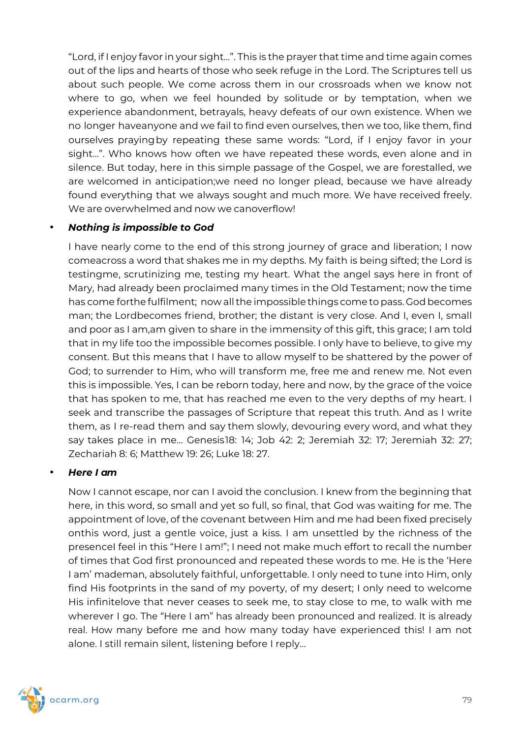"Lord, if I enjoy favor in your sight…". This is the prayer that time and time again comes out of the lips and hearts of those who seek refuge in the Lord. The Scriptures tell us about such people. We come across them in our crossroads when we know not where to go, when we feel hounded by solitude or by temptation, when we experience abandonment, betrayals, heavy defeats of our own existence. When we no longer haveanyone and we fail to find even ourselves, then we too, like them, find ourselves prayingby repeating these same words: "Lord, if I enjoy favor in your sight…". Who knows how often we have repeated these words, even alone and in silence. But today, here in this simple passage of the Gospel, we are forestalled, we are welcomed in anticipation;we need no longer plead, because we have already found everything that we always sought and much more. We have received freely. We are overwhelmed and now we canoverflow!

- ***Nothing is impossible to God***

  I have nearly come to the end of this strong journey of grace and liberation; I now comeacross a word that shakes me in my depths. My faith is being sifted; the Lord is testingme, scrutinizing me, testing my heart. What the angel says here in front of Mary, had already been proclaimed many times in the Old Testament; now the time has come forthe fulfilment; now all the impossible things come to pass. God becomes man; the Lordbecomes friend, brother; the distant is very close. And I, even I, small and poor as I am,am given to share in the immensity of this gift, this grace; I am told that in my life too the impossible becomes possible. I only have to believe, to give my consent. But this means that I have to allow myself to be shattered by the power of God; to surrender to Him, who will transform me, free me and renew me. Not even this is impossible. Yes, I can be reborn today, here and now, by the grace of the voice that has spoken to me, that has reached me even to the very depths of my heart. I seek and transcribe the passages of Scripture that repeat this truth. And as I write them, as I re-read them and say them slowly, devouring every word, and what they say takes place in me… Genesis18: 14; Job 42: 2; Jeremiah 32: 17; Jeremiah 32: 27; Zechariah 8: 6; Matthew 19: 26; Luke 18: 27.

- ***Here I am***

  Now I cannot escape, nor can I avoid the conclusion. I knew from the beginning that here, in this word, so small and yet so full, so final, that God was waiting for me. The appointment of love, of the covenant between Him and me had been fixed precisely onthis word, just a gentle voice, just a kiss. I am unsettled by the richness of the presenceI feel in this "Here I am!"; I need not make much effort to recall the number of times that God first pronounced and repeated these words to me. He is the 'Here I am' mademan, absolutely faithful, unforgettable. I only need to tune into Him, only find His footprints in the sand of my poverty, of my desert; I only need to welcome His infinitelove that never ceases to seek me, to stay close to me, to walk with me wherever I go. The "Here I am" has already been pronounced and realized. It is already real. How many before me and how many today have experienced this! I am not alone. I still remain silent, listening before I reply…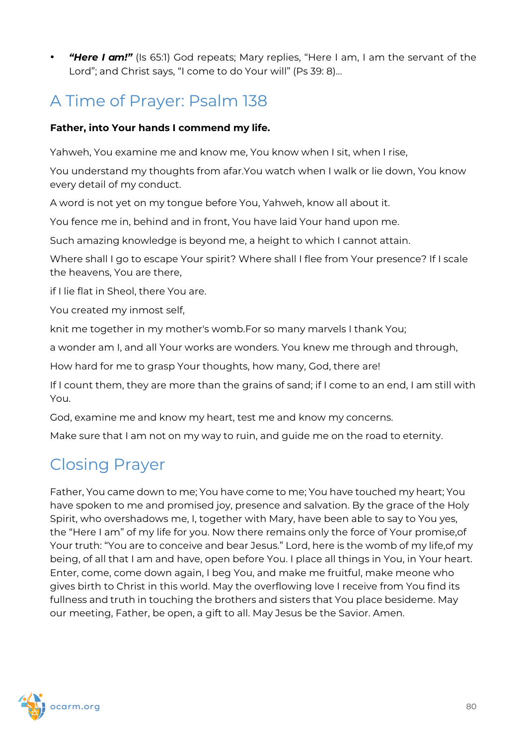- ***"Here I am!"*** (Is 65:1) God repeats; Mary replies, "Here I am, I am the servant of the Lord"; and Christ says, "I come to do Your will" (Ps 39: 8)...

## A Time of Prayer: Psalm 138

**Father, into Your hands I commend my life.**

Yahweh, You examine me and know me, You know when I sit, when I rise,

You understand my thoughts from afar.You watch when I walk or lie down, You know every detail of my conduct.

A word is not yet on my tongue before You, Yahweh, know all about it.

You fence me in, behind and in front, You have laid Your hand upon me.

Such amazing knowledge is beyond me, a height to which I cannot attain.

Where shall I go to escape Your spirit? Where shall I flee from Your presence? If I scale the heavens, You are there,

if I lie flat in Sheol, there You are.

You created my inmost self,

knit me together in my mother's womb.For so many marvels I thank You;

a wonder am I, and all Your works are wonders. You knew me through and through,

How hard for me to grasp Your thoughts, how many, God, there are!

If I count them, they are more than the grains of sand; if I come to an end, I am still with You.

God, examine me and know my heart, test me and know my concerns.

Make sure that I am not on my way to ruin, and guide me on the road to eternity.

## Closing Prayer

Father, You came down to me; You have come to me; You have touched my heart; You have spoken to me and promised joy, presence and salvation. By the grace of the Holy Spirit, who overshadows me, I, together with Mary, have been able to say to You yes, the "Here I am" of my life for you. Now there remains only the force of Your promise,of Your truth: "You are to conceive and bear Jesus." Lord, here is the womb of my life,of my being, of all that I am and have, open before You. I place all things in You, in Your heart. Enter, come, come down again, I beg You, and make me fruitful, make meone who gives birth to Christ in this world. May the overflowing love I receive from You find its fullness and truth in touching the brothers and sisters that You place besideme. May our meeting, Father, be open, a gift to all. May Jesus be the Savior. Amen.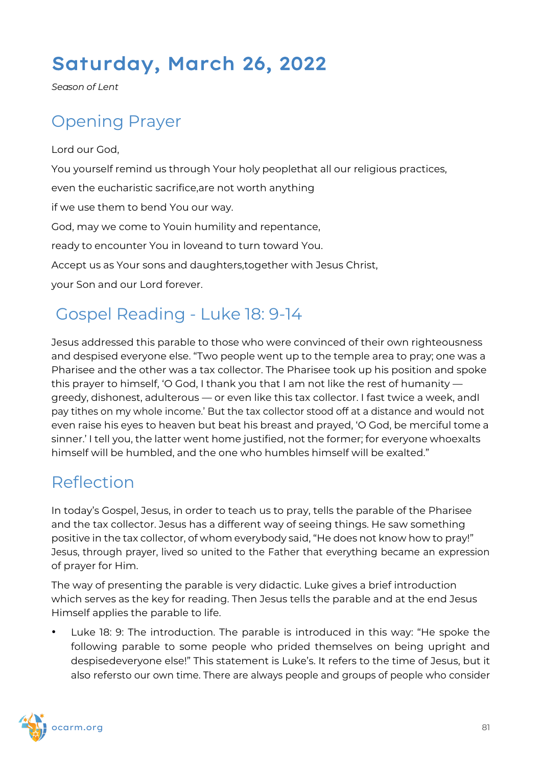# Saturday, March 26, 2022

*Season of Lent*

## Opening Prayer

Lord our God,

You yourself remind us through Your holy peoplethat all our religious practices,

even the eucharistic sacrifice,are not worth anything

if we use them to bend You our way.

God, may we come to Youin humility and repentance,

ready to encounter You in loveand to turn toward You.

Accept us as Your sons and daughters,together with Jesus Christ,

your Son and our Lord forever.

## Gospel Reading - Luke 18: 9-14

Jesus addressed this parable to those who were convinced of their own righteousness and despised everyone else. "Two people went up to the temple area to pray; one was a Pharisee and the other was a tax collector. The Pharisee took up his position and spoke this prayer to himself, 'O God, I thank you that I am not like the rest of humanity — greedy, dishonest, adulterous — or even like this tax collector. I fast twice a week, andI pay tithes on my whole income.' But the tax collector stood off at a distance and would not even raise his eyes to heaven but beat his breast and prayed, 'O God, be merciful tome a sinner.' I tell you, the latter went home justified, not the former; for everyone whoexalts himself will be humbled, and the one who humbles himself will be exalted."

## Reflection

In today's Gospel, Jesus, in order to teach us to pray, tells the parable of the Pharisee and the tax collector. Jesus has a different way of seeing things. He saw something positive in the tax collector, of whom everybody said, "He does not know how to pray!" Jesus, through prayer, lived so united to the Father that everything became an expression of prayer for Him.

The way of presenting the parable is very didactic. Luke gives a brief introduction which serves as the key for reading. Then Jesus tells the parable and at the end Jesus Himself applies the parable to life.

- Luke 18: 9: The introduction. The parable is introduced in this way: "He spoke the following parable to some people who prided themselves on being upright and despisedeveryone else!" This statement is Luke's. It refers to the time of Jesus, but it also refersto our own time. There are always people and groups of people who consider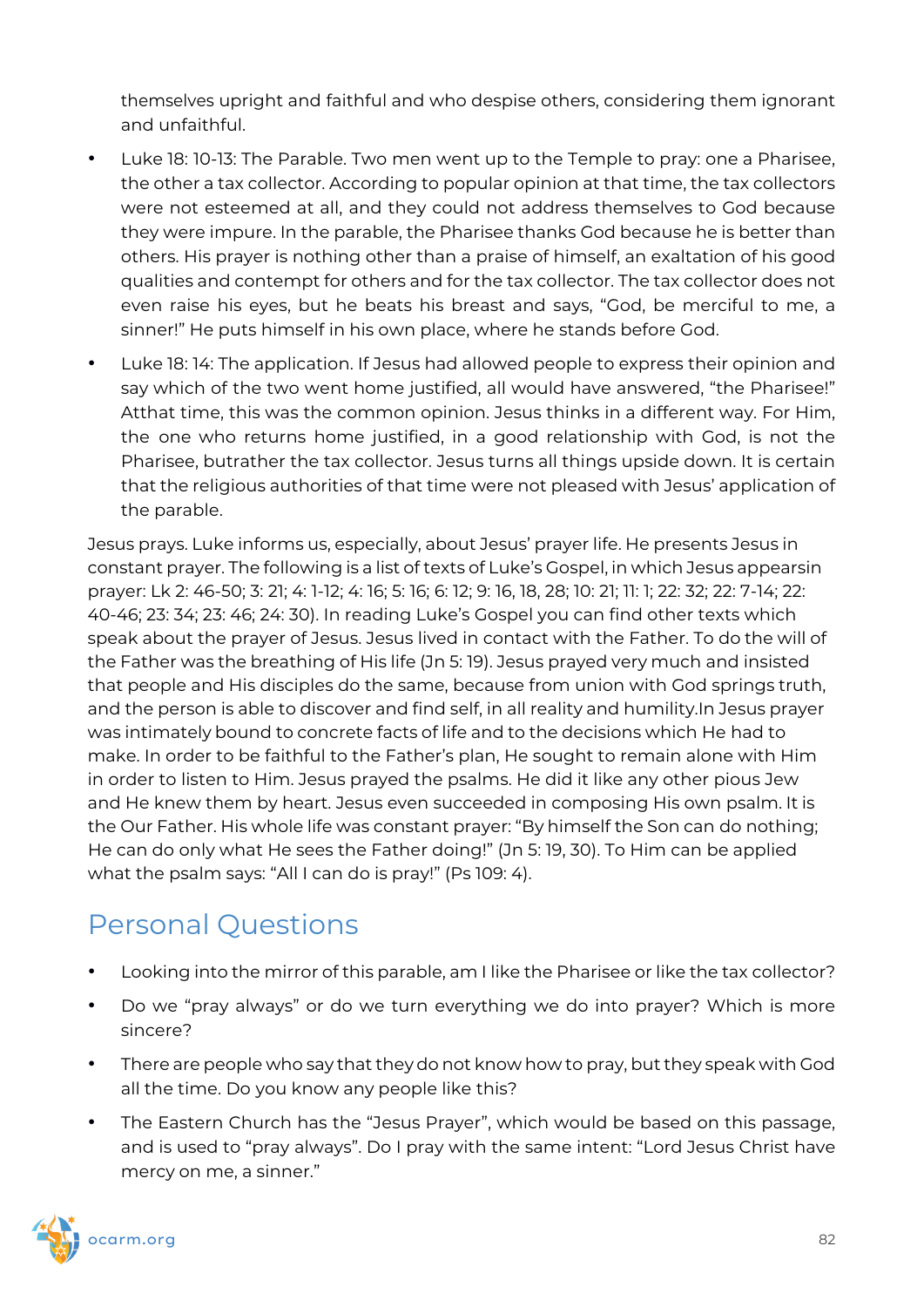themselves upright and faithful and who despise others, considering them ignorant and unfaithful.

- Luke 18: 10-13: The Parable. Two men went up to the Temple to pray: one a Pharisee, the other a tax collector. According to popular opinion at that time, the tax collectors were not esteemed at all, and they could not address themselves to God because they were impure. In the parable, the Pharisee thanks God because he is better than others. His prayer is nothing other than a praise of himself, an exaltation of his good qualities and contempt for others and for the tax collector. The tax collector does not even raise his eyes, but he beats his breast and says, "God, be merciful to me, a sinner!" He puts himself in his own place, where he stands before God.
- Luke 18: 14: The application. If Jesus had allowed people to express their opinion and say which of the two went home justified, all would have answered, "the Pharisee!" Atthat time, this was the common opinion. Jesus thinks in a different way. For Him, the one who returns home justified, in a good relationship with God, is not the Pharisee, butrather the tax collector. Jesus turns all things upside down. It is certain that the religious authorities of that time were not pleased with Jesus' application of the parable.

Jesus prays. Luke informs us, especially, about Jesus' prayer life. He presents Jesus in constant prayer. The following is a list of texts of Luke's Gospel, in which Jesus appearsin prayer: Lk 2: 46-50; 3: 21; 4: 1-12; 4: 16; 5: 16; 6: 12; 9: 16, 18, 28; 10: 21; 11: 1; 22: 32; 22: 7-14; 22: 40-46; 23: 34; 23: 46; 24: 30). In reading Luke's Gospel you can find other texts which speak about the prayer of Jesus. Jesus lived in contact with the Father. To do the will of the Father was the breathing of His life (Jn 5: 19). Jesus prayed very much and insisted that people and His disciples do the same, because from union with God springs truth, and the person is able to discover and find self, in all reality and humility.In Jesus prayer was intimately bound to concrete facts of life and to the decisions which He had to make. In order to be faithful to the Father's plan, He sought to remain alone with Him in order to listen to Him. Jesus prayed the psalms. He did it like any other pious Jew and He knew them by heart. Jesus even succeeded in composing His own psalm. It is the Our Father. His whole life was constant prayer: "By himself the Son can do nothing; He can do only what He sees the Father doing!" (Jn 5: 19, 30). To Him can be applied what the psalm says: "All I can do is pray!" (Ps 109: 4).

## Personal Questions

- Looking into the mirror of this parable, am I like the Pharisee or like the tax collector?
- Do we "pray always" or do we turn everything we do into prayer? Which is more sincere?
- There are people who say that they do not know how to pray, but they speak with God all the time. Do you know any people like this?
- The Eastern Church has the "Jesus Prayer", which would be based on this passage, and is used to "pray always". Do I pray with the same intent: "Lord Jesus Christ have mercy on me, a sinner."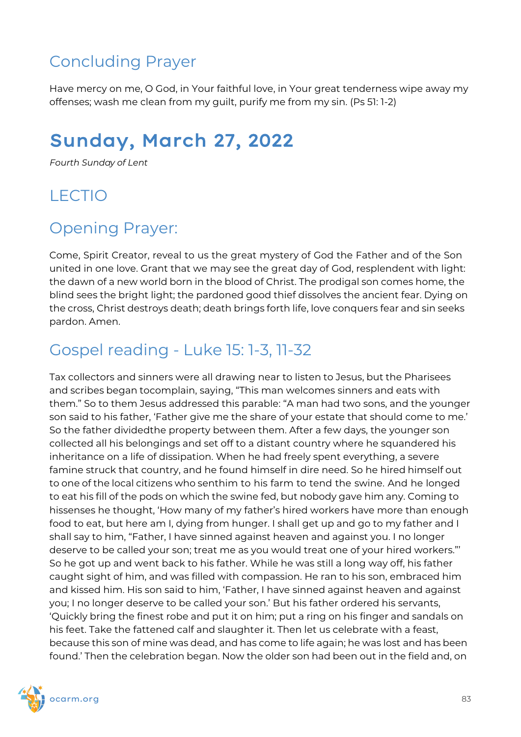## Concluding Prayer

Have mercy on me, O God, in Your faithful love, in Your great tenderness wipe away my offenses; wash me clean from my guilt, purify me from my sin. (Ps 51: 1-2)

# Sunday, March 27, 2022

*Fourth Sunday of Lent*

## LECTIO

## Opening Prayer:

Come, Spirit Creator, reveal to us the great mystery of God the Father and of the Son united in one love. Grant that we may see the great day of God, resplendent with light: the dawn of a new world born in the blood of Christ. The prodigal son comes home, the blind sees the bright light; the pardoned good thief dissolves the ancient fear. Dying on the cross, Christ destroys death; death brings forth life, love conquers fear and sin seeks pardon. Amen.

## Gospel reading - Luke 15: 1-3, 11-32

Tax collectors and sinners were all drawing near to listen to Jesus, but the Pharisees and scribes began tocomplain, saying, "This man welcomes sinners and eats with them." So to them Jesus addressed this parable: "A man had two sons, and the younger son said to his father, 'Father give me the share of your estate that should come to me.' So the father dividedthe property between them. After a few days, the younger son collected all his belongings and set off to a distant country where he squandered his inheritance on a life of dissipation. When he had freely spent everything, a severe famine struck that country, and he found himself in dire need. So he hired himself out to one of the local citizens who senthim to his farm to tend the swine. And he longed to eat his fill of the pods on which the swine fed, but nobody gave him any. Coming to hissenses he thought, 'How many of my father's hired workers have more than enough food to eat, but here am I, dying from hunger. I shall get up and go to my father and I shall say to him, "Father, I have sinned against heaven and against you. I no longer deserve to be called your son; treat me as you would treat one of your hired workers."' So he got up and went back to his father. While he was still a long way off, his father caught sight of him, and was filled with compassion. He ran to his son, embraced him and kissed him. His son said to him, 'Father, I have sinned against heaven and against you; I no longer deserve to be called your son.' But his father ordered his servants, 'Quickly bring the finest robe and put it on him; put a ring on his finger and sandals on his feet. Take the fattened calf and slaughter it. Then let us celebrate with a feast, because this son of mine was dead, and has come to life again; he was lost and has been found.' Then the celebration began. Now the older son had been out in the field and, on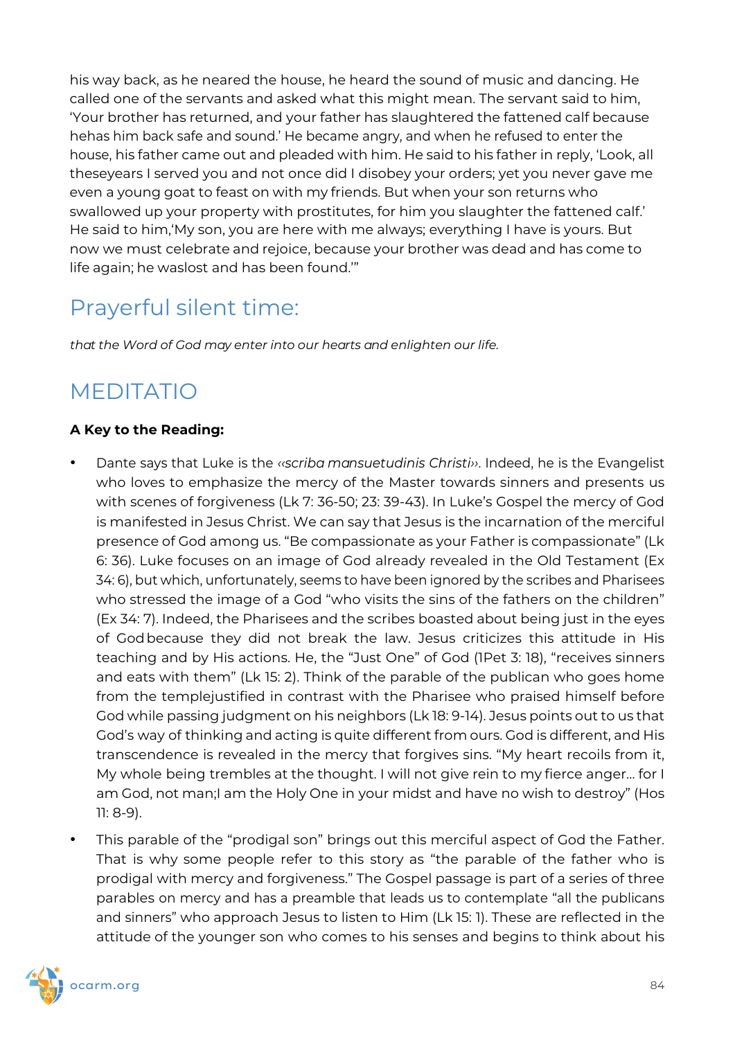his way back, as he neared the house, he heard the sound of music and dancing. He called one of the servants and asked what this might mean. The servant said to him, 'Your brother has returned, and your father has slaughtered the fattened calf because hehas him back safe and sound.' He became angry, and when he refused to enter the house, his father came out and pleaded with him. He said to his father in reply, 'Look, all theseyears I served you and not once did I disobey your orders; yet you never gave me even a young goat to feast on with my friends. But when your son returns who swallowed up your property with prostitutes, for him you slaughter the fattened calf.' He said to him,'My son, you are here with me always; everything I have is yours. But now we must celebrate and rejoice, because your brother was dead and has come to life again; he waslost and has been found.'"

## Prayerful silent time:

*that the Word of God may enter into our hearts and enlighten our life.*

## MEDITATIO

**A Key to the Reading:**

- Dante says that Luke is the *«scriba mansuetudinis Christi»*. Indeed, he is the Evangelist who loves to emphasize the mercy of the Master towards sinners and presents us with scenes of forgiveness (Lk 7: 36-50; 23: 39-43). In Luke's Gospel the mercy of God is manifested in Jesus Christ. We can say that Jesus is the incarnation of the merciful presence of God among us. "Be compassionate as your Father is compassionate" (Lk 6: 36). Luke focuses on an image of God already revealed in the Old Testament (Ex 34: 6), but which, unfortunately, seems to have been ignored by the scribes and Pharisees who stressed the image of a God "who visits the sins of the fathers on the children" (Ex 34: 7). Indeed, the Pharisees and the scribes boasted about being just in the eyes of God because they did not break the law. Jesus criticizes this attitude in His teaching and by His actions. He, the "Just One" of God (1Pet 3: 18), "receives sinners and eats with them" (Lk 15: 2). Think of the parable of the publican who goes home from the templejustified in contrast with the Pharisee who praised himself before God while passing judgment on his neighbors (Lk 18: 9-14). Jesus points out to us that God's way of thinking and acting is quite different from ours. God is different, and His transcendence is revealed in the mercy that forgives sins. "My heart recoils from it, My whole being trembles at the thought. I will not give rein to my fierce anger... for I am God, not man;I am the Holy One in your midst and have no wish to destroy" (Hos 11: 8-9).
- This parable of the "prodigal son" brings out this merciful aspect of God the Father. That is why some people refer to this story as "the parable of the father who is prodigal with mercy and forgiveness." The Gospel passage is part of a series of three parables on mercy and has a preamble that leads us to contemplate "all the publicans and sinners" who approach Jesus to listen to Him (Lk 15: 1). These are reflected in the attitude of the younger son who comes to his senses and begins to think about his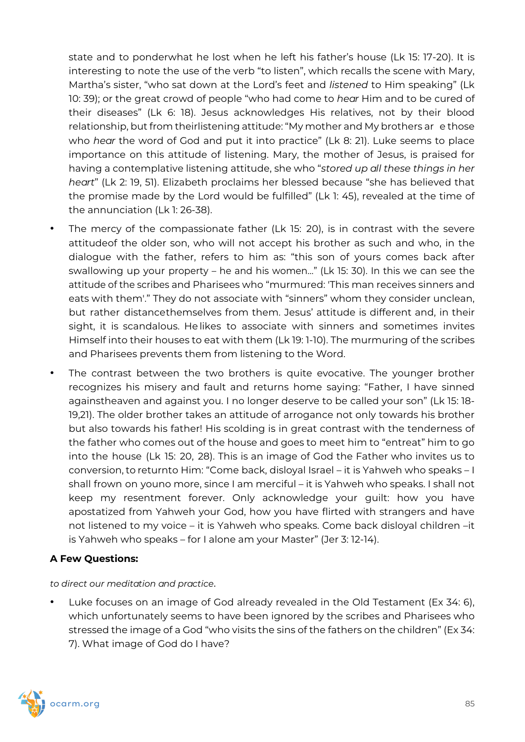state and to ponderwhat he lost when he left his father's house (Lk 15: 17-20). It is interesting to note the use of the verb "to listen", which recalls the scene with Mary, Martha's sister, "who sat down at the Lord's feet and *listened* to Him speaking" (Lk 10: 39); or the great crowd of people "who had come to *hear* Him and to be cured of their diseases" (Lk 6: 18). Jesus acknowledges His relatives, not by their blood relationship, but from theirlistening attitude: "My mother and My brothers ar e those who *hear* the word of God and put it into practice" (Lk 8: 21). Luke seems to place importance on this attitude of listening. Mary, the mother of Jesus, is praised for having a contemplative listening attitude, she who "*stored up all these things in her heart*" (Lk 2: 19, 51). Elizabeth proclaims her blessed because "she has believed that the promise made by the Lord would be fulfilled" (Lk 1: 45), revealed at the time of the annunciation (Lk 1: 26-38).

- The mercy of the compassionate father (Lk 15: 20), is in contrast with the severe attitudeof the older son, who will not accept his brother as such and who, in the dialogue with the father, refers to him as: "this son of yours comes back after swallowing up your property – he and his women…" (Lk 15: 30). In this we can see the attitude of the scribes and Pharisees who "murmured: 'This man receives sinners and eats with them'." They do not associate with "sinners" whom they consider unclean, but rather distancethemselves from them. Jesus' attitude is different and, in their sight, it is scandalous. He likes to associate with sinners and sometimes invites Himself into their houses to eat with them (Lk 19: 1-10). The murmuring of the scribes and Pharisees prevents them from listening to the Word.
- The contrast between the two brothers is quite evocative. The younger brother recognizes his misery and fault and returns home saying: "Father, I have sinned againstheaven and against you. I no longer deserve to be called your son" (Lk 15: 18-19,21). The older brother takes an attitude of arrogance not only towards his brother but also towards his father! His scolding is in great contrast with the tenderness of the father who comes out of the house and goes to meet him to "entreat" him to go into the house (Lk 15: 20, 28). This is an image of God the Father who invites us to conversion, to returnto Him: "Come back, disloyal Israel – it is Yahweh who speaks – I shall frown on youno more, since I am merciful – it is Yahweh who speaks. I shall not keep my resentment forever. Only acknowledge your guilt: how you have apostatized from Yahweh your God, how you have flirted with strangers and have not listened to my voice – it is Yahweh who speaks. Come back disloyal children –it is Yahweh who speaks – for I alone am your Master" (Jer 3: 12-14).

**A Few Questions:**

*to direct our meditation and practice*.

- Luke focuses on an image of God already revealed in the Old Testament (Ex 34: 6), which unfortunately seems to have been ignored by the scribes and Pharisees who stressed the image of a God "who visits the sins of the fathers on the children" (Ex 34: 7). What image of God do I have?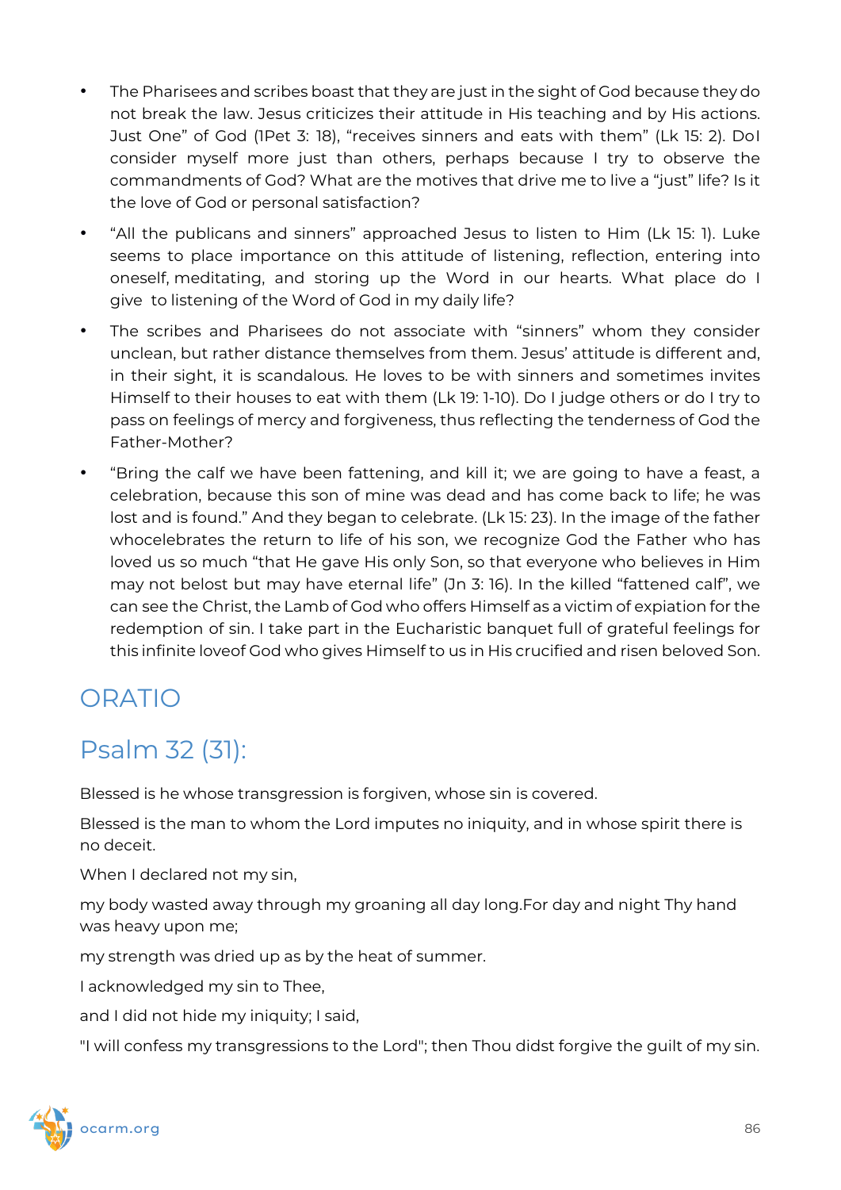- The Pharisees and scribes boast that they are just in the sight of God because they do not break the law. Jesus criticizes their attitude in His teaching and by His actions. Just One" of God (1Pet 3: 18), "receives sinners and eats with them" (Lk 15: 2). DoI consider myself more just than others, perhaps because I try to observe the commandments of God? What are the motives that drive me to live a "just" life? Is it the love of God or personal satisfaction?
- "All the publicans and sinners" approached Jesus to listen to Him (Lk 15: 1). Luke seems to place importance on this attitude of listening, reflection, entering into oneself, meditating, and storing up the Word in our hearts. What place do I give to listening of the Word of God in my daily life?
- The scribes and Pharisees do not associate with "sinners" whom they consider unclean, but rather distance themselves from them. Jesus' attitude is different and, in their sight, it is scandalous. He loves to be with sinners and sometimes invites Himself to their houses to eat with them (Lk 19: 1-10). Do I judge others or do I try to pass on feelings of mercy and forgiveness, thus reflecting the tenderness of God the Father-Mother?
- "Bring the calf we have been fattening, and kill it; we are going to have a feast, a celebration, because this son of mine was dead and has come back to life; he was lost and is found." And they began to celebrate. (Lk 15: 23). In the image of the father whocelebrates the return to life of his son, we recognize God the Father who has loved us so much "that He gave His only Son, so that everyone who believes in Him may not belost but may have eternal life" (Jn 3: 16). In the killed "fattened calf", we can see the Christ, the Lamb of God who offers Himself as a victim of expiation for the redemption of sin. I take part in the Eucharistic banquet full of grateful feelings for this infinite loveof God who gives Himself to us in His crucified and risen beloved Son.

## ORATIO

## Psalm 32 (31):

Blessed is he whose transgression is forgiven, whose sin is covered.

Blessed is the man to whom the Lord imputes no iniquity, and in whose spirit there is no deceit.

When I declared not my sin,

my body wasted away through my groaning all day long.For day and night Thy hand was heavy upon me;

my strength was dried up as by the heat of summer.

I acknowledged my sin to Thee,

and I did not hide my iniquity; I said,

"I will confess my transgressions to the Lord"; then Thou didst forgive the guilt of my sin.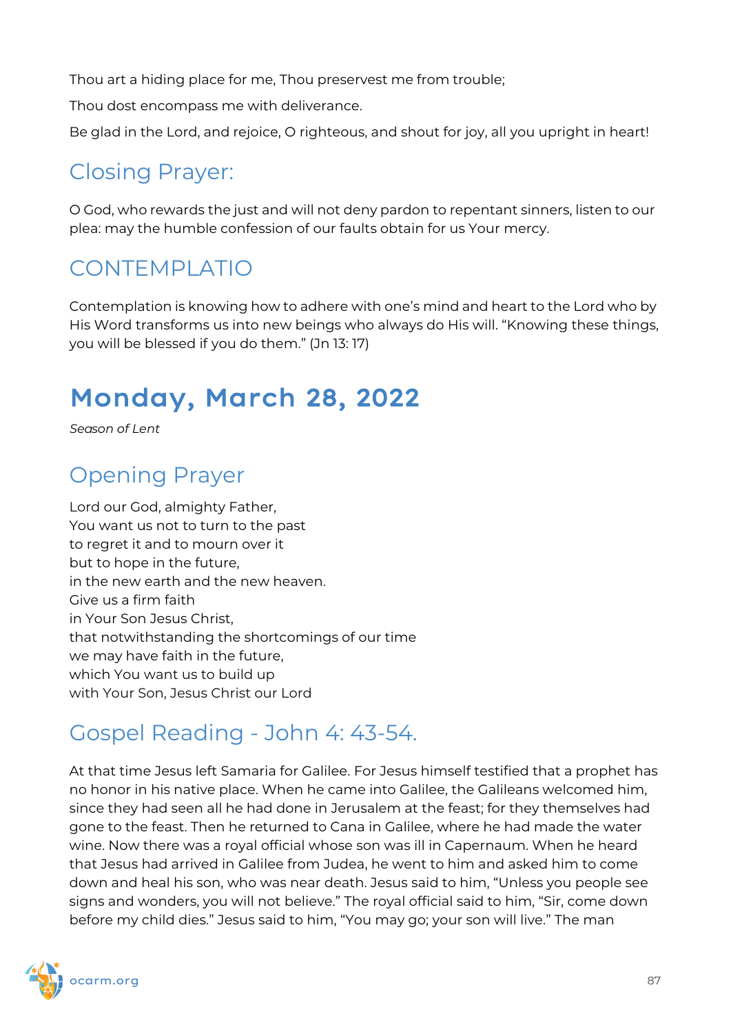Thou art a hiding place for me, Thou preservest me from trouble;

Thou dost encompass me with deliverance.

Be glad in the Lord, and rejoice, O righteous, and shout for joy, all you upright in heart!

## Closing Prayer:

O God, who rewards the just and will not deny pardon to repentant sinners, listen to our plea: may the humble confession of our faults obtain for us Your mercy.

## CONTEMPLATIO

Contemplation is knowing how to adhere with one's mind and heart to the Lord who by His Word transforms us into new beings who always do His will. "Knowing these things, you will be blessed if you do them." (Jn 13: 17)

# Monday, March 28, 2022

*Season of Lent*

## Opening Prayer

Lord our God, almighty Father,  
You want us not to turn to the past  
to regret it and to mourn over it  
but to hope in the future,  
in the new earth and the new heaven.  
Give us a firm faith  
in Your Son Jesus Christ,  
that notwithstanding the shortcomings of our time  
we may have faith in the future,  
which You want us to build up  
with Your Son, Jesus Christ our Lord

## Gospel Reading - John 4: 43-54.

At that time Jesus left Samaria for Galilee. For Jesus himself testified that a prophet has no honor in his native place. When he came into Galilee, the Galileans welcomed him, since they had seen all he had done in Jerusalem at the feast; for they themselves had gone to the feast. Then he returned to Cana in Galilee, where he had made the water wine. Now there was a royal official whose son was ill in Capernaum. When he heard that Jesus had arrived in Galilee from Judea, he went to him and asked him to come down and heal his son, who was near death. Jesus said to him, "Unless you people see signs and wonders, you will not believe." The royal official said to him, "Sir, come down before my child dies." Jesus said to him, "You may go; your son will live." The man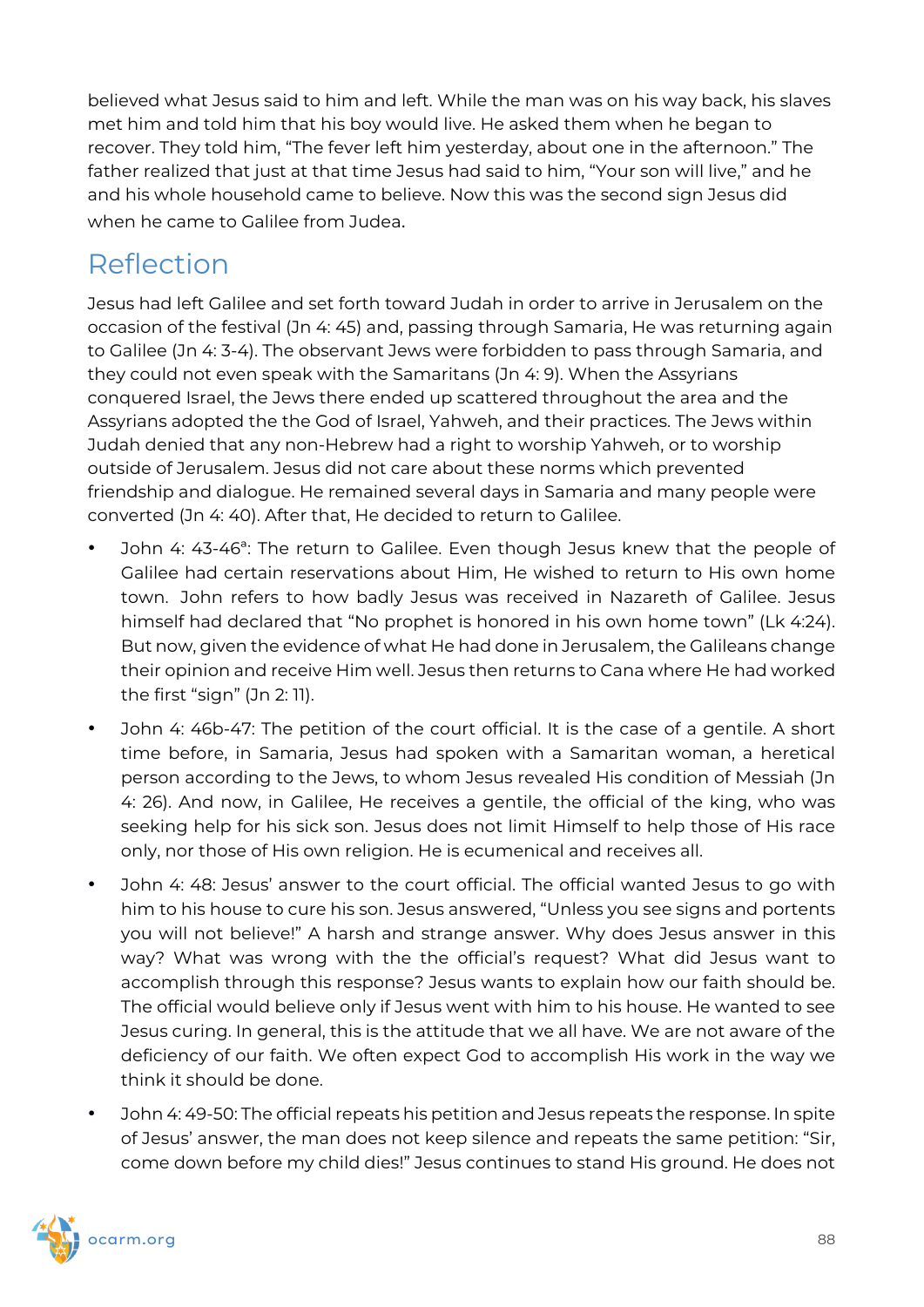believed what Jesus said to him and left. While the man was on his way back, his slaves met him and told him that his boy would live. He asked them when he began to recover. They told him, "The fever left him yesterday, about one in the afternoon." The father realized that just at that time Jesus had said to him, "Your son will live," and he and his whole household came to believe. Now this was the second sign Jesus did when he came to Galilee from Judea.

## Reflection

Jesus had left Galilee and set forth toward Judah in order to arrive in Jerusalem on the occasion of the festival (Jn 4: 45) and, passing through Samaria, He was returning again to Galilee (Jn 4: 3-4). The observant Jews were forbidden to pass through Samaria, and they could not even speak with the Samaritans (Jn 4: 9). When the Assyrians conquered Israel, the Jews there ended up scattered throughout the area and the Assyrians adopted the the God of Israel, Yahweh, and their practices. The Jews within Judah denied that any non-Hebrew had a right to worship Yahweh, or to worship outside of Jerusalem. Jesus did not care about these norms which prevented friendship and dialogue. He remained several days in Samaria and many people were converted (Jn 4: 40). After that, He decided to return to Galilee.

- John 4: 43-46[a]: The return to Galilee. Even though Jesus knew that the people of Galilee had certain reservations about Him, He wished to return to His own home town. John refers to how badly Jesus was received in Nazareth of Galilee. Jesus himself had declared that "No prophet is honored in his own home town" (Lk 4:24). But now, given the evidence of what He had done in Jerusalem, the Galileans change their opinion and receive Him well. Jesus then returns to Cana where He had worked the first "sign" (Jn 2: 11).
- John 4: 46b-47: The petition of the court official. It is the case of a gentile. A short time before, in Samaria, Jesus had spoken with a Samaritan woman, a heretical person according to the Jews, to whom Jesus revealed His condition of Messiah (Jn 4: 26). And now, in Galilee, He receives a gentile, the official of the king, who was seeking help for his sick son. Jesus does not limit Himself to help those of His race only, nor those of His own religion. He is ecumenical and receives all.
- John 4: 48: Jesus' answer to the court official. The official wanted Jesus to go with him to his house to cure his son. Jesus answered, "Unless you see signs and portents you will not believe!" A harsh and strange answer. Why does Jesus answer in this way? What was wrong with the the official's request? What did Jesus want to accomplish through this response? Jesus wants to explain how our faith should be. The official would believe only if Jesus went with him to his house. He wanted to see Jesus curing. In general, this is the attitude that we all have. We are not aware of the deficiency of our faith. We often expect God to accomplish His work in the way we think it should be done.
- John 4: 49-50: The official repeats his petition and Jesus repeats the response. In spite of Jesus' answer, the man does not keep silence and repeats the same petition: "Sir, come down before my child dies!" Jesus continues to stand His ground. He does not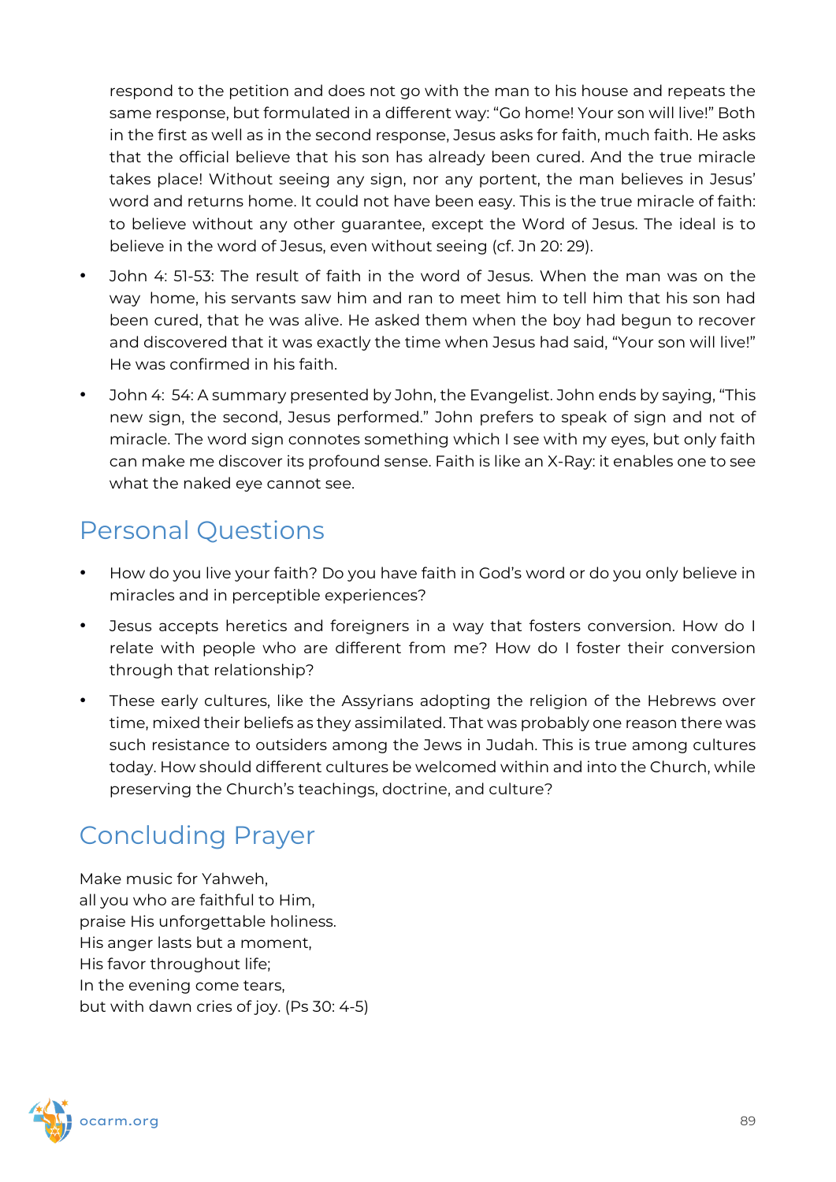respond to the petition and does not go with the man to his house and repeats the same response, but formulated in a different way: "Go home! Your son will live!" Both in the first as well as in the second response, Jesus asks for faith, much faith. He asks that the official believe that his son has already been cured. And the true miracle takes place! Without seeing any sign, nor any portent, the man believes in Jesus' word and returns home. It could not have been easy. This is the true miracle of faith: to believe without any other guarantee, except the Word of Jesus. The ideal is to believe in the word of Jesus, even without seeing (cf. Jn 20: 29).

- John 4: 51-53: The result of faith in the word of Jesus. When the man was on the way home, his servants saw him and ran to meet him to tell him that his son had been cured, that he was alive. He asked them when the boy had begun to recover and discovered that it was exactly the time when Jesus had said, "Your son will live!" He was confirmed in his faith.
- John 4: 54: A summary presented by John, the Evangelist. John ends by saying, "This new sign, the second, Jesus performed." John prefers to speak of sign and not of miracle. The word sign connotes something which I see with my eyes, but only faith can make me discover its profound sense. Faith is like an X-Ray: it enables one to see what the naked eye cannot see.

## Personal Questions

- How do you live your faith? Do you have faith in God's word or do you only believe in miracles and in perceptible experiences?
- Jesus accepts heretics and foreigners in a way that fosters conversion. How do I relate with people who are different from me? How do I foster their conversion through that relationship?
- These early cultures, like the Assyrians adopting the religion of the Hebrews over time, mixed their beliefs as they assimilated. That was probably one reason there was such resistance to outsiders among the Jews in Judah. This is true among cultures today. How should different cultures be welcomed within and into the Church, while preserving the Church's teachings, doctrine, and culture?

## Concluding Prayer

Make music for Yahweh,
all you who are faithful to Him,
praise His unforgettable holiness.
His anger lasts but a moment,
His favor throughout life;
In the evening come tears,
but with dawn cries of joy. (Ps 30: 4-5)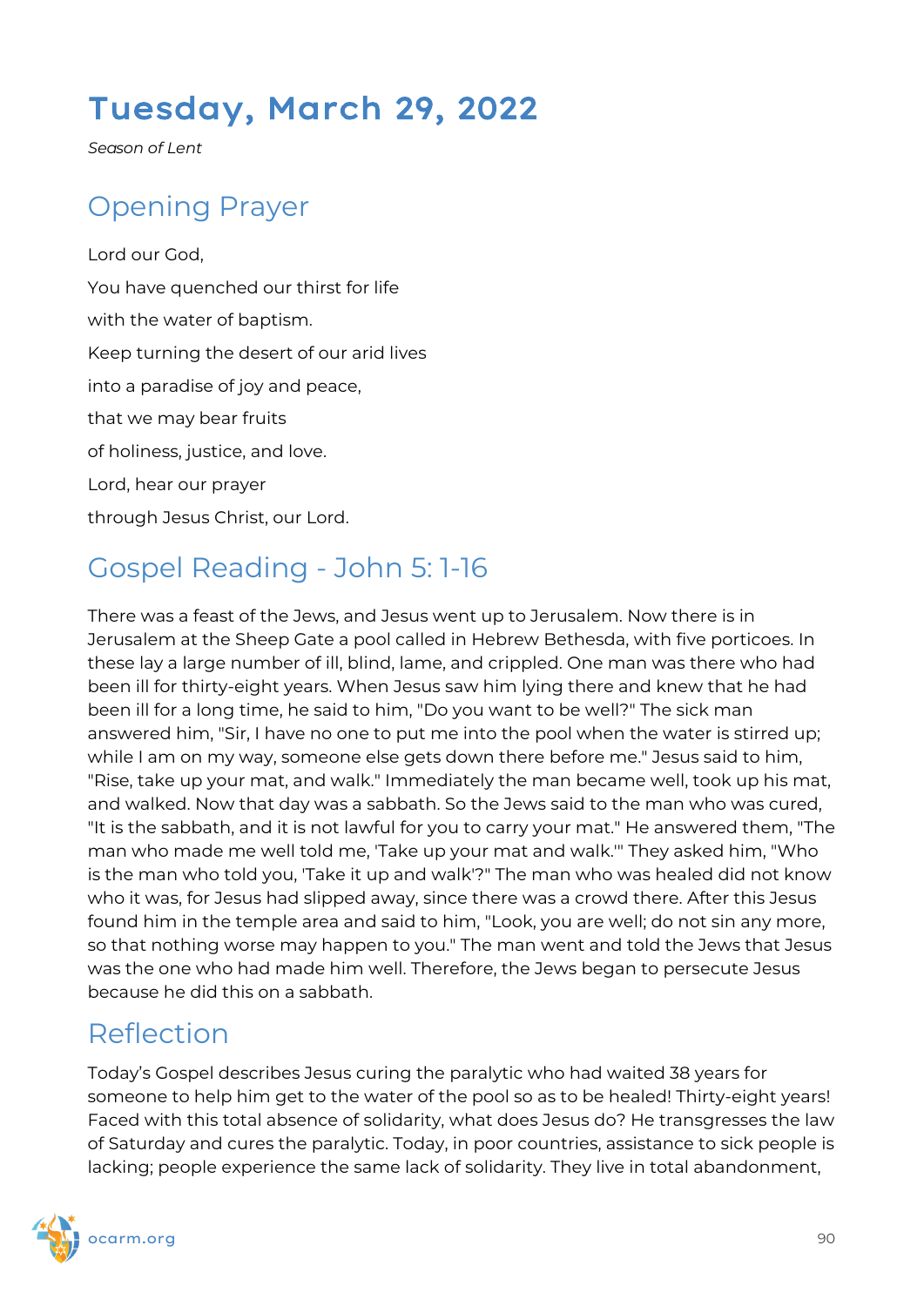# Tuesday, March 29, 2022

*Season of Lent*

## Opening Prayer

Lord our God,

You have quenched our thirst for life

with the water of baptism.

Keep turning the desert of our arid lives

into a paradise of joy and peace,

that we may bear fruits

of holiness, justice, and love.

Lord, hear our prayer

through Jesus Christ, our Lord.

## Gospel Reading - John 5: 1-16

There was a feast of the Jews, and Jesus went up to Jerusalem. Now there is in Jerusalem at the Sheep Gate a pool called in Hebrew Bethesda, with five porticoes. In these lay a large number of ill, blind, lame, and crippled. One man was there who had been ill for thirty-eight years. When Jesus saw him lying there and knew that he had been ill for a long time, he said to him, "Do you want to be well?" The sick man answered him, "Sir, I have no one to put me into the pool when the water is stirred up; while I am on my way, someone else gets down there before me." Jesus said to him, "Rise, take up your mat, and walk." Immediately the man became well, took up his mat, and walked. Now that day was a sabbath. So the Jews said to the man who was cured, "It is the sabbath, and it is not lawful for you to carry your mat." He answered them, "The man who made me well told me, 'Take up your mat and walk.'" They asked him, "Who is the man who told you, 'Take it up and walk'?" The man who was healed did not know who it was, for Jesus had slipped away, since there was a crowd there. After this Jesus found him in the temple area and said to him, "Look, you are well; do not sin any more, so that nothing worse may happen to you." The man went and told the Jews that Jesus was the one who had made him well. Therefore, the Jews began to persecute Jesus because he did this on a sabbath.

## Reflection

Today's Gospel describes Jesus curing the paralytic who had waited 38 years for someone to help him get to the water of the pool so as to be healed! Thirty-eight years! Faced with this total absence of solidarity, what does Jesus do? He transgresses the law of Saturday and cures the paralytic. Today, in poor countries, assistance to sick people is lacking; people experience the same lack of solidarity. They live in total abandonment,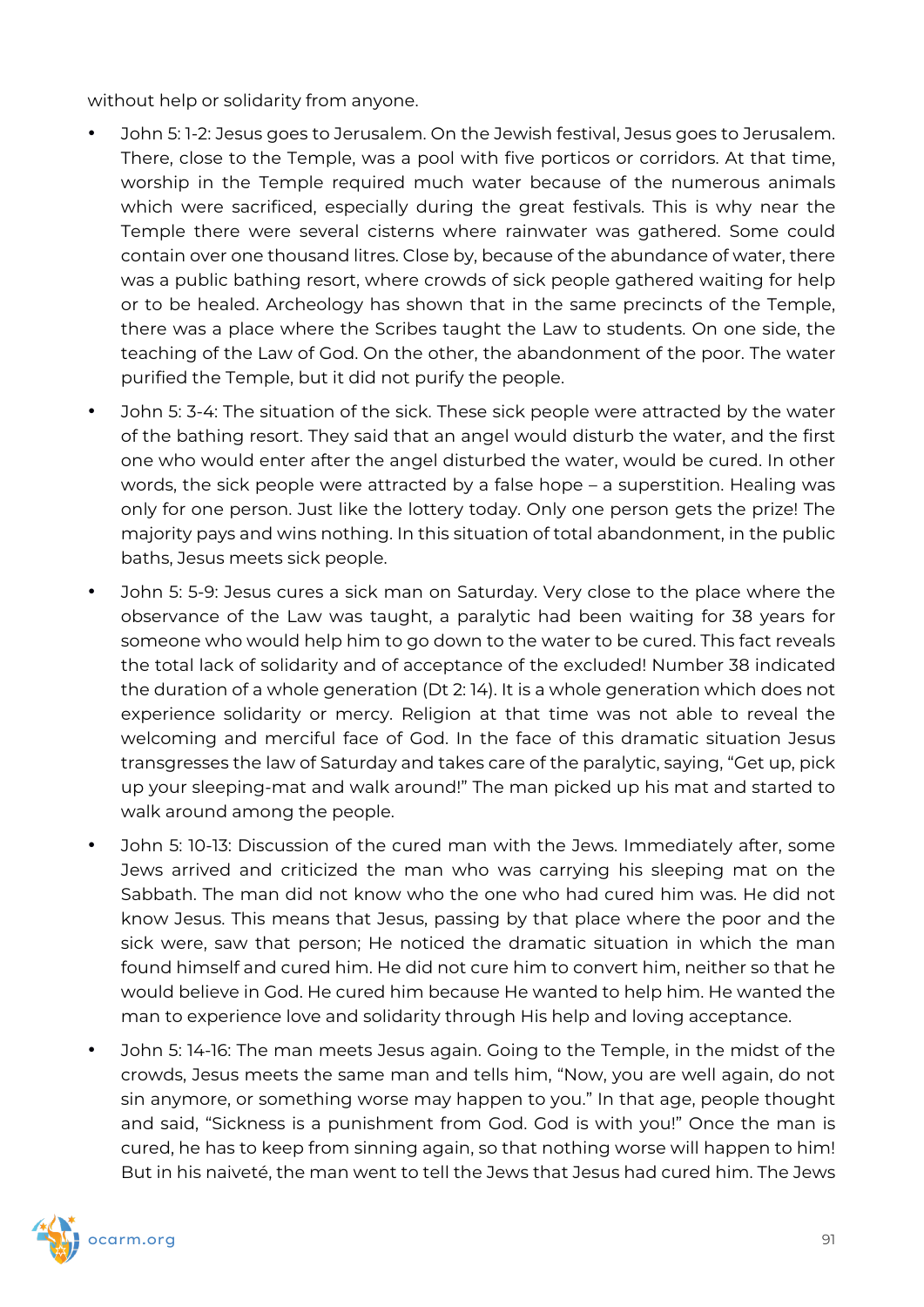without help or solidarity from anyone.

- John 5: 1-2: Jesus goes to Jerusalem. On the Jewish festival, Jesus goes to Jerusalem. There, close to the Temple, was a pool with five porticos or corridors. At that time, worship in the Temple required much water because of the numerous animals which were sacrificed, especially during the great festivals. This is why near the Temple there were several cisterns where rainwater was gathered. Some could contain over one thousand litres. Close by, because of the abundance of water, there was a public bathing resort, where crowds of sick people gathered waiting for help or to be healed. Archeology has shown that in the same precincts of the Temple, there was a place where the Scribes taught the Law to students. On one side, the teaching of the Law of God. On the other, the abandonment of the poor. The water purified the Temple, but it did not purify the people.
- John 5: 3-4: The situation of the sick. These sick people were attracted by the water of the bathing resort. They said that an angel would disturb the water, and the first one who would enter after the angel disturbed the water, would be cured. In other words, the sick people were attracted by a false hope – a superstition. Healing was only for one person. Just like the lottery today. Only one person gets the prize! The majority pays and wins nothing. In this situation of total abandonment, in the public baths, Jesus meets sick people.
- John 5: 5-9: Jesus cures a sick man on Saturday. Very close to the place where the observance of the Law was taught, a paralytic had been waiting for 38 years for someone who would help him to go down to the water to be cured. This fact reveals the total lack of solidarity and of acceptance of the excluded! Number 38 indicated the duration of a whole generation (Dt 2: 14). It is a whole generation which does not experience solidarity or mercy. Religion at that time was not able to reveal the welcoming and merciful face of God. In the face of this dramatic situation Jesus transgresses the law of Saturday and takes care of the paralytic, saying, "Get up, pick up your sleeping-mat and walk around!" The man picked up his mat and started to walk around among the people.
- John 5: 10-13: Discussion of the cured man with the Jews. Immediately after, some Jews arrived and criticized the man who was carrying his sleeping mat on the Sabbath. The man did not know who the one who had cured him was. He did not know Jesus. This means that Jesus, passing by that place where the poor and the sick were, saw that person; He noticed the dramatic situation in which the man found himself and cured him. He did not cure him to convert him, neither so that he would believe in God. He cured him because He wanted to help him. He wanted the man to experience love and solidarity through His help and loving acceptance.
- John 5: 14-16: The man meets Jesus again. Going to the Temple, in the midst of the crowds, Jesus meets the same man and tells him, "Now, you are well again, do not sin anymore, or something worse may happen to you." In that age, people thought and said, "Sickness is a punishment from God. God is with you!" Once the man is cured, he has to keep from sinning again, so that nothing worse will happen to him! But in his naiveté, the man went to tell the Jews that Jesus had cured him. The Jews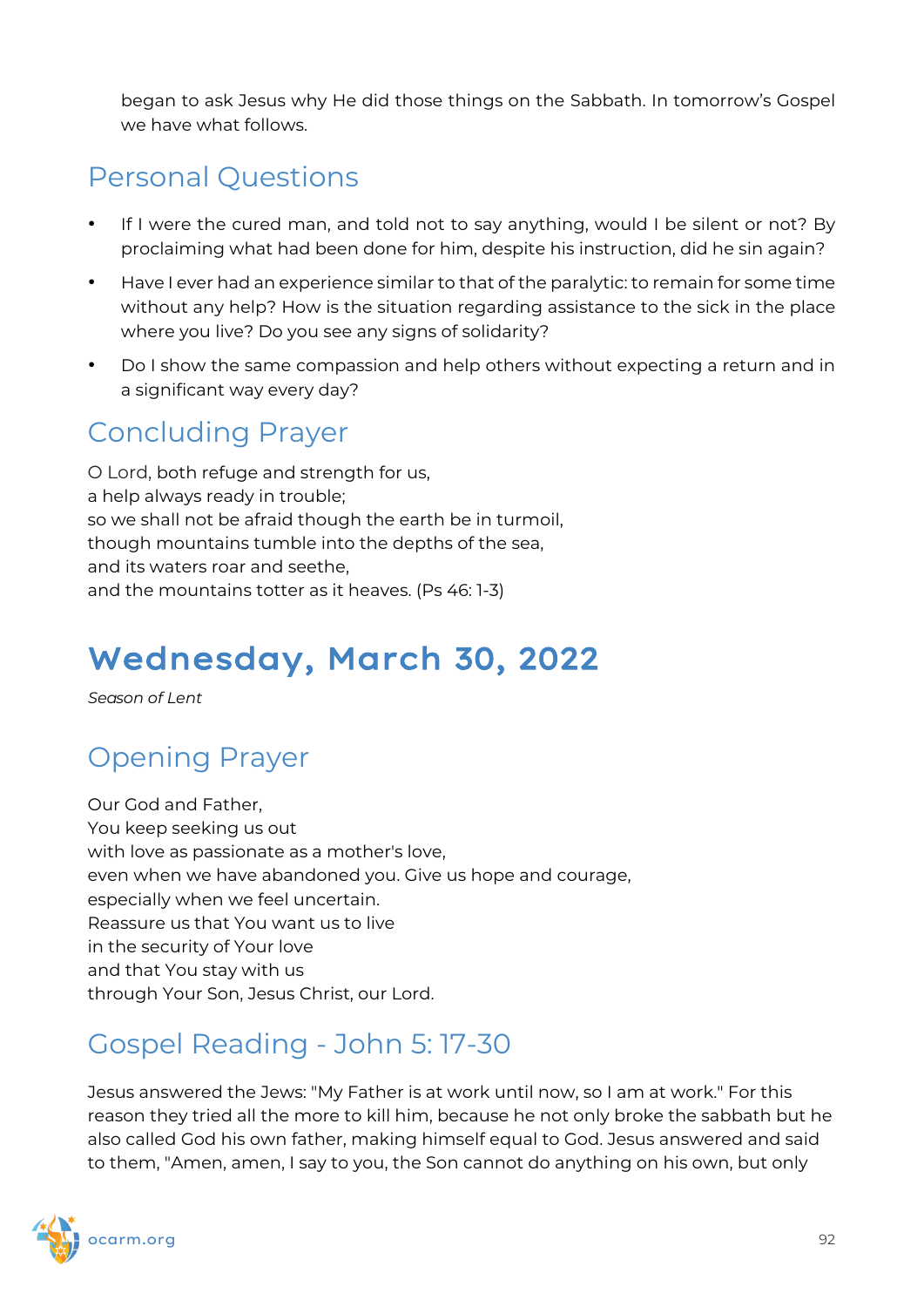began to ask Jesus why He did those things on the Sabbath. In tomorrow's Gospel we have what follows.

## Personal Questions

- If I were the cured man, and told not to say anything, would I be silent or not? By proclaiming what had been done for him, despite his instruction, did he sin again?
- Have I ever had an experience similar to that of the paralytic: to remain for some time without any help? How is the situation regarding assistance to the sick in the place where you live? Do you see any signs of solidarity?
- Do I show the same compassion and help others without expecting a return and in a significant way every day?

## Concluding Prayer

O Lord, both refuge and strength for us,
a help always ready in trouble;
so we shall not be afraid though the earth be in turmoil,
though mountains tumble into the depths of the sea,
and its waters roar and seethe,
and the mountains totter as it heaves. (Ps 46: 1-3)

# Wednesday, March 30, 2022

*Season of Lent*

## Opening Prayer

Our God and Father,
You keep seeking us out
with love as passionate as a mother's love,
even when we have abandoned you. Give us hope and courage,
especially when we feel uncertain.
Reassure us that You want us to live
in the security of Your love
and that You stay with us
through Your Son, Jesus Christ, our Lord.

## Gospel Reading - John 5: 17-30

Jesus answered the Jews: "My Father is at work until now, so I am at work." For this reason they tried all the more to kill him, because he not only broke the sabbath but he also called God his own father, making himself equal to God. Jesus answered and said to them, "Amen, amen, I say to you, the Son cannot do anything on his own, but only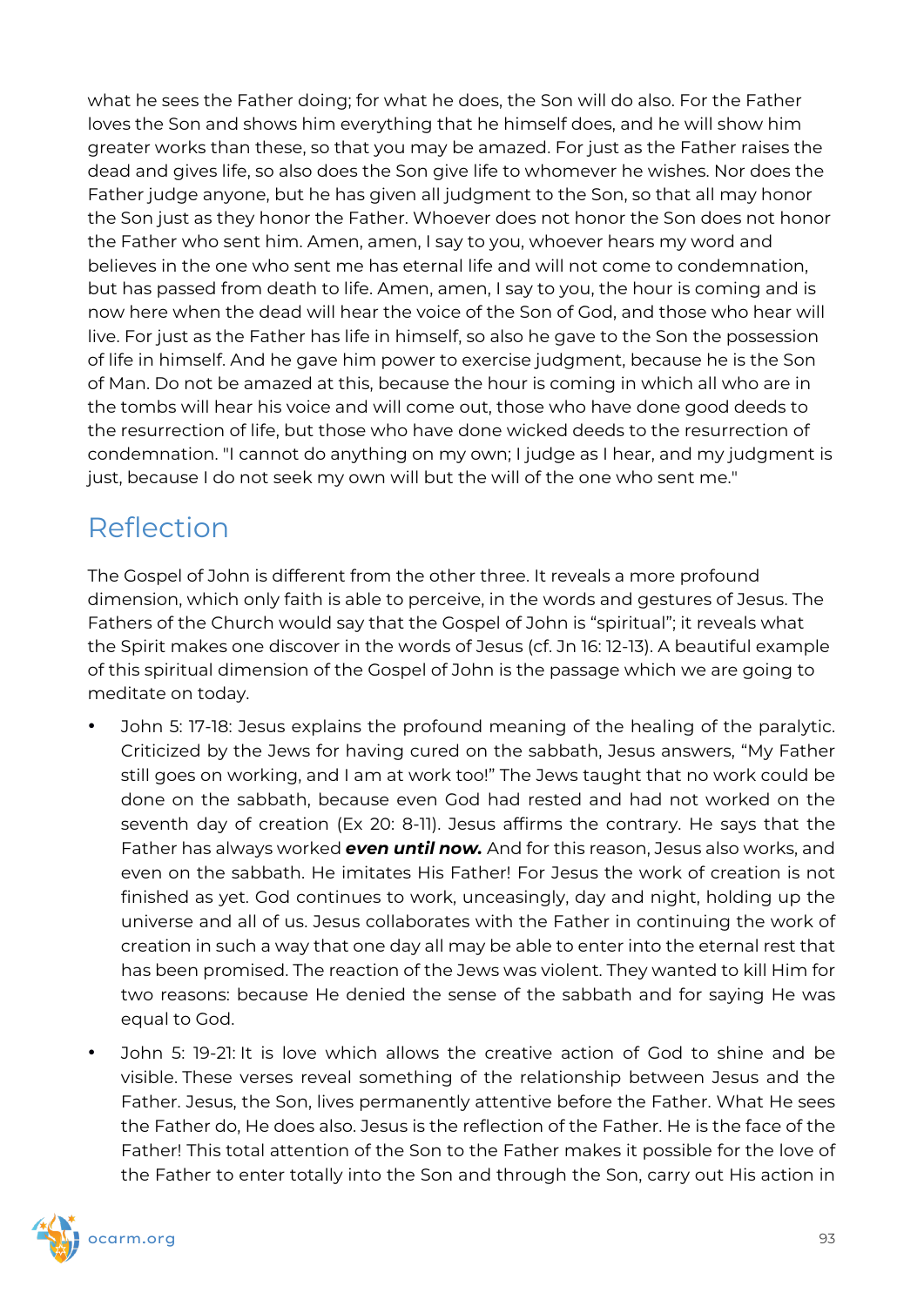what he sees the Father doing; for what he does, the Son will do also. For the Father loves the Son and shows him everything that he himself does, and he will show him greater works than these, so that you may be amazed. For just as the Father raises the dead and gives life, so also does the Son give life to whomever he wishes. Nor does the Father judge anyone, but he has given all judgment to the Son, so that all may honor the Son just as they honor the Father. Whoever does not honor the Son does not honor the Father who sent him. Amen, amen, I say to you, whoever hears my word and believes in the one who sent me has eternal life and will not come to condemnation, but has passed from death to life. Amen, amen, I say to you, the hour is coming and is now here when the dead will hear the voice of the Son of God, and those who hear will live. For just as the Father has life in himself, so also he gave to the Son the possession of life in himself. And he gave him power to exercise judgment, because he is the Son of Man. Do not be amazed at this, because the hour is coming in which all who are in the tombs will hear his voice and will come out, those who have done good deeds to the resurrection of life, but those who have done wicked deeds to the resurrection of condemnation. "I cannot do anything on my own; I judge as I hear, and my judgment is just, because I do not seek my own will but the will of the one who sent me."

## Reflection

The Gospel of John is different from the other three. It reveals a more profound dimension, which only faith is able to perceive, in the words and gestures of Jesus. The Fathers of the Church would say that the Gospel of John is "spiritual"; it reveals what the Spirit makes one discover in the words of Jesus (cf. Jn 16: 12-13). A beautiful example of this spiritual dimension of the Gospel of John is the passage which we are going to meditate on today.

- John 5: 17-18: Jesus explains the profound meaning of the healing of the paralytic. Criticized by the Jews for having cured on the sabbath, Jesus answers, "My Father still goes on working, and I am at work too!" The Jews taught that no work could be done on the sabbath, because even God had rested and had not worked on the seventh day of creation (Ex 20: 8-11). Jesus affirms the contrary. He says that the Father has always worked ***even until now.*** And for this reason, Jesus also works, and even on the sabbath. He imitates His Father! For Jesus the work of creation is not finished as yet. God continues to work, unceasingly, day and night, holding up the universe and all of us. Jesus collaborates with the Father in continuing the work of creation in such a way that one day all may be able to enter into the eternal rest that has been promised. The reaction of the Jews was violent. They wanted to kill Him for two reasons: because He denied the sense of the sabbath and for saying He was equal to God.
- John 5: 19-21: It is love which allows the creative action of God to shine and be visible. These verses reveal something of the relationship between Jesus and the Father. Jesus, the Son, lives permanently attentive before the Father. What He sees the Father do, He does also. Jesus is the reflection of the Father. He is the face of the Father! This total attention of the Son to the Father makes it possible for the love of the Father to enter totally into the Son and through the Son, carry out His action in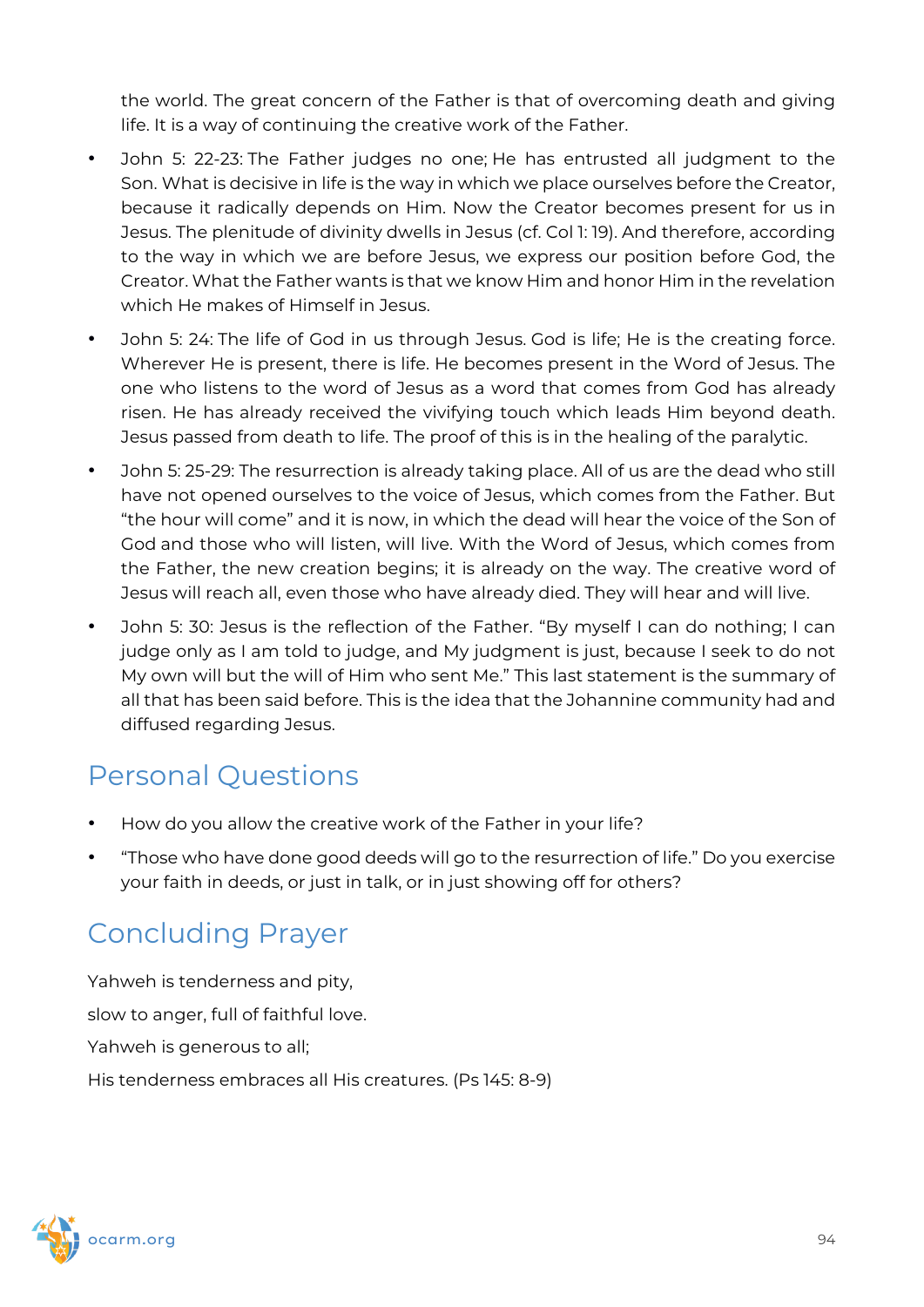the world. The great concern of the Father is that of overcoming death and giving life. It is a way of continuing the creative work of the Father.

- John 5: 22-23: The Father judges no one; He has entrusted all judgment to the Son. What is decisive in life is the way in which we place ourselves before the Creator, because it radically depends on Him. Now the Creator becomes present for us in Jesus. The plenitude of divinity dwells in Jesus (cf. Col 1: 19). And therefore, according to the way in which we are before Jesus, we express our position before God, the Creator. What the Father wants is that we know Him and honor Him in the revelation which He makes of Himself in Jesus.
- John 5: 24: The life of God in us through Jesus. God is life; He is the creating force. Wherever He is present, there is life. He becomes present in the Word of Jesus. The one who listens to the word of Jesus as a word that comes from God has already risen. He has already received the vivifying touch which leads Him beyond death. Jesus passed from death to life. The proof of this is in the healing of the paralytic.
- John 5: 25-29: The resurrection is already taking place. All of us are the dead who still have not opened ourselves to the voice of Jesus, which comes from the Father. But "the hour will come" and it is now, in which the dead will hear the voice of the Son of God and those who will listen, will live. With the Word of Jesus, which comes from the Father, the new creation begins; it is already on the way. The creative word of Jesus will reach all, even those who have already died. They will hear and will live.
- John 5: 30: Jesus is the reflection of the Father. "By myself I can do nothing; I can judge only as I am told to judge, and My judgment is just, because I seek to do not My own will but the will of Him who sent Me." This last statement is the summary of all that has been said before. This is the idea that the Johannine community had and diffused regarding Jesus.

## Personal Questions

- How do you allow the creative work of the Father in your life?
- "Those who have done good deeds will go to the resurrection of life." Do you exercise your faith in deeds, or just in talk, or in just showing off for others?

## Concluding Prayer

Yahweh is tenderness and pity,

slow to anger, full of faithful love.

Yahweh is generous to all;

His tenderness embraces all His creatures. (Ps 145: 8-9)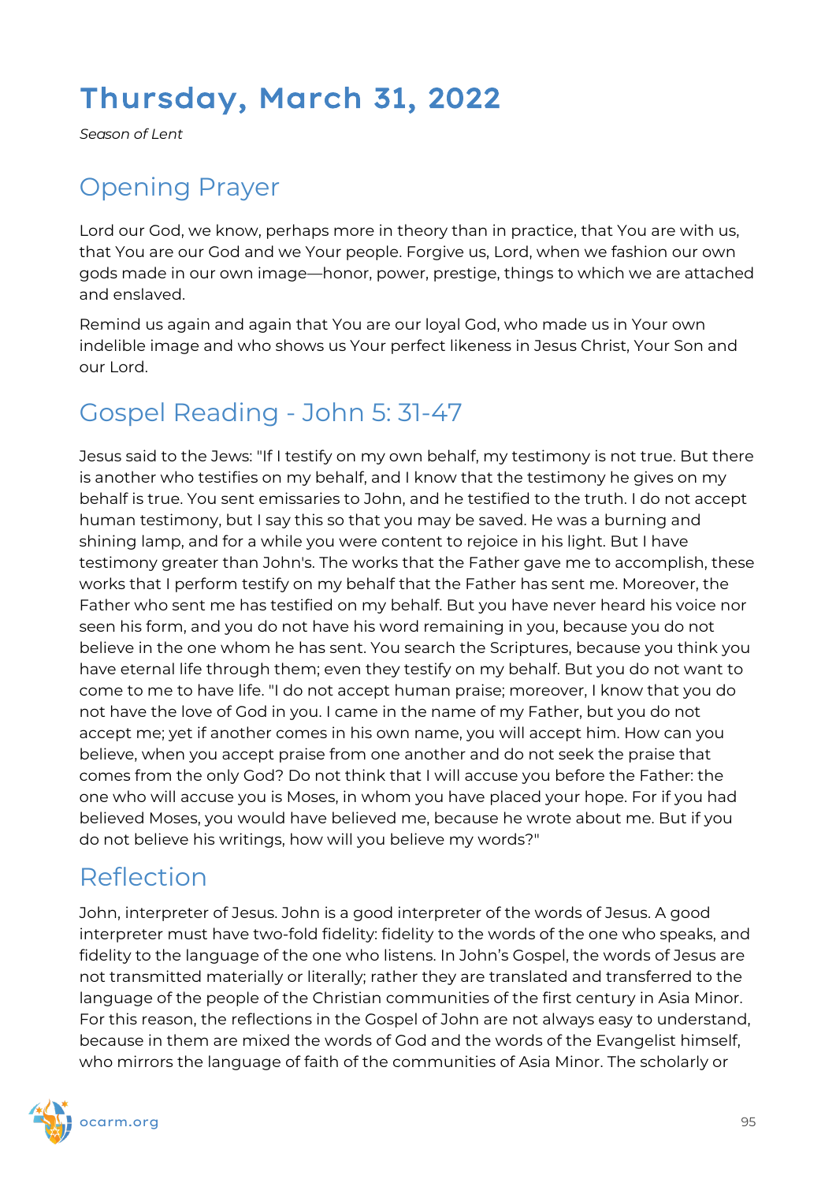# Thursday, March 31, 2022

*Season of Lent*

## Opening Prayer

Lord our God, we know, perhaps more in theory than in practice, that You are with us, that You are our God and we Your people. Forgive us, Lord, when we fashion our own gods made in our own image—honor, power, prestige, things to which we are attached and enslaved.

Remind us again and again that You are our loyal God, who made us in Your own indelible image and who shows us Your perfect likeness in Jesus Christ, Your Son and our Lord.

## Gospel Reading - John 5: 31-47

Jesus said to the Jews: "If I testify on my own behalf, my testimony is not true. But there is another who testifies on my behalf, and I know that the testimony he gives on my behalf is true. You sent emissaries to John, and he testified to the truth. I do not accept human testimony, but I say this so that you may be saved. He was a burning and shining lamp, and for a while you were content to rejoice in his light. But I have testimony greater than John's. The works that the Father gave me to accomplish, these works that I perform testify on my behalf that the Father has sent me. Moreover, the Father who sent me has testified on my behalf. But you have never heard his voice nor seen his form, and you do not have his word remaining in you, because you do not believe in the one whom he has sent. You search the Scriptures, because you think you have eternal life through them; even they testify on my behalf. But you do not want to come to me to have life. "I do not accept human praise; moreover, I know that you do not have the love of God in you. I came in the name of my Father, but you do not accept me; yet if another comes in his own name, you will accept him. How can you believe, when you accept praise from one another and do not seek the praise that comes from the only God? Do not think that I will accuse you before the Father: the one who will accuse you is Moses, in whom you have placed your hope. For if you had believed Moses, you would have believed me, because he wrote about me. But if you do not believe his writings, how will you believe my words?"

## Reflection

John, interpreter of Jesus. John is a good interpreter of the words of Jesus. A good interpreter must have two-fold fidelity: fidelity to the words of the one who speaks, and fidelity to the language of the one who listens. In John's Gospel, the words of Jesus are not transmitted materially or literally; rather they are translated and transferred to the language of the people of the Christian communities of the first century in Asia Minor. For this reason, the reflections in the Gospel of John are not always easy to understand, because in them are mixed the words of God and the words of the Evangelist himself, who mirrors the language of faith of the communities of Asia Minor. The scholarly or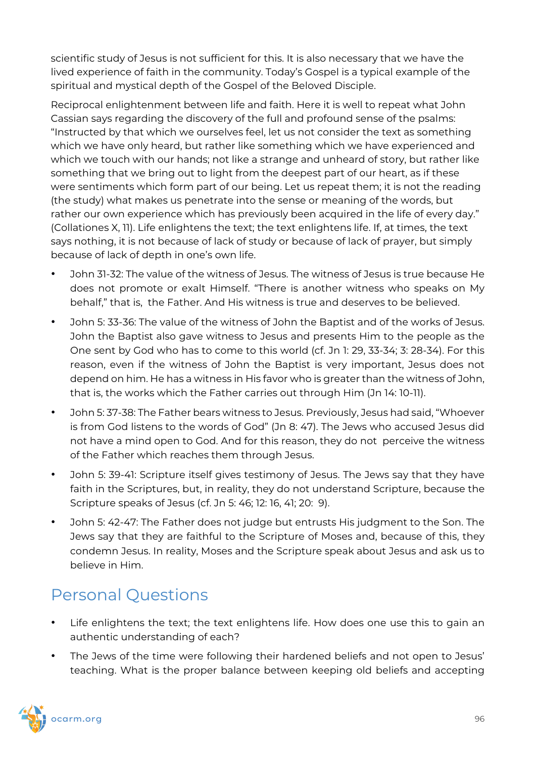scientific study of Jesus is not sufficient for this. It is also necessary that we have the lived experience of faith in the community. Today's Gospel is a typical example of the spiritual and mystical depth of the Gospel of the Beloved Disciple.

Reciprocal enlightenment between life and faith. Here it is well to repeat what John Cassian says regarding the discovery of the full and profound sense of the psalms: "Instructed by that which we ourselves feel, let us not consider the text as something which we have only heard, but rather like something which we have experienced and which we touch with our hands; not like a strange and unheard of story, but rather like something that we bring out to light from the deepest part of our heart, as if these were sentiments which form part of our being. Let us repeat them; it is not the reading (the study) what makes us penetrate into the sense or meaning of the words, but rather our own experience which has previously been acquired in the life of every day." (Collationes X, 11). Life enlightens the text; the text enlightens life. If, at times, the text says nothing, it is not because of lack of study or because of lack of prayer, but simply because of lack of depth in one's own life.

- John 31-32: The value of the witness of Jesus. The witness of Jesus is true because He does not promote or exalt Himself. "There is another witness who speaks on My behalf," that is, the Father. And His witness is true and deserves to be believed.
- John 5: 33-36: The value of the witness of John the Baptist and of the works of Jesus. John the Baptist also gave witness to Jesus and presents Him to the people as the One sent by God who has to come to this world (cf. Jn 1: 29, 33-34; 3: 28-34). For this reason, even if the witness of John the Baptist is very important, Jesus does not depend on him. He has a witness in His favor who is greater than the witness of John, that is, the works which the Father carries out through Him (Jn 14: 10-11).
- John 5: 37-38: The Father bears witness to Jesus. Previously, Jesus had said, "Whoever is from God listens to the words of God" (Jn 8: 47). The Jews who accused Jesus did not have a mind open to God. And for this reason, they do not perceive the witness of the Father which reaches them through Jesus.
- John 5: 39-41: Scripture itself gives testimony of Jesus. The Jews say that they have faith in the Scriptures, but, in reality, they do not understand Scripture, because the Scripture speaks of Jesus (cf. Jn 5: 46; 12: 16, 41; 20: 9).
- John 5: 42-47: The Father does not judge but entrusts His judgment to the Son. The Jews say that they are faithful to the Scripture of Moses and, because of this, they condemn Jesus. In reality, Moses and the Scripture speak about Jesus and ask us to believe in Him.

## Personal Questions

- Life enlightens the text; the text enlightens life. How does one use this to gain an authentic understanding of each?
- The Jews of the time were following their hardened beliefs and not open to Jesus' teaching. What is the proper balance between keeping old beliefs and accepting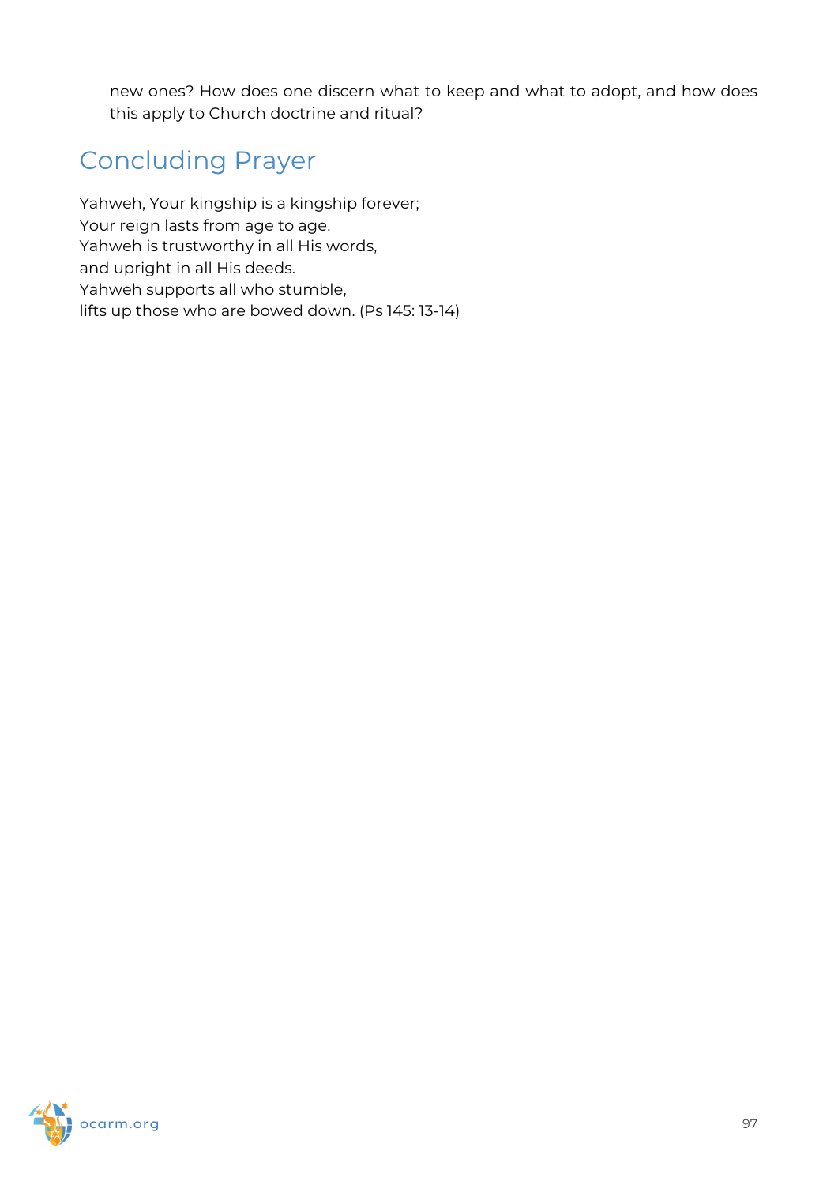new ones? How does one discern what to keep and what to adopt, and how does this apply to Church doctrine and ritual?

## Concluding Prayer

Yahweh, Your kingship is a kingship forever;
Your reign lasts from age to age.
Yahweh is trustworthy in all His words,
and upright in all His deeds.
Yahweh supports all who stumble,
lifts up those who are bowed down. (Ps 145: 13-14)